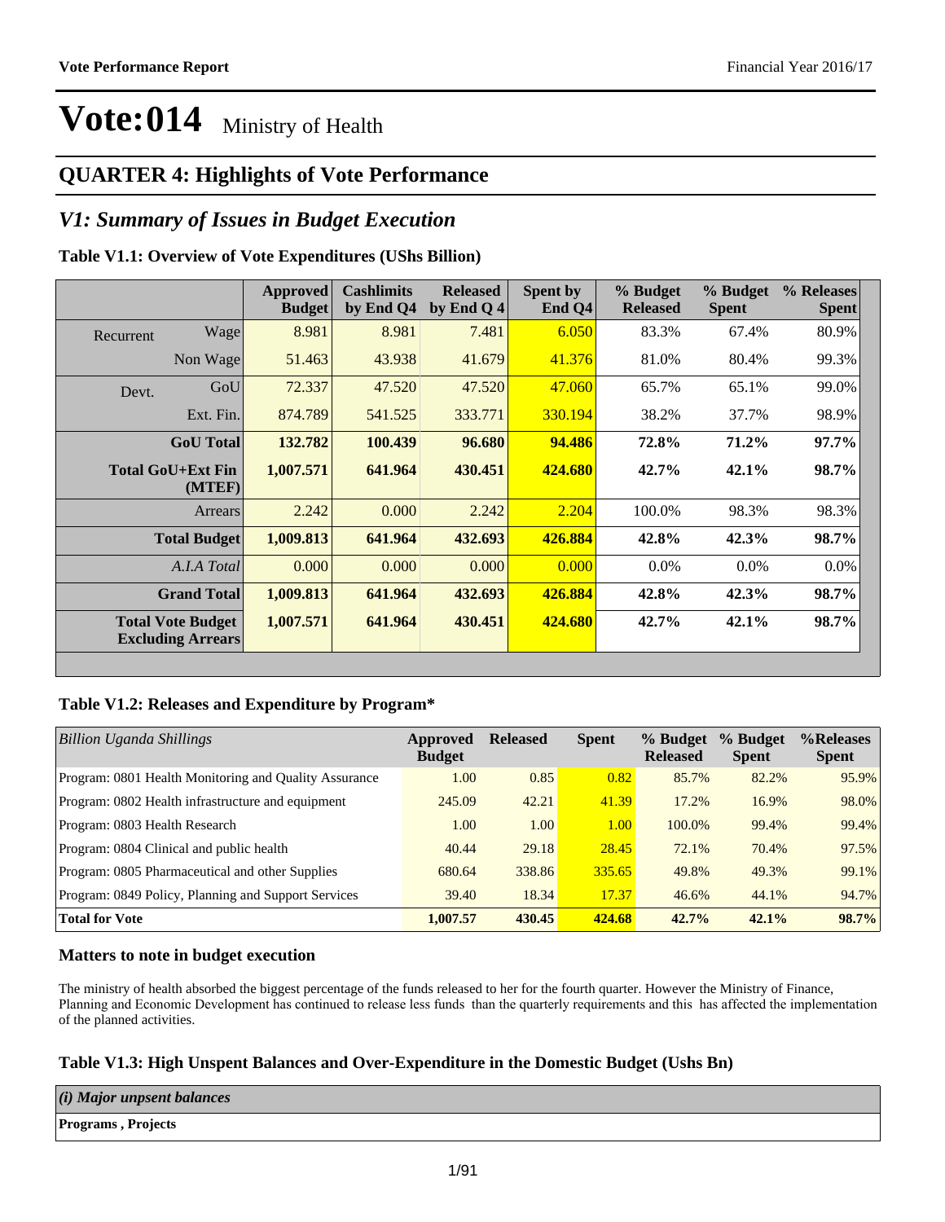# Vote:014 Ministry of Health

## QUARTER 4: Highlights of Vote Performance

## *V1: Summary of Issues in Budget Execution*

**Table V1.1: Overview of Vote Expenditures (UShs Billion)**

| | | Approved Budget | Cashlimits by End Q4 | Released by End Q 4 | Spent by End Q4 | % Budget Released | % Budget Spent | % Releases Spent |
|---|---|---|---|---|---|---|---|---|
| Recurrent | Wage | 8.981 | 8.981 | 7.481 | 6.050 | 83.3% | 67.4% | 80.9% |
| | Non Wage | 51.463 | 43.938 | 41.679 | 41.376 | 81.0% | 80.4% | 99.3% |
| Devt. | GoU | 72.337 | 47.520 | 47.520 | 47.060 | 65.7% | 65.1% | 99.0% |
| | Ext. Fin. | 874.789 | 541.525 | 333.771 | 330.194 | 38.2% | 37.7% | 98.9% |
| | **GoU Total** | **132.782** | **100.439** | **96.680** | **94.486** | **72.8%** | **71.2%** | **97.7%** |
| | **Total GoU+Ext Fin (MTEF)** | **1,007.571** | **641.964** | **430.451** | **424.680** | **42.7%** | **42.1%** | **98.7%** |
| | Arrears | 2.242 | 0.000 | 2.242 | 2.204 | 100.0% | 98.3% | 98.3% |
| | **Total Budget** | **1,009.813** | **641.964** | **432.693** | **426.884** | **42.8%** | **42.3%** | **98.7%** |
| | *A.I.A Total* | 0.000 | 0.000 | 0.000 | 0.000 | 0.0% | 0.0% | 0.0% |
| | **Grand Total** | **1,009.813** | **641.964** | **432.693** | **426.884** | **42.8%** | **42.3%** | **98.7%** |
| | **Total Vote Budget Excluding Arrears** | **1,007.571** | **641.964** | **430.451** | **424.680** | **42.7%** | **42.1%** | **98.7%** |

**Table V1.2: Releases and Expenditure by Program***

| *Billion Uganda Shillings* | Approved Budget | Released | Spent | % Budget Released | % Budget Spent | %Releases Spent |
|---|---|---|---|---|---|---|
| Program: 0801 Health Monitoring and Quality Assurance | 1.00 | 0.85 | 0.82 | 85.7% | 82.2% | 95.9% |
| Program: 0802 Health infrastructure and equipment | 245.09 | 42.21 | 41.39 | 17.2% | 16.9% | 98.0% |
| Program: 0803 Health Research | 1.00 | 1.00 | 1.00 | 100.0% | 99.4% | 99.4% |
| Program: 0804 Clinical and public health | 40.44 | 29.18 | 28.45 | 72.1% | 70.4% | 97.5% |
| Program: 0805 Pharmaceutical and other Supplies | 680.64 | 338.86 | 335.65 | 49.8% | 49.3% | 99.1% |
| Program: 0849 Policy, Planning and Support Services | 39.40 | 18.34 | 17.37 | 46.6% | 44.1% | 94.7% |
| **Total for Vote** | **1,007.57** | **430.45** | **424.68** | **42.7%** | **42.1%** | **98.7%** |

### Matters to note in budget execution

The ministry of health absorbed the biggest percentage of the funds released to her for the fourth quarter. However the Ministry of Finance, Planning and Economic Development has continued to release less funds than the quarterly requirements and this has affected the implementation of the planned activities.

**Table V1.3: High Unspent Balances and Over-Expenditure in the Domestic Budget (Ushs Bn)**

| *(i) Major unpsent balances* |
|---|
| **Programs , Projects** |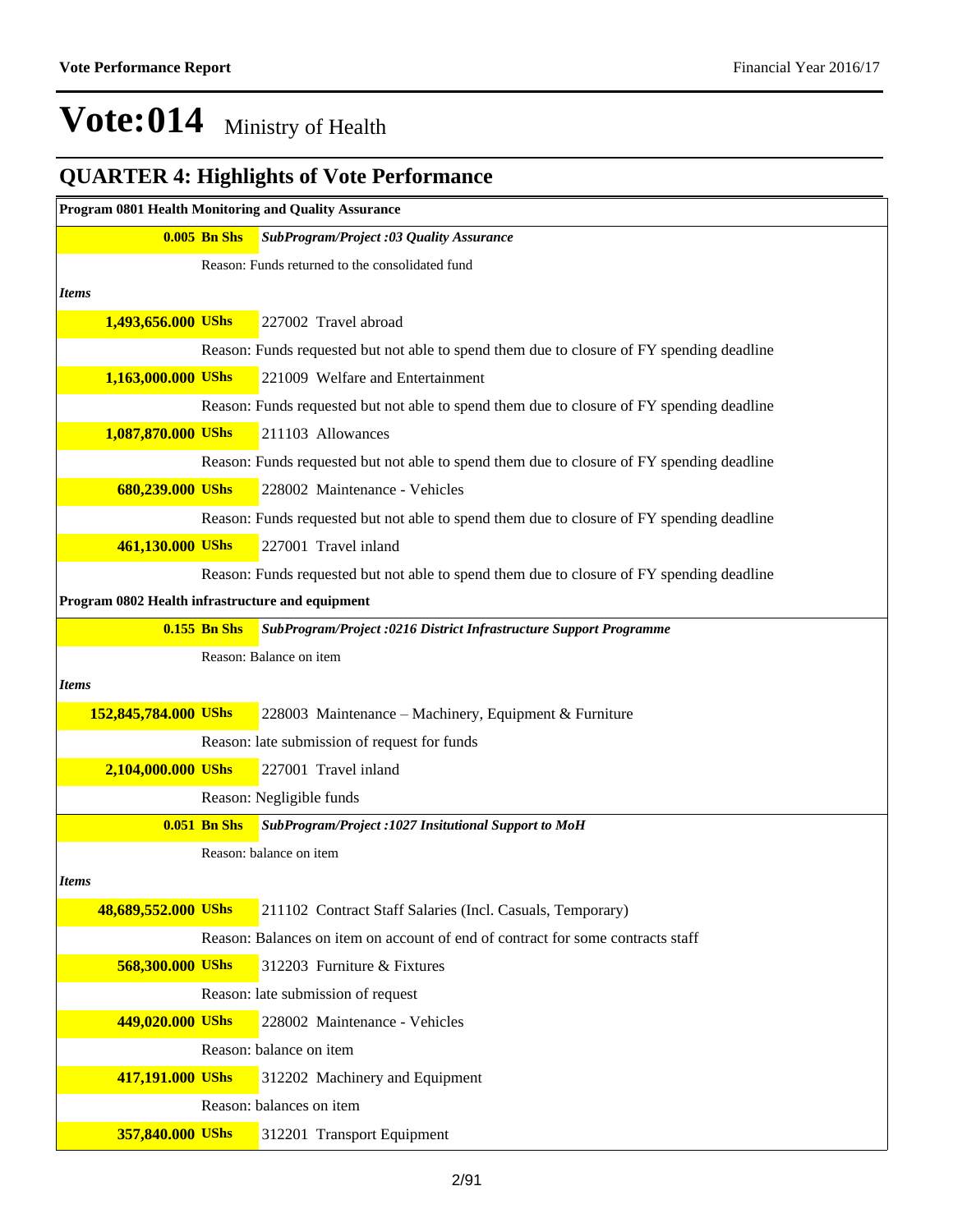# Vote:014 Ministry of Health

## QUARTER 4: Highlights of Vote Performance

| | | |
|---|---|---|
| **Program 0801 Health Monitoring and Quality Assurance** | | |
| **0.005 Bn Shs** | ***SubProgram/Project :03 Quality Assurance*** | |
| | Reason: Funds returned to the consolidated fund | |
| *Items* | | |
| **1,493,656.000 UShs** | 227002 Travel abroad | |
| | Reason: Funds requested but not able to spend them due to closure of FY spending deadline | |
| **1,163,000.000 UShs** | 221009 Welfare and Entertainment | |
| | Reason: Funds requested but not able to spend them due to closure of FY spending deadline | |
| **1,087,870.000 UShs** | 211103 Allowances | |
| | Reason: Funds requested but not able to spend them due to closure of FY spending deadline | |
| **680,239.000 UShs** | 228002 Maintenance - Vehicles | |
| | Reason: Funds requested but not able to spend them due to closure of FY spending deadline | |
| **461,130.000 UShs** | 227001 Travel inland | |
| | Reason: Funds requested but not able to spend them due to closure of FY spending deadline | |
| **Program 0802 Health infrastructure and equipment** | | |
| **0.155 Bn Shs** | ***SubProgram/Project :0216 District Infrastructure Support Programme*** | |
| | Reason: Balance on item | |
| *Items* | | |
| **152,845,784.000 UShs** | 228003 Maintenance – Machinery, Equipment & Furniture | |
| | Reason: late submission of request for funds | |
| **2,104,000.000 UShs** | 227001 Travel inland | |
| | Reason: Negligible funds | |
| **0.051 Bn Shs** | ***SubProgram/Project :1027 Insitutional Support to MoH*** | |
| | Reason: balance on item | |
| *Items* | | |
| **48,689,552.000 UShs** | 211102 Contract Staff Salaries (Incl. Casuals, Temporary) | |
| | Reason: Balances on item on account of end of contract for some contracts staff | |
| **568,300.000 UShs** | 312203 Furniture & Fixtures | |
| | Reason: late submission of request | |
| **449,020.000 UShs** | 228002 Maintenance - Vehicles | |
| | Reason: balance on item | |
| **417,191.000 UShs** | 312202 Machinery and Equipment | |
| | Reason: balances on item | |
| **357,840.000 UShs** | 312201 Transport Equipment | |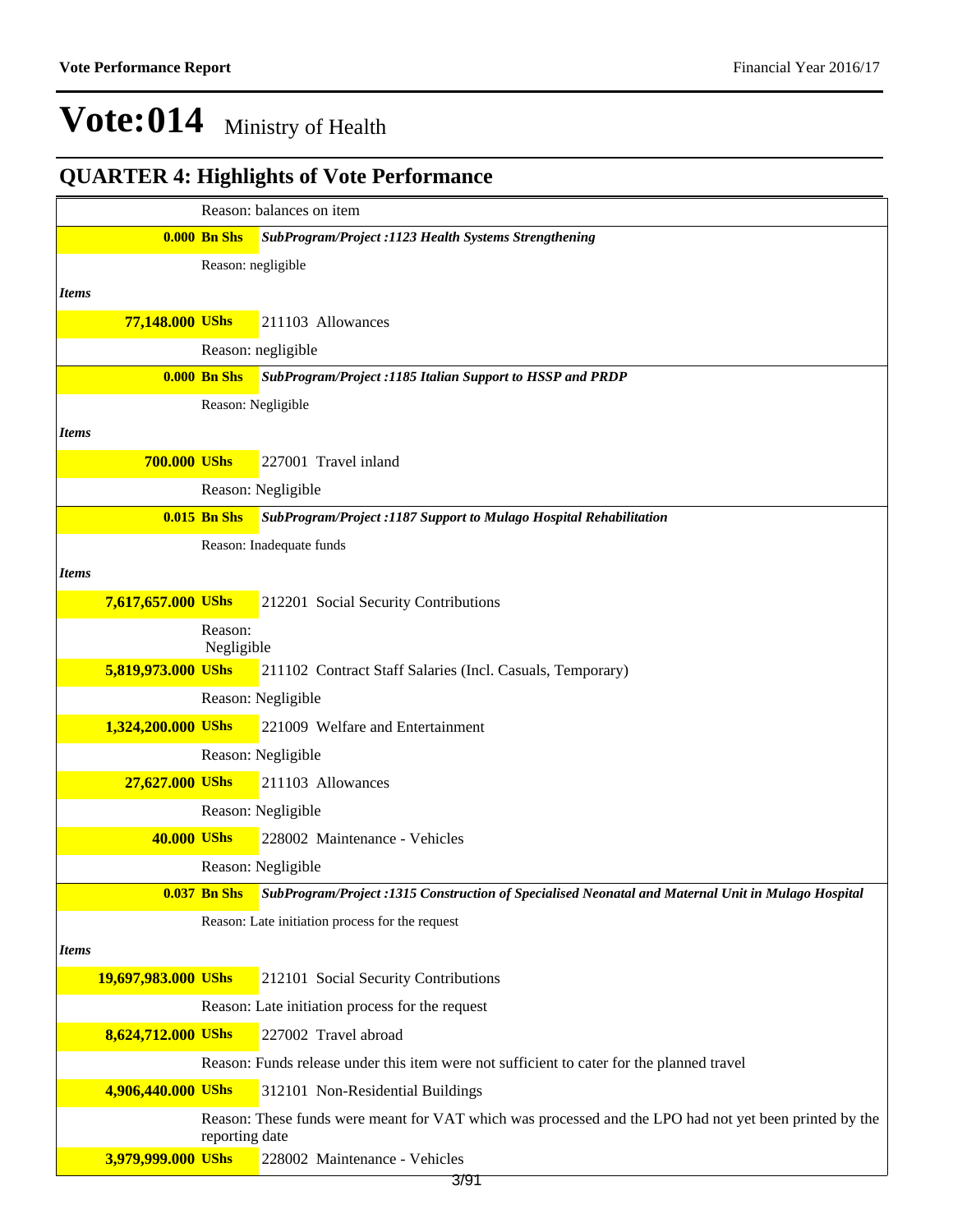# Vote:014 Ministry of Health

## QUARTER 4: Highlights of Vote Performance

| | | |
|---|---|---|
| | Reason: balances on item | |
| **0.000 Bn Shs** | ***SubProgram/Project :1123 Health Systems Strengthening*** | |
| | Reason: negligible | |
| ***Items*** | | |
| **77,148.000 UShs** | 211103 Allowances | |
| | Reason: negligible | |
| **0.000 Bn Shs** | ***SubProgram/Project :1185 Italian Support to HSSP and PRDP*** | |
| | Reason: Negligible | |
| ***Items*** | | |
| **700.000 UShs** | 227001 Travel inland | |
| | Reason: Negligible | |
| **0.015 Bn Shs** | ***SubProgram/Project :1187 Support to Mulago Hospital Rehabilitation*** | |
| | Reason: Inadequate funds | |
| ***Items*** | | |
| **7,617,657.000 UShs** | 212201 Social Security Contributions | |
| | Reason: Negligible | |
| **5,819,973.000 UShs** | 211102 Contract Staff Salaries (Incl. Casuals, Temporary) | |
| | Reason: Negligible | |
| **1,324,200.000 UShs** | 221009 Welfare and Entertainment | |
| | Reason: Negligible | |
| **27,627.000 UShs** | 211103 Allowances | |
| | Reason: Negligible | |
| **40.000 UShs** | 228002 Maintenance - Vehicles | |
| | Reason: Negligible | |
| **0.037 Bn Shs** | ***SubProgram/Project :1315 Construction of Specialised Neonatal and Maternal Unit in Mulago Hospital*** | |
| | Reason: Late initiation process for the request | |
| ***Items*** | | |
| **19,697,983.000 UShs** | 212101 Social Security Contributions | |
| | Reason: Late initiation process for the request | |
| **8,624,712.000 UShs** | 227002 Travel abroad | |
| | Reason: Funds release under this item were not sufficient to cater for the planned travel | |
| **4,906,440.000 UShs** | 312101 Non-Residential Buildings | |
| | Reason: These funds were meant for VAT which was processed and the LPO had not yet been printed by the reporting date | |
| **3,979,999.000 UShs** | 228002 Maintenance - Vehicles | |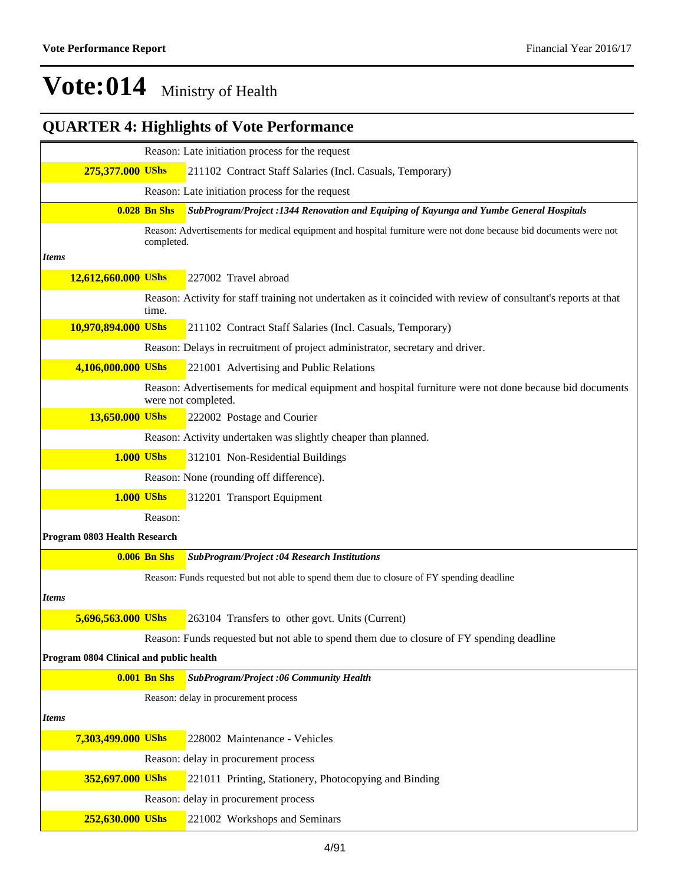# Vote:014 Ministry of Health

## QUARTER 4: Highlights of Vote Performance

| | | |
|---|---|---|
| | Reason: Late initiation process for the request | |
| **275,377.000 UShs** | 211102 Contract Staff Salaries (Incl. Casuals, Temporary) | |
| | Reason: Late initiation process for the request | |
| **0.028 Bn Shs** | ***SubProgram/Project :1344 Renovation and Equiping of Kayunga and Yumbe General Hospitals*** | |
| | Reason: Advertisements for medical equipment and hospital furniture were not done because bid documents were not completed. | |
| ***Items*** | | |
| **12,612,660.000 UShs** | 227002 Travel abroad | |
| | Reason: Activity for staff training not undertaken as it coincided with review of consultant's reports at that time. | |
| **10,970,894.000 UShs** | 211102 Contract Staff Salaries (Incl. Casuals, Temporary) | |
| | Reason: Delays in recruitment of project administrator, secretary and driver. | |
| **4,106,000.000 UShs** | 221001 Advertising and Public Relations | |
| | Reason: Advertisements for medical equipment and hospital furniture were not done because bid documents were not completed. | |
| **13,650.000 UShs** | 222002 Postage and Courier | |
| | Reason: Activity undertaken was slightly cheaper than planned. | |
| **1.000 UShs** | 312101 Non-Residential Buildings | |
| | Reason: None (rounding off difference). | |
| **1.000 UShs** | 312201 Transport Equipment | |
| | Reason: | |
| **Program 0803 Health Research** | | |
| **0.006 Bn Shs** | ***SubProgram/Project :04 Research Institutions*** | |
| | Reason: Funds requested but not able to spend them due to closure of FY spending deadline | |
| ***Items*** | | |
| **5,696,563.000 UShs** | 263104 Transfers to other govt. Units (Current) | |
| | Reason: Funds requested but not able to spend them due to closure of FY spending deadline | |
| **Program 0804 Clinical and public health** | | |
| **0.001 Bn Shs** | ***SubProgram/Project :06 Community Health*** | |
| | Reason: delay in procurement process | |
| ***Items*** | | |
| **7,303,499.000 UShs** | 228002 Maintenance - Vehicles | |
| | Reason: delay in procurement process | |
| **352,697.000 UShs** | 221011 Printing, Stationery, Photocopying and Binding | |
| | Reason: delay in procurement process | |
| **252,630.000 UShs** | 221002 Workshops and Seminars | |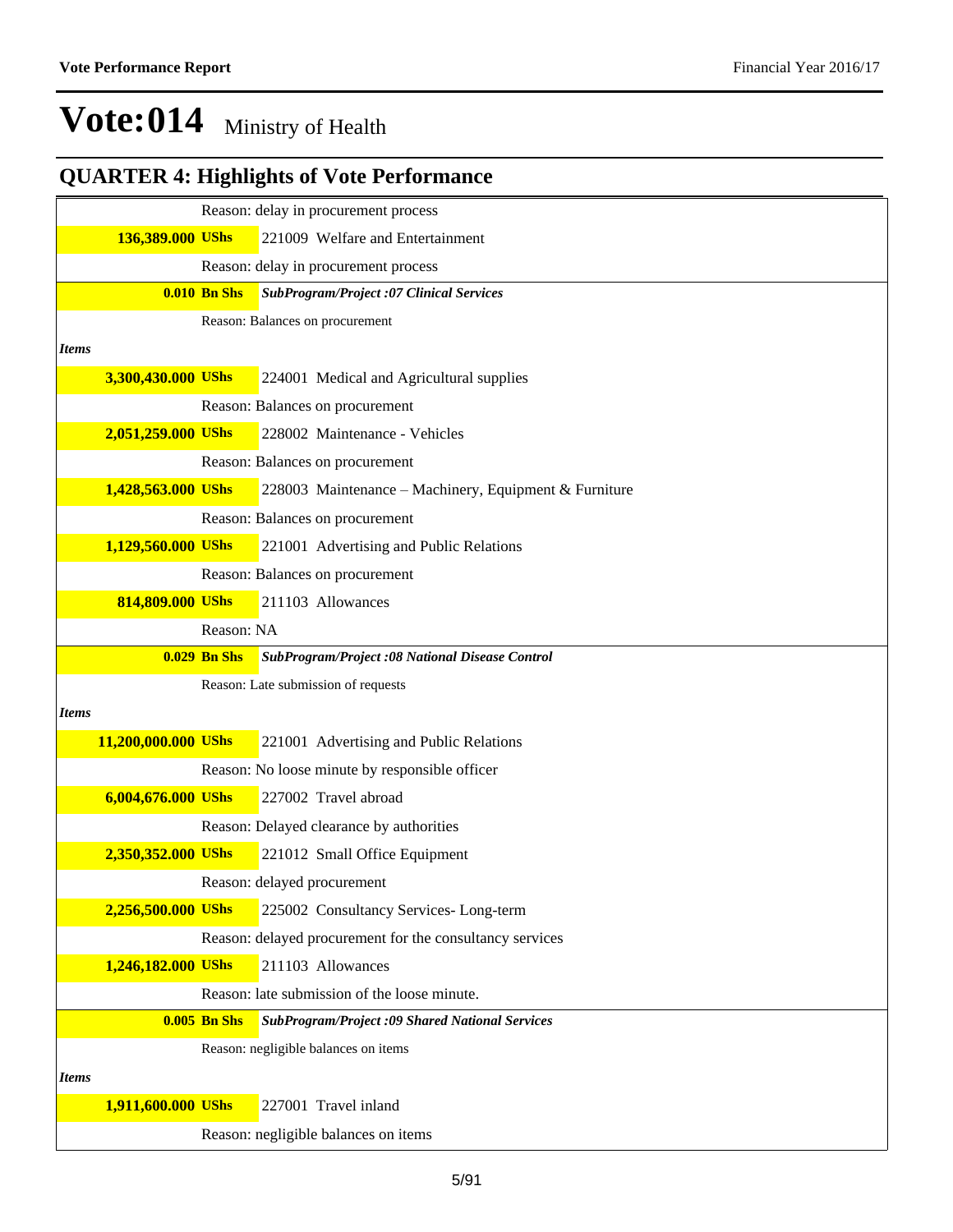## QUARTER 4: Highlights of Vote Performance

| | | |
|---|---|---|
| | Reason: delay in procurement process | |
| **136,389.000 UShs** | 221009 Welfare and Entertainment | |
| | Reason: delay in procurement process | |
| **0.010 Bn Shs** | ***SubProgram/Project :07 Clinical Services*** | |
| | Reason: Balances on procurement | |
| ***Items*** | | |
| **3,300,430.000 UShs** | 224001 Medical and Agricultural supplies | |
| | Reason: Balances on procurement | |
| **2,051,259.000 UShs** | 228002 Maintenance - Vehicles | |
| | Reason: Balances on procurement | |
| **1,428,563.000 UShs** | 228003 Maintenance – Machinery, Equipment & Furniture | |
| | Reason: Balances on procurement | |
| **1,129,560.000 UShs** | 221001 Advertising and Public Relations | |
| | Reason: Balances on procurement | |
| **814,809.000 UShs** | 211103 Allowances | |
| | Reason: NA | |
| **0.029 Bn Shs** | ***SubProgram/Project :08 National Disease Control*** | |
| | Reason: Late submission of requests | |
| ***Items*** | | |
| **11,200,000.000 UShs** | 221001 Advertising and Public Relations | |
| | Reason: No loose minute by responsible officer | |
| **6,004,676.000 UShs** | 227002 Travel abroad | |
| | Reason: Delayed clearance by authorities | |
| **2,350,352.000 UShs** | 221012 Small Office Equipment | |
| | Reason: delayed procurement | |
| **2,256,500.000 UShs** | 225002 Consultancy Services- Long-term | |
| | Reason: delayed procurement for the consultancy services | |
| **1,246,182.000 UShs** | 211103 Allowances | |
| | Reason: late submission of the loose minute. | |
| **0.005 Bn Shs** | ***SubProgram/Project :09 Shared National Services*** | |
| | Reason: negligible balances on items | |
| ***Items*** | | |
| **1,911,600.000 UShs** | 227001 Travel inland | |
| | Reason: negligible balances on items | |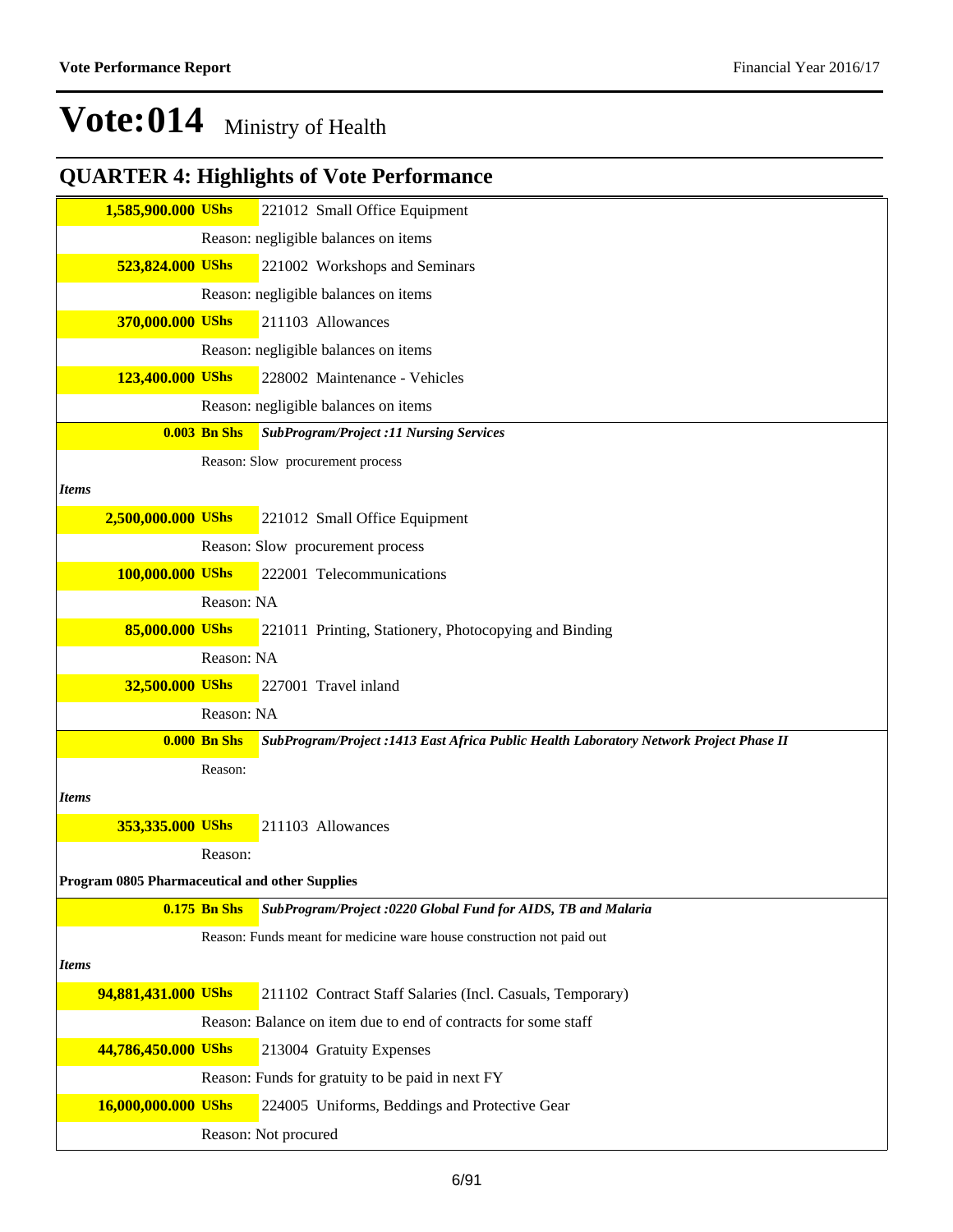# Vote:014 Ministry of Health

## QUARTER 4: Highlights of Vote Performance

| | | |
|---|---|---|
| 1,585,900.000 UShs | 221012 Small Office Equipment | |
| | Reason: negligible balances on items | |
| 523,824.000 UShs | 221002 Workshops and Seminars | |
| | Reason: negligible balances on items | |
| 370,000.000 UShs | 211103 Allowances | |
| | Reason: negligible balances on items | |
| 123,400.000 UShs | 228002 Maintenance - Vehicles | |
| | Reason: negligible balances on items | |
| 0.003 Bn Shs | ***SubProgram/Project :11 Nursing Services*** | |
| | Reason: Slow procurement process | |
| *Items* | | |
| 2,500,000.000 UShs | 221012 Small Office Equipment | |
| | Reason: Slow procurement process | |
| 100,000.000 UShs | 222001 Telecommunications | |
| | Reason: NA | |
| 85,000.000 UShs | 221011 Printing, Stationery, Photocopying and Binding | |
| | Reason: NA | |
| 32,500.000 UShs | 227001 Travel inland | |
| | Reason: NA | |
| 0.000 Bn Shs | ***SubProgram/Project :1413 East Africa Public Health Laboratory Network Project Phase II*** | |
| | Reason: | |
| *Items* | | |
| 353,335.000 UShs | 211103 Allowances | |
| | Reason: | |
| **Program 0805 Pharmaceutical and other Supplies** | | |
| 0.175 Bn Shs | ***SubProgram/Project :0220 Global Fund for AIDS, TB and Malaria*** | |
| | Reason: Funds meant for medicine ware house construction not paid out | |
| *Items* | | |
| 94,881,431.000 UShs | 211102 Contract Staff Salaries (Incl. Casuals, Temporary) | |
| | Reason: Balance on item due to end of contracts for some staff | |
| 44,786,450.000 UShs | 213004 Gratuity Expenses | |
| | Reason: Funds for gratuity to be paid in next FY | |
| 16,000,000.000 UShs | 224005 Uniforms, Beddings and Protective Gear | |
| | Reason: Not procured | |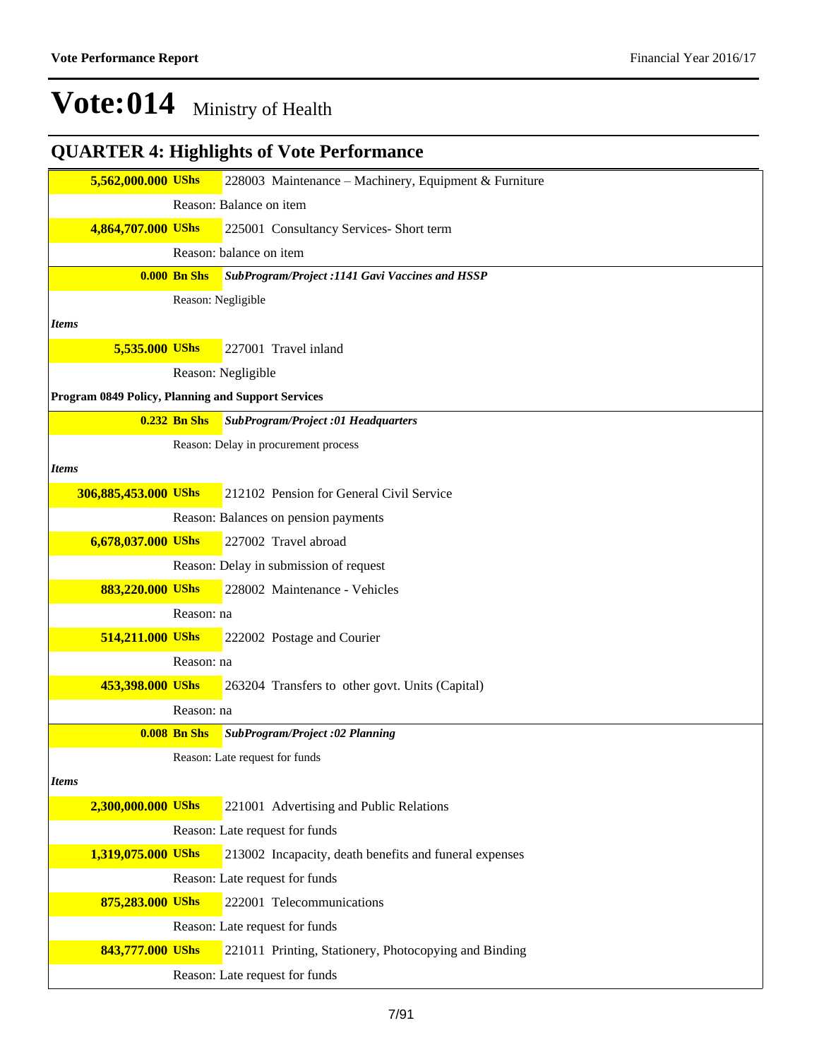# Vote:014 Ministry of Health

## QUARTER 4: Highlights of Vote Performance

| | | |
|---|---|---|
| **5,562,000.000 UShs** | 228003 Maintenance – Machinery, Equipment & Furniture | |
| | Reason: Balance on item | |
| **4,864,707.000 UShs** | 225001 Consultancy Services- Short term | |
| | Reason: balance on item | |
| **0.000 Bn Shs** | ***SubProgram/Project :1141 Gavi Vaccines and HSSP*** | |
| | Reason: Negligible | |
| ***Items*** | | |
| **5,535.000 UShs** | 227001 Travel inland | |
| | Reason: Negligible | |
| **Program 0849 Policy, Planning and Support Services** | | |
| **0.232 Bn Shs** | ***SubProgram/Project :01 Headquarters*** | |
| | Reason: Delay in procurement process | |
| ***Items*** | | |
| **306,885,453.000 UShs** | 212102 Pension for General Civil Service | |
| | Reason: Balances on pension payments | |
| **6,678,037.000 UShs** | 227002 Travel abroad | |
| | Reason: Delay in submission of request | |
| **883,220.000 UShs** | 228002 Maintenance - Vehicles | |
| | Reason: na | |
| **514,211.000 UShs** | 222002 Postage and Courier | |
| | Reason: na | |
| **453,398.000 UShs** | 263204 Transfers to other govt. Units (Capital) | |
| | Reason: na | |
| **0.008 Bn Shs** | ***SubProgram/Project :02 Planning*** | |
| | Reason: Late request for funds | |
| ***Items*** | | |
| **2,300,000.000 UShs** | 221001 Advertising and Public Relations | |
| | Reason: Late request for funds | |
| **1,319,075.000 UShs** | 213002 Incapacity, death benefits and funeral expenses | |
| | Reason: Late request for funds | |
| **875,283.000 UShs** | 222001 Telecommunications | |
| | Reason: Late request for funds | |
| **843,777.000 UShs** | 221011 Printing, Stationery, Photocopying and Binding | |
| | Reason: Late request for funds | |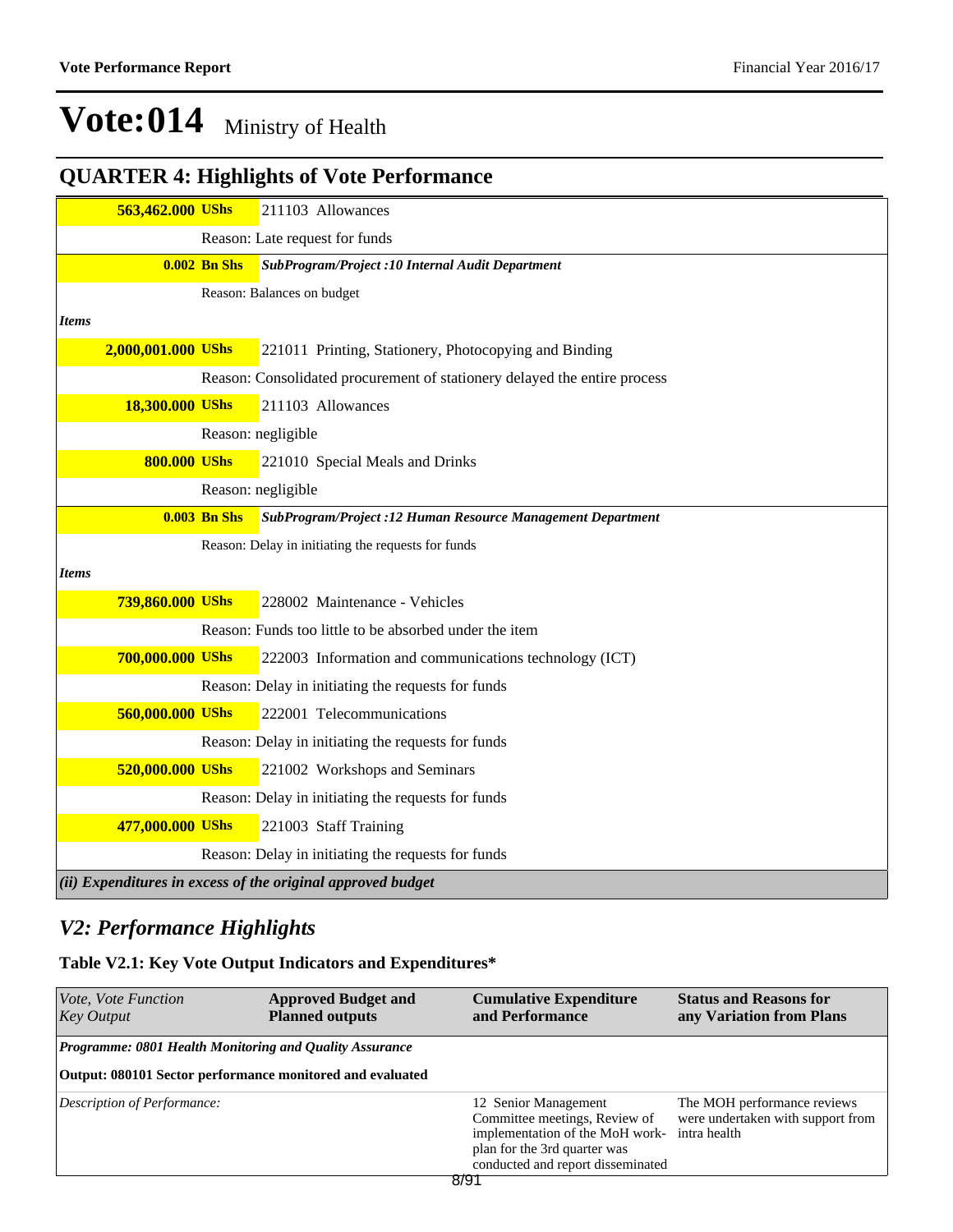# Vote:014 Ministry of Health

## QUARTER 4: Highlights of Vote Performance

| | | |
|---|---|---|
| **563,462.000 UShs** | 211103 Allowances | |
| | Reason: Late request for funds | |
| **0.002 Bn Shs** | ***SubProgram/Project :10 Internal Audit Department*** | |
| | Reason: Balances on budget | |
| ***Items*** | | |
| **2,000,001.000 UShs** | 221011 Printing, Stationery, Photocopying and Binding | |
| | Reason: Consolidated procurement of stationery delayed the entire process | |
| **18,300.000 UShs** | 211103 Allowances | |
| | Reason: negligible | |
| **800.000 UShs** | 221010 Special Meals and Drinks | |
| | Reason: negligible | |
| **0.003 Bn Shs** | ***SubProgram/Project :12 Human Resource Management Department*** | |
| | Reason: Delay in initiating the requests for funds | |
| ***Items*** | | |
| **739,860.000 UShs** | 228002 Maintenance - Vehicles | |
| | Reason: Funds too little to be absorbed under the item | |
| **700,000.000 UShs** | 222003 Information and communications technology (ICT) | |
| | Reason: Delay in initiating the requests for funds | |
| **560,000.000 UShs** | 222001 Telecommunications | |
| | Reason: Delay in initiating the requests for funds | |
| **520,000.000 UShs** | 221002 Workshops and Seminars | |
| | Reason: Delay in initiating the requests for funds | |
| **477,000.000 UShs** | 221003 Staff Training | |
| | Reason: Delay in initiating the requests for funds | |
| ***(ii) Expenditures in excess of the original approved budget*** | | |

## *V2: Performance Highlights*

### Table V2.1: Key Vote Output Indicators and Expenditures*

| *Vote, Vote Function Key Output* | **Approved Budget and Planned outputs** | **Cumulative Expenditure and Performance** | **Status and Reasons for any Variation from Plans** |
|---|---|---|---|
| ***Programme: 0801 Health Monitoring and Quality Assurance*** | | | |
| **Output: 080101 Sector performance monitored and evaluated** | | | |
| *Description of Performance:* | | 12 Senior Management Committee meetings, Review of implementation of the MoH work-plan for the 3rd quarter was conducted and report disseminated | The MOH performance reviews were undertaken with support from intra health |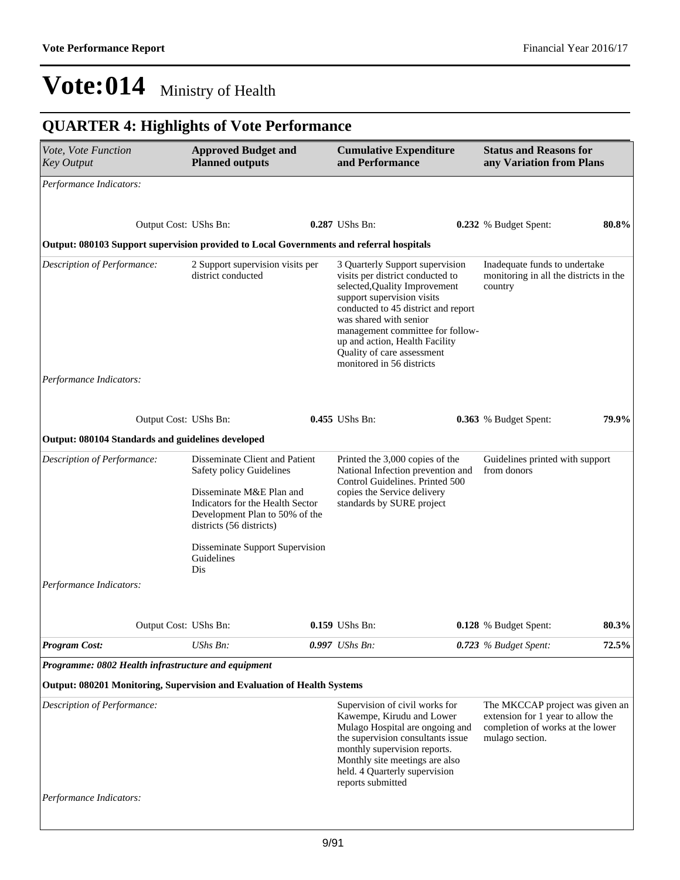# Vote:014 Ministry of Health

## QUARTER 4: Highlights of Vote Performance

| *Vote, Vote Function Key Output* | **Approved Budget and Planned outputs** | **Cumulative Expenditure and Performance** | **Status and Reasons for any Variation from Plans** |
|---|---|---|---|
| *Performance Indicators:* | | | |
| Output Cost: UShs Bn: | **0.287** | UShs Bn: **0.232** | % Budget Spent: **80.8%** |
| **Output: 080103 Support supervision provided to Local Governments and referral hospitals** | | | |
| *Description of Performance:* | 2 Support supervision visits per district conducted | 3 Quarterly Support supervision visits per district conducted to selected,Quality Improvement support supervision visits conducted to 45 district and report was shared with senior management committee for follow-up and action, Health Facility Quality of care assessment monitored in 56 districts | Inadequate funds to undertake monitoring in all the districts in the country |
| *Performance Indicators:* | | | |
| Output Cost: UShs Bn: | **0.455** | UShs Bn: **0.363** | % Budget Spent: **79.9%** |
| **Output: 080104 Standards and guidelines developed** | | | |
| *Description of Performance:* | Disseminate Client and Patient Safety policy Guidelines<br><br>Disseminate M&E Plan and Indicators for the Health Sector Development Plan to 50% of the districts (56 districts)<br><br>Disseminate Support Supervision Guidelines<br>Dis | Printed the 3,000 copies of the National Infection prevention and Control Guidelines. Printed 500 copies the Service delivery standards by SURE project | Guidelines printed with support from donors |
| *Performance Indicators:* | | | |
| Output Cost: UShs Bn: | **0.159** | UShs Bn: **0.128** | % Budget Spent: **80.3%** |
| ***Program Cost:*** | *UShs Bn:* ***0.997*** | *UShs Bn:* ***0.723*** | *% Budget Spent:* **72.5%** |
| ***Programme: 0802 Health infrastructure and equipment*** | | | |
| **Output: 080201 Monitoring, Supervision and Evaluation of Health Systems** | | | |
| *Description of Performance:* | | Supervision of civil works for Kawempe, Kirudu and Lower Mulago Hospital are ongoing and the supervision consultants issue monthly supervision reports. Monthly site meetings are also held. 4 Quarterly supervision reports submitted | The MKCCAP project was given an extension for 1 year to allow the completion of works at the lower mulago section. |
| *Performance Indicators:* | | | |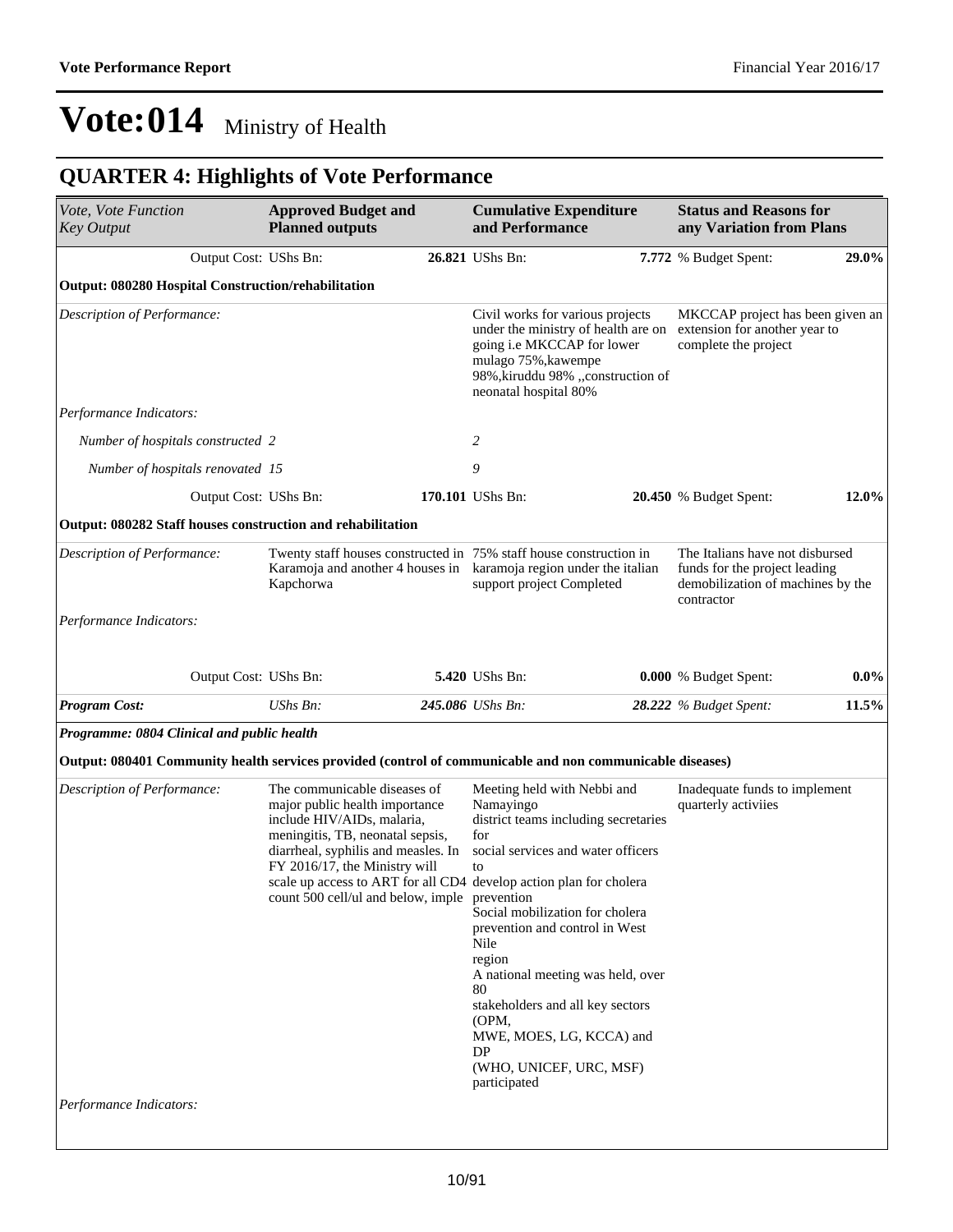# Vote:014 Ministry of Health

## QUARTER 4: Highlights of Vote Performance

| *Vote, Vote Function Key Output* | **Approved Budget and Planned outputs** | **Cumulative Expenditure and Performance** | **Status and Reasons for any Variation from Plans** |
|---|---|---|---|
| Output Cost: UShs Bn: | **26.821** | UShs Bn: **7.772** | % Budget Spent: **29.0%** |
| **Output: 080280 Hospital Construction/rehabilitation** | | | |
| *Description of Performance:* | | Civil works for various projects under the ministry of health are on going i.e MKCCAP for lower mulago 75%,kawempe 98%,kiruddu 98% ,,construction of neonatal hospital 80% | MKCCAP project has been given an extension for another year to complete the project |
| *Performance Indicators:* | | | |
| *Number of hospitals constructed* | *2* | *2* | |
| *Number of hospitals renovated* | *15* | *9* | |
| Output Cost: UShs Bn: | **170.101** | UShs Bn: **20.450** | % Budget Spent: **12.0%** |
| **Output: 080282 Staff houses construction and rehabilitation** | | | |
| *Description of Performance:* | Twenty staff houses constructed in Karamoja and another 4 houses in Kapchorwa | 75% staff house construction in karamoja region under the italian support project Completed | The Italians have not disbursed funds for the project leading demobilization of machines by the contractor |
| *Performance Indicators:* | | | |
| Output Cost: UShs Bn: | **5.420** | UShs Bn: **0.000** | % Budget Spent: **0.0%** |
| ***Program Cost:*** | *UShs Bn:* ***245.086*** | *UShs Bn:* ***28.222*** | *% Budget Spent:* ***11.5%*** |
| ***Programme: 0804 Clinical and public health*** | | | |
| **Output: 080401 Community health services provided (control of communicable and non communicable diseases)** | | | |
| *Description of Performance:* | The communicable diseases of major public health importance include HIV/AIDs, malaria, meningitis, TB, neonatal sepsis, diarrheal, syphilis and measles. In FY 2016/17, the Ministry will scale up access to ART for all CD4 count 500 cell/ul and below, imple | Meeting held with Nebbi and Namayingo district teams including secretaries for social services and water officers to develop action plan for cholera prevention Social mobilization for cholera prevention and control in West Nile region A national meeting was held, over 80 stakeholders and all key sectors (OPM, MWE, MOES, LG, KCCA) and DP (WHO, UNICEF, URC, MSF) participated | Inadequate funds to implement quarterly activiies |
| *Performance Indicators:* | | | |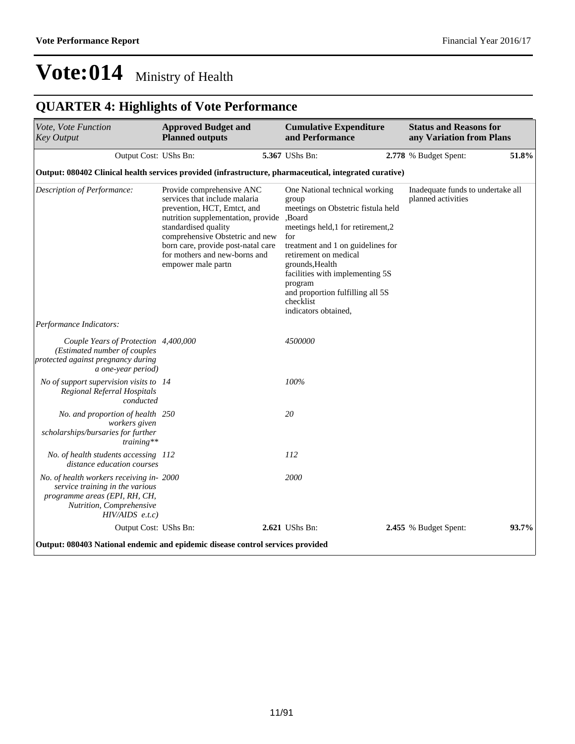# Vote:014 Ministry of Health

## QUARTER 4: Highlights of Vote Performance

| *Vote, Vote Function Key Output* | **Approved Budget and Planned outputs** | **Cumulative Expenditure and Performance** | **Status and Reasons for any Variation from Plans** |
|---|---|---|---|
| Output Cost: UShs Bn: | **5.367** UShs Bn: | **2.778** % Budget Spent: | **51.8%** |
| **Output: 080402 Clinical health services provided (infrastructure, pharmaceutical, integrated curative)** | | | |
| *Description of Performance:* | Provide comprehensive ANC services that include malaria prevention, HCT, Emtct, and nutrition supplementation, provide standardised quality comprehensive Obstetric and new born care, provide post-natal care for mothers and new-borns and empower male partn | One National technical working group meetings on Obstetric fistula held ,Board meetings held,1 for retirement,2 for treatment and 1 on guidelines for retirement on medical grounds,Health facilities with implementing 5S program and proportion fulfilling all 5S checklist indicators obtained, | Inadequate funds to undertake all planned activities |
| *Performance Indicators:* | | | |
| *Couple Years of Protection (Estimated number of couples protected against pregnancy during a one-year period)* | *4,400,000* | *4500000* | |
| *No of support supervision visits to Regional Referral Hospitals conducted* | *14* | *100%* | |
| *No. and proportion of health workers given scholarships/bursaries for further training\*\** | *250* | *20* | |
| *No. of health students accessing distance education courses* | *112* | *112* | |
| *No. of health workers receiving in-service training in the various programme areas (EPI, RH, CH, Nutrition, Comprehensive HIV/AIDS e.t.c)* | *2000* | *2000* | |
| Output Cost: UShs Bn: | **2.621** UShs Bn: | **2.455** % Budget Spent: | **93.7%** |
| **Output: 080403 National endemic and epidemic disease control services provided** | | | |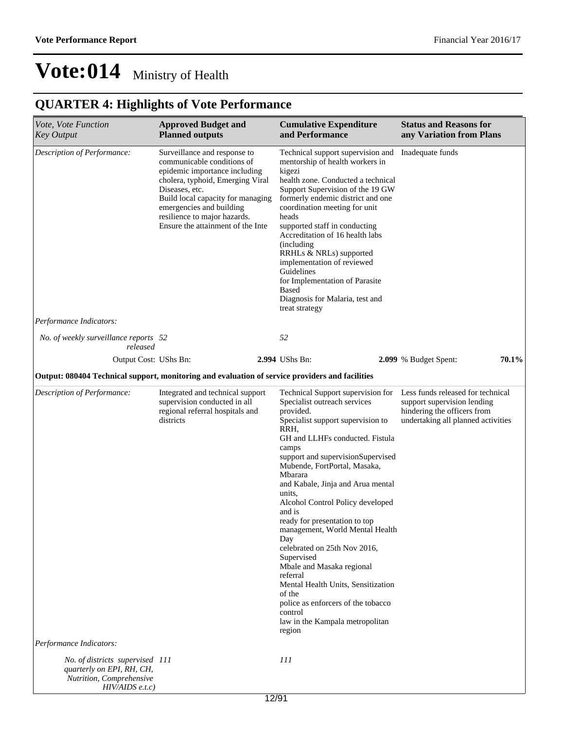**Vote Performance Report** Financial Year 2016/17

# Vote:014 Ministry of Health

## QUARTER 4: Highlights of Vote Performance

| *Vote, Vote Function Key Output* | **Approved Budget and Planned outputs** | **Cumulative Expenditure and Performance** | **Status and Reasons for any Variation from Plans** |
|---|---|---|---|
| *Description of Performance:* | Surveillance and response to communicable conditions of epidemic importance including cholera, typhoid, Emerging Viral Diseases, etc. Build local capacity for managing emergencies and building resilience to major hazards. Ensure the attainment of the Inte | Technical support supervision and mentorship of health workers in kigezi health zone. Conducted a technical Support Supervision of the 19 GW formerly endemic district and one coordination meeting for unit heads supported staff in conducting Accreditation of 16 health labs (including RRHLs & NRLs) supported implementation of reviewed Guidelines for Implementation of Parasite Based Diagnosis for Malaria, test and treat strategy | Inadequate funds |
| *Performance Indicators:* | | | |
| *No. of weekly surveillance reports released* | *52* | *52* | |
| Output Cost: UShs Bn: | **2.994** | UShs Bn: **2.099** | % Budget Spent: **70.1%** |
| **Output: 080404 Technical support, monitoring and evaluation of service providers and facilities** | | | |
| *Description of Performance:* | Integrated and technical support supervision conducted in all regional referral hospitals and districts | Technical Support supervision for Specialist outreach services provided. Specialist support supervision to RRH, GH and LLHFs conducted. Fistula camps support and supervisionSupervised Mubende, FortPortal, Masaka, Mbarara and Kabale, Jinja and Arua mental units, Alcohol Control Policy developed and is ready for presentation to top management, World Mental Health Day celebrated on 25th Nov 2016, Supervised Mbale and Masaka regional referral Mental Health Units, Sensitization of the police as enforcers of the tobacco control law in the Kampala metropolitan region | Less funds released for technical support supervision lending hindering the officers from undertaking all planned activities |
| *Performance Indicators:* | | | |
| *No. of districts supervised quarterly on EPI, RH, CH, Nutrition, Comprehensive HIV/AIDS e.t.c)* | *111* | *111* | |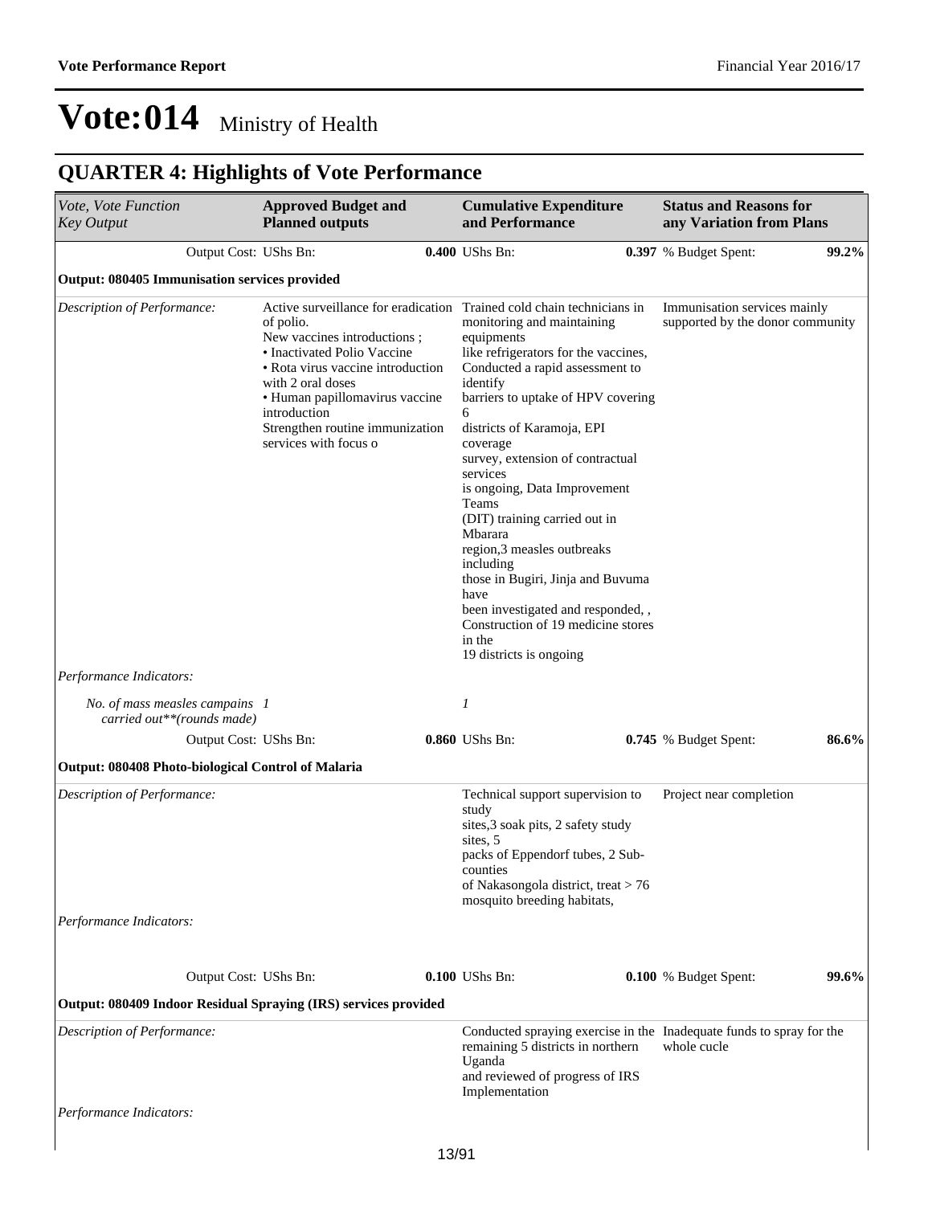# Vote:014 Ministry of Health

## QUARTER 4: Highlights of Vote Performance

| *Vote, Vote Function Key Output* | **Approved Budget and Planned outputs** | **Cumulative Expenditure and Performance** | **Status and Reasons for any Variation from Plans** |
|---|---|---|---|
| Output Cost: UShs Bn: | **0.400** | UShs Bn: **0.397** | % Budget Spent: **99.2%** |
| **Output: 080405 Immunisation services provided** | | | |
| *Description of Performance:* | Active surveillance for eradication of polio. New vaccines introductions ; • Inactivated Polio Vaccine • Rota virus vaccine introduction with 2 oral doses • Human papillomavirus vaccine introduction Strengthen routine immunization services with focus o | Trained cold chain technicians in monitoring and maintaining equipments like refrigerators for the vaccines, Conducted a rapid assessment to identify barriers to uptake of HPV covering 6 districts of Karamoja, EPI coverage survey, extension of contractual services is ongoing, Data Improvement Teams (DIT) training carried out in Mbarara region,3 measles outbreaks including those in Bugiri, Jinja and Buvuma have been investigated and responded, , Construction of 19 medicine stores in the 19 districts is ongoing | Immunisation services mainly supported by the donor community |
| *Performance Indicators:* | | | |
| *No. of mass measles campains carried out\*\*(rounds made)* | *1* | *1* | |
| Output Cost: UShs Bn: | **0.860** | UShs Bn: **0.745** | % Budget Spent: **86.6%** |
| **Output: 080408 Photo-biological Control of Malaria** | | | |
| *Description of Performance:* | | Technical support supervision to study sites,3 soak pits, 2 safety study sites, 5 packs of Eppendorf tubes, 2 Sub-counties of Nakasongola district, treat > 76 mosquito breeding habitats, | Project near completion |
| *Performance Indicators:* | | | |
| Output Cost: UShs Bn: | **0.100** | UShs Bn: **0.100** | % Budget Spent: **99.6%** |
| **Output: 080409 Indoor Residual Spraying (IRS) services provided** | | | |
| *Description of Performance:* | | Conducted spraying exercise in the remaining 5 districts in northern Uganda and reviewed of progress of IRS Implementation | Inadequate funds to spray for the whole cucle |
| *Performance Indicators:* | | | |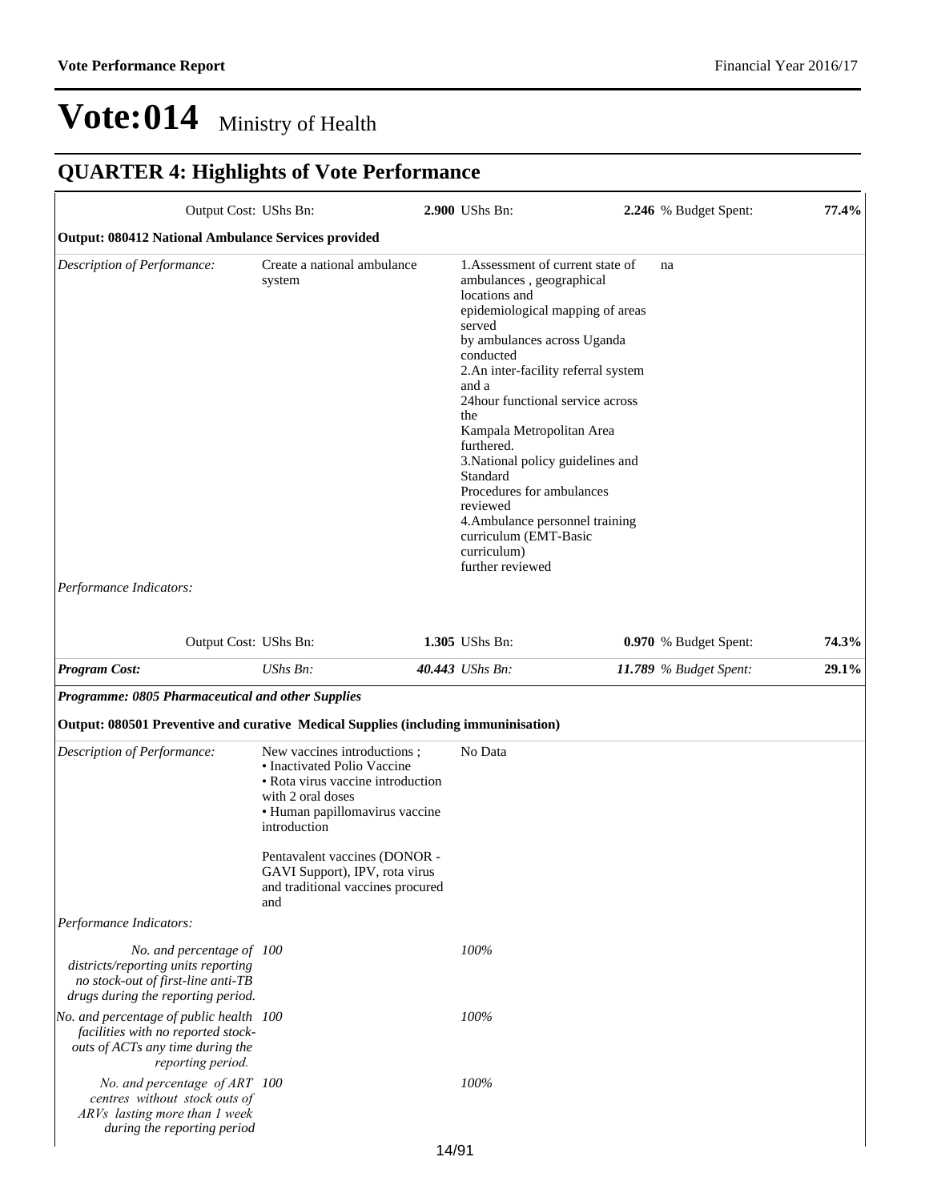# Vote:014 Ministry of Health

## QUARTER 4: Highlights of Vote Performance

| | | | | | |
|---|---|---|---|---|---|
| Output Cost: | UShs Bn: | 2.900 | UShs Bn: | 2.246 | % Budget Spent: 77.4% |
| **Output: 080412 National Ambulance Services provided** | | | | | |
| *Description of Performance:* | Create a national ambulance system | | 1.Assessment of current state of ambulances , geographical locations and epidemiological mapping of areas served by ambulances across Uganda conducted<br>2.An inter-facility referral system and a 24hour functional service across the Kampala Metropolitan Area furthered.<br>3.National policy guidelines and Standard Procedures for ambulances reviewed<br>4.Ambulance personnel training curriculum (EMT-Basic curriculum) further reviewed | na | |
| *Performance Indicators:* | | | | | |
| Output Cost: | UShs Bn: | 1.305 | UShs Bn: | 0.970 | % Budget Spent: 74.3% |
| ***Program Cost:*** | *UShs Bn:* | ***40.443*** | *UShs Bn:* | ***11.789*** | *% Budget Spent:* **29.1%** |
| ***Programme: 0805 Pharmaceutical and other Supplies*** | | | | | |
| **Output: 080501 Preventive and curative Medical Supplies (including immuninisation)** | | | | | |
| *Description of Performance:* | New vaccines introductions ;<br>• Inactivated Polio Vaccine<br>• Rota virus vaccine introduction with 2 oral doses<br>• Human papillomavirus vaccine introduction<br><br>Pentavalent vaccines (DONOR - GAVI Support), IPV, rota virus and traditional vaccines procured and | | No Data | | |
| *Performance Indicators:* | | | | | |
| *No. and percentage of districts/reporting units reporting no stock-out of first-line anti-TB drugs during the reporting period.* | *100* | | *100%* | | |
| *No. and percentage of public health facilities with no reported stock-outs of ACTs any time during the reporting period.* | *100* | | *100%* | | |
| *No. and percentage of ART centres without stock outs of ARVs lasting more than 1 week during the reporting period* | *100* | | *100%* | | |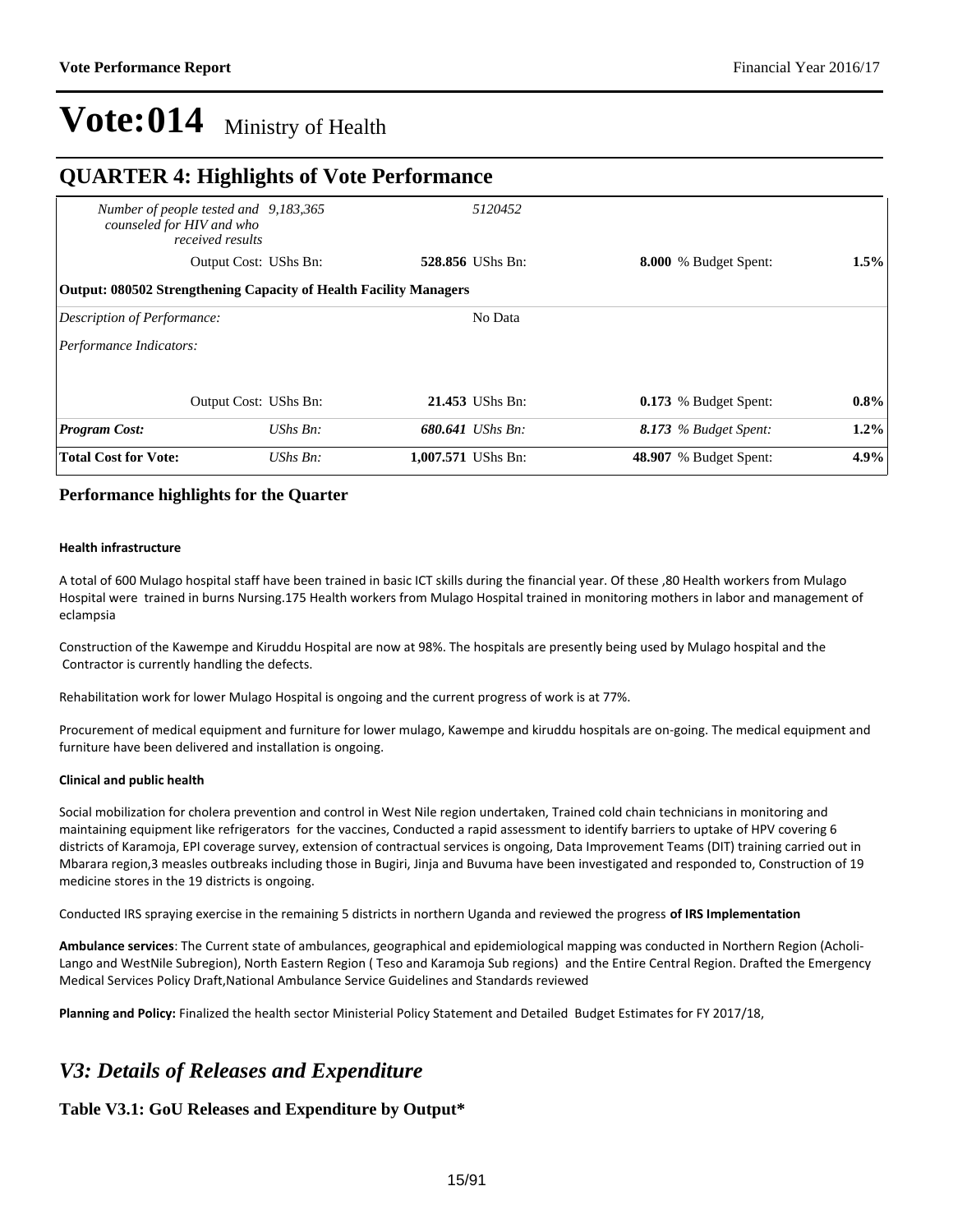# Vote:014 Ministry of Health

## QUARTER 4: Highlights of Vote Performance

| | | | | | |
|---|---|---|---|---|---|
| *Number of people tested and counseled for HIV and who received results* | *9,183,365* | *5120452* | | | |
| Output Cost: | UShs Bn: | **528.856** | UShs Bn: | **8.000** % Budget Spent: | **1.5%** |
| **Output: 080502 Strengthening Capacity of Health Facility Managers** | | | | | |
| *Description of Performance:* | | No Data | | | |
| *Performance Indicators:* | | | | | |
| Output Cost: | UShs Bn: | **21.453** | UShs Bn: | **0.173** % Budget Spent: | **0.8%** |
| ***Program Cost:*** | *UShs Bn:* | ***680.641*** | *UShs Bn:* | ***8.173*** *% Budget Spent:* | ***1.2%*** |
| **Total Cost for Vote:** | *UShs Bn:* | **1,007.571** | UShs Bn: | **48.907** % Budget Spent: | **4.9%** |

### Performance highlights for the Quarter

**Health infrastructure**

A total of 600 Mulago hospital staff have been trained in basic ICT skills during the financial year. Of these ,80 Health workers from Mulago Hospital were trained in burns Nursing.175 Health workers from Mulago Hospital trained in monitoring mothers in labor and management of eclampsia

Construction of the Kawempe and Kiruddu Hospital are now at 98%. The hospitals are presently being used by Mulago hospital and the Contractor is currently handling the defects.

Rehabilitation work for lower Mulago Hospital is ongoing and the current progress of work is at 77%.

Procurement of medical equipment and furniture for lower mulago, Kawempe and kiruddu hospitals are on-going. The medical equipment and furniture have been delivered and installation is ongoing.

**Clinical and public health**

Social mobilization for cholera prevention and control in West Nile region undertaken, Trained cold chain technicians in monitoring and maintaining equipment like refrigerators for the vaccines, Conducted a rapid assessment to identify barriers to uptake of HPV covering 6 districts of Karamoja, EPI coverage survey, extension of contractual services is ongoing, Data Improvement Teams (DIT) training carried out in Mbarara region,3 measles outbreaks including those in Bugiri, Jinja and Buvuma have been investigated and responded to, Construction of 19 medicine stores in the 19 districts is ongoing.

Conducted IRS spraying exercise in the remaining 5 districts in northern Uganda and reviewed the progress **of IRS Implementation**

**Ambulance services**: The Current state of ambulances, geographical and epidemiological mapping was conducted in Northern Region (Acholi-Lango and WestNile Subregion), North Eastern Region ( Teso and Karamoja Sub regions) and the Entire Central Region. Drafted the Emergency Medical Services Policy Draft,National Ambulance Service Guidelines and Standards reviewed

**Planning and Policy:** Finalized the health sector Ministerial Policy Statement and Detailed Budget Estimates for FY 2017/18,

## *V3: Details of Releases and Expenditure*

### Table V3.1: GoU Releases and Expenditure by Output*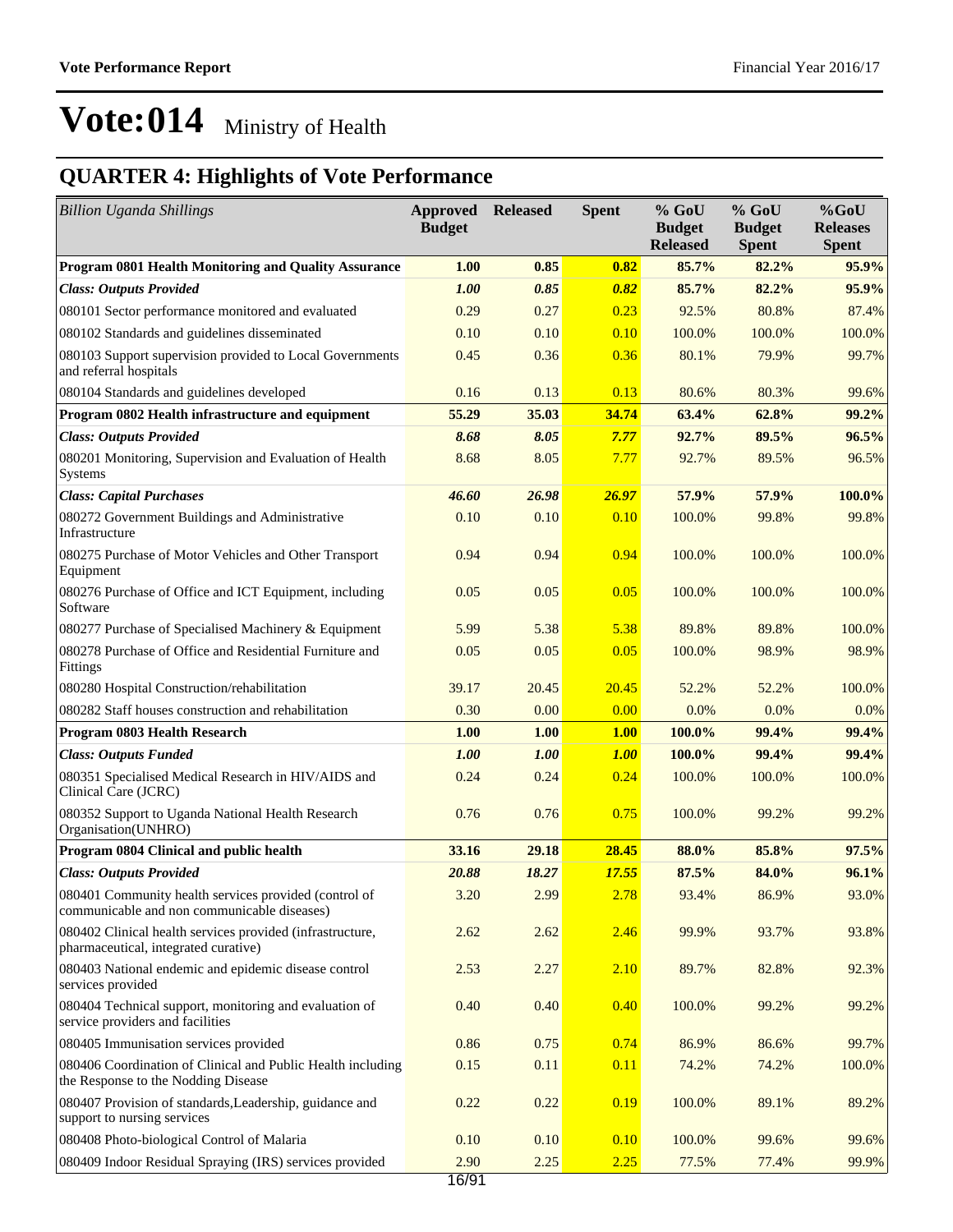# Vote:014 Ministry of Health

## QUARTER 4: Highlights of Vote Performance

| *Billion Uganda Shillings* | Approved Budget | Released | Spent | % GoU Budget Released | % GoU Budget Spent | %GoU Releases Spent |
|---|---|---|---|---|---|---|
| **Program 0801 Health Monitoring and Quality Assurance** | **1.00** | **0.85** | **0.82** | **85.7%** | **82.2%** | **95.9%** |
| ***Class: Outputs Provided*** | ***1.00*** | ***0.85*** | ***0.82*** | **85.7%** | **82.2%** | **95.9%** |
| 080101 Sector performance monitored and evaluated | 0.29 | 0.27 | 0.23 | 92.5% | 80.8% | 87.4% |
| 080102 Standards and guidelines disseminated | 0.10 | 0.10 | 0.10 | 100.0% | 100.0% | 100.0% |
| 080103 Support supervision provided to Local Governments and referral hospitals | 0.45 | 0.36 | 0.36 | 80.1% | 79.9% | 99.7% |
| 080104 Standards and guidelines developed | 0.16 | 0.13 | 0.13 | 80.6% | 80.3% | 99.6% |
| **Program 0802 Health infrastructure and equipment** | **55.29** | **35.03** | **34.74** | **63.4%** | **62.8%** | **99.2%** |
| ***Class: Outputs Provided*** | ***8.68*** | ***8.05*** | ***7.77*** | **92.7%** | **89.5%** | **96.5%** |
| 080201 Monitoring, Supervision and Evaluation of Health Systems | 8.68 | 8.05 | 7.77 | 92.7% | 89.5% | 96.5% |
| ***Class: Capital Purchases*** | ***46.60*** | ***26.98*** | ***26.97*** | **57.9%** | **57.9%** | **100.0%** |
| 080272 Government Buildings and Administrative Infrastructure | 0.10 | 0.10 | 0.10 | 100.0% | 99.8% | 99.8% |
| 080275 Purchase of Motor Vehicles and Other Transport Equipment | 0.94 | 0.94 | 0.94 | 100.0% | 100.0% | 100.0% |
| 080276 Purchase of Office and ICT Equipment, including Software | 0.05 | 0.05 | 0.05 | 100.0% | 100.0% | 100.0% |
| 080277 Purchase of Specialised Machinery & Equipment | 5.99 | 5.38 | 5.38 | 89.8% | 89.8% | 100.0% |
| 080278 Purchase of Office and Residential Furniture and Fittings | 0.05 | 0.05 | 0.05 | 100.0% | 98.9% | 98.9% |
| 080280 Hospital Construction/rehabilitation | 39.17 | 20.45 | 20.45 | 52.2% | 52.2% | 100.0% |
| 080282 Staff houses construction and rehabilitation | 0.30 | 0.00 | 0.00 | 0.0% | 0.0% | 0.0% |
| **Program 0803 Health Research** | **1.00** | **1.00** | **1.00** | **100.0%** | **99.4%** | **99.4%** |
| ***Class: Outputs Funded*** | ***1.00*** | ***1.00*** | ***1.00*** | **100.0%** | **99.4%** | **99.4%** |
| 080351 Specialised Medical Research in HIV/AIDS and Clinical Care (JCRC) | 0.24 | 0.24 | 0.24 | 100.0% | 100.0% | 100.0% |
| 080352 Support to Uganda National Health Research Organisation(UNHRO) | 0.76 | 0.76 | 0.75 | 100.0% | 99.2% | 99.2% |
| **Program 0804 Clinical and public health** | **33.16** | **29.18** | **28.45** | **88.0%** | **85.8%** | **97.5%** |
| ***Class: Outputs Provided*** | ***20.88*** | ***18.27*** | ***17.55*** | **87.5%** | **84.0%** | **96.1%** |
| 080401 Community health services provided (control of communicable and non communicable diseases) | 3.20 | 2.99 | 2.78 | 93.4% | 86.9% | 93.0% |
| 080402 Clinical health services provided (infrastructure, pharmaceutical, integrated curative) | 2.62 | 2.62 | 2.46 | 99.9% | 93.7% | 93.8% |
| 080403 National endemic and epidemic disease control services provided | 2.53 | 2.27 | 2.10 | 89.7% | 82.8% | 92.3% |
| 080404 Technical support, monitoring and evaluation of service providers and facilities | 0.40 | 0.40 | 0.40 | 100.0% | 99.2% | 99.2% |
| 080405 Immunisation services provided | 0.86 | 0.75 | 0.74 | 86.9% | 86.6% | 99.7% |
| 080406 Coordination of Clinical and Public Health including the Response to the Nodding Disease | 0.15 | 0.11 | 0.11 | 74.2% | 74.2% | 100.0% |
| 080407 Provision of standards,Leadership, guidance and support to nursing services | 0.22 | 0.22 | 0.19 | 100.0% | 89.1% | 89.2% |
| 080408 Photo-biological Control of Malaria | 0.10 | 0.10 | 0.10 | 100.0% | 99.6% | 99.6% |
| 080409 Indoor Residual Spraying (IRS) services provided | 2.90 | 2.25 | 2.25 | 77.5% | 77.4% | 99.9% |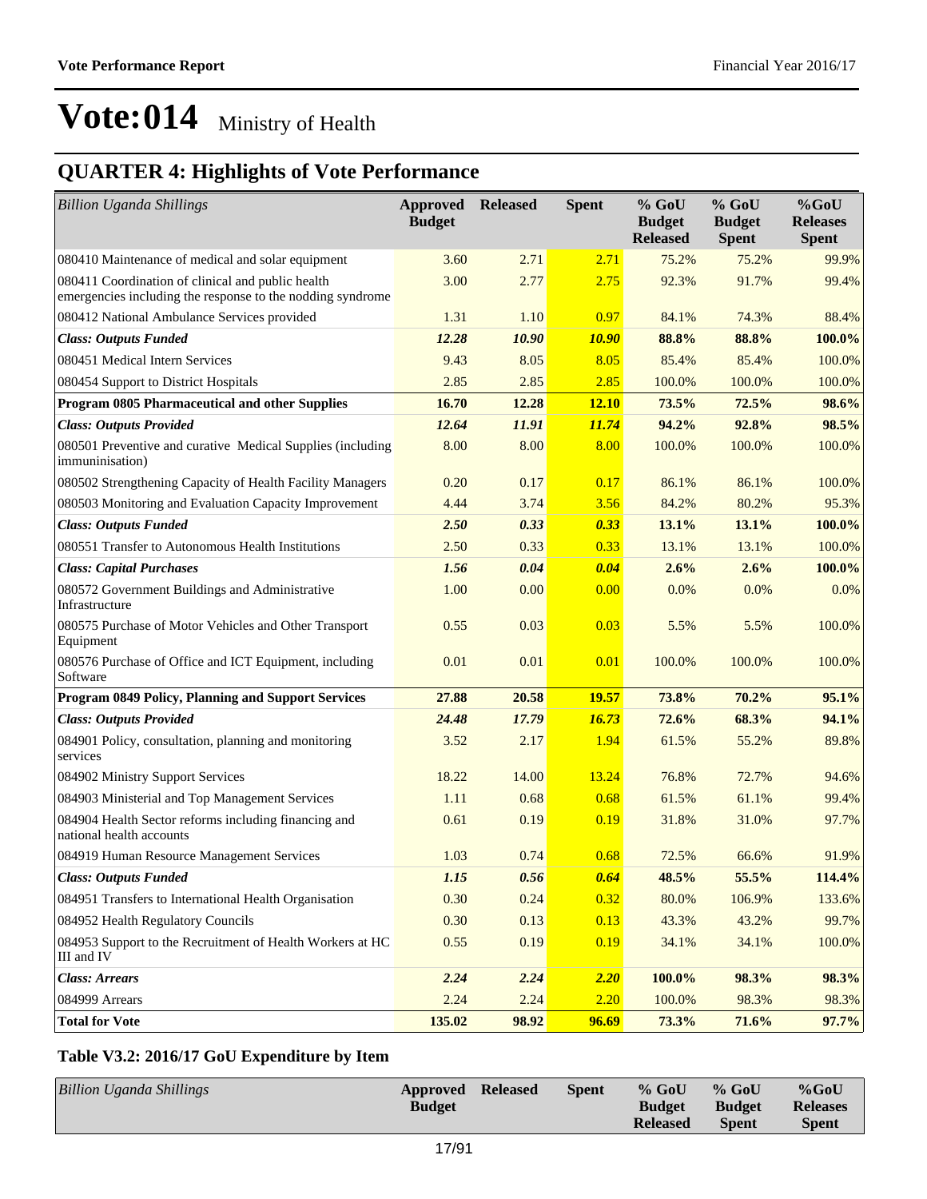# Vote:014 Ministry of Health

## QUARTER 4: Highlights of Vote Performance

| *Billion Uganda Shillings* | Approved Budget | Released | Spent | % GoU Budget Released | % GoU Budget Spent | %GoU Releases Spent |
|---|---|---|---|---|---|---|
| 080410 Maintenance of medical and solar equipment | 3.60 | 2.71 | 2.71 | 75.2% | 75.2% | 99.9% |
| 080411 Coordination of clinical and public health emergencies including the response to the nodding syndrome | 3.00 | 2.77 | 2.75 | 92.3% | 91.7% | 99.4% |
| 080412 National Ambulance Services provided | 1.31 | 1.10 | 0.97 | 84.1% | 74.3% | 88.4% |
| ***Class: Outputs Funded*** | ***12.28*** | ***10.90*** | ***10.90*** | **88.8%** | **88.8%** | **100.0%** |
| 080451 Medical Intern Services | 9.43 | 8.05 | 8.05 | 85.4% | 85.4% | 100.0% |
| 080454 Support to District Hospitals | 2.85 | 2.85 | 2.85 | 100.0% | 100.0% | 100.0% |
| **Program 0805 Pharmaceutical and other Supplies** | **16.70** | **12.28** | **12.10** | **73.5%** | **72.5%** | **98.6%** |
| ***Class: Outputs Provided*** | ***12.64*** | ***11.91*** | ***11.74*** | **94.2%** | **92.8%** | **98.5%** |
| 080501 Preventive and curative Medical Supplies (including immuninisation) | 8.00 | 8.00 | 8.00 | 100.0% | 100.0% | 100.0% |
| 080502 Strengthening Capacity of Health Facility Managers | 0.20 | 0.17 | 0.17 | 86.1% | 86.1% | 100.0% |
| 080503 Monitoring and Evaluation Capacity Improvement | 4.44 | 3.74 | 3.56 | 84.2% | 80.2% | 95.3% |
| ***Class: Outputs Funded*** | ***2.50*** | ***0.33*** | ***0.33*** | **13.1%** | **13.1%** | **100.0%** |
| 080551 Transfer to Autonomous Health Institutions | 2.50 | 0.33 | 0.33 | 13.1% | 13.1% | 100.0% |
| ***Class: Capital Purchases*** | ***1.56*** | ***0.04*** | ***0.04*** | **2.6%** | **2.6%** | **100.0%** |
| 080572 Government Buildings and Administrative Infrastructure | 1.00 | 0.00 | 0.00 | 0.0% | 0.0% | 0.0% |
| 080575 Purchase of Motor Vehicles and Other Transport Equipment | 0.55 | 0.03 | 0.03 | 5.5% | 5.5% | 100.0% |
| 080576 Purchase of Office and ICT Equipment, including Software | 0.01 | 0.01 | 0.01 | 100.0% | 100.0% | 100.0% |
| **Program 0849 Policy, Planning and Support Services** | **27.88** | **20.58** | **19.57** | **73.8%** | **70.2%** | **95.1%** |
| ***Class: Outputs Provided*** | ***24.48*** | ***17.79*** | ***16.73*** | **72.6%** | **68.3%** | **94.1%** |
| 084901 Policy, consultation, planning and monitoring services | 3.52 | 2.17 | 1.94 | 61.5% | 55.2% | 89.8% |
| 084902 Ministry Support Services | 18.22 | 14.00 | 13.24 | 76.8% | 72.7% | 94.6% |
| 084903 Ministerial and Top Management Services | 1.11 | 0.68 | 0.68 | 61.5% | 61.1% | 99.4% |
| 084904 Health Sector reforms including financing and national health accounts | 0.61 | 0.19 | 0.19 | 31.8% | 31.0% | 97.7% |
| 084919 Human Resource Management Services | 1.03 | 0.74 | 0.68 | 72.5% | 66.6% | 91.9% |
| ***Class: Outputs Funded*** | ***1.15*** | ***0.56*** | ***0.64*** | **48.5%** | **55.5%** | **114.4%** |
| 084951 Transfers to International Health Organisation | 0.30 | 0.24 | 0.32 | 80.0% | 106.9% | 133.6% |
| 084952 Health Regulatory Councils | 0.30 | 0.13 | 0.13 | 43.3% | 43.2% | 99.7% |
| 084953 Support to the Recruitment of Health Workers at HC III and IV | 0.55 | 0.19 | 0.19 | 34.1% | 34.1% | 100.0% |
| ***Class: Arrears*** | ***2.24*** | ***2.24*** | ***2.20*** | **100.0%** | **98.3%** | **98.3%** |
| 084999 Arrears | 2.24 | 2.24 | 2.20 | 100.0% | 98.3% | 98.3% |
| **Total for Vote** | **135.02** | **98.92** | **96.69** | **73.3%** | **71.6%** | **97.7%** |

### Table V3.2: 2016/17 GoU Expenditure by Item

| *Billion Uganda Shillings* | Approved Budget | Released | Spent | % GoU Budget Released | % GoU Budget Spent | %GoU Releases Spent |
|---|---|---|---|---|---|---|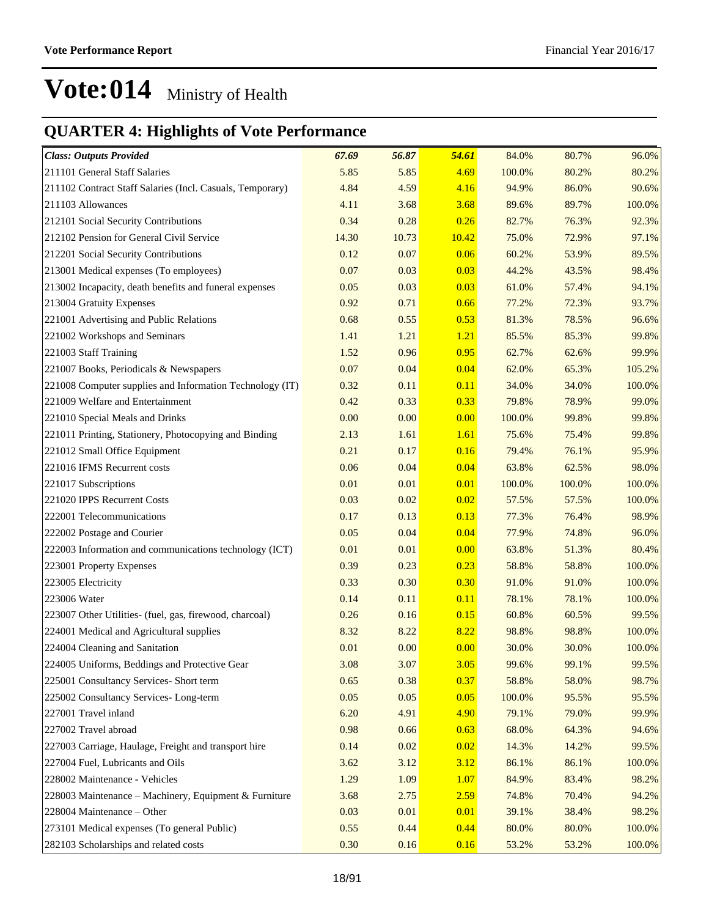# Vote:014 Ministry of Health

## QUARTER 4: Highlights of Vote Performance

| | | | | | | |
|---|---|---|---|---|---|---|
| ***Class: Outputs Provided*** | ***67.69*** | ***56.87*** | ***54.61*** | 84.0% | 80.7% | 96.0% |
| 211101 General Staff Salaries | 5.85 | 5.85 | 4.69 | 100.0% | 80.2% | 80.2% |
| 211102 Contract Staff Salaries (Incl. Casuals, Temporary) | 4.84 | 4.59 | 4.16 | 94.9% | 86.0% | 90.6% |
| 211103 Allowances | 4.11 | 3.68 | 3.68 | 89.6% | 89.7% | 100.0% |
| 212101 Social Security Contributions | 0.34 | 0.28 | 0.26 | 82.7% | 76.3% | 92.3% |
| 212102 Pension for General Civil Service | 14.30 | 10.73 | 10.42 | 75.0% | 72.9% | 97.1% |
| 212201 Social Security Contributions | 0.12 | 0.07 | 0.06 | 60.2% | 53.9% | 89.5% |
| 213001 Medical expenses (To employees) | 0.07 | 0.03 | 0.03 | 44.2% | 43.5% | 98.4% |
| 213002 Incapacity, death benefits and funeral expenses | 0.05 | 0.03 | 0.03 | 61.0% | 57.4% | 94.1% |
| 213004 Gratuity Expenses | 0.92 | 0.71 | 0.66 | 77.2% | 72.3% | 93.7% |
| 221001 Advertising and Public Relations | 0.68 | 0.55 | 0.53 | 81.3% | 78.5% | 96.6% |
| 221002 Workshops and Seminars | 1.41 | 1.21 | 1.21 | 85.5% | 85.3% | 99.8% |
| 221003 Staff Training | 1.52 | 0.96 | 0.95 | 62.7% | 62.6% | 99.9% |
| 221007 Books, Periodicals & Newspapers | 0.07 | 0.04 | 0.04 | 62.0% | 65.3% | 105.2% |
| 221008 Computer supplies and Information Technology (IT) | 0.32 | 0.11 | 0.11 | 34.0% | 34.0% | 100.0% |
| 221009 Welfare and Entertainment | 0.42 | 0.33 | 0.33 | 79.8% | 78.9% | 99.0% |
| 221010 Special Meals and Drinks | 0.00 | 0.00 | 0.00 | 100.0% | 99.8% | 99.8% |
| 221011 Printing, Stationery, Photocopying and Binding | 2.13 | 1.61 | 1.61 | 75.6% | 75.4% | 99.8% |
| 221012 Small Office Equipment | 0.21 | 0.17 | 0.16 | 79.4% | 76.1% | 95.9% |
| 221016 IFMS Recurrent costs | 0.06 | 0.04 | 0.04 | 63.8% | 62.5% | 98.0% |
| 221017 Subscriptions | 0.01 | 0.01 | 0.01 | 100.0% | 100.0% | 100.0% |
| 221020 IPPS Recurrent Costs | 0.03 | 0.02 | 0.02 | 57.5% | 57.5% | 100.0% |
| 222001 Telecommunications | 0.17 | 0.13 | 0.13 | 77.3% | 76.4% | 98.9% |
| 222002 Postage and Courier | 0.05 | 0.04 | 0.04 | 77.9% | 74.8% | 96.0% |
| 222003 Information and communications technology (ICT) | 0.01 | 0.01 | 0.00 | 63.8% | 51.3% | 80.4% |
| 223001 Property Expenses | 0.39 | 0.23 | 0.23 | 58.8% | 58.8% | 100.0% |
| 223005 Electricity | 0.33 | 0.30 | 0.30 | 91.0% | 91.0% | 100.0% |
| 223006 Water | 0.14 | 0.11 | 0.11 | 78.1% | 78.1% | 100.0% |
| 223007 Other Utilities- (fuel, gas, firewood, charcoal) | 0.26 | 0.16 | 0.15 | 60.8% | 60.5% | 99.5% |
| 224001 Medical and Agricultural supplies | 8.32 | 8.22 | 8.22 | 98.8% | 98.8% | 100.0% |
| 224004 Cleaning and Sanitation | 0.01 | 0.00 | 0.00 | 30.0% | 30.0% | 100.0% |
| 224005 Uniforms, Beddings and Protective Gear | 3.08 | 3.07 | 3.05 | 99.6% | 99.1% | 99.5% |
| 225001 Consultancy Services- Short term | 0.65 | 0.38 | 0.37 | 58.8% | 58.0% | 98.7% |
| 225002 Consultancy Services- Long-term | 0.05 | 0.05 | 0.05 | 100.0% | 95.5% | 95.5% |
| 227001 Travel inland | 6.20 | 4.91 | 4.90 | 79.1% | 79.0% | 99.9% |
| 227002 Travel abroad | 0.98 | 0.66 | 0.63 | 68.0% | 64.3% | 94.6% |
| 227003 Carriage, Haulage, Freight and transport hire | 0.14 | 0.02 | 0.02 | 14.3% | 14.2% | 99.5% |
| 227004 Fuel, Lubricants and Oils | 3.62 | 3.12 | 3.12 | 86.1% | 86.1% | 100.0% |
| 228002 Maintenance - Vehicles | 1.29 | 1.09 | 1.07 | 84.9% | 83.4% | 98.2% |
| 228003 Maintenance – Machinery, Equipment & Furniture | 3.68 | 2.75 | 2.59 | 74.8% | 70.4% | 94.2% |
| 228004 Maintenance – Other | 0.03 | 0.01 | 0.01 | 39.1% | 38.4% | 98.2% |
| 273101 Medical expenses (To general Public) | 0.55 | 0.44 | 0.44 | 80.0% | 80.0% | 100.0% |
| 282103 Scholarships and related costs | 0.30 | 0.16 | 0.16 | 53.2% | 53.2% | 100.0% |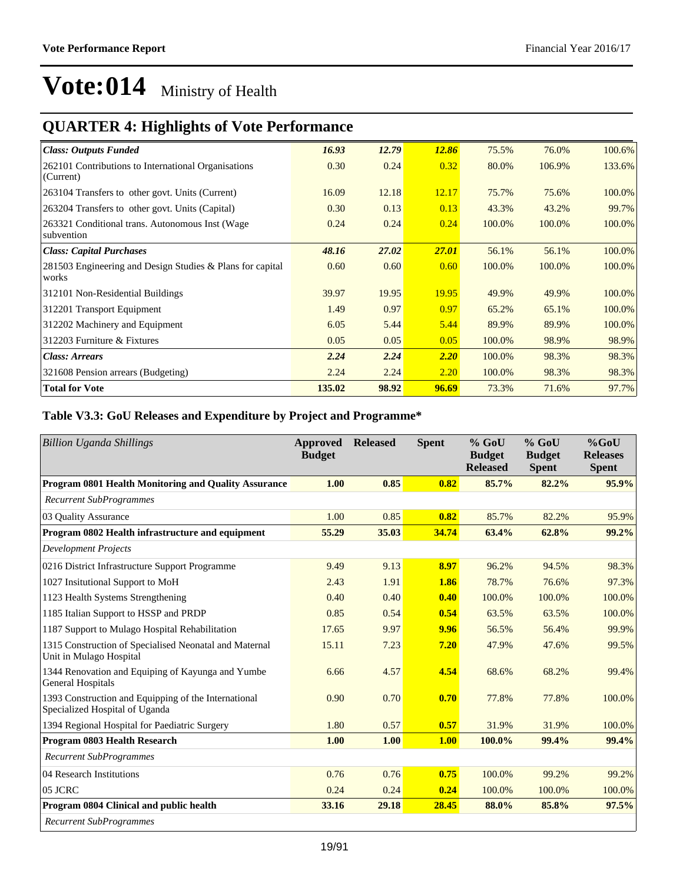# Vote:014 Ministry of Health

## QUARTER 4: Highlights of Vote Performance

| | | | | | | |
|---|---|---|---|---|---|---|
| ***Class: Outputs Funded*** | ***16.93*** | ***12.79*** | ***12.86*** | 75.5% | 76.0% | 100.6% |
| 262101 Contributions to International Organisations (Current) | 0.30 | 0.24 | 0.32 | 80.0% | 106.9% | 133.6% |
| 263104 Transfers to other govt. Units (Current) | 16.09 | 12.18 | 12.17 | 75.7% | 75.6% | 100.0% |
| 263204 Transfers to other govt. Units (Capital) | 0.30 | 0.13 | 0.13 | 43.3% | 43.2% | 99.7% |
| 263321 Conditional trans. Autonomous Inst (Wage subvention | 0.24 | 0.24 | 0.24 | 100.0% | 100.0% | 100.0% |
| ***Class: Capital Purchases*** | ***48.16*** | ***27.02*** | ***27.01*** | 56.1% | 56.1% | 100.0% |
| 281503 Engineering and Design Studies & Plans for capital works | 0.60 | 0.60 | 0.60 | 100.0% | 100.0% | 100.0% |
| 312101 Non-Residential Buildings | 39.97 | 19.95 | 19.95 | 49.9% | 49.9% | 100.0% |
| 312201 Transport Equipment | 1.49 | 0.97 | 0.97 | 65.2% | 65.1% | 100.0% |
| 312202 Machinery and Equipment | 6.05 | 5.44 | 5.44 | 89.9% | 89.9% | 100.0% |
| 312203 Furniture & Fixtures | 0.05 | 0.05 | 0.05 | 100.0% | 98.9% | 98.9% |
| ***Class: Arrears*** | ***2.24*** | ***2.24*** | ***2.20*** | 100.0% | 98.3% | 98.3% |
| 321608 Pension arrears (Budgeting) | 2.24 | 2.24 | 2.20 | 100.0% | 98.3% | 98.3% |
| **Total for Vote** | **135.02** | **98.92** | **96.69** | 73.3% | 71.6% | 97.7% |

### Table V3.3: GoU Releases and Expenditure by Project and Programme*

| *Billion Uganda Shillings* | **Approved Budget** | **Released** | **Spent** | **% GoU Budget Released** | **% GoU Budget Spent** | **%GoU Releases Spent** |
|---|---|---|---|---|---|---|
| **Program 0801 Health Monitoring and Quality Assurance** | **1.00** | **0.85** | **0.82** | **85.7%** | **82.2%** | **95.9%** |
| *Recurrent SubProgrammes* | | | | | | |
| 03 Quality Assurance | 1.00 | 0.85 | **0.82** | 85.7% | 82.2% | 95.9% |
| **Program 0802 Health infrastructure and equipment** | **55.29** | **35.03** | **34.74** | **63.4%** | **62.8%** | **99.2%** |
| *Development Projects* | | | | | | |
| 0216 District Infrastructure Support Programme | 9.49 | 9.13 | **8.97** | 96.2% | 94.5% | 98.3% |
| 1027 Insitutional Support to MoH | 2.43 | 1.91 | **1.86** | 78.7% | 76.6% | 97.3% |
| 1123 Health Systems Strengthening | 0.40 | 0.40 | **0.40** | 100.0% | 100.0% | 100.0% |
| 1185 Italian Support to HSSP and PRDP | 0.85 | 0.54 | **0.54** | 63.5% | 63.5% | 100.0% |
| 1187 Support to Mulago Hospital Rehabilitation | 17.65 | 9.97 | **9.96** | 56.5% | 56.4% | 99.9% |
| 1315 Construction of Specialised Neonatal and Maternal Unit in Mulago Hospital | 15.11 | 7.23 | **7.20** | 47.9% | 47.6% | 99.5% |
| 1344 Renovation and Equiping of Kayunga and Yumbe General Hospitals | 6.66 | 4.57 | **4.54** | 68.6% | 68.2% | 99.4% |
| 1393 Construction and Equipping of the International Specialized Hospital of Uganda | 0.90 | 0.70 | **0.70** | 77.8% | 77.8% | 100.0% |
| 1394 Regional Hospital for Paediatric Surgery | 1.80 | 0.57 | **0.57** | 31.9% | 31.9% | 100.0% |
| **Program 0803 Health Research** | **1.00** | **1.00** | **1.00** | **100.0%** | **99.4%** | **99.4%** |
| *Recurrent SubProgrammes* | | | | | | |
| 04 Research Institutions | 0.76 | 0.76 | **0.75** | 100.0% | 99.2% | 99.2% |
| 05 JCRC | 0.24 | 0.24 | **0.24** | 100.0% | 100.0% | 100.0% |
| **Program 0804 Clinical and public health** | **33.16** | **29.18** | **28.45** | **88.0%** | **85.8%** | **97.5%** |
| *Recurrent SubProgrammes* | | | | | | |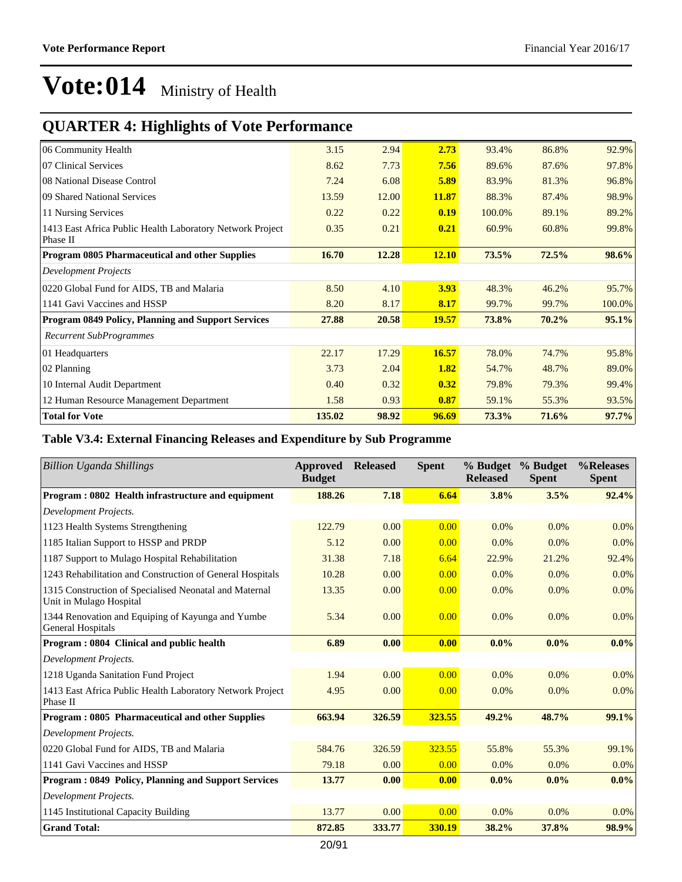# Vote:014 Ministry of Health

## QUARTER 4: Highlights of Vote Performance

| | | | | | | |
|---|---|---|---|---|---|---|
| 06 Community Health | 3.15 | 2.94 | **2.73** | 93.4% | 86.8% | 92.9% |
| 07 Clinical Services | 8.62 | 7.73 | **7.56** | 89.6% | 87.6% | 97.8% |
| 08 National Disease Control | 7.24 | 6.08 | **5.89** | 83.9% | 81.3% | 96.8% |
| 09 Shared National Services | 13.59 | 12.00 | **11.87** | 88.3% | 87.4% | 98.9% |
| 11 Nursing Services | 0.22 | 0.22 | **0.19** | 100.0% | 89.1% | 89.2% |
| 1413 East Africa Public Health Laboratory Network Project Phase II | 0.35 | 0.21 | **0.21** | 60.9% | 60.8% | 99.8% |
| **Program 0805 Pharmaceutical and other Supplies** | **16.70** | **12.28** | **12.10** | **73.5%** | **72.5%** | **98.6%** |
| *Development Projects* | | | | | | |
| 0220 Global Fund for AIDS, TB and Malaria | 8.50 | 4.10 | **3.93** | 48.3% | 46.2% | 95.7% |
| 1141 Gavi Vaccines and HSSP | 8.20 | 8.17 | **8.17** | 99.7% | 99.7% | 100.0% |
| **Program 0849 Policy, Planning and Support Services** | **27.88** | **20.58** | **19.57** | **73.8%** | **70.2%** | **95.1%** |
| *Recurrent SubProgrammes* | | | | | | |
| 01 Headquarters | 22.17 | 17.29 | **16.57** | 78.0% | 74.7% | 95.8% |
| 02 Planning | 3.73 | 2.04 | **1.82** | 54.7% | 48.7% | 89.0% |
| 10 Internal Audit Department | 0.40 | 0.32 | **0.32** | 79.8% | 79.3% | 99.4% |
| 12 Human Resource Management Department | 1.58 | 0.93 | **0.87** | 59.1% | 55.3% | 93.5% |
| **Total for Vote** | **135.02** | **98.92** | **96.69** | **73.3%** | **71.6%** | **97.7%** |

### Table V3.4: External Financing Releases and Expenditure by Sub Programme

| *Billion Uganda Shillings* | Approved Budget | Released | Spent | % Budget Released | % Budget Spent | %Releases Spent |
|---|---|---|---|---|---|---|
| **Program : 0802 Health infrastructure and equipment** | **188.26** | **7.18** | **6.64** | **3.8%** | **3.5%** | **92.4%** |
| *Development Projects.* | | | | | | |
| 1123 Health Systems Strengthening | 122.79 | 0.00 | 0.00 | 0.0% | 0.0% | 0.0% |
| 1185 Italian Support to HSSP and PRDP | 5.12 | 0.00 | 0.00 | 0.0% | 0.0% | 0.0% |
| 1187 Support to Mulago Hospital Rehabilitation | 31.38 | 7.18 | 6.64 | 22.9% | 21.2% | 92.4% |
| 1243 Rehabilitation and Construction of General Hospitals | 10.28 | 0.00 | 0.00 | 0.0% | 0.0% | 0.0% |
| 1315 Construction of Specialised Neonatal and Maternal Unit in Mulago Hospital | 13.35 | 0.00 | 0.00 | 0.0% | 0.0% | 0.0% |
| 1344 Renovation and Equiping of Kayunga and Yumbe General Hospitals | 5.34 | 0.00 | 0.00 | 0.0% | 0.0% | 0.0% |
| **Program : 0804 Clinical and public health** | **6.89** | **0.00** | **0.00** | **0.0%** | **0.0%** | **0.0%** |
| *Development Projects.* | | | | | | |
| 1218 Uganda Sanitation Fund Project | 1.94 | 0.00 | 0.00 | 0.0% | 0.0% | 0.0% |
| 1413 East Africa Public Health Laboratory Network Project Phase II | 4.95 | 0.00 | 0.00 | 0.0% | 0.0% | 0.0% |
| **Program : 0805 Pharmaceutical and other Supplies** | **663.94** | **326.59** | **323.55** | **49.2%** | **48.7%** | **99.1%** |
| *Development Projects.* | | | | | | |
| 0220 Global Fund for AIDS, TB and Malaria | 584.76 | 326.59 | 323.55 | 55.8% | 55.3% | 99.1% |
| 1141 Gavi Vaccines and HSSP | 79.18 | 0.00 | 0.00 | 0.0% | 0.0% | 0.0% |
| **Program : 0849 Policy, Planning and Support Services** | **13.77** | **0.00** | **0.00** | **0.0%** | **0.0%** | **0.0%** |
| *Development Projects.* | | | | | | |
| 1145 Institutional Capacity Building | 13.77 | 0.00 | 0.00 | 0.0% | 0.0% | 0.0% |
| **Grand Total:** | **872.85** | **333.77** | **330.19** | **38.2%** | **37.8%** | **98.9%** |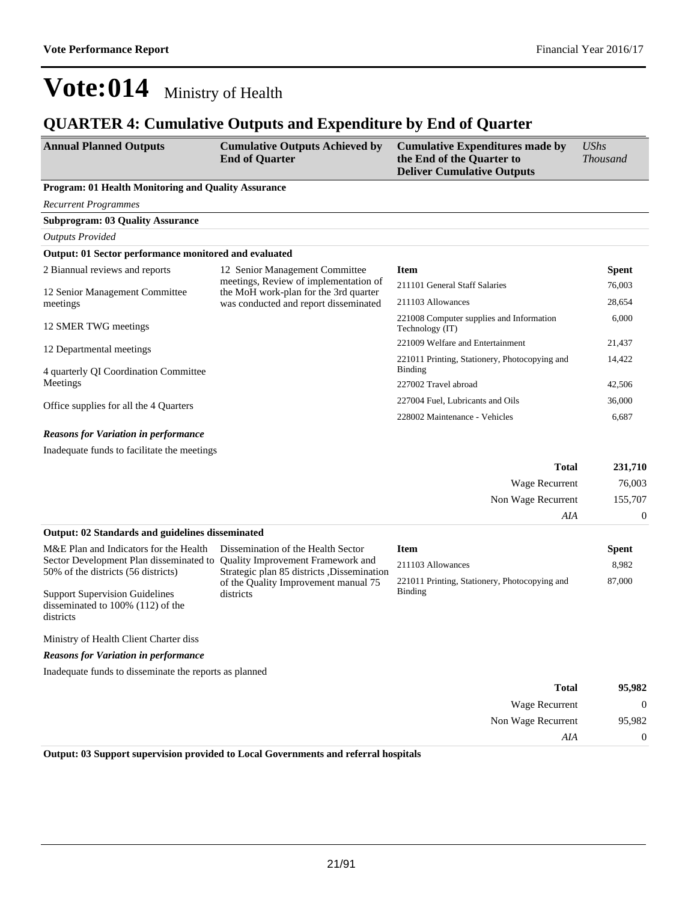# Vote:014 Ministry of Health

## QUARTER 4: Cumulative Outputs and Expenditure by End of Quarter

| Annual Planned Outputs | Cumulative Outputs Achieved by End of Quarter | Cumulative Expenditures made by the End of the Quarter to Deliver Cumulative Outputs | *UShs Thousand* |
|---|---|---|---|

**Program: 01 Health Monitoring and Quality Assurance**

*Recurrent Programmes*

**Subprogram: 03 Quality Assurance**

*Outputs Provided*

**Output: 01 Sector performance monitored and evaluated**

| Annual Planned Outputs | Cumulative Outputs Achieved by End of Quarter | Item | Spent |
|---|---|---|---|
| 2 Biannual reviews and reports<br><br>12 Senior Management Committee meetings<br><br>12 SMER TWG meetings<br><br>12 Departmental meetings<br><br>4 quarterly QI Coordination Committee Meetings<br><br>Office supplies for all the 4 Quarters | 12 Senior Management Committee meetings, Review of implementation of the MoH work-plan for the 3rd quarter was conducted and report disseminated | 211101 General Staff Salaries | 76,003 |
| | | 211103 Allowances | 28,654 |
| | | 221008 Computer supplies and Information Technology (IT) | 6,000 |
| | | 221009 Welfare and Entertainment | 21,437 |
| | | 221011 Printing, Stationery, Photocopying and Binding | 14,422 |
| | | 227002 Travel abroad | 42,506 |
| | | 227004 Fuel, Lubricants and Oils | 36,000 |
| | | 228002 Maintenance - Vehicles | 6,687 |

***Reasons for Variation in performance***

Inadequate funds to facilitate the meetings

| | |
|---|---|
| **Total** | **231,710** |
| Wage Recurrent | 76,003 |
| Non Wage Recurrent | 155,707 |
| *AIA* | 0 |

**Output: 02 Standards and guidelines disseminated**

| Annual Planned Outputs | Cumulative Outputs Achieved by End of Quarter | Item | Spent |
|---|---|---|---|
| M&E Plan and Indicators for the Health Sector Development Plan disseminated to 50% of the districts (56 districts)<br><br>Support Supervision Guidelines disseminated to 100% (112) of the districts<br><br>Ministry of Health Client Charter diss | Dissemination of the Health Sector Quality Improvement Framework and Strategic plan 85 districts ,Dissemination of the Quality Improvement manual 75 districts | 211103 Allowances | 8,982 |
| | | 221011 Printing, Stationery, Photocopying and Binding | 87,000 |

***Reasons for Variation in performance***

Inadequate funds to disseminate the reports as planned

| | |
|---|---|
| **Total** | **95,982** |
| Wage Recurrent | 0 |
| Non Wage Recurrent | 95,982 |
| *AIA* | 0 |

**Output: 03 Support supervision provided to Local Governments and referral hospitals**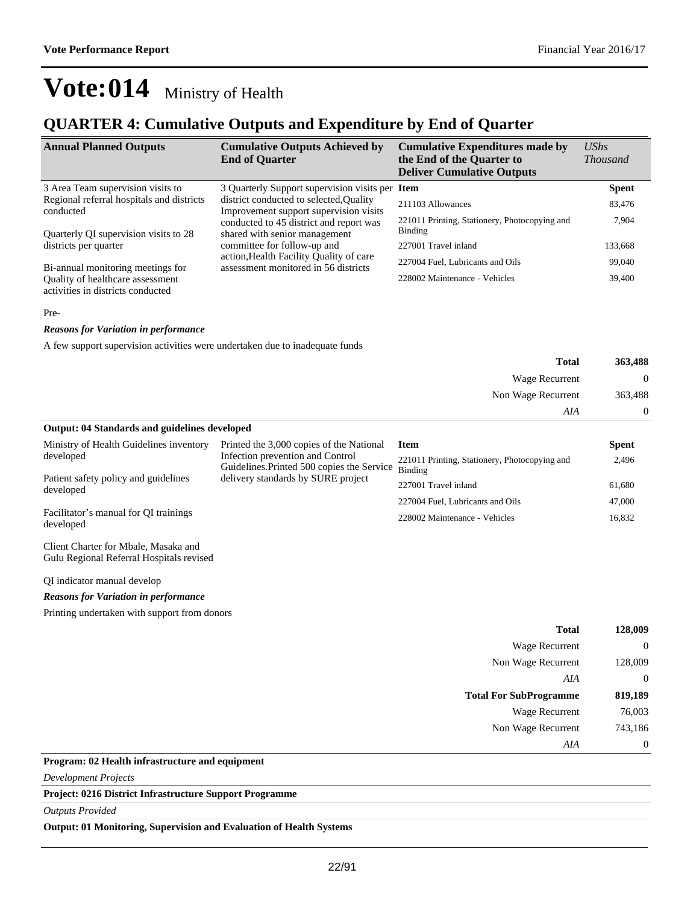# Vote:014 Ministry of Health

## QUARTER 4: Cumulative Outputs and Expenditure by End of Quarter

| Annual Planned Outputs | Cumulative Outputs Achieved by End of Quarter | Cumulative Expenditures made by the End of the Quarter to Deliver Cumulative Outputs | UShs Thousand |
|---|---|---|---|
| 3 Area Team supervision visits to Regional referral hospitals and districts conducted<br><br>Quarterly QI supervision visits to 28 districts per quarter<br><br>Bi-annual monitoring meetings for Quality of healthcare assessment activities in districts conducted | 3 Quarterly Support supervision visits per district conducted to selected,Quality Improvement support supervision visits conducted to 45 district and report was shared with senior management committee for follow-up and action,Health Facility Quality of care assessment monitored in 56 districts | **Item** | **Spent** |
| | | 211103 Allowances | 83,476 |
| | | 221011 Printing, Stationery, Photocopying and Binding | 7,904 |
| | | 227001 Travel inland | 133,668 |
| | | 227004 Fuel, Lubricants and Oils | 99,040 |
| | | 228002 Maintenance - Vehicles | 39,400 |

Pre-

***Reasons for Variation in performance***

A few support supervision activities were undertaken due to inadequate funds

| | |
|---|---|
| **Total** | **363,488** |
| Wage Recurrent | 0 |
| Non Wage Recurrent | 363,488 |
| *AIA* | 0 |

**Output: 04 Standards and guidelines developed**

| Annual Planned Outputs | Cumulative Outputs Achieved by End of Quarter | Item | Spent |
|---|---|---|---|
| Ministry of Health Guidelines inventory developed<br><br>Patient safety policy and guidelines developed<br><br>Facilitator's manual for QI trainings developed<br><br>Client Charter for Mbale, Masaka and Gulu Regional Referral Hospitals revised<br><br>QI indicator manual develop | Printed the 3,000 copies of the National Infection prevention and Control Guidelines.Printed 500 copies the Service delivery standards by SURE project | 221011 Printing, Stationery, Photocopying and Binding | 2,496 |
| | | 227001 Travel inland | 61,680 |
| | | 227004 Fuel, Lubricants and Oils | 47,000 |
| | | 228002 Maintenance - Vehicles | 16,832 |

***Reasons for Variation in performance***

Printing undertaken with support from donors

| | |
|---|---|
| **Total** | **128,009** |
| Wage Recurrent | 0 |
| Non Wage Recurrent | 128,009 |
| *AIA* | 0 |
| **Total For SubProgramme** | **819,189** |
| Wage Recurrent | 76,003 |
| Non Wage Recurrent | 743,186 |
| *AIA* | 0 |

**Program: 02 Health infrastructure and equipment**

*Development Projects*

**Project: 0216 District Infrastructure Support Programme**

*Outputs Provided*

**Output: 01 Monitoring, Supervision and Evaluation of Health Systems**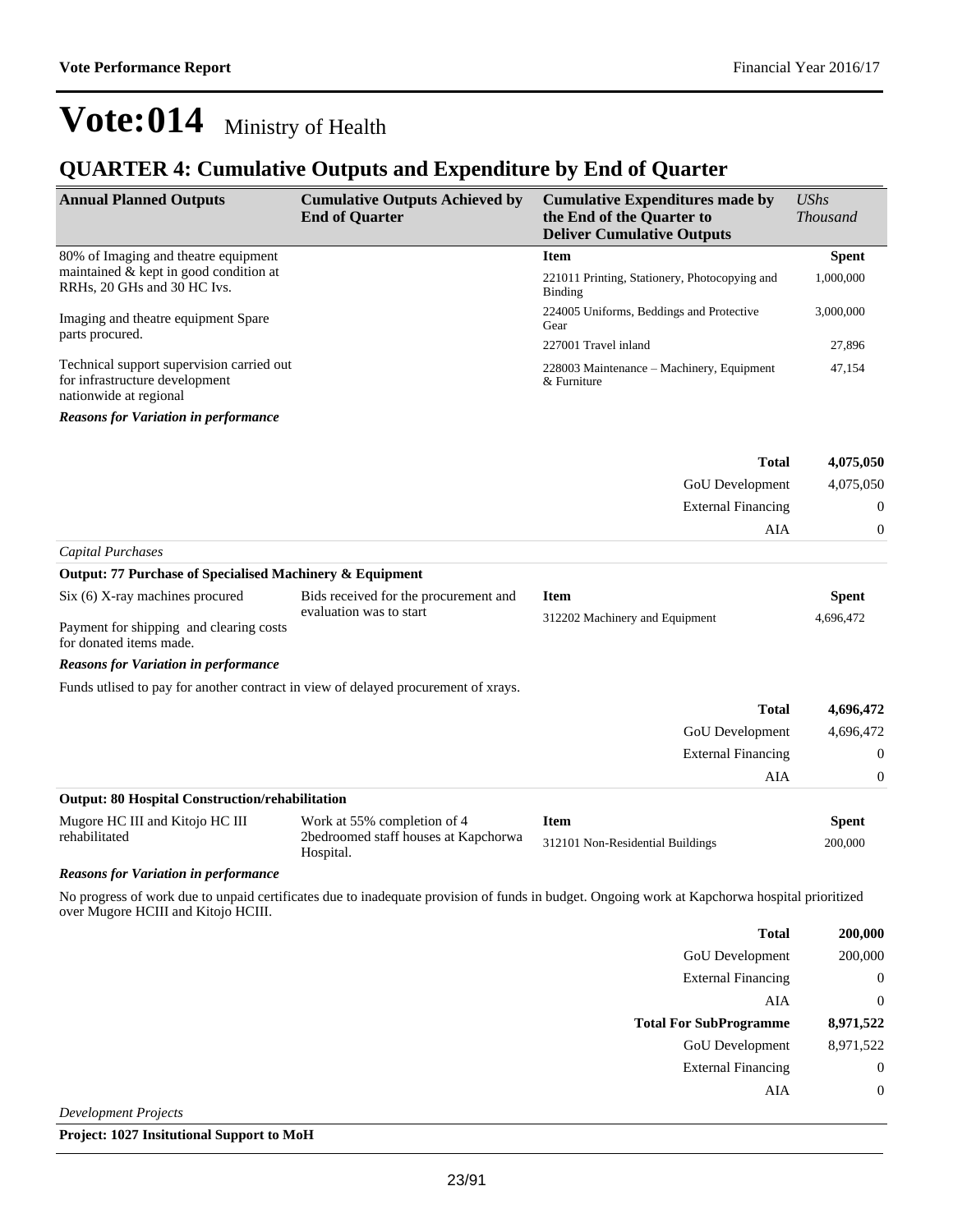# Vote:014 Ministry of Health

## QUARTER 4: Cumulative Outputs and Expenditure by End of Quarter

| Annual Planned Outputs | Cumulative Outputs Achieved by End of Quarter | Cumulative Expenditures made by the End of the Quarter to Deliver Cumulative Outputs | *UShs Thousand* |
|---|---|---|---|
| 80% of Imaging and theatre equipment maintained & kept in good condition at RRHs, 20 GHs and 30 HC Ivs.<br><br>Imaging and theatre equipment Spare parts procured.<br><br>Technical support supervision carried out for infrastructure development nationwide at regional | | **Item** | **Spent** |
| | | 221011 Printing, Stationery, Photocopying and Binding | 1,000,000 |
| | | 224005 Uniforms, Beddings and Protective Gear | 3,000,000 |
| | | 227001 Travel inland | 27,896 |
| | | 228003 Maintenance – Machinery, Equipment & Furniture | 47,154 |

***Reasons for Variation in performance***

| | |
|---|---|
| **Total** | **4,075,050** |
| GoU Development | 4,075,050 |
| External Financing | 0 |
| AIA | 0 |

*Capital Purchases*

**Output: 77 Purchase of Specialised Machinery & Equipment**

| | | | |
|---|---|---|---|
| Six (6) X-ray machines procured<br><br>Payment for shipping and clearing costs for donated items made. | Bids received for the procurement and evaluation was to start | **Item** | **Spent** |
| | | 312202 Machinery and Equipment | 4,696,472 |

***Reasons for Variation in performance***

Funds utlised to pay for another contract in view of delayed procurement of xrays.

| | |
|---|---|
| **Total** | **4,696,472** |
| GoU Development | 4,696,472 |
| External Financing | 0 |
| AIA | 0 |

**Output: 80 Hospital Construction/rehabilitation**

| | | | |
|---|---|---|---|
| Mugore HC III and Kitojo HC III rehabilitated | Work at 55% completion of 4 2bedroomed staff houses at Kapchorwa Hospital. | **Item** | **Spent** |
| | | 312101 Non-Residential Buildings | 200,000 |

***Reasons for Variation in performance***

No progress of work due to unpaid certificates due to inadequate provision of funds in budget. Ongoing work at Kapchorwa hospital prioritized over Mugore HCIII and Kitojo HCIII.

| | |
|---|---|
| **Total** | **200,000** |
| GoU Development | 200,000 |
| External Financing | 0 |
| AIA | 0 |
| **Total For SubProgramme** | **8,971,522** |
| GoU Development | 8,971,522 |
| External Financing | 0 |
| AIA | 0 |

*Development Projects*

**Project: 1027 Insitutional Support to MoH**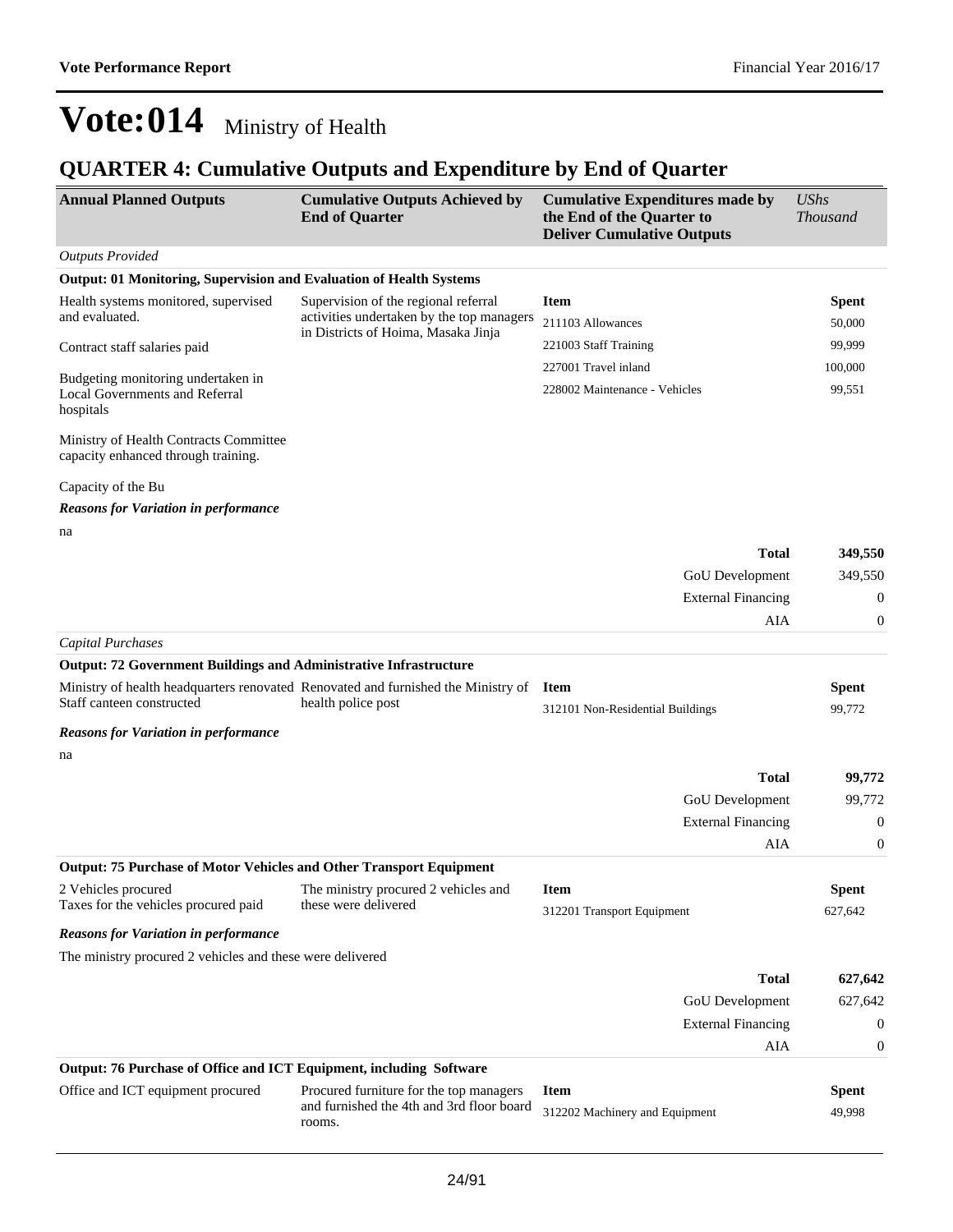# Vote:014 Ministry of Health

## QUARTER 4: Cumulative Outputs and Expenditure by End of Quarter

| Annual Planned Outputs | Cumulative Outputs Achieved by End of Quarter | Cumulative Expenditures made by the End of the Quarter to Deliver Cumulative Outputs | UShs Thousand |
|---|---|---|---|
| *Outputs Provided* | | | |
| **Output: 01 Monitoring, Supervision and Evaluation of Health Systems** | | | |
| Health systems monitored, supervised and evaluated.<br><br>Contract staff salaries paid<br><br>Budgeting monitoring undertaken in Local Governments and Referral hospitals<br><br>Ministry of Health Contracts Committee capacity enhanced through training.<br><br>Capacity of the Bu | Supervision of the regional referral activities undertaken by the top managers in Districts of Hoima, Masaka Jinja | **Item** | **Spent** |
| | | 211103 Allowances | 50,000 |
| | | 221003 Staff Training | 99,999 |
| | | 227001 Travel inland | 100,000 |
| | | 228002 Maintenance - Vehicles | 99,551 |
| ***Reasons for Variation in performance*** | | | |
| na | | | |
| | | **Total** | **349,550** |
| | | GoU Development | 349,550 |
| | | External Financing | 0 |
| | | AIA | 0 |
| *Capital Purchases* | | | |
| **Output: 72 Government Buildings and Administrative Infrastructure** | | | |
| Ministry of health headquarters renovated<br>Staff canteen constructed | Renovated and furnished the Ministry of health police post | **Item** | **Spent** |
| | | 312101 Non-Residential Buildings | 99,772 |
| ***Reasons for Variation in performance*** | | | |
| na | | | |
| | | **Total** | **99,772** |
| | | GoU Development | 99,772 |
| | | External Financing | 0 |
| | | AIA | 0 |
| **Output: 75 Purchase of Motor Vehicles and Other Transport Equipment** | | | |
| 2 Vehicles procured<br>Taxes for the vehicles procured paid | The ministry procured 2 vehicles and these were delivered | **Item** | **Spent** |
| | | 312201 Transport Equipment | 627,642 |
| ***Reasons for Variation in performance*** | | | |
| The ministry procured 2 vehicles and these were delivered | | | |
| | | **Total** | **627,642** |
| | | GoU Development | 627,642 |
| | | External Financing | 0 |
| | | AIA | 0 |
| **Output: 76 Purchase of Office and ICT Equipment, including Software** | | | |
| Office and ICT equipment procured | Procured furniture for the top managers and furnished the 4th and 3rd floor board rooms. | **Item** | **Spent** |
| | | 312202 Machinery and Equipment | 49,998 |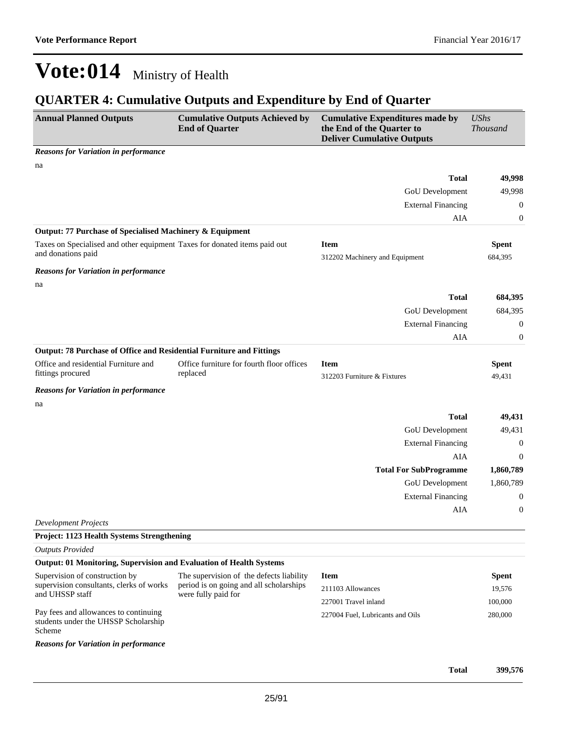# Vote:014 Ministry of Health

## QUARTER 4: Cumulative Outputs and Expenditure by End of Quarter

| Annual Planned Outputs | Cumulative Outputs Achieved by End of Quarter | Cumulative Expenditures made by the End of the Quarter to Deliver Cumulative Outputs | UShs Thousand |
|---|---|---|---|

***Reasons for Variation in performance***

na

| | |
|---|---|
| **Total** | **49,998** |
| GoU Development | 49,998 |
| External Financing | 0 |
| AIA | 0 |

**Output: 77 Purchase of Specialised Machinery & Equipment**

| Annual Planned Outputs | Cumulative Outputs Achieved by End of Quarter | Item | Spent |
|---|---|---|---|
| Taxes on Specialised and other equipment and donations paid | Taxes for donated items paid out | 312202 Machinery and Equipment | 684,395 |

***Reasons for Variation in performance***

na

| | |
|---|---|
| **Total** | **684,395** |
| GoU Development | 684,395 |
| External Financing | 0 |
| AIA | 0 |

**Output: 78 Purchase of Office and Residential Furniture and Fittings**

| Annual Planned Outputs | Cumulative Outputs Achieved by End of Quarter | Item | Spent |
|---|---|---|---|
| Office and residential Furniture and fittings procured | Office furniture for fourth floor offices replaced | 312203 Furniture & Fixtures | 49,431 |

***Reasons for Variation in performance***

na

| | |
|---|---|
| **Total** | **49,431** |
| GoU Development | 49,431 |
| External Financing | 0 |
| AIA | 0 |
| **Total For SubProgramme** | **1,860,789** |
| GoU Development | 1,860,789 |
| External Financing | 0 |
| AIA | 0 |

*Development Projects*

**Project: 1123 Health Systems Strengthening**

*Outputs Provided*

**Output: 01 Monitoring, Supervision and Evaluation of Health Systems**

| Annual Planned Outputs | Cumulative Outputs Achieved by End of Quarter | Item | Spent |
|---|---|---|---|
| Supervision of construction by supervision consultants, clerks of works and UHSSP staff<br><br>Pay fees and allowances to continuing students under the UHSSP Scholarship Scheme | The supervision of the defects liability period is on going and all scholarships were fully paid for | 211103 Allowances | 19,576 |
| | | 227001 Travel inland | 100,000 |
| | | 227004 Fuel, Lubricants and Oils | 280,000 |

***Reasons for Variation in performance***

| | |
|---|---|
| **Total** | **399,576** |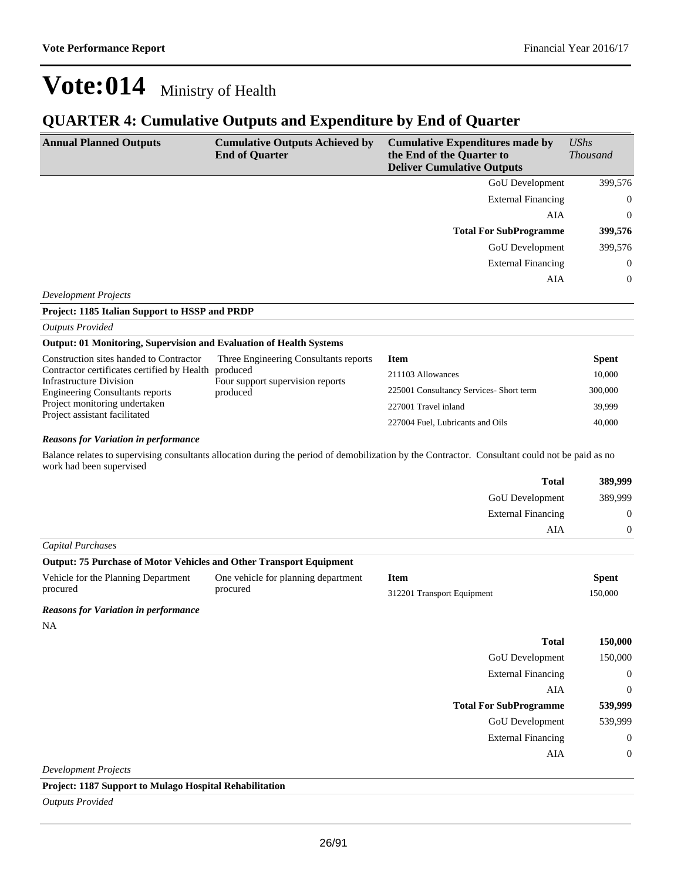# Vote:014 Ministry of Health

## QUARTER 4: Cumulative Outputs and Expenditure by End of Quarter

| Annual Planned Outputs | Cumulative Outputs Achieved by End of Quarter | Cumulative Expenditures made by the End of the Quarter to Deliver Cumulative Outputs | UShs Thousand |
|---|---|---|---|
| | | GoU Development | 399,576 |
| | | External Financing | 0 |
| | | AIA | 0 |
| | | **Total For SubProgramme** | **399,576** |
| | | GoU Development | 399,576 |
| | | External Financing | 0 |
| | | AIA | 0 |

*Development Projects*

**Project: 1185 Italian Support to HSSP and PRDP**

*Outputs Provided*

**Output: 01 Monitoring, Supervision and Evaluation of Health Systems**

| Annual Planned Outputs | Cumulative Outputs Achieved by End of Quarter | Item | Spent |
|---|---|---|---|
| Construction sites handed to Contractor<br>Contractor certificates certified by Health Infrastructure Division<br>Engineering Consultants reports<br>Project monitoring undertaken<br>Project assistant facilitated | Three Engineering Consultants reports produced<br>Four support supervision reports produced | 211103 Allowances | 10,000 |
| | | 225001 Consultancy Services- Short term | 300,000 |
| | | 227001 Travel inland | 39,999 |
| | | 227004 Fuel, Lubricants and Oils | 40,000 |

***Reasons for Variation in performance***

Balance relates to supervising consultants allocation during the period of demobilization by the Contractor. Consultant could not be paid as no work had been supervised

| | |
|---|---|
| **Total** | **389,999** |
| GoU Development | 389,999 |
| External Financing | 0 |
| AIA | 0 |

*Capital Purchases*

**Output: 75 Purchase of Motor Vehicles and Other Transport Equipment**

| Annual Planned Outputs | Cumulative Outputs Achieved by End of Quarter | Item | Spent |
|---|---|---|---|
| Vehicle for the Planning Department procured | One vehicle for planning department procured | 312201 Transport Equipment | 150,000 |

***Reasons for Variation in performance***

NA

| | |
|---|---|
| **Total** | **150,000** |
| GoU Development | 150,000 |
| External Financing | 0 |
| AIA | 0 |
| **Total For SubProgramme** | **539,999** |
| GoU Development | 539,999 |
| External Financing | 0 |
| AIA | 0 |

*Development Projects*

**Project: 1187 Support to Mulago Hospital Rehabilitation**

*Outputs Provided*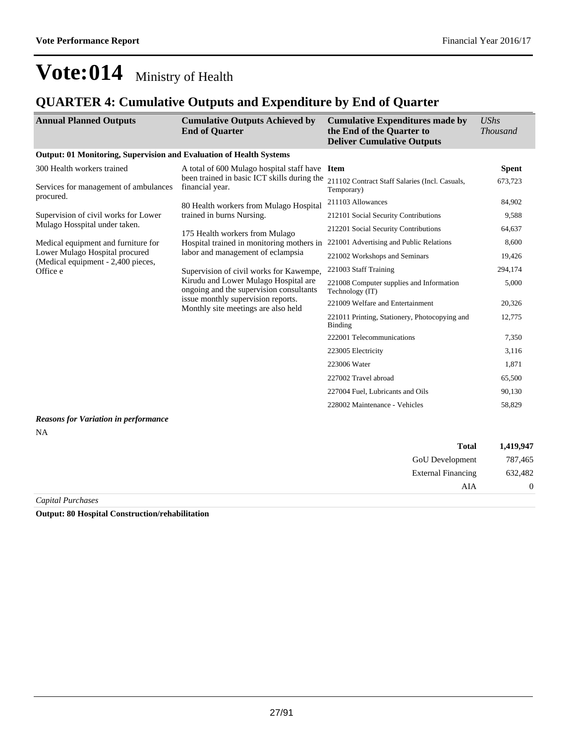# Vote:014 Ministry of Health

## QUARTER 4: Cumulative Outputs and Expenditure by End of Quarter

| Annual Planned Outputs | Cumulative Outputs Achieved by End of Quarter | Cumulative Expenditures made by the End of the Quarter to Deliver Cumulative Outputs | *UShs Thousand* |
|---|---|---|---|
| **Output: 01 Monitoring, Supervision and Evaluation of Health Systems** | | | |
| 300 Health workers trained<br><br>Services for management of ambulances procured.<br><br>Supervision of civil works for Lower Mulago Hosspital under taken.<br><br>Medical equipment and furniture for Lower Mulago Hospital procured (Medical equipment - 2,400 pieces, Office e | A total of 600 Mulago hospital staff have been trained in basic ICT skills during the financial year.<br><br>80 Health workers from Mulago Hospital trained in burns Nursing.<br><br>175 Health workers from Mulago Hospital trained in monitoring mothers in labor and management of eclampsia<br><br>Supervision of civil works for Kawempe, Kirudu and Lower Mulago Hospital are ongoing and the supervision consultants issue monthly supervision reports. Monthly site meetings are also held | **Item** | **Spent** |
| | | 211102 Contract Staff Salaries (Incl. Casuals, Temporary) | 673,723 |
| | | 211103 Allowances | 84,902 |
| | | 212101 Social Security Contributions | 9,588 |
| | | 212201 Social Security Contributions | 64,637 |
| | | 221001 Advertising and Public Relations | 8,600 |
| | | 221002 Workshops and Seminars | 19,426 |
| | | 221003 Staff Training | 294,174 |
| | | 221008 Computer supplies and Information Technology (IT) | 5,000 |
| | | 221009 Welfare and Entertainment | 20,326 |
| | | 221011 Printing, Stationery, Photocopying and Binding | 12,775 |
| | | 222001 Telecommunications | 7,350 |
| | | 223005 Electricity | 3,116 |
| | | 223006 Water | 1,871 |
| | | 227002 Travel abroad | 65,500 |
| | | 227004 Fuel, Lubricants and Oils | 90,130 |
| | | 228002 Maintenance - Vehicles | 58,829 |

***Reasons for Variation in performance***

NA

| | |
|---|---|
| **Total** | **1,419,947** |
| GoU Development | 787,465 |
| External Financing | 632,482 |
| AIA | 0 |

*Capital Purchases*

**Output: 80 Hospital Construction/rehabilitation**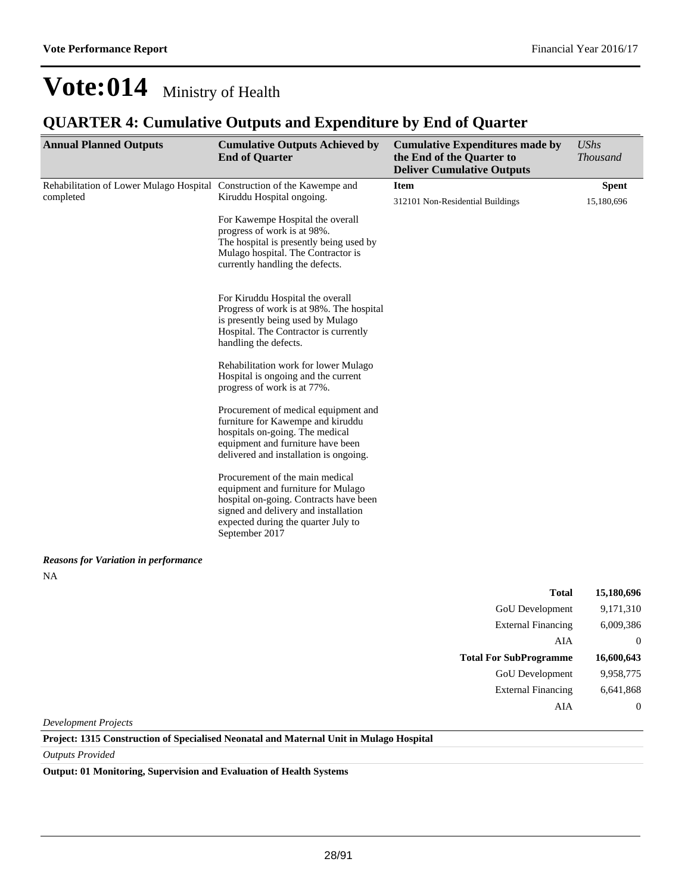# Vote:014 Ministry of Health

## QUARTER 4: Cumulative Outputs and Expenditure by End of Quarter

| Annual Planned Outputs | Cumulative Outputs Achieved by End of Quarter | Cumulative Expenditures made by the End of the Quarter to Deliver Cumulative Outputs | *UShs Thousand* |
|---|---|---|---|
| Rehabilitation of Lower Mulago Hospital completed | Construction of the Kawempe and Kiruddu Hospital ongoing.<br><br>For Kawempe Hospital the overall progress of work is at 98%. The hospital is presently being used by Mulago hospital. The Contractor is currently handling the defects.<br><br>For Kiruddu Hospital the overall Progress of work is at 98%. The hospital is presently being used by Mulago Hospital. The Contractor is currently handling the defects.<br><br>Rehabilitation work for lower Mulago Hospital is ongoing and the current progress of work is at 77%.<br><br>Procurement of medical equipment and furniture for Kawempe and kiruddu hospitals on-going. The medical equipment and furniture have been delivered and installation is ongoing.<br><br>Procurement of the main medical equipment and furniture for Mulago hospital on-going. Contracts have been signed and delivery and installation expected during the quarter July to September 2017 | **Item**<br>312101 Non-Residential Buildings | **Spent**<br>15,180,696 |

***Reasons for Variation in performance***

NA

| | |
|---|---|
| **Total** | **15,180,696** |
| GoU Development | 9,171,310 |
| External Financing | 6,009,386 |
| AIA | 0 |
| **Total For SubProgramme** | **16,600,643** |
| GoU Development | 9,958,775 |
| External Financing | 6,641,868 |
| AIA | 0 |

*Development Projects*

**Project: 1315 Construction of Specialised Neonatal and Maternal Unit in Mulago Hospital**

*Outputs Provided*

**Output: 01 Monitoring, Supervision and Evaluation of Health Systems**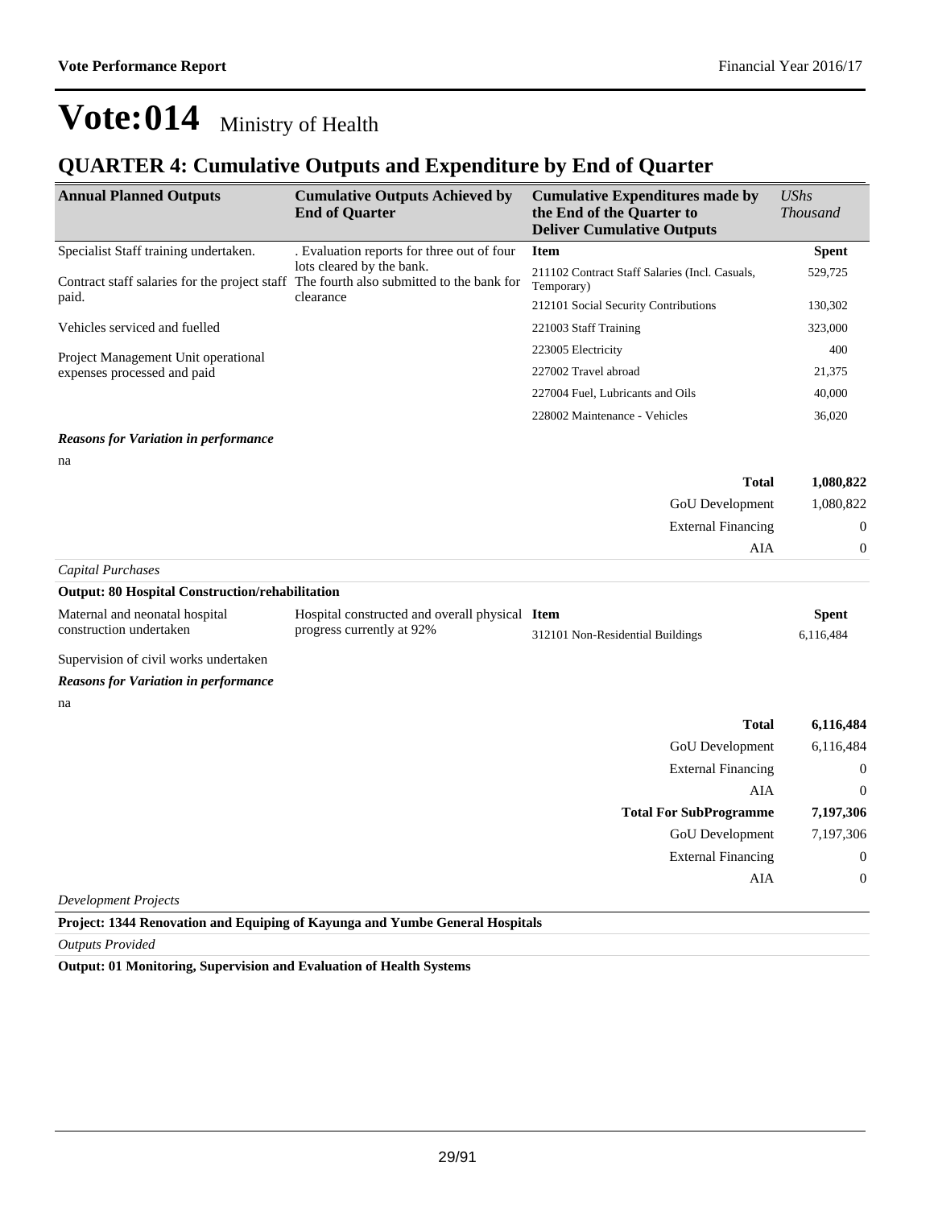# Vote:014 Ministry of Health

## QUARTER 4: Cumulative Outputs and Expenditure by End of Quarter

| Annual Planned Outputs | Cumulative Outputs Achieved by End of Quarter | Cumulative Expenditures made by the End of the Quarter to Deliver Cumulative Outputs | *UShs Thousand* |
|---|---|---|---|
| Specialist Staff training undertaken.<br><br>Contract staff salaries for the project staff paid.<br><br>Vehicles serviced and fuelled<br><br>Project Management Unit operational expenses processed and paid | . Evaluation reports for three out of four lots cleared by the bank.<br>The fourth also submitted to the bank for clearance | **Item** | **Spent** |
| | | 211102 Contract Staff Salaries (Incl. Casuals, Temporary) | 529,725 |
| | | 212101 Social Security Contributions | 130,302 |
| | | 221003 Staff Training | 323,000 |
| | | 223005 Electricity | 400 |
| | | 227002 Travel abroad | 21,375 |
| | | 227004 Fuel, Lubricants and Oils | 40,000 |
| | | 228002 Maintenance - Vehicles | 36,020 |

***Reasons for Variation in performance***

na

| | |
|---|---|
| **Total** | **1,080,822** |
| GoU Development | 1,080,822 |
| External Financing | 0 |
| AIA | 0 |

*Capital Purchases*

**Output: 80 Hospital Construction/rehabilitation**

| Annual Planned Outputs | Cumulative Outputs Achieved by End of Quarter | Item | Spent |
|---|---|---|---|
| Maternal and neonatal hospital construction undertaken<br><br>Supervision of civil works undertaken | Hospital constructed and overall physical progress currently at 92% | 312101 Non-Residential Buildings | 6,116,484 |

***Reasons for Variation in performance***

na

| | |
|---|---|
| **Total** | **6,116,484** |
| GoU Development | 6,116,484 |
| External Financing | 0 |
| AIA | 0 |
| **Total For SubProgramme** | **7,197,306** |
| GoU Development | 7,197,306 |
| External Financing | 0 |
| AIA | 0 |

*Development Projects*

**Project: 1344 Renovation and Equiping of Kayunga and Yumbe General Hospitals**

*Outputs Provided*

**Output: 01 Monitoring, Supervision and Evaluation of Health Systems**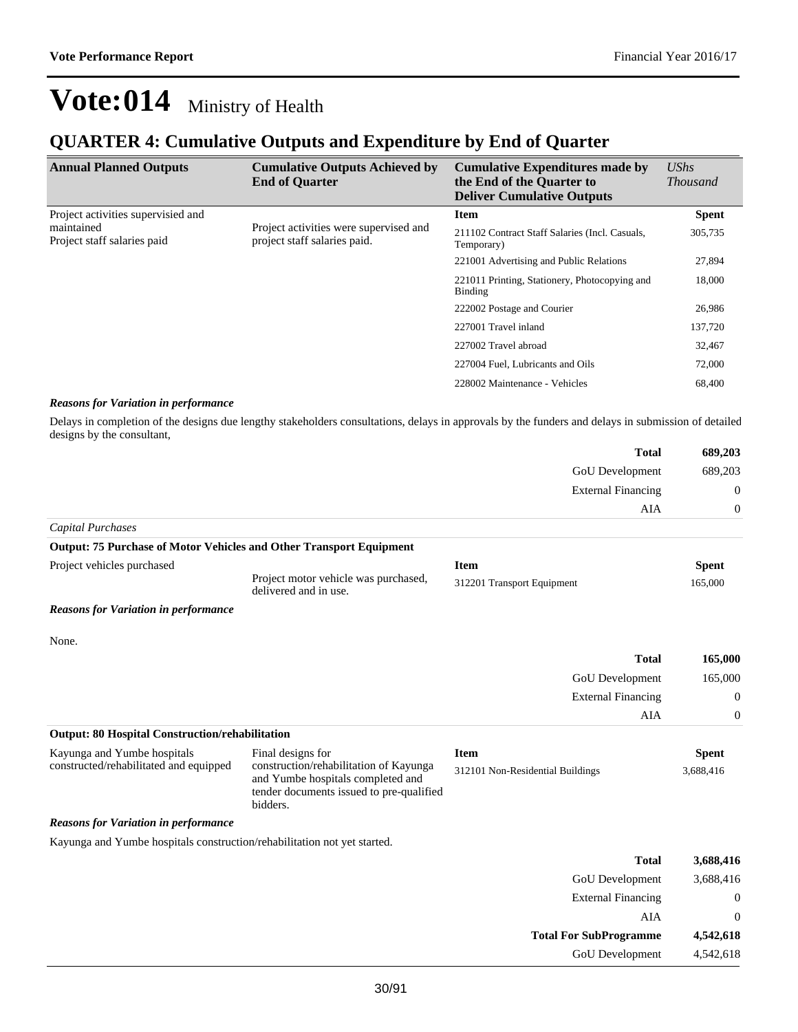# Vote:014 Ministry of Health

## QUARTER 4: Cumulative Outputs and Expenditure by End of Quarter

| Annual Planned Outputs | Cumulative Outputs Achieved by End of Quarter | Cumulative Expenditures made by the End of the Quarter to Deliver Cumulative Outputs | *UShs Thousand* |
|---|---|---|---|
| Project activities supervisied and maintained<br>Project staff salaries paid | Project activities were supervised and project staff salaries paid. | **Item** | **Spent** |
| | | 211102 Contract Staff Salaries (Incl. Casuals, Temporary) | 305,735 |
| | | 221001 Advertising and Public Relations | 27,894 |
| | | 221011 Printing, Stationery, Photocopying and Binding | 18,000 |
| | | 222002 Postage and Courier | 26,986 |
| | | 227001 Travel inland | 137,720 |
| | | 227002 Travel abroad | 32,467 |
| | | 227004 Fuel, Lubricants and Oils | 72,000 |
| | | 228002 Maintenance - Vehicles | 68,400 |

***Reasons for Variation in performance***

Delays in completion of the designs due lengthy stakeholders consultations, delays in approvals by the funders and delays in submission of detailed designs by the consultant,

| | |
|---|---|
| **Total** | **689,203** |
| GoU Development | 689,203 |
| External Financing | 0 |
| AIA | 0 |

*Capital Purchases*

**Output: 75 Purchase of Motor Vehicles and Other Transport Equipment**

| | | | |
|---|---|---|---|
| Project vehicles purchased | Project motor vehicle was purchased, delivered and in use. | **Item** | **Spent** |
| | | 312201 Transport Equipment | 165,000 |

***Reasons for Variation in performance***

None.

| | |
|---|---|
| **Total** | **165,000** |
| GoU Development | 165,000 |
| External Financing | 0 |
| AIA | 0 |

**Output: 80 Hospital Construction/rehabilitation**

| | | | |
|---|---|---|---|
| Kayunga and Yumbe hospitals constructed/rehabilitated and equipped | Final designs for construction/rehabilitation of Kayunga and Yumbe hospitals completed and tender documents issued to pre-qualified bidders. | **Item** | **Spent** |
| | | 312101 Non-Residential Buildings | 3,688,416 |

***Reasons for Variation in performance***

Kayunga and Yumbe hospitals construction/rehabilitation not yet started.

| | |
|---|---|
| **Total** | **3,688,416** |
| GoU Development | 3,688,416 |
| External Financing | 0 |
| AIA | 0 |
| **Total For SubProgramme** | **4,542,618** |
| GoU Development | 4,542,618 |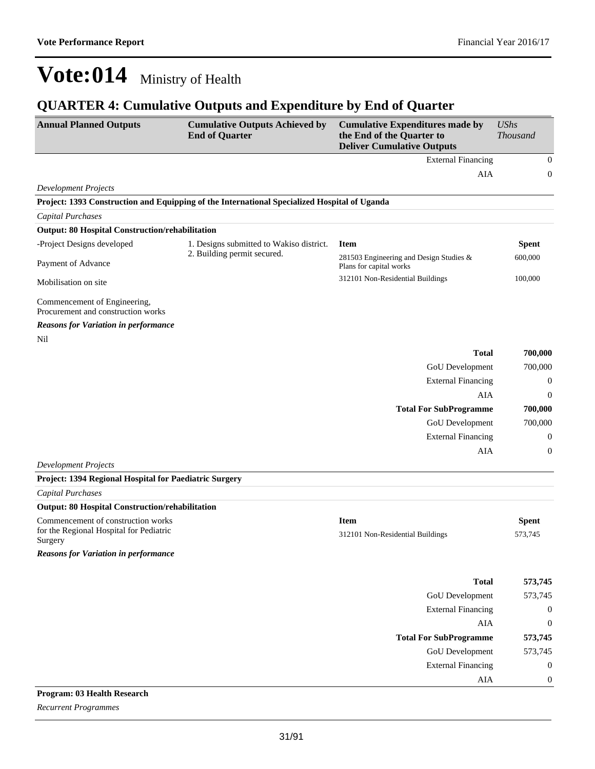# Vote:014 Ministry of Health

## QUARTER 4: Cumulative Outputs and Expenditure by End of Quarter

| Annual Planned Outputs | Cumulative Outputs Achieved by End of Quarter | Cumulative Expenditures made by the End of the Quarter to Deliver Cumulative Outputs | *UShs Thousand* |
|---|---|---|---|
| | | External Financing | 0 |
| | | AIA | 0 |
| *Development Projects* | | | |
| **Project: 1393 Construction and Equipping of the International Specialized Hospital of Uganda** | | | |
| *Capital Purchases* | | | |
| **Output: 80 Hospital Construction/rehabilitation** | | | |
| -Project Designs developed | 1. Designs submitted to Wakiso district. 2. Building permit secured. | **Item** | **Spent** |
| Payment of Advance | | 281503 Engineering and Design Studies & Plans for capital works | 600,000 |
| Mobilisation on site | | 312101 Non-Residential Buildings | 100,000 |
| Commencement of Engineering, Procurement and construction works | | | |
| ***Reasons for Variation in performance*** | | | |
| Nil | | | |
| | | **Total** | **700,000** |
| | | GoU Development | 700,000 |
| | | External Financing | 0 |
| | | AIA | 0 |
| | | **Total For SubProgramme** | **700,000** |
| | | GoU Development | 700,000 |
| | | External Financing | 0 |
| | | AIA | 0 |
| *Development Projects* | | | |
| **Project: 1394 Regional Hospital for Paediatric Surgery** | | | |
| *Capital Purchases* | | | |
| **Output: 80 Hospital Construction/rehabilitation** | | | |
| Commencement of construction works for the Regional Hospital for Pediatric Surgery | | **Item** | **Spent** |
| | | 312101 Non-Residential Buildings | 573,745 |
| ***Reasons for Variation in performance*** | | | |
| | | **Total** | **573,745** |
| | | GoU Development | 573,745 |
| | | External Financing | 0 |
| | | AIA | 0 |
| | | **Total For SubProgramme** | **573,745** |
| | | GoU Development | 573,745 |
| | | External Financing | 0 |
| | | AIA | 0 |

**Program: 03 Health Research**

*Recurrent Programmes*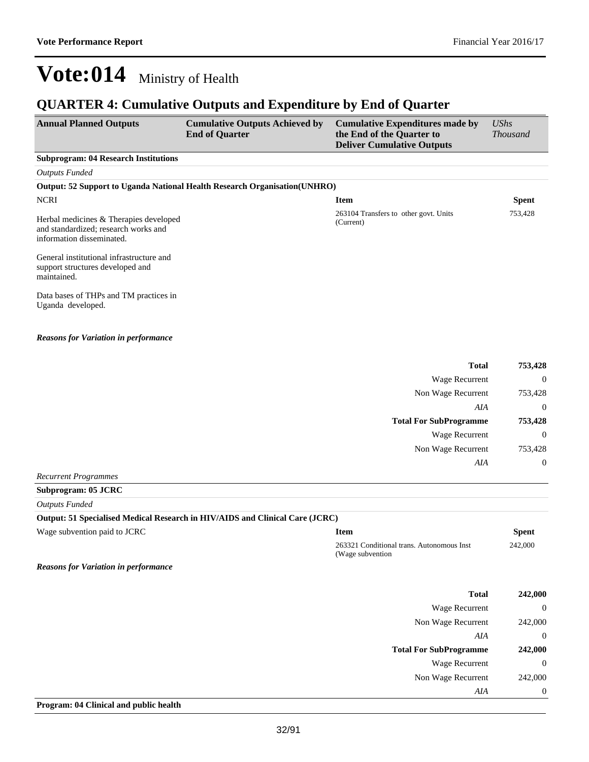# Vote:014 Ministry of Health

## QUARTER 4: Cumulative Outputs and Expenditure by End of Quarter

| Annual Planned Outputs | Cumulative Outputs Achieved by End of Quarter | Cumulative Expenditures made by the End of the Quarter to Deliver Cumulative Outputs | UShs Thousand |
|---|---|---|---|
| **Subprogram: 04 Research Institutions** | | | |
| *Outputs Funded* | | | |
| **Output: 52 Support to Uganda National Health Research Organisation(UNHRO)** | | | |
| NCRI | | **Item** | **Spent** |
| Herbal medicines & Therapies developed and standardized; research works and information disseminated. | | 263104 Transfers to other govt. Units (Current) | 753,428 |
| General institutional infrastructure and support structures developed and maintained. | | | |
| Data bases of THPs and TM practices in Uganda developed. | | | |
| *Reasons for Variation in performance* | | | |
| | | **Total** | **753,428** |
| | | Wage Recurrent | 0 |
| | | Non Wage Recurrent | 753,428 |
| | | *AIA* | 0 |
| | | **Total For SubProgramme** | **753,428** |
| | | Wage Recurrent | 0 |
| | | Non Wage Recurrent | 753,428 |
| | | *AIA* | 0 |
| *Recurrent Programmes* | | | |
| **Subprogram: 05 JCRC** | | | |
| *Outputs Funded* | | | |
| **Output: 51 Specialised Medical Research in HIV/AIDS and Clinical Care (JCRC)** | | | |
| Wage subvention paid to JCRC | | **Item** | **Spent** |
| | | 263321 Conditional trans. Autonomous Inst (Wage subvention | 242,000 |
| *Reasons for Variation in performance* | | | |
| | | **Total** | **242,000** |
| | | Wage Recurrent | 0 |
| | | Non Wage Recurrent | 242,000 |
| | | *AIA* | 0 |
| | | **Total For SubProgramme** | **242,000** |
| | | Wage Recurrent | 0 |
| | | Non Wage Recurrent | 242,000 |
| | | *AIA* | 0 |

**Program: 04 Clinical and public health**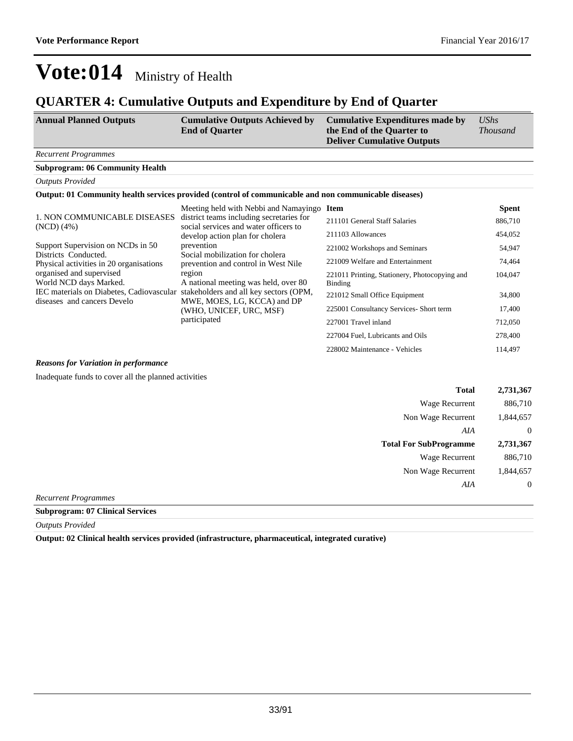# Vote:014 Ministry of Health

## QUARTER 4: Cumulative Outputs and Expenditure by End of Quarter

| Annual Planned Outputs | Cumulative Outputs Achieved by End of Quarter | Cumulative Expenditures made by the End of the Quarter to Deliver Cumulative Outputs | UShs Thousand |
|---|---|---|---|

*Recurrent Programmes*

**Subprogram: 06 Community Health**

*Outputs Provided*

**Output: 01 Community health services provided (control of communicable and non communicable diseases)**

| Annual Planned Outputs | Cumulative Outputs Achieved by End of Quarter | Item | Spent |
|---|---|---|---|
| 1. NON COMMUNICABLE DISEASES (NCD) (4%)<br><br>Support Supervision on NCDs in 50 Districts Conducted.<br>Physical activities in 20 organisations organised and supervised<br>World NCD days Marked.<br>IEC materials on Diabetes, Cadiovascular diseases and cancers Develo | Meeting held with Nebbi and Namayingo district teams including secretaries for social services and water officers to develop action plan for cholera prevention<br>Social mobilization for cholera prevention and control in West Nile region<br>A national meeting was held, over 80 stakeholders and all key sectors (OPM, MWE, MOES, LG, KCCA) and DP (WHO, UNICEF, URC, MSF) participated | 211101 General Staff Salaries | 886,710 |
| | | 211103 Allowances | 454,052 |
| | | 221002 Workshops and Seminars | 54,947 |
| | | 221009 Welfare and Entertainment | 74,464 |
| | | 221011 Printing, Stationery, Photocopying and Binding | 104,047 |
| | | 221012 Small Office Equipment | 34,800 |
| | | 225001 Consultancy Services- Short term | 17,400 |
| | | 227001 Travel inland | 712,050 |
| | | 227004 Fuel, Lubricants and Oils | 278,400 |
| | | 228002 Maintenance - Vehicles | 114,497 |

***Reasons for Variation in performance***

Inadequate funds to cover all the planned activities

| | |
|---|---|
| **Total** | **2,731,367** |
| Wage Recurrent | 886,710 |
| Non Wage Recurrent | 1,844,657 |
| *AIA* | 0 |
| **Total For SubProgramme** | **2,731,367** |
| Wage Recurrent | 886,710 |
| Non Wage Recurrent | 1,844,657 |
| *AIA* | 0 |

*Recurrent Programmes*

**Subprogram: 07 Clinical Services**

*Outputs Provided*

**Output: 02 Clinical health services provided (infrastructure, pharmaceutical, integrated curative)**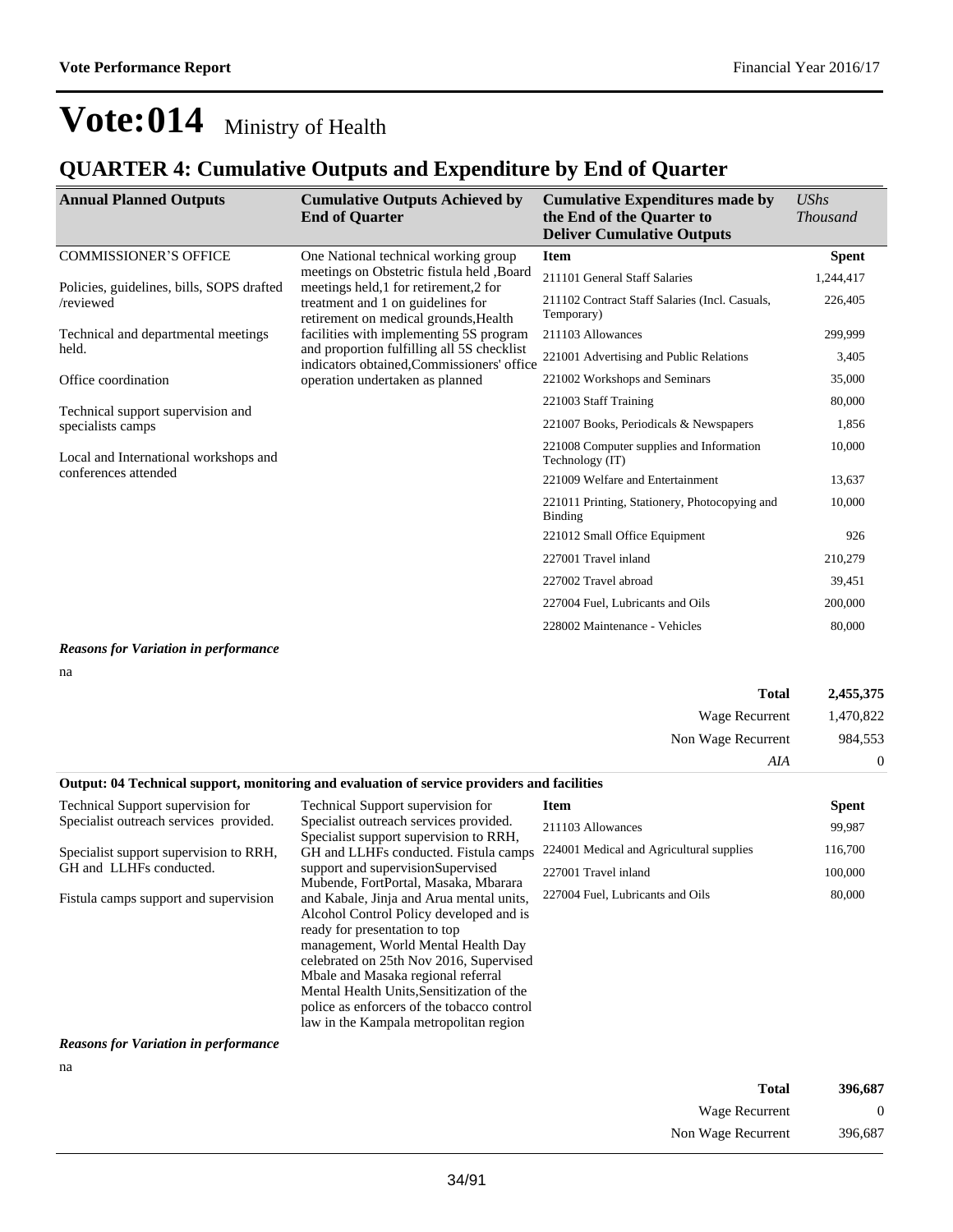# Vote:014 Ministry of Health

## QUARTER 4: Cumulative Outputs and Expenditure by End of Quarter

| Annual Planned Outputs | Cumulative Outputs Achieved by End of Quarter | Cumulative Expenditures made by the End of the Quarter to Deliver Cumulative Outputs | *UShs Thousand* |
|---|---|---|---|
| COMMISSIONER'S OFFICE<br><br>Policies, guidelines, bills, SOPS drafted /reviewed<br><br>Technical and departmental meetings held.<br><br>Office coordination<br><br>Technical support supervision and specialists camps<br><br>Local and International workshops and conferences attended | One National technical working group meetings on Obstetric fistula held ,Board meetings held,1 for retirement,2 for treatment and 1 on guidelines for retirement on medical grounds,Health facilities with implementing 5S program and proportion fulfilling all 5S checklist indicators obtained,Commissioners' office operation undertaken as planned | **Item** | **Spent** |
| | | 211101 General Staff Salaries | 1,244,417 |
| | | 211102 Contract Staff Salaries (Incl. Casuals, Temporary) | 226,405 |
| | | 211103 Allowances | 299,999 |
| | | 221001 Advertising and Public Relations | 3,405 |
| | | 221002 Workshops and Seminars | 35,000 |
| | | 221003 Staff Training | 80,000 |
| | | 221007 Books, Periodicals & Newspapers | 1,856 |
| | | 221008 Computer supplies and Information Technology (IT) | 10,000 |
| | | 221009 Welfare and Entertainment | 13,637 |
| | | 221011 Printing, Stationery, Photocopying and Binding | 10,000 |
| | | 221012 Small Office Equipment | 926 |
| | | 227001 Travel inland | 210,279 |
| | | 227002 Travel abroad | 39,451 |
| | | 227004 Fuel, Lubricants and Oils | 200,000 |
| | | 228002 Maintenance - Vehicles | 80,000 |

***Reasons for Variation in performance***

na

| | |
|---|---|
| **Total** | **2,455,375** |
| Wage Recurrent | 1,470,822 |
| Non Wage Recurrent | 984,553 |
| *AIA* | 0 |

**Output: 04 Technical support, monitoring and evaluation of service providers and facilities**

| Annual Planned Outputs | Cumulative Outputs Achieved by End of Quarter | Item | Spent |
|---|---|---|---|
| Technical Support supervision for Specialist outreach services provided.<br><br>Specialist support supervision to RRH, GH and LLHFs conducted.<br><br>Fistula camps support and supervision | Technical Support supervision for Specialist outreach services provided. Specialist support supervision to RRH, GH and LLHFs conducted. Fistula camps support and supervisionSupervised Mubende, FortPortal, Masaka, Mbarara and Kabale, Jinja and Arua mental units, Alcohol Control Policy developed and is ready for presentation to top management, World Mental Health Day celebrated on 25th Nov 2016, Supervised Mbale and Masaka regional referral Mental Health Units,Sensitization of the police as enforcers of the tobacco control law in the Kampala metropolitan region | 211103 Allowances | 99,987 |
| | | 224001 Medical and Agricultural supplies | 116,700 |
| | | 227001 Travel inland | 100,000 |
| | | 227004 Fuel, Lubricants and Oils | 80,000 |

***Reasons for Variation in performance***

na

| | |
|---|---|
| **Total** | **396,687** |
| Wage Recurrent | 0 |
| Non Wage Recurrent | 396,687 |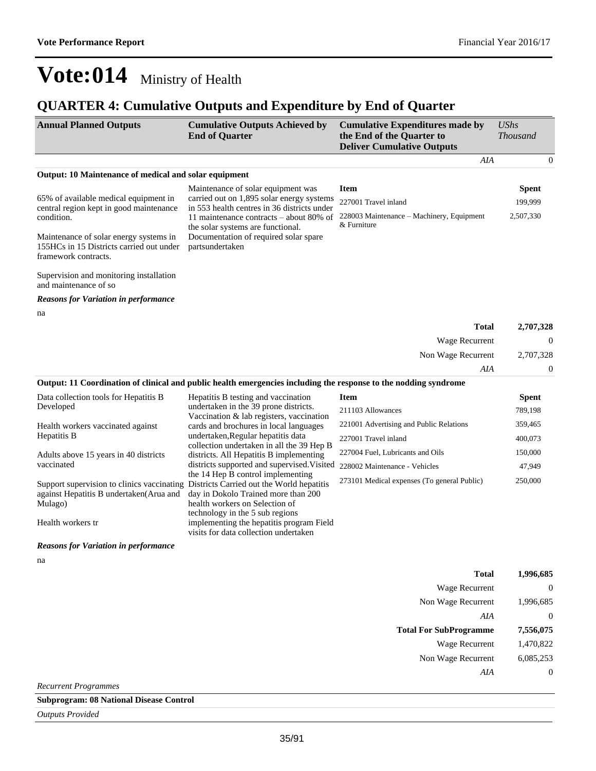# Vote:014 Ministry of Health

## QUARTER 4: Cumulative Outputs and Expenditure by End of Quarter

| Annual Planned Outputs | Cumulative Outputs Achieved by End of Quarter | Cumulative Expenditures made by the End of the Quarter to Deliver Cumulative Outputs | *UShs Thousand* |
|---|---|---|---|
| | | *AIA* | 0 |

**Output: 10 Maintenance of medical and solar equipment**

| Annual Planned Outputs | Cumulative Outputs Achieved by End of Quarter | Item | Spent |
|---|---|---|---|
| 65% of available medical equipment in central region kept in good maintenance condition.<br><br>Maintenance of solar energy systems in 155HCs in 15 Districts carried out under framework contracts.<br><br>Supervision and monitoring installation and maintenance of so | Maintenance of solar equipment was carried out on 1,895 solar energy systems in 553 health centres in 36 districts under 11 maintenance contracts – about 80% of the solar systems are functional. Documentation of required solar spare partsundertaken | 227001 Travel inland | 199,999 |
| | | 228003 Maintenance – Machinery, Equipment & Furniture | 2,507,330 |

***Reasons for Variation in performance***

na

| | |
|---|---|
| **Total** | **2,707,328** |
| Wage Recurrent | 0 |
| Non Wage Recurrent | 2,707,328 |
| *AIA* | 0 |

**Output: 11 Coordination of clinical and public health emergencies including the response to the nodding syndrome**

| Annual Planned Outputs | Cumulative Outputs Achieved by End of Quarter | Item | Spent |
|---|---|---|---|
| Data collection tools for Hepatitis B Developed<br><br>Health workers vaccinated against Hepatitis B<br><br>Adults above 15 years in 40 districts vaccinated<br><br>Support supervision to clinics vaccinating against Hepatitis B undertaken(Arua and Mulago)<br><br>Health workers tr | Hepatitis B testing and vaccination undertaken in the 39 prone districts. Vaccination & lab registers, vaccination cards and brochures in local languages undertaken,Regular hepatitis data collection undertaken in all the 39 Hep B districts. All Hepatitis B implementing districts supported and supervised.Visited the 14 Hep B control implementing Districts Carried out the World hepatitis day in Dokolo Trained more than 200 health workers on Selection of technology in the 5 sub regions implementing the hepatitis program Field visits for data collection undertaken | 211103 Allowances | 789,198 |
| | | 221001 Advertising and Public Relations | 359,465 |
| | | 227001 Travel inland | 400,073 |
| | | 227004 Fuel, Lubricants and Oils | 150,000 |
| | | 228002 Maintenance - Vehicles | 47,949 |
| | | 273101 Medical expenses (To general Public) | 250,000 |

***Reasons for Variation in performance***

na

| | |
|---|---|
| **Total** | **1,996,685** |
| Wage Recurrent | 0 |
| Non Wage Recurrent | 1,996,685 |
| *AIA* | 0 |
| **Total For SubProgramme** | **7,556,075** |
| Wage Recurrent | 1,470,822 |
| Non Wage Recurrent | 6,085,253 |
| *AIA* | 0 |

*Recurrent Programmes*

**Subprogram: 08 National Disease Control**

*Outputs Provided*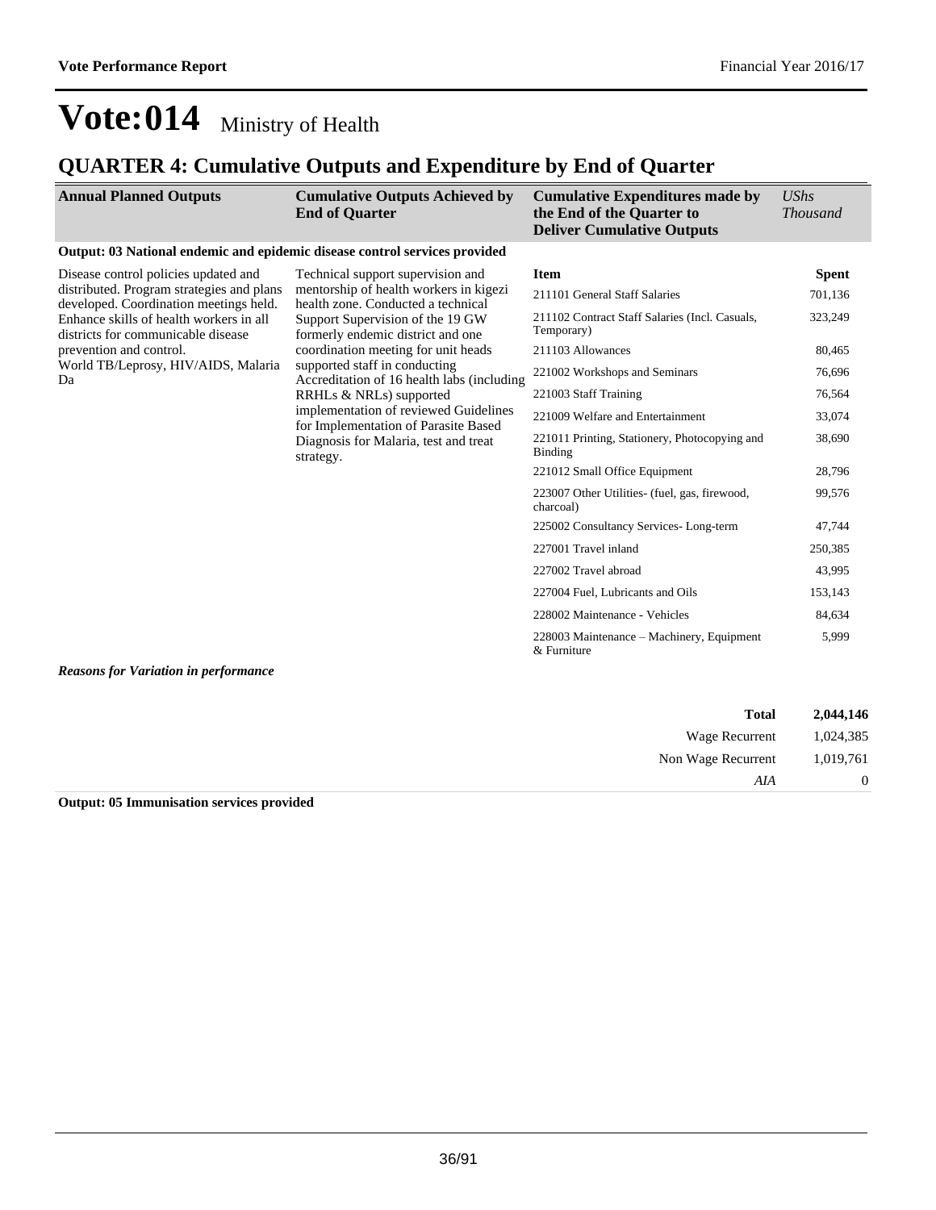# Vote:014 Ministry of Health

## QUARTER 4: Cumulative Outputs and Expenditure by End of Quarter

| Annual Planned Outputs | Cumulative Outputs Achieved by End of Quarter | Cumulative Expenditures made by the End of the Quarter to Deliver Cumulative Outputs | *UShs Thousand* |
|---|---|---|---|
| **Output: 03 National endemic and epidemic disease control services provided** | | | |
| Disease control policies updated and distributed. Program strategies and plans developed. Coordination meetings held. Enhance skills of health workers in all districts for communicable disease prevention and control. World TB/Leprosy, HIV/AIDS, Malaria Da | Technical support supervision and mentorship of health workers in kigezi health zone. Conducted a technical Support Supervision of the 19 GW formerly endemic district and one coordination meeting for unit heads supported staff in conducting Accreditation of 16 health labs (including RRHLs & NRLs) supported implementation of reviewed Guidelines for Implementation of Parasite Based Diagnosis for Malaria, test and treat strategy. | **Item** | **Spent** |
| | | 211101 General Staff Salaries | 701,136 |
| | | 211102 Contract Staff Salaries (Incl. Casuals, Temporary) | 323,249 |
| | | 211103 Allowances | 80,465 |
| | | 221002 Workshops and Seminars | 76,696 |
| | | 221003 Staff Training | 76,564 |
| | | 221009 Welfare and Entertainment | 33,074 |
| | | 221011 Printing, Stationery, Photocopying and Binding | 38,690 |
| | | 221012 Small Office Equipment | 28,796 |
| | | 223007 Other Utilities- (fuel, gas, firewood, charcoal) | 99,576 |
| | | 225002 Consultancy Services- Long-term | 47,744 |
| | | 227001 Travel inland | 250,385 |
| | | 227002 Travel abroad | 43,995 |
| | | 227004 Fuel, Lubricants and Oils | 153,143 |
| | | 228002 Maintenance - Vehicles | 84,634 |
| | | 228003 Maintenance – Machinery, Equipment & Furniture | 5,999 |
| ***Reasons for Variation in performance*** | | | |
| | | **Total** | **2,044,146** |
| | | Wage Recurrent | 1,024,385 |
| | | Non Wage Recurrent | 1,019,761 |
| | | *AIA* | 0 |
| **Output: 05 Immunisation services provided** | | | |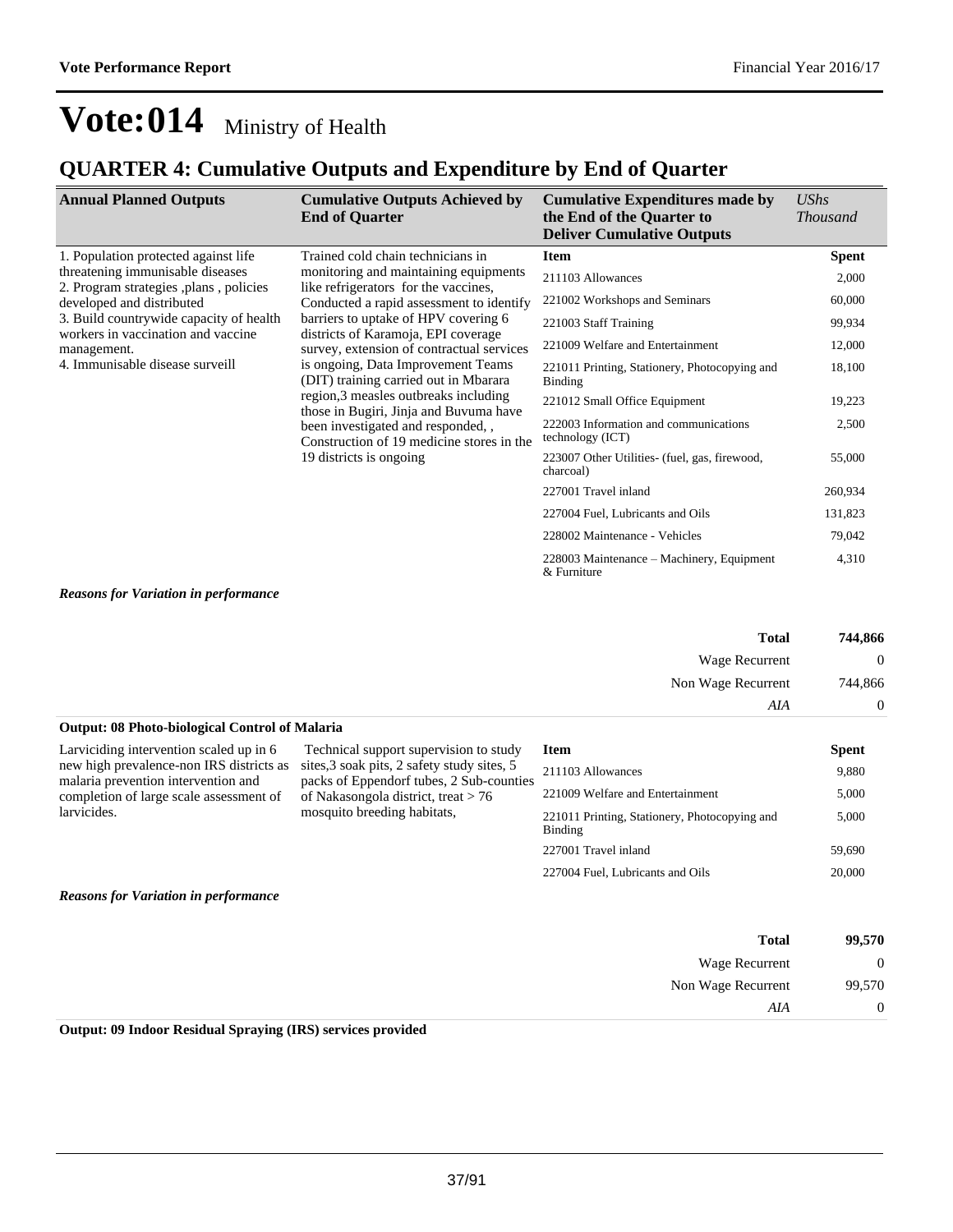# Vote:014 Ministry of Health

## QUARTER 4: Cumulative Outputs and Expenditure by End of Quarter

| Annual Planned Outputs | Cumulative Outputs Achieved by End of Quarter | Cumulative Expenditures made by the End of the Quarter to Deliver Cumulative Outputs | UShs Thousand |
|---|---|---|---|
| 1. Population protected against life threatening immunisable diseases<br>2. Program strategies ,plans , policies developed and distributed<br>3. Build countrywide capacity of health workers in vaccination and vaccine management.<br>4. Immunisable disease surveill | Trained cold chain technicians in monitoring and maintaining equipments like refrigerators for the vaccines, Conducted a rapid assessment to identify barriers to uptake of HPV covering 6 districts of Karamoja, EPI coverage survey, extension of contractual services is ongoing, Data Improvement Teams (DIT) training carried out in Mbarara region,3 measles outbreaks including those in Bugiri, Jinja and Buvuma have been investigated and responded, , Construction of 19 medicine stores in the 19 districts is ongoing | **Item** | **Spent** |
| | | 211103 Allowances | 2,000 |
| | | 221002 Workshops and Seminars | 60,000 |
| | | 221003 Staff Training | 99,934 |
| | | 221009 Welfare and Entertainment | 12,000 |
| | | 221011 Printing, Stationery, Photocopying and Binding | 18,100 |
| | | 221012 Small Office Equipment | 19,223 |
| | | 222003 Information and communications technology (ICT) | 2,500 |
| | | 223007 Other Utilities- (fuel, gas, firewood, charcoal) | 55,000 |
| | | 227001 Travel inland | 260,934 |
| | | 227004 Fuel, Lubricants and Oils | 131,823 |
| | | 228002 Maintenance - Vehicles | 79,042 |
| | | 228003 Maintenance – Machinery, Equipment & Furniture | 4,310 |

***Reasons for Variation in performance***

| | |
|---|---|
| **Total** | **744,866** |
| Wage Recurrent | 0 |
| Non Wage Recurrent | 744,866 |
| *AIA* | 0 |

**Output: 08 Photo-biological Control of Malaria**

| Annual Planned Outputs | Cumulative Outputs Achieved by End of Quarter | Item | Spent |
|---|---|---|---|
| Larviciding intervention scaled up in 6 new high prevalence-non IRS districts as malaria prevention intervention and completion of large scale assessment of larvicides. | Technical support supervision to study sites,3 soak pits, 2 safety study sites, 5 packs of Eppendorf tubes, 2 Sub-counties of Nakasongola district, treat > 76 mosquito breeding habitats, | 211103 Allowances | 9,880 |
| | | 221009 Welfare and Entertainment | 5,000 |
| | | 221011 Printing, Stationery, Photocopying and Binding | 5,000 |
| | | 227001 Travel inland | 59,690 |
| | | 227004 Fuel, Lubricants and Oils | 20,000 |

***Reasons for Variation in performance***

| | |
|---|---|
| **Total** | **99,570** |
| Wage Recurrent | 0 |
| Non Wage Recurrent | 99,570 |
| *AIA* | 0 |

**Output: 09 Indoor Residual Spraying (IRS) services provided**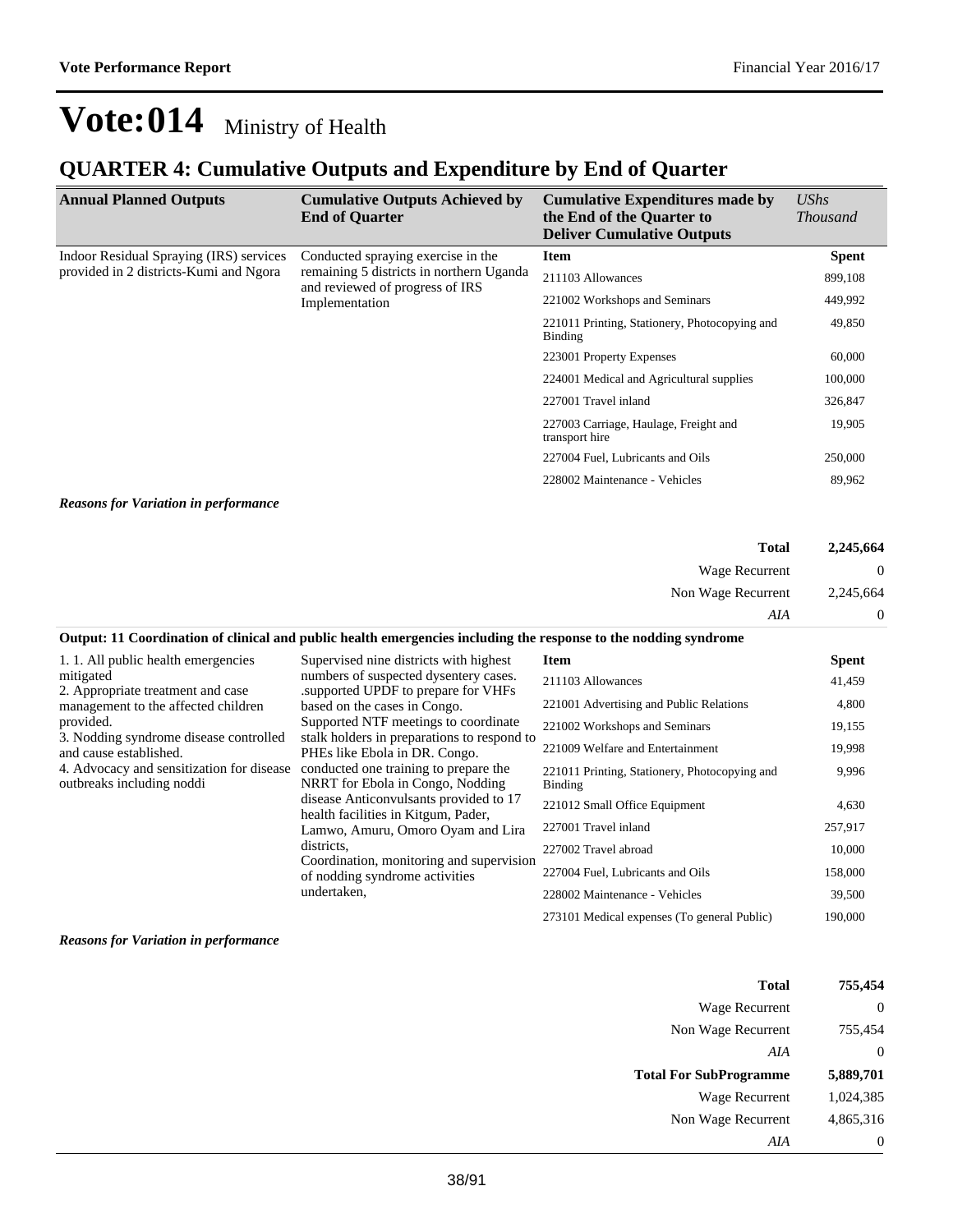# Vote:014 Ministry of Health

## QUARTER 4: Cumulative Outputs and Expenditure by End of Quarter

| Annual Planned Outputs | Cumulative Outputs Achieved by End of Quarter | Cumulative Expenditures made by the End of the Quarter to Deliver Cumulative Outputs | UShs Thousand |
|---|---|---|---|
| Indoor Residual Spraying (IRS) services provided in 2 districts-Kumi and Ngora | Conducted spraying exercise in the remaining 5 districts in northern Uganda and reviewed of progress of IRS Implementation | **Item** | **Spent** |
| | | 211103 Allowances | 899,108 |
| | | 221002 Workshops and Seminars | 449,992 |
| | | 221011 Printing, Stationery, Photocopying and Binding | 49,850 |
| | | 223001 Property Expenses | 60,000 |
| | | 224001 Medical and Agricultural supplies | 100,000 |
| | | 227001 Travel inland | 326,847 |
| | | 227003 Carriage, Haulage, Freight and transport hire | 19,905 |
| | | 227004 Fuel, Lubricants and Oils | 250,000 |
| | | 228002 Maintenance - Vehicles | 89,962 |

***Reasons for Variation in performance***

| | |
|---|---|
| **Total** | **2,245,664** |
| Wage Recurrent | 0 |
| Non Wage Recurrent | 2,245,664 |
| *AIA* | 0 |

**Output: 11 Coordination of clinical and public health emergencies including the response to the nodding syndrome**

| Annual Planned Outputs | Cumulative Outputs Achieved by End of Quarter | Item | Spent |
|---|---|---|---|
| 1. 1. All public health emergencies mitigated<br>2. Appropriate treatment and case management to the affected children provided.<br>3. Nodding syndrome disease controlled and cause established.<br>4. Advocacy and sensitization for disease outbreaks including noddi | Supervised nine districts with highest numbers of suspected dysentery cases. .supported UPDF to prepare for VHFs based on the cases in Congo.<br>Supported NTF meetings to coordinate stalk holders in preparations to respond to PHEs like Ebola in DR. Congo.<br>conducted one training to prepare the NRRT for Ebola in Congo, Nodding disease Anticonvulsants provided to 17 health facilities in Kitgum, Pader, Lamwo, Amuru, Omoro Oyam and Lira districts,<br>Coordination, monitoring and supervision of nodding syndrome activities undertaken, | 211103 Allowances | 41,459 |
| | | 221001 Advertising and Public Relations | 4,800 |
| | | 221002 Workshops and Seminars | 19,155 |
| | | 221009 Welfare and Entertainment | 19,998 |
| | | 221011 Printing, Stationery, Photocopying and Binding | 9,996 |
| | | 221012 Small Office Equipment | 4,630 |
| | | 227001 Travel inland | 257,917 |
| | | 227002 Travel abroad | 10,000 |
| | | 227004 Fuel, Lubricants and Oils | 158,000 |
| | | 228002 Maintenance - Vehicles | 39,500 |
| | | 273101 Medical expenses (To general Public) | 190,000 |

***Reasons for Variation in performance***

| | |
|---|---|
| **Total** | **755,454** |
| Wage Recurrent | 0 |
| Non Wage Recurrent | 755,454 |
| *AIA* | 0 |
| **Total For SubProgramme** | **5,889,701** |
| Wage Recurrent | 1,024,385 |
| Non Wage Recurrent | 4,865,316 |
| *AIA* | 0 |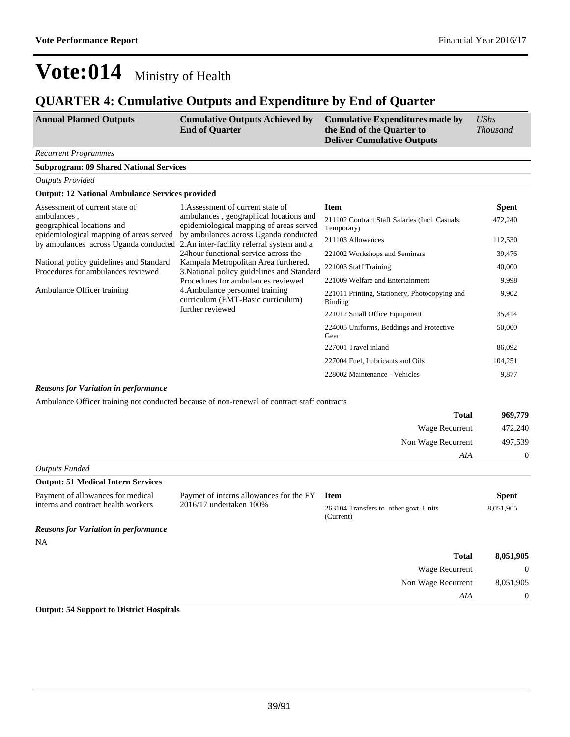# Vote:014 Ministry of Health

## QUARTER 4: Cumulative Outputs and Expenditure by End of Quarter

| Annual Planned Outputs | Cumulative Outputs Achieved by End of Quarter | Cumulative Expenditures made by the End of the Quarter to Deliver Cumulative Outputs | *UShs Thousand* |
|---|---|---|---|

*Recurrent Programmes*

**Subprogram: 09 Shared National Services**

*Outputs Provided*

**Output: 12 National Ambulance Services provided**

| Annual Planned Outputs | Cumulative Outputs Achieved by End of Quarter | Item | Spent |
|---|---|---|---|
| Assessment of current state of ambulances , geographical locations and epidemiological mapping of areas served by ambulances across Uganda conducted<br><br>National policy guidelines and Standard Procedures for ambulances reviewed<br><br>Ambulance Officer training | 1.Assessment of current state of ambulances , geographical locations and epidemiological mapping of areas served by ambulances across Uganda conducted<br>2.An inter-facility referral system and a 24hour functional service across the Kampala Metropolitan Area furthered.<br>3.National policy guidelines and Standard Procedures for ambulances reviewed<br>4.Ambulance personnel training curriculum (EMT-Basic curriculum) further reviewed | 211102 Contract Staff Salaries (Incl. Casuals, Temporary) | 472,240 |
| | | 211103 Allowances | 112,530 |
| | | 221002 Workshops and Seminars | 39,476 |
| | | 221003 Staff Training | 40,000 |
| | | 221009 Welfare and Entertainment | 9,998 |
| | | 221011 Printing, Stationery, Photocopying and Binding | 9,902 |
| | | 221012 Small Office Equipment | 35,414 |
| | | 224005 Uniforms, Beddings and Protective Gear | 50,000 |
| | | 227001 Travel inland | 86,092 |
| | | 227004 Fuel, Lubricants and Oils | 104,251 |
| | | 228002 Maintenance - Vehicles | 9,877 |

***Reasons for Variation in performance***

Ambulance Officer training not conducted because of non-renewal of contract staff contracts

| | |
|---|---|
| **Total** | **969,779** |
| Wage Recurrent | 472,240 |
| Non Wage Recurrent | 497,539 |
| *AIA* | 0 |

*Outputs Funded*

**Output: 51 Medical Intern Services**

| Annual Planned Outputs | Cumulative Outputs Achieved by End of Quarter | Item | Spent |
|---|---|---|---|
| Payment of allowances for medical interns and contract health workers | Paymet of interns allowances for the FY 2016/17 undertaken 100% | 263104 Transfers to other govt. Units (Current) | 8,051,905 |

***Reasons for Variation in performance***

NA

| | |
|---|---|
| **Total** | **8,051,905** |
| Wage Recurrent | 0 |
| Non Wage Recurrent | 8,051,905 |
| *AIA* | 0 |

**Output: 54 Support to District Hospitals**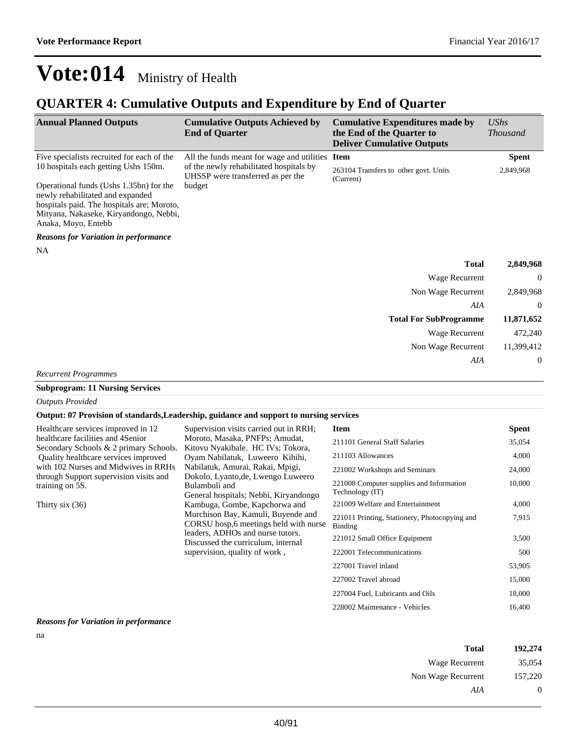# Vote:014 Ministry of Health

## QUARTER 4: Cumulative Outputs and Expenditure by End of Quarter

| Annual Planned Outputs | Cumulative Outputs Achieved by End of Quarter | Cumulative Expenditures made by the End of the Quarter to Deliver Cumulative Outputs | *UShs Thousand* |
|---|---|---|---|
| Five specialists recruited for each of the 10 hospitals each getting Ushs 150m.<br><br>Operational funds (Ushs 1.35bn) for the newly rehabilitated and expanded hospitals paid. The hospitals are; Moroto, Mityana, Nakaseke, Kiryandongo, Nebbi, Anaka, Moyo, Entebb | All the funds meant for wage and utilities of the newly rehabilitated hospitals by UHSSP were transferred as per the budget | **Item** | **Spent** |
| | | 263104 Transfers to other govt. Units (Current) | 2,849,968 |

***Reasons for Variation in performance***

NA

| | |
|---|---|
| **Total** | **2,849,968** |
| Wage Recurrent | 0 |
| Non Wage Recurrent | 2,849,968 |
| *AIA* | 0 |
| **Total For SubProgramme** | **11,871,652** |
| Wage Recurrent | 472,240 |
| Non Wage Recurrent | 11,399,412 |
| *AIA* | 0 |

*Recurrent Programmes*

**Subprogram: 11 Nursing Services**

*Outputs Provided*

**Output: 07 Provision of standards,Leadership, guidance and support to nursing services**

| Annual Planned Outputs | Cumulative Outputs Achieved by End of Quarter | Item | Spent |
|---|---|---|---|
| Healthcare services improved in 12 healthcare facilities and 4Senior Secondary Schools & 2 primary Schools. Quality healthcare services improved with 102 Nurses and Midwives in RRHs through Support supervision visits and training on 5S.<br><br>Thirty six (36) | Supervision visits carried out in RRH; Moroto, Masaka, PNFPs; Amudat, Kitovu Nyakibale. HC IVs; Tokora, Oyam Nabilatuk, Luweero Kihihi, Nabilatuk, Amurai, Rakai, Mpigi, Dokolo, Lyanto,de, Lwengo Luweero Bulambuli and General hospitals; Nebbi, Kiryandongo Kambuga, Gombe, Kapchorwa and Murchison Bay, Kamuli, Buyende and CORSU hosp,6 meetings held with nurse leaders, ADHOs and nurse tutors. Discussed the curriculum, internal supervision, quality of work , | 211101 General Staff Salaries | 35,054 |
| | | 211103 Allowances | 4,000 |
| | | 221002 Workshops and Seminars | 24,000 |
| | | 221008 Computer supplies and Information Technology (IT) | 10,000 |
| | | 221009 Welfare and Entertainment | 4,000 |
| | | 221011 Printing, Stationery, Photocopying and Binding | 7,915 |
| | | 221012 Small Office Equipment | 3,500 |
| | | 222001 Telecommunications | 500 |
| | | 227001 Travel inland | 53,905 |
| | | 227002 Travel abroad | 15,000 |
| | | 227004 Fuel, Lubricants and Oils | 18,000 |
| | | 228002 Maintenance - Vehicles | 16,400 |

***Reasons for Variation in performance***

na

| | |
|---|---|
| **Total** | **192,274** |
| Wage Recurrent | 35,054 |
| Non Wage Recurrent | 157,220 |
| *AIA* | 0 |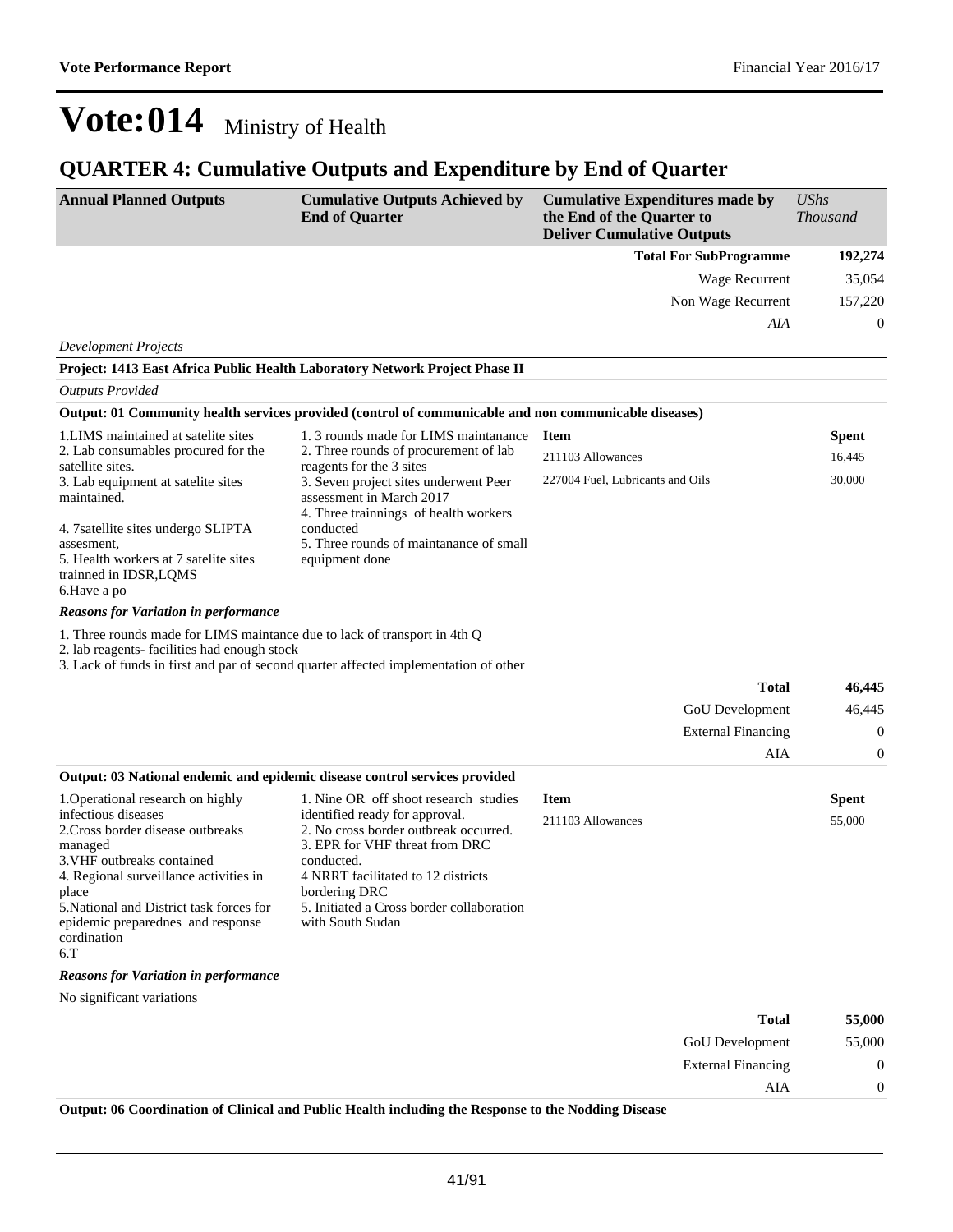# Vote:014 Ministry of Health

## QUARTER 4: Cumulative Outputs and Expenditure by End of Quarter

| Annual Planned Outputs | Cumulative Outputs Achieved by End of Quarter | Cumulative Expenditures made by the End of the Quarter to Deliver Cumulative Outputs | *UShs Thousand* |
|---|---|---|---|
| | | **Total For SubProgramme** | **192,274** |
| | | Wage Recurrent | 35,054 |
| | | Non Wage Recurrent | 157,220 |
| | | *AIA* | 0 |

*Development Projects*

**Project: 1413 East Africa Public Health Laboratory Network Project Phase II**

*Outputs Provided*

**Output: 01 Community health services provided (control of communicable and non communicable diseases)**

| Annual Planned Outputs | Cumulative Outputs Achieved by End of Quarter | Item | Spent |
|---|---|---|---|
| 1.LIMS maintained at satelite sites<br>2. Lab consumables procured for the satellite sites.<br>3. Lab equipment at satelite sites maintained.<br><br>4. 7satellite sites undergo SLIPTA assesment,<br>5. Health workers at 7 satelite sites trainned in IDSR,LQMS<br>6.Have a po | 1. 3 rounds made for LIMS maintanance<br>2. Three rounds of procurement of lab reagents for the 3 sites<br>3. Seven project sites underwent Peer assessment in March 2017<br>4. Three trainnings of health workers conducted<br>5. Three rounds of maintanance of small equipment done | 211103 Allowances | 16,445 |
| | | 227004 Fuel, Lubricants and Oils | 30,000 |

***Reasons for Variation in performance***

1. Three rounds made for LIMS maintance due to lack of transport in 4th Q
2. lab reagents- facilities had enough stock
3. Lack of funds in first and par of second quarter affected implementation of other

| | |
|---|---|
| **Total** | **46,445** |
| GoU Development | 46,445 |
| External Financing | 0 |
| AIA | 0 |

**Output: 03 National endemic and epidemic disease control services provided**

| Annual Planned Outputs | Cumulative Outputs Achieved by End of Quarter | Item | Spent |
|---|---|---|---|
| 1.Operational research on highly infectious diseases<br>2.Cross border disease outbreaks managed<br>3.VHF outbreaks contained<br>4. Regional surveillance activities in place<br>5.National and District task forces for epidemic preparednes and response cordination<br>6.T | 1. Nine OR off shoot research studies identified ready for approval.<br>2. No cross border outbreak occurred.<br>3. EPR for VHF threat from DRC conducted.<br>4 NRRT facilitated to 12 districts bordering DRC<br>5. Initiated a Cross border collaboration with South Sudan | 211103 Allowances | 55,000 |

***Reasons for Variation in performance***

No significant variations

| | |
|---|---|
| **Total** | **55,000** |
| GoU Development | 55,000 |
| External Financing | 0 |
| AIA | 0 |

**Output: 06 Coordination of Clinical and Public Health including the Response to the Nodding Disease**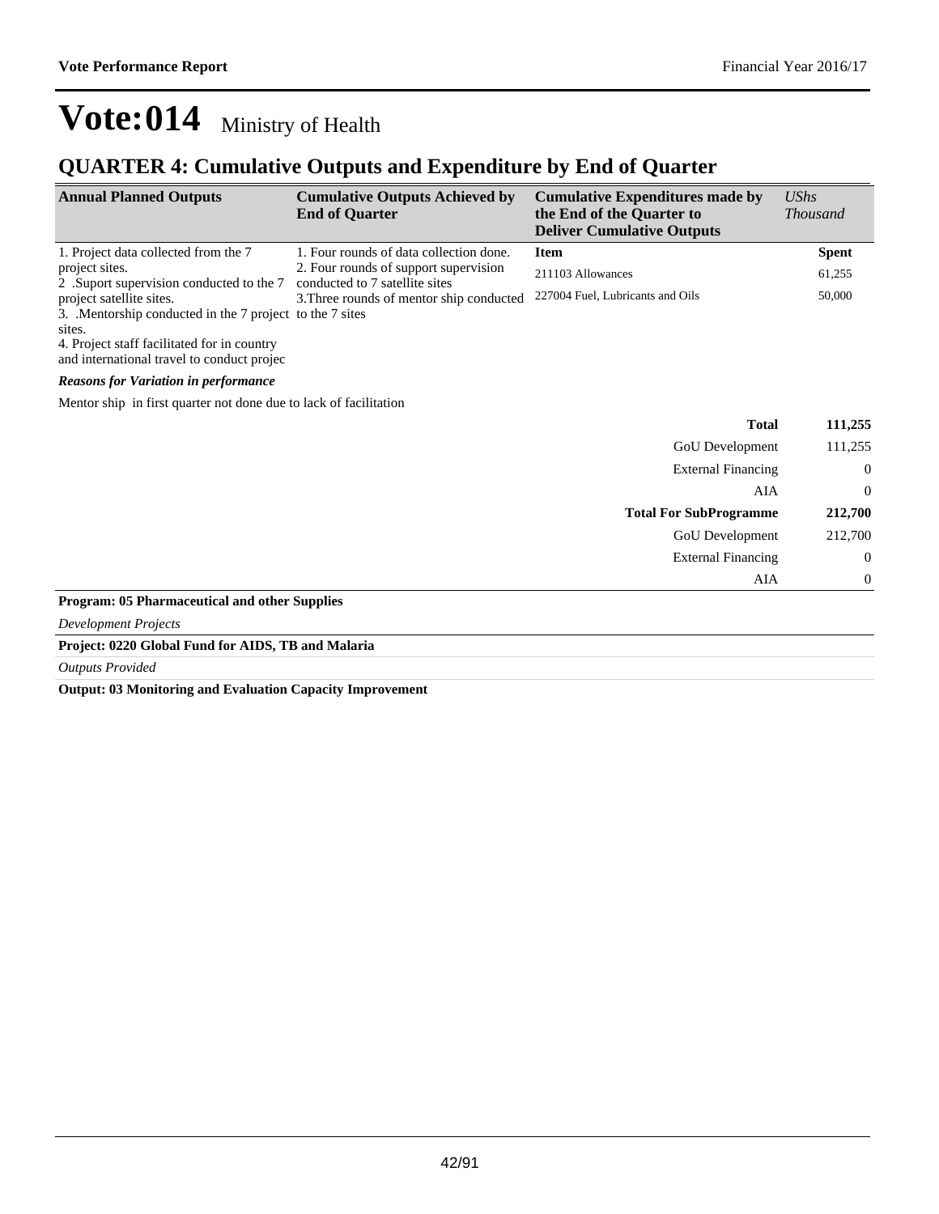# Vote:014 Ministry of Health

## QUARTER 4: Cumulative Outputs and Expenditure by End of Quarter

| Annual Planned Outputs | Cumulative Outputs Achieved by End of Quarter | Cumulative Expenditures made by the End of the Quarter to Deliver Cumulative Outputs | *UShs Thousand* |
|---|---|---|---|
| 1. Project data collected from the 7 project sites.<br>2 .Suport supervision conducted to the 7 project satellite sites.<br>3. .Mentorship conducted in the 7 project sites.<br>4. Project staff facilitated for in country and international travel to conduct projec | 1. Four rounds of data collection done.<br>2. Four rounds of support supervision conducted to 7 satellite sites<br>3.Three rounds of mentor ship conducted to the 7 sites | **Item** | **Spent** |
| | | 211103 Allowances | 61,255 |
| | | 227004 Fuel, Lubricants and Oils | 50,000 |

***Reasons for Variation in performance***

Mentor ship in first quarter not done due to lack of facilitation

| | |
|---|---|
| **Total** | **111,255** |
| GoU Development | 111,255 |
| External Financing | 0 |
| AIA | 0 |
| **Total For SubProgramme** | **212,700** |
| GoU Development | 212,700 |
| External Financing | 0 |
| AIA | 0 |

**Program: 05 Pharmaceutical and other Supplies**

*Development Projects*

**Project: 0220 Global Fund for AIDS, TB and Malaria**

*Outputs Provided*

**Output: 03 Monitoring and Evaluation Capacity Improvement**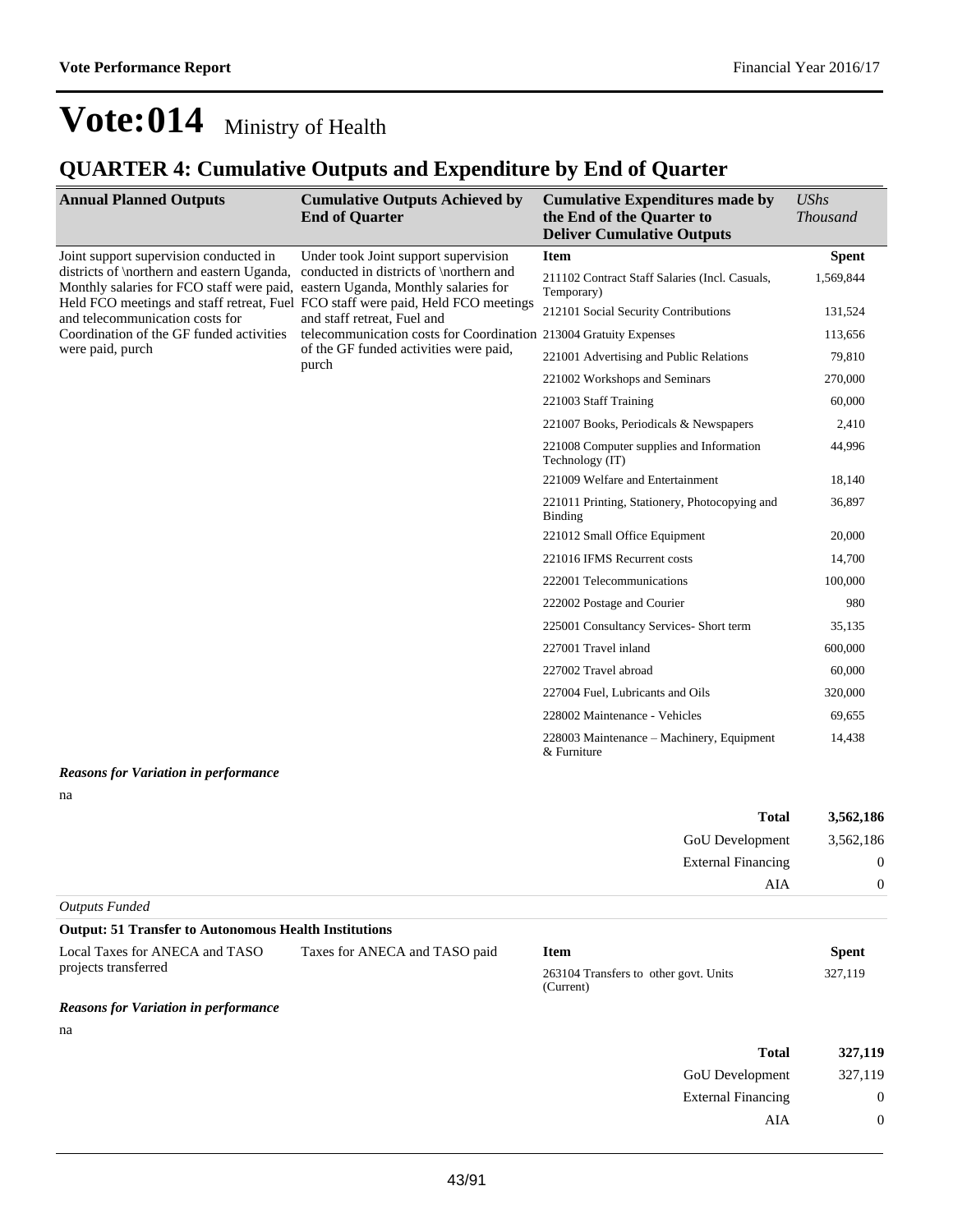# Vote:014 Ministry of Health

## QUARTER 4: Cumulative Outputs and Expenditure by End of Quarter

| Annual Planned Outputs | Cumulative Outputs Achieved by End of Quarter | Cumulative Expenditures made by the End of the Quarter to Deliver Cumulative Outputs | *UShs Thousand* |
|---|---|---|---|
| Joint support supervision conducted in districts of \northern and eastern Uganda, Monthly salaries for FCO staff were paid, Held FCO meetings and staff retreat, Fuel and telecommunication costs for Coordination of the GF funded activities were paid, purch | Under took Joint support supervision conducted in districts of \northern and eastern Uganda, Monthly salaries for FCO staff were paid, Held FCO meetings and staff retreat, Fuel and telecommunication costs for Coordination of the GF funded activities were paid, purch | **Item** | **Spent** |
| | | 211102 Contract Staff Salaries (Incl. Casuals, Temporary) | 1,569,844 |
| | | 212101 Social Security Contributions | 131,524 |
| | | 213004 Gratuity Expenses | 113,656 |
| | | 221001 Advertising and Public Relations | 79,810 |
| | | 221002 Workshops and Seminars | 270,000 |
| | | 221003 Staff Training | 60,000 |
| | | 221007 Books, Periodicals & Newspapers | 2,410 |
| | | 221008 Computer supplies and Information Technology (IT) | 44,996 |
| | | 221009 Welfare and Entertainment | 18,140 |
| | | 221011 Printing, Stationery, Photocopying and Binding | 36,897 |
| | | 221012 Small Office Equipment | 20,000 |
| | | 221016 IFMS Recurrent costs | 14,700 |
| | | 222001 Telecommunications | 100,000 |
| | | 222002 Postage and Courier | 980 |
| | | 225001 Consultancy Services- Short term | 35,135 |
| | | 227001 Travel inland | 600,000 |
| | | 227002 Travel abroad | 60,000 |
| | | 227004 Fuel, Lubricants and Oils | 320,000 |
| | | 228002 Maintenance - Vehicles | 69,655 |
| | | 228003 Maintenance – Machinery, Equipment & Furniture | 14,438 |

***Reasons for Variation in performance***

na

| | |
|---|---|
| **Total** | **3,562,186** |
| GoU Development | 3,562,186 |
| External Financing | 0 |
| AIA | 0 |

*Outputs Funded*

**Output: 51 Transfer to Autonomous Health Institutions**

| | | | |
|---|---|---|---|
| Local Taxes for ANECA and TASO projects transferred | Taxes for ANECA and TASO paid | **Item** | **Spent** |
| | | 263104 Transfers to other govt. Units (Current) | 327,119 |

***Reasons for Variation in performance***

na

| | |
|---|---|
| **Total** | **327,119** |
| GoU Development | 327,119 |
| External Financing | 0 |
| AIA | 0 |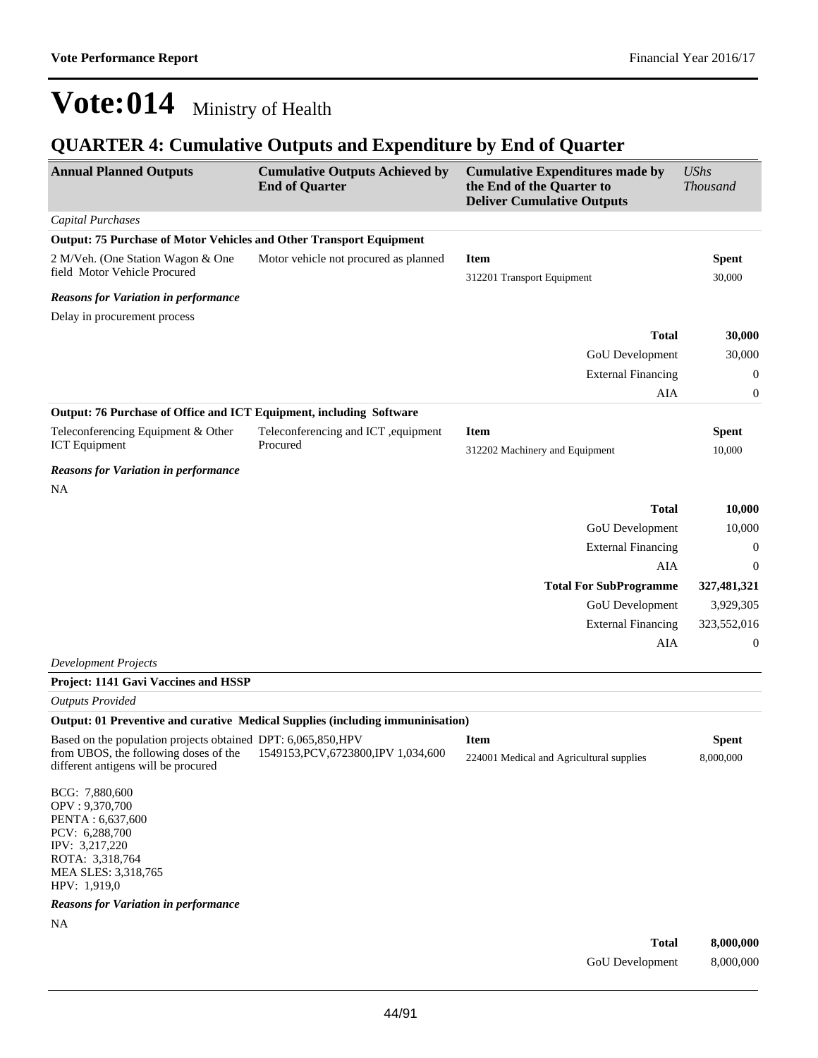# Vote:014 Ministry of Health

## QUARTER 4: Cumulative Outputs and Expenditure by End of Quarter

| Annual Planned Outputs | Cumulative Outputs Achieved by End of Quarter | Cumulative Expenditures made by the End of the Quarter to Deliver Cumulative Outputs | *UShs Thousand* |
|---|---|---|---|
| *Capital Purchases* | | | |
| **Output: 75 Purchase of Motor Vehicles and Other Transport Equipment** | | | |
| 2 M/Veh. (One Station Wagon & One field Motor Vehicle Procured | Motor vehicle not procured as planned | **Item** | **Spent** |
| | | 312201 Transport Equipment | 30,000 |
| ***Reasons for Variation in performance*** | | | |
| Delay in procurement process | | | |
| | | **Total** | **30,000** |
| | | GoU Development | 30,000 |
| | | External Financing | 0 |
| | | AIA | 0 |
| **Output: 76 Purchase of Office and ICT Equipment, including Software** | | | |
| Teleconferencing Equipment & Other ICT Equipment | Teleconferencing and ICT ,equipment Procured | **Item** | **Spent** |
| | | 312202 Machinery and Equipment | 10,000 |
| ***Reasons for Variation in performance*** | | | |
| NA | | | |
| | | **Total** | **10,000** |
| | | GoU Development | 10,000 |
| | | External Financing | 0 |
| | | AIA | 0 |
| | | **Total For SubProgramme** | **327,481,321** |
| | | GoU Development | 3,929,305 |
| | | External Financing | 323,552,016 |
| | | AIA | 0 |
| *Development Projects* | | | |
| **Project: 1141 Gavi Vaccines and HSSP** | | | |
| *Outputs Provided* | | | |
| **Output: 01 Preventive and curative Medical Supplies (including immuninisation)** | | | |
| Based on the population projects obtained from UBOS, the following doses of the different antigens will be procured<br><br>BCG: 7,880,600<br>OPV : 9,370,700<br>PENTA : 6,637,600<br>PCV: 6,288,700<br>IPV: 3,217,220<br>ROTA: 3,318,764<br>MEA SLES: 3,318,765<br>HPV: 1,919,0 | DPT: 6,065,850,HPV 1549153,PCV,6723800,IPV 1,034,600 | **Item** | **Spent** |
| | | 224001 Medical and Agricultural supplies | 8,000,000 |
| ***Reasons for Variation in performance*** | | | |
| NA | | | |
| | | **Total** | **8,000,000** |
| | | GoU Development | 8,000,000 |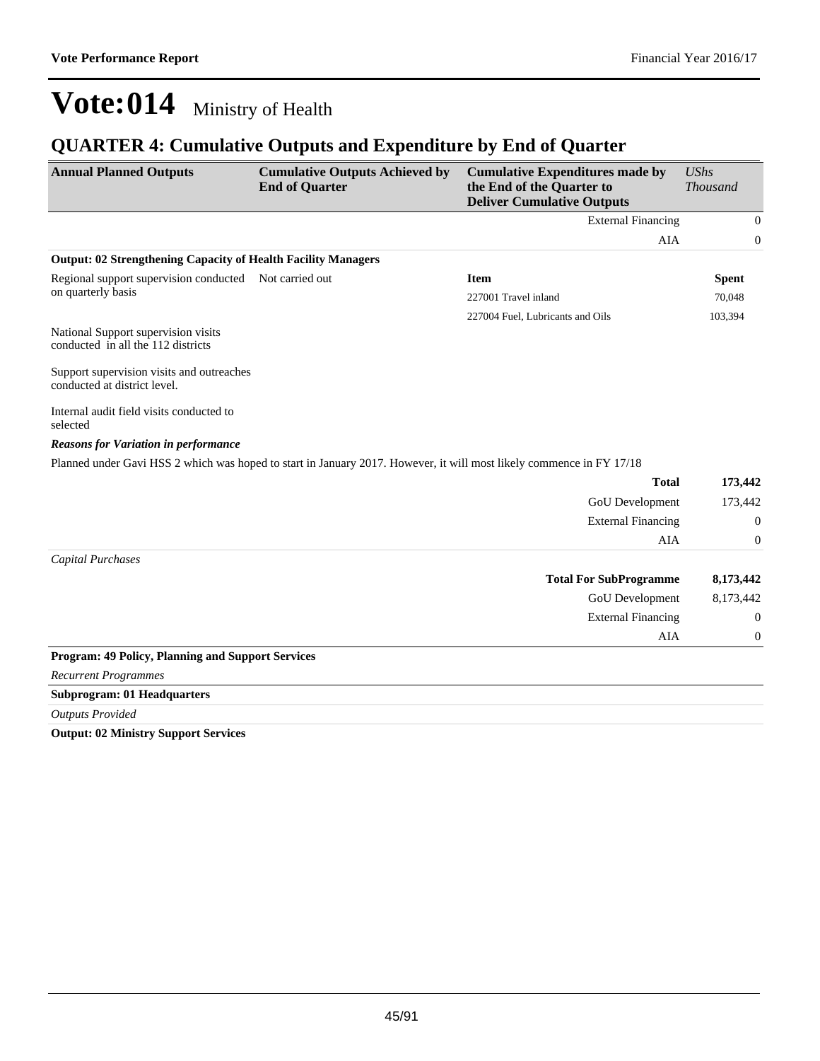# Vote:014 Ministry of Health

## QUARTER 4: Cumulative Outputs and Expenditure by End of Quarter

| Annual Planned Outputs | Cumulative Outputs Achieved by End of Quarter | Cumulative Expenditures made by the End of the Quarter to Deliver Cumulative Outputs | *UShs Thousand* |
|---|---|---|---|
| | | External Financing | 0 |
| | | AIA | 0 |
| **Output: 02 Strengthening Capacity of Health Facility Managers** | | | |
| Regional support supervision conducted on quarterly basis | Not carried out | **Item** | **Spent** |
| | | 227001 Travel inland | 70,048 |
| | | 227004 Fuel, Lubricants and Oils | 103,394 |
| National Support supervision visits conducted in all the 112 districts | | | |
| Support supervision visits and outreaches conducted at district level. | | | |
| Internal audit field visits conducted to selected | | | |

***Reasons for Variation in performance***

Planned under Gavi HSS 2 which was hoped to start in January 2017. However, it will most likely commence in FY 17/18

| | |
|---|---|
| **Total** | **173,442** |
| GoU Development | 173,442 |
| External Financing | 0 |
| AIA | 0 |

*Capital Purchases*

| | |
|---|---|
| **Total For SubProgramme** | **8,173,442** |
| GoU Development | 8,173,442 |
| External Financing | 0 |
| AIA | 0 |

**Program: 49 Policy, Planning and Support Services**

*Recurrent Programmes*

**Subprogram: 01 Headquarters**

*Outputs Provided*

**Output: 02 Ministry Support Services**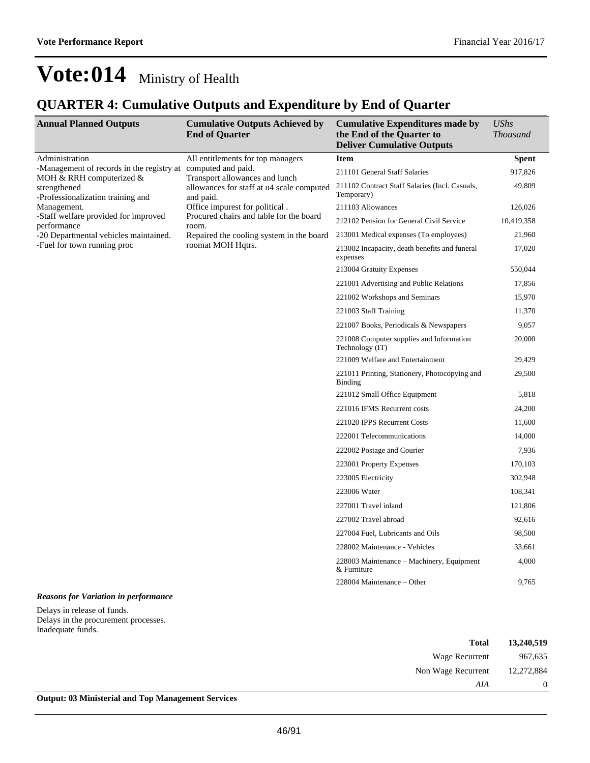# Vote:014 Ministry of Health

## QUARTER 4: Cumulative Outputs and Expenditure by End of Quarter

| Annual Planned Outputs | Cumulative Outputs Achieved by End of Quarter | Cumulative Expenditures made by the End of the Quarter to Deliver Cumulative Outputs | *UShs Thousand* |
|---|---|---|---|
| Administration<br>-Management of records in the registry at MOH & RRH computerized & strengthened<br>-Professionalization training and Management.<br>-Staff welfare provided for improved performance<br>-20 Departmental vehicles maintained.<br>-Fuel for town running proc | All entitlements for top managers computed and paid.<br>Transport allowances and lunch allowances for staff at u4 scale computed and paid.<br>Office impurest for political .<br>Procured chairs and table for the board room.<br>Repaired the cooling system in the board roomat MOH Hqtrs. | **Item** | **Spent** |
| | | 211101 General Staff Salaries | 917,826 |
| | | 211102 Contract Staff Salaries (Incl. Casuals, Temporary) | 49,809 |
| | | 211103 Allowances | 126,026 |
| | | 212102 Pension for General Civil Service | 10,419,358 |
| | | 213001 Medical expenses (To employees) | 21,960 |
| | | 213002 Incapacity, death benefits and funeral expenses | 17,020 |
| | | 213004 Gratuity Expenses | 550,044 |
| | | 221001 Advertising and Public Relations | 17,856 |
| | | 221002 Workshops and Seminars | 15,970 |
| | | 221003 Staff Training | 11,370 |
| | | 221007 Books, Periodicals & Newspapers | 9,057 |
| | | 221008 Computer supplies and Information Technology (IT) | 20,000 |
| | | 221009 Welfare and Entertainment | 29,429 |
| | | 221011 Printing, Stationery, Photocopying and Binding | 29,500 |
| | | 221012 Small Office Equipment | 5,818 |
| | | 221016 IFMS Recurrent costs | 24,200 |
| | | 221020 IPPS Recurrent Costs | 11,600 |
| | | 222001 Telecommunications | 14,000 |
| | | 222002 Postage and Courier | 7,936 |
| | | 223001 Property Expenses | 170,103 |
| | | 223005 Electricity | 302,948 |
| | | 223006 Water | 108,341 |
| | | 227001 Travel inland | 121,806 |
| | | 227002 Travel abroad | 92,616 |
| | | 227004 Fuel, Lubricants and Oils | 98,500 |
| | | 228002 Maintenance - Vehicles | 33,661 |
| | | 228003 Maintenance – Machinery, Equipment & Furniture | 4,000 |
| | | 228004 Maintenance – Other | 9,765 |

***Reasons for Variation in performance***

Delays in release of funds.
Delays in the procurement processes.
Inadequate funds.

| | |
|---|---|
| **Total** | **13,240,519** |
| Wage Recurrent | 967,635 |
| Non Wage Recurrent | 12,272,884 |
| *AIA* | 0 |

**Output: 03 Ministerial and Top Management Services**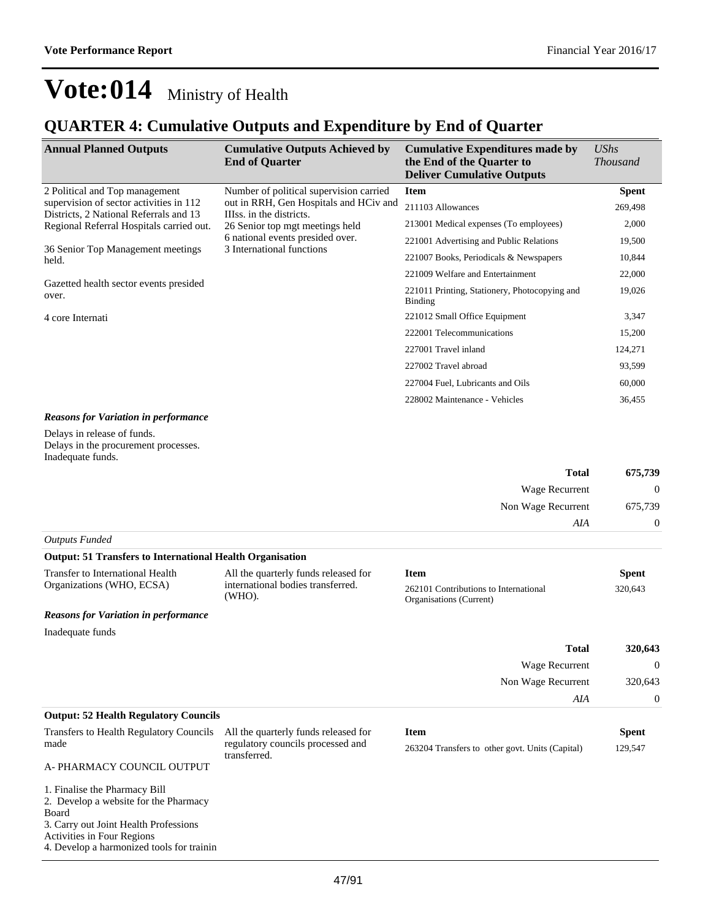# Vote:014 Ministry of Health

## QUARTER 4: Cumulative Outputs and Expenditure by End of Quarter

| Annual Planned Outputs | Cumulative Outputs Achieved by End of Quarter | Cumulative Expenditures made by the End of the Quarter to Deliver Cumulative Outputs | *UShs Thousand* |
|---|---|---|---|
| 2 Political and Top management supervision of sector activities in 112 Districts, 2 National Referrals and 13 Regional Referral Hospitals carried out.<br><br>36 Senior Top Management meetings held.<br><br>Gazetted health sector events presided over.<br><br>4 core Internati | Number of political supervision carried out in RRH, Gen Hospitals and HCiv and IIIss. in the districts.<br>26 Senior top mgt meetings held<br>6 national events presided over.<br>3 International functions | **Item** | **Spent** |
| | | 211103 Allowances | 269,498 |
| | | 213001 Medical expenses (To employees) | 2,000 |
| | | 221001 Advertising and Public Relations | 19,500 |
| | | 221007 Books, Periodicals & Newspapers | 10,844 |
| | | 221009 Welfare and Entertainment | 22,000 |
| | | 221011 Printing, Stationery, Photocopying and Binding | 19,026 |
| | | 221012 Small Office Equipment | 3,347 |
| | | 222001 Telecommunications | 15,200 |
| | | 227001 Travel inland | 124,271 |
| | | 227002 Travel abroad | 93,599 |
| | | 227004 Fuel, Lubricants and Oils | 60,000 |
| | | 228002 Maintenance - Vehicles | 36,455 |

***Reasons for Variation in performance***

Delays in release of funds.
Delays in the procurement processes.
Inadequate funds.

| | |
|---|---|
| **Total** | **675,739** |
| Wage Recurrent | 0 |
| Non Wage Recurrent | 675,739 |
| *AIA* | 0 |

*Outputs Funded*

**Output: 51 Transfers to International Health Organisation**

| Annual Planned Outputs | Cumulative Outputs Achieved by End of Quarter | Item | Spent |
|---|---|---|---|
| Transfer to International Health Organizations (WHO, ECSA) | All the quarterly funds released for international bodies transferred. (WHO). | 262101 Contributions to International Organisations (Current) | 320,643 |

***Reasons for Variation in performance***

Inadequate funds

| | |
|---|---|
| **Total** | **320,643** |
| Wage Recurrent | 0 |
| Non Wage Recurrent | 320,643 |
| *AIA* | 0 |

**Output: 52 Health Regulatory Councils**

| Annual Planned Outputs | Cumulative Outputs Achieved by End of Quarter | Item | Spent |
|---|---|---|---|
| Transfers to Health Regulatory Councils made<br><br>A- PHARMACY COUNCIL OUTPUT<br><br>1. Finalise the Pharmacy Bill<br>2. Develop a website for the Pharmacy Board<br>3. Carry out Joint Health Professions Activities in Four Regions<br>4. Develop a harmonized tools for trainin | All the quarterly funds released for regulatory councils processed and transferred. | 263204 Transfers to other govt. Units (Capital) | 129,547 |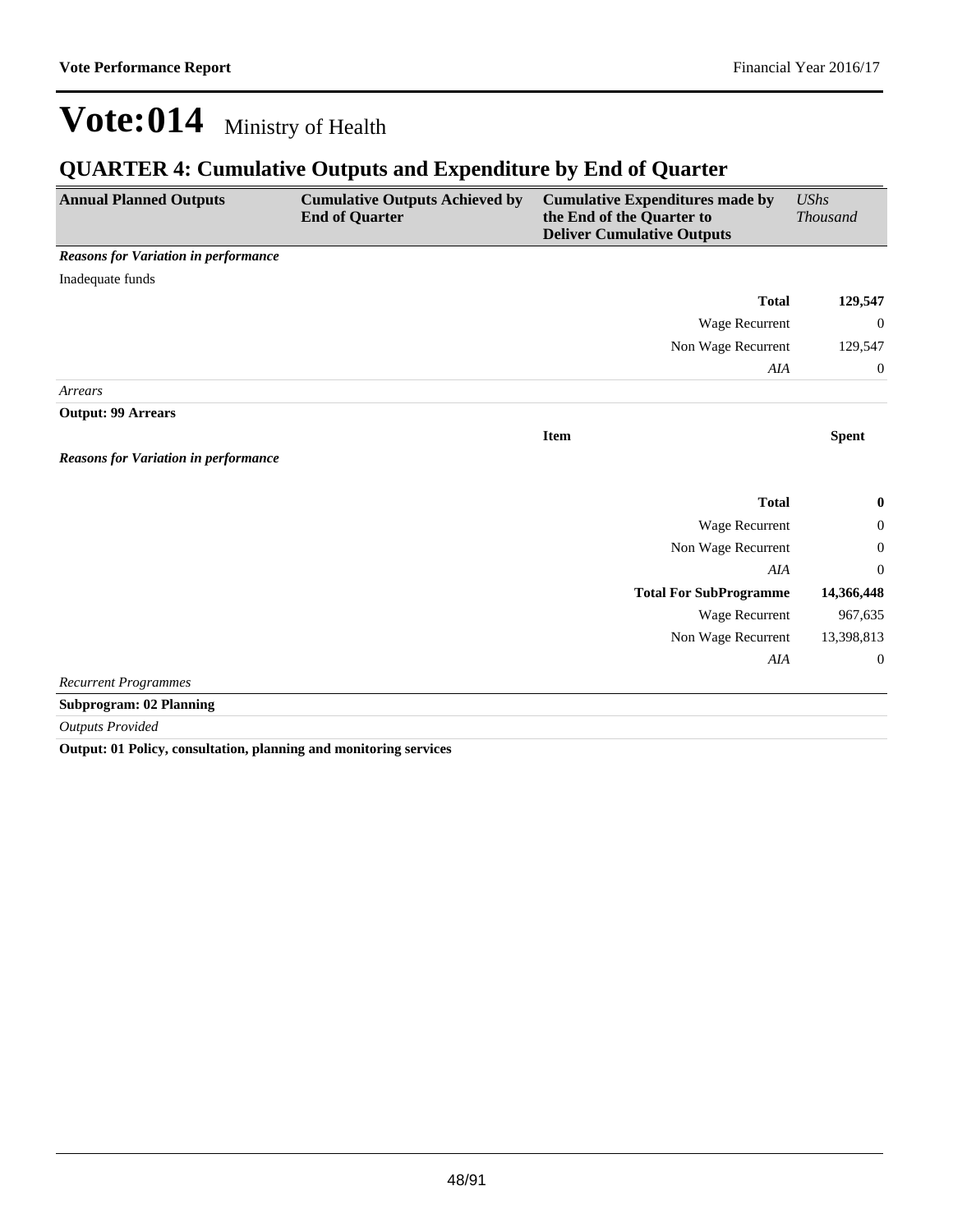# Vote:014 Ministry of Health

## QUARTER 4: Cumulative Outputs and Expenditure by End of Quarter

| Annual Planned Outputs | Cumulative Outputs Achieved by End of Quarter | Cumulative Expenditures made by the End of the Quarter to Deliver Cumulative Outputs | *UShs Thousand* |
|---|---|---|---|
| ***Reasons for Variation in performance*** | | | |
| Inadequate funds | | | |
| | | **Total** | **129,547** |
| | | Wage Recurrent | 0 |
| | | Non Wage Recurrent | 129,547 |
| | | *AIA* | 0 |
| *Arrears* | | | |
| **Output: 99 Arrears** | | | |
| | | **Item** | **Spent** |
| ***Reasons for Variation in performance*** | | | |
| | | **Total** | **0** |
| | | Wage Recurrent | 0 |
| | | Non Wage Recurrent | 0 |
| | | *AIA* | 0 |
| | | **Total For SubProgramme** | **14,366,448** |
| | | Wage Recurrent | 967,635 |
| | | Non Wage Recurrent | 13,398,813 |
| | | *AIA* | 0 |
| *Recurrent Programmes* | | | |
| **Subprogram: 02 Planning** | | | |
| *Outputs Provided* | | | |
| **Output: 01 Policy, consultation, planning and monitoring services** | | | |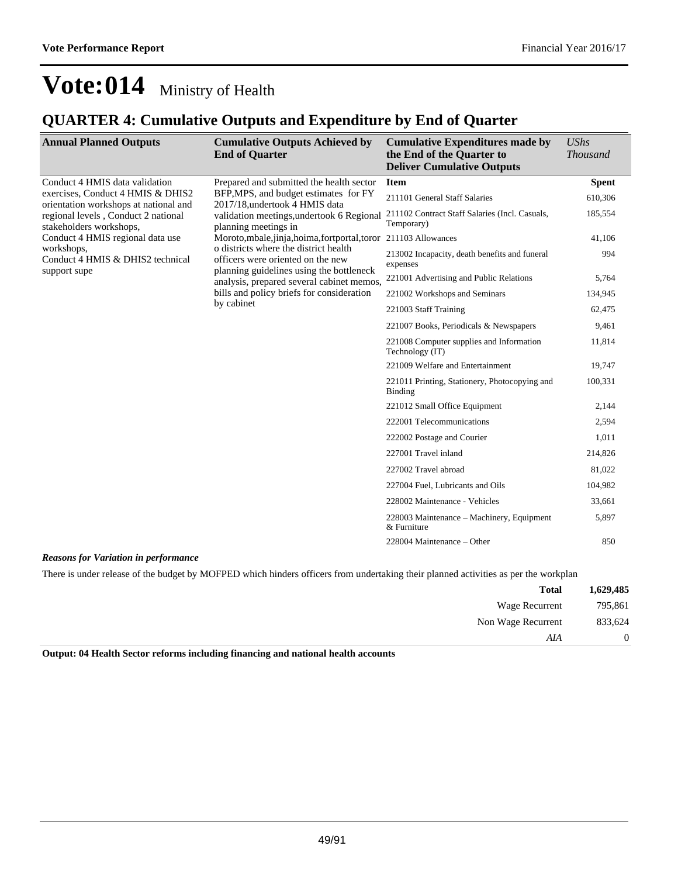# Vote:014 Ministry of Health

## QUARTER 4: Cumulative Outputs and Expenditure by End of Quarter

| Annual Planned Outputs | Cumulative Outputs Achieved by End of Quarter | Cumulative Expenditures made by the End of the Quarter to Deliver Cumulative Outputs | *UShs Thousand* |
|---|---|---|---|
| Conduct 4 HMIS data validation exercises, Conduct 4 HMIS & DHIS2 orientation workshops at national and regional levels , Conduct 2 national stakeholders workshops,<br>Conduct 4 HMIS regional data use workshops,<br>Conduct 4 HMIS & DHIS2 technical support supe | Prepared and submitted the health sector BFP,MPS, and budget estimates for FY 2017/18,undertook 4 HMIS data validation meetings,undertook 6 Regional planning meetings in Moroto,mbale,jinja,hoima,fortportal,tororo districts where the district health officers were oriented on the new planning guidelines using the bottleneck analysis, prepared several cabinet memos, bills and policy briefs for consideration by cabinet | **Item** | **Spent** |
| | | 211101 General Staff Salaries | 610,306 |
| | | 211102 Contract Staff Salaries (Incl. Casuals, Temporary) | 185,554 |
| | | 211103 Allowances | 41,106 |
| | | 213002 Incapacity, death benefits and funeral expenses | 994 |
| | | 221001 Advertising and Public Relations | 5,764 |
| | | 221002 Workshops and Seminars | 134,945 |
| | | 221003 Staff Training | 62,475 |
| | | 221007 Books, Periodicals & Newspapers | 9,461 |
| | | 221008 Computer supplies and Information Technology (IT) | 11,814 |
| | | 221009 Welfare and Entertainment | 19,747 |
| | | 221011 Printing, Stationery, Photocopying and Binding | 100,331 |
| | | 221012 Small Office Equipment | 2,144 |
| | | 222001 Telecommunications | 2,594 |
| | | 222002 Postage and Courier | 1,011 |
| | | 227001 Travel inland | 214,826 |
| | | 227002 Travel abroad | 81,022 |
| | | 227004 Fuel, Lubricants and Oils | 104,982 |
| | | 228002 Maintenance - Vehicles | 33,661 |
| | | 228003 Maintenance – Machinery, Equipment & Furniture | 5,897 |
| | | 228004 Maintenance – Other | 850 |

***Reasons for Variation in performance***

There is under release of the budget by MOFPED which hinders officers from undertaking their planned activities as per the workplan

| | |
|---|---|
| **Total** | **1,629,485** |
| Wage Recurrent | 795,861 |
| Non Wage Recurrent | 833,624 |
| *AIA* | 0 |

**Output: 04 Health Sector reforms including financing and national health accounts**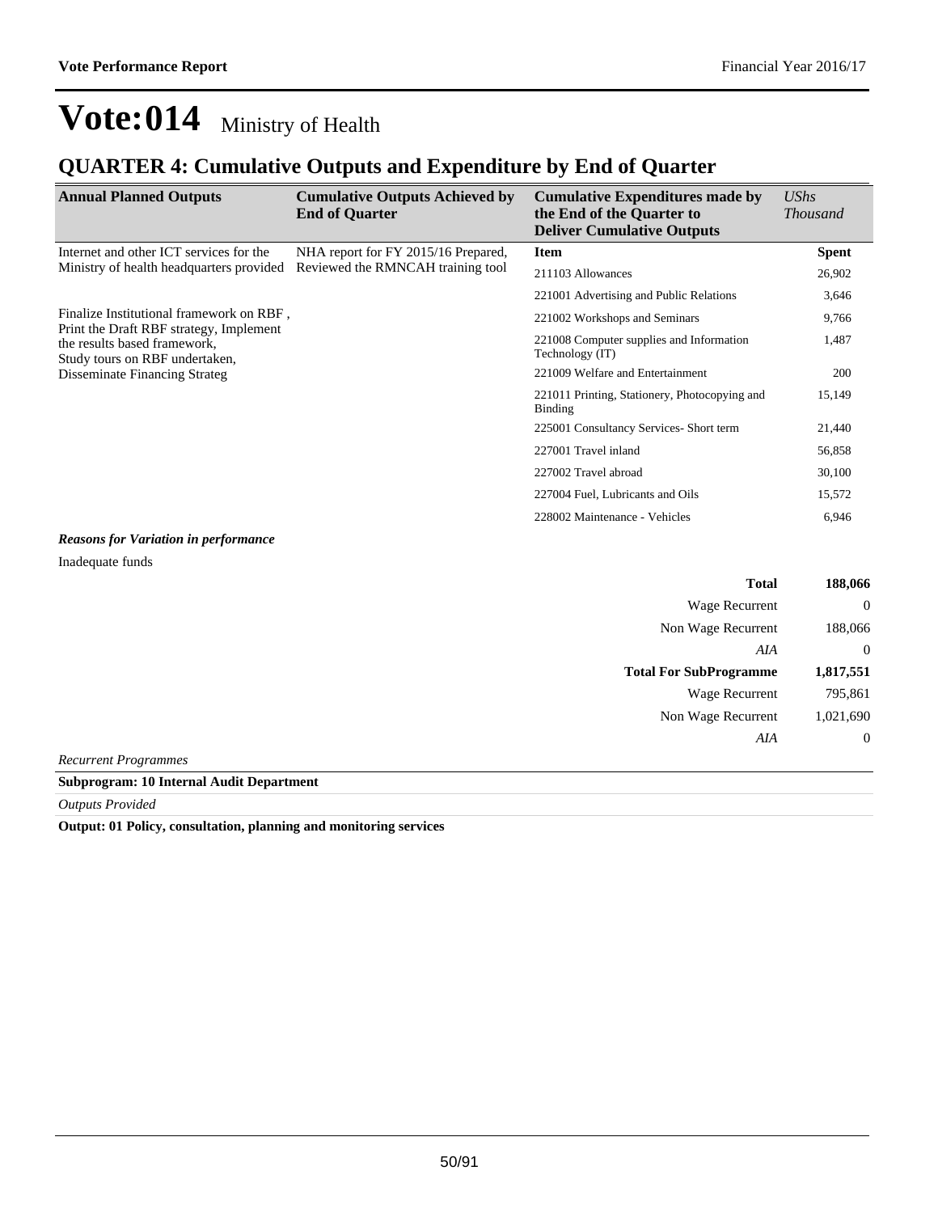# Vote:014 Ministry of Health

## QUARTER 4: Cumulative Outputs and Expenditure by End of Quarter

| Annual Planned Outputs | Cumulative Outputs Achieved by End of Quarter | Cumulative Expenditures made by the End of the Quarter to Deliver Cumulative Outputs | *UShs Thousand* |
|---|---|---|---|
| Internet and other ICT services for the Ministry of health headquarters provided | NHA report for FY 2015/16 Prepared, Reviewed the RMNCAH training tool | **Item** | **Spent** |
| | | 211103 Allowances | 26,902 |
| Finalize Institutional framework on RBF , Print the Draft RBF strategy, Implement the results based framework, Study tours on RBF undertaken, Disseminate Financing Strateg | | 221001 Advertising and Public Relations | 3,646 |
| | | 221002 Workshops and Seminars | 9,766 |
| | | 221008 Computer supplies and Information Technology (IT) | 1,487 |
| | | 221009 Welfare and Entertainment | 200 |
| | | 221011 Printing, Stationery, Photocopying and Binding | 15,149 |
| | | 225001 Consultancy Services- Short term | 21,440 |
| | | 227001 Travel inland | 56,858 |
| | | 227002 Travel abroad | 30,100 |
| | | 227004 Fuel, Lubricants and Oils | 15,572 |
| | | 228002 Maintenance - Vehicles | 6,946 |

***Reasons for Variation in performance***

Inadequate funds

| | |
|---|---|
| **Total** | **188,066** |
| Wage Recurrent | 0 |
| Non Wage Recurrent | 188,066 |
| *AIA* | 0 |
| **Total For SubProgramme** | **1,817,551** |
| Wage Recurrent | 795,861 |
| Non Wage Recurrent | 1,021,690 |
| *AIA* | 0 |

*Recurrent Programmes*

**Subprogram: 10 Internal Audit Department**

*Outputs Provided*

**Output: 01 Policy, consultation, planning and monitoring services**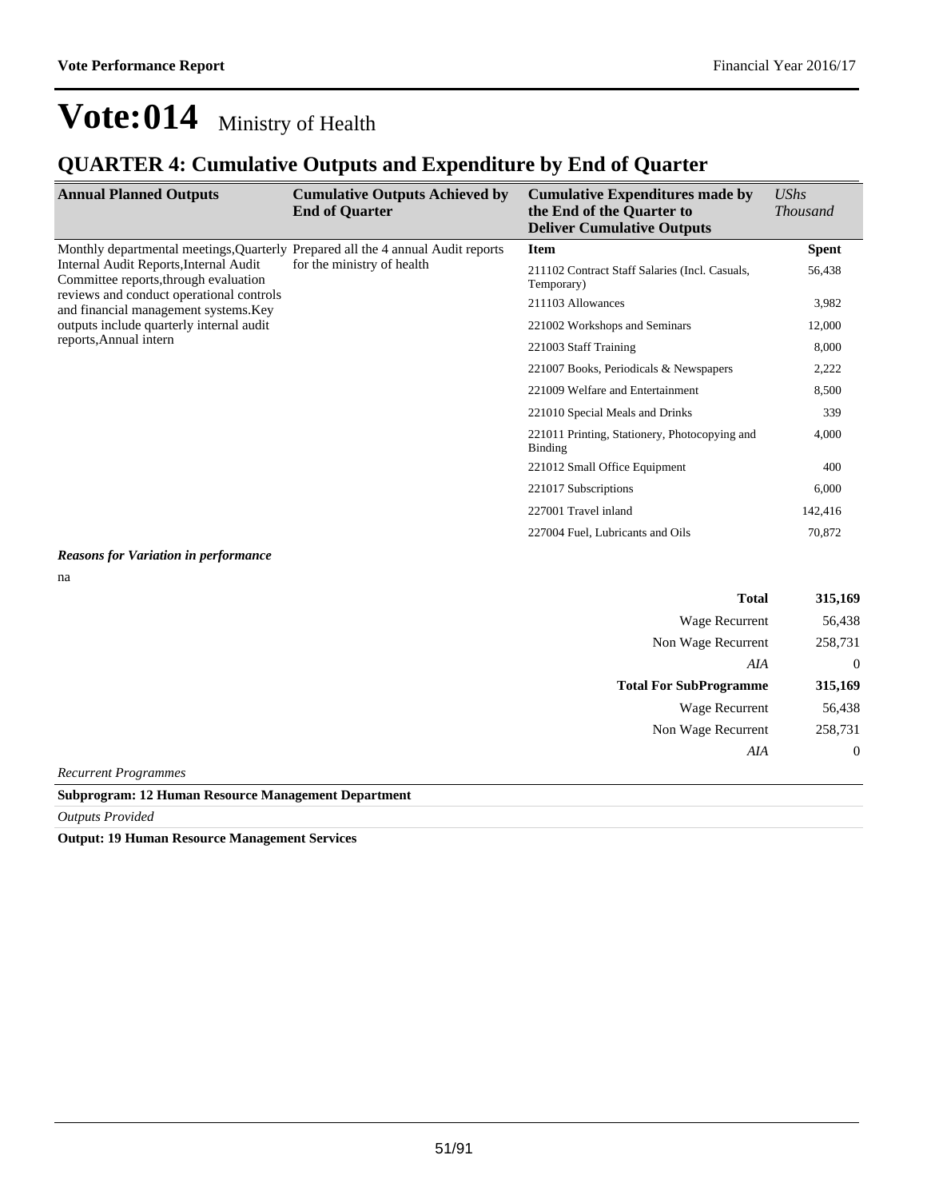# Vote:014 Ministry of Health

## QUARTER 4: Cumulative Outputs and Expenditure by End of Quarter

| Annual Planned Outputs | Cumulative Outputs Achieved by End of Quarter | Cumulative Expenditures made by the End of the Quarter to Deliver Cumulative Outputs | *UShs Thousand* |
|---|---|---|---|
| Monthly departmental meetings,Quarterly Internal Audit Reports,Internal Audit Committee reports,through evaluation reviews and conduct operational controls and financial management systems.Key outputs include quarterly internal audit reports,Annual intern | Prepared all the 4 annual Audit reports for the ministry of health | **Item** | **Spent** |
| | | 211102 Contract Staff Salaries (Incl. Casuals, Temporary) | 56,438 |
| | | 211103 Allowances | 3,982 |
| | | 221002 Workshops and Seminars | 12,000 |
| | | 221003 Staff Training | 8,000 |
| | | 221007 Books, Periodicals & Newspapers | 2,222 |
| | | 221009 Welfare and Entertainment | 8,500 |
| | | 221010 Special Meals and Drinks | 339 |
| | | 221011 Printing, Stationery, Photocopying and Binding | 4,000 |
| | | 221012 Small Office Equipment | 400 |
| | | 221017 Subscriptions | 6,000 |
| | | 227001 Travel inland | 142,416 |
| | | 227004 Fuel, Lubricants and Oils | 70,872 |

***Reasons for Variation in performance***

na

| | |
|---|---|
| **Total** | **315,169** |
| Wage Recurrent | 56,438 |
| Non Wage Recurrent | 258,731 |
| *AIA* | 0 |
| **Total For SubProgramme** | **315,169** |
| Wage Recurrent | 56,438 |
| Non Wage Recurrent | 258,731 |
| *AIA* | 0 |

*Recurrent Programmes*

**Subprogram: 12 Human Resource Management Department**

*Outputs Provided*

**Output: 19 Human Resource Management Services**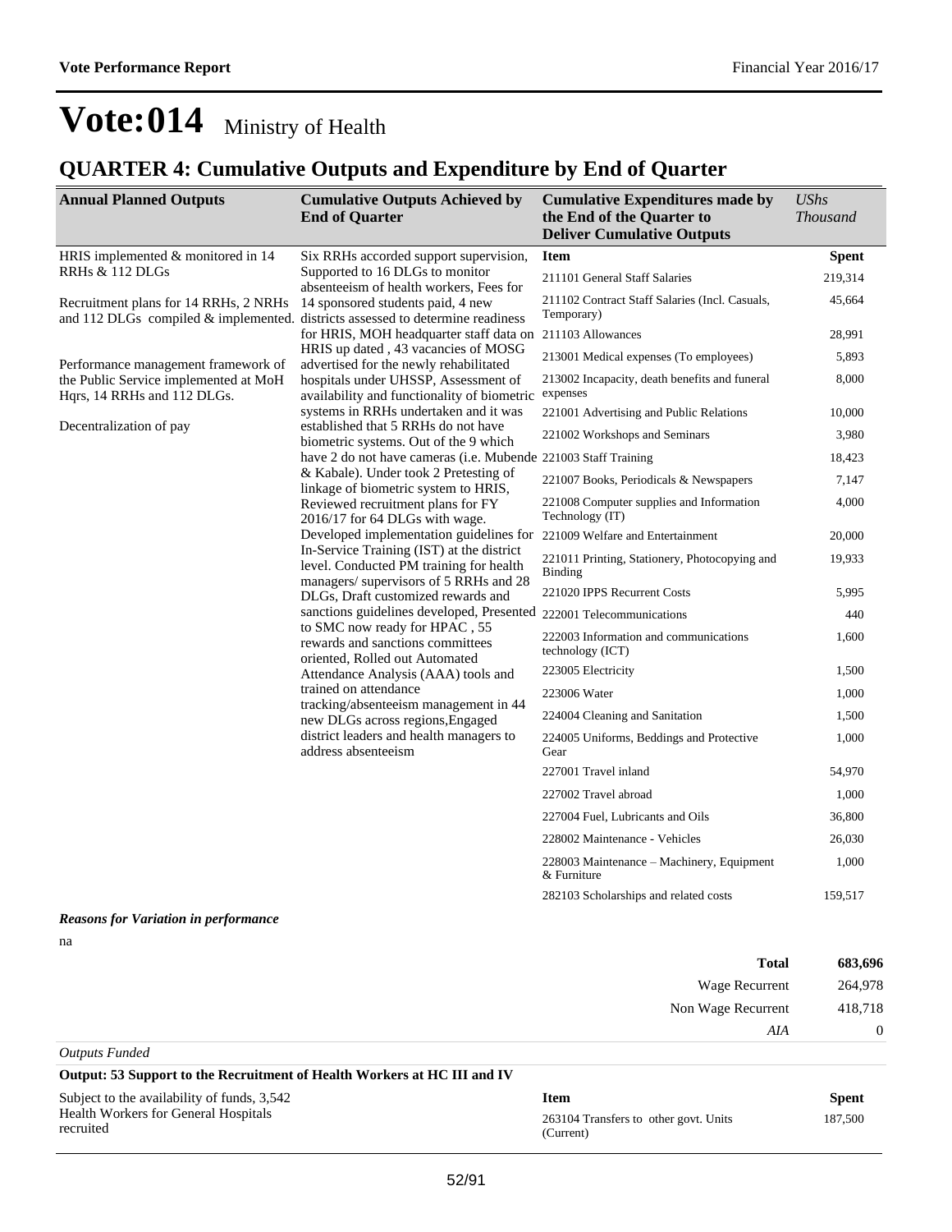# Vote:014 Ministry of Health

## QUARTER 4: Cumulative Outputs and Expenditure by End of Quarter

| Annual Planned Outputs | Cumulative Outputs Achieved by End of Quarter | Cumulative Expenditures made by the End of the Quarter to Deliver Cumulative Outputs | *UShs Thousand* |
|---|---|---|---|
| HRIS implemented & monitored in 14 RRHs & 112 DLGs<br><br>Recruitment plans for 14 RRHs, 2 NRHs and 112 DLGs compiled & implemented.<br><br>Performance management framework of the Public Service implemented at MoH Hqrs, 14 RRHs and 112 DLGs.<br><br>Decentralization of pay | Six RRHs accorded support supervision, Supported to 16 DLGs to monitor absenteeism of health workers, Fees for 14 sponsored students paid, 4 new districts assessed to determine readiness for HRIS, MOH headquarter staff data on HRIS up dated , 43 vacancies of MOSG advertised for the newly rehabilitated hospitals under UHSSP, Assessment of availability and functionality of biometric systems in RRHs undertaken and it was established that 5 RRHs do not have biometric systems. Out of the 9 which have 2 do not have cameras (i.e. Mubende & Kabale). Under took 2 Pretesting of linkage of biometric system to HRIS, Reviewed recruitment plans for FY 2016/17 for 64 DLGs with wage. Developed implementation guidelines for In-Service Training (IST) at the district level. Conducted PM training for health managers/ supervisors of 5 RRHs and 28 DLGs, Draft customized rewards and sanctions guidelines developed, Presented to SMC now ready for HPAC , 55 rewards and sanctions committees oriented, Rolled out Automated Attendance Analysis (AAA) tools and trained on attendance tracking/absenteeism management in 44 new DLGs across regions,Engaged district leaders and health managers to address absenteeism | **Item** | **Spent** |
| | | 211101 General Staff Salaries | 219,314 |
| | | 211102 Contract Staff Salaries (Incl. Casuals, Temporary) | 45,664 |
| | | 211103 Allowances | 28,991 |
| | | 213001 Medical expenses (To employees) | 5,893 |
| | | 213002 Incapacity, death benefits and funeral expenses | 8,000 |
| | | 221001 Advertising and Public Relations | 10,000 |
| | | 221002 Workshops and Seminars | 3,980 |
| | | 221003 Staff Training | 18,423 |
| | | 221007 Books, Periodicals & Newspapers | 7,147 |
| | | 221008 Computer supplies and Information Technology (IT) | 4,000 |
| | | 221009 Welfare and Entertainment | 20,000 |
| | | 221011 Printing, Stationery, Photocopying and Binding | 19,933 |
| | | 221020 IPPS Recurrent Costs | 5,995 |
| | | 222001 Telecommunications | 440 |
| | | 222003 Information and communications technology (ICT) | 1,600 |
| | | 223005 Electricity | 1,500 |
| | | 223006 Water | 1,000 |
| | | 224004 Cleaning and Sanitation | 1,500 |
| | | 224005 Uniforms, Beddings and Protective Gear | 1,000 |
| | | 227001 Travel inland | 54,970 |
| | | 227002 Travel abroad | 1,000 |
| | | 227004 Fuel, Lubricants and Oils | 36,800 |
| | | 228002 Maintenance - Vehicles | 26,030 |
| | | 228003 Maintenance – Machinery, Equipment & Furniture | 1,000 |
| | | 282103 Scholarships and related costs | 159,517 |

***Reasons for Variation in performance***

na

| | |
|---|---|
| **Total** | **683,696** |
| Wage Recurrent | 264,978 |
| Non Wage Recurrent | 418,718 |
| *AIA* | 0 |

*Outputs Funded*

**Output: 53 Support to the Recruitment of Health Workers at HC III and IV**

| | | |
|---|---|---|
| Subject to the availability of funds, 3,542 Health Workers for General Hospitals recruited | **Item** | **Spent** |
| | 263104 Transfers to other govt. Units (Current) | 187,500 |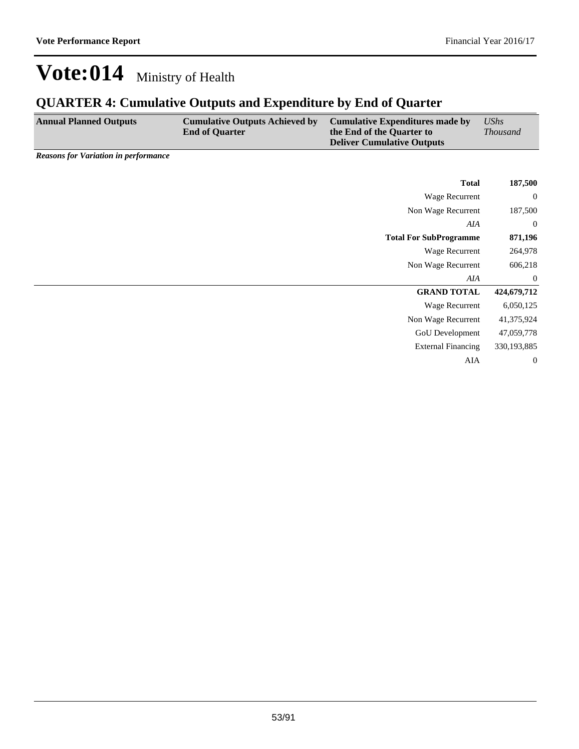# Vote:014 Ministry of Health

## QUARTER 4: Cumulative Outputs and Expenditure by End of Quarter

| Annual Planned Outputs | Cumulative Outputs Achieved by End of Quarter | Cumulative Expenditures made by the End of the Quarter to Deliver Cumulative Outputs | *UShs Thousand* |
|---|---|---|---|

***Reasons for Variation in performance***

| | |
|---|---|
| **Total** | **187,500** |
| Wage Recurrent | 0 |
| Non Wage Recurrent | 187,500 |
| *AIA* | 0 |
| **Total For SubProgramme** | **871,196** |
| Wage Recurrent | 264,978 |
| Non Wage Recurrent | 606,218 |
| *AIA* | 0 |
| **GRAND TOTAL** | **424,679,712** |
| Wage Recurrent | 6,050,125 |
| Non Wage Recurrent | 41,375,924 |
| GoU Development | 47,059,778 |
| External Financing | 330,193,885 |
| AIA | 0 |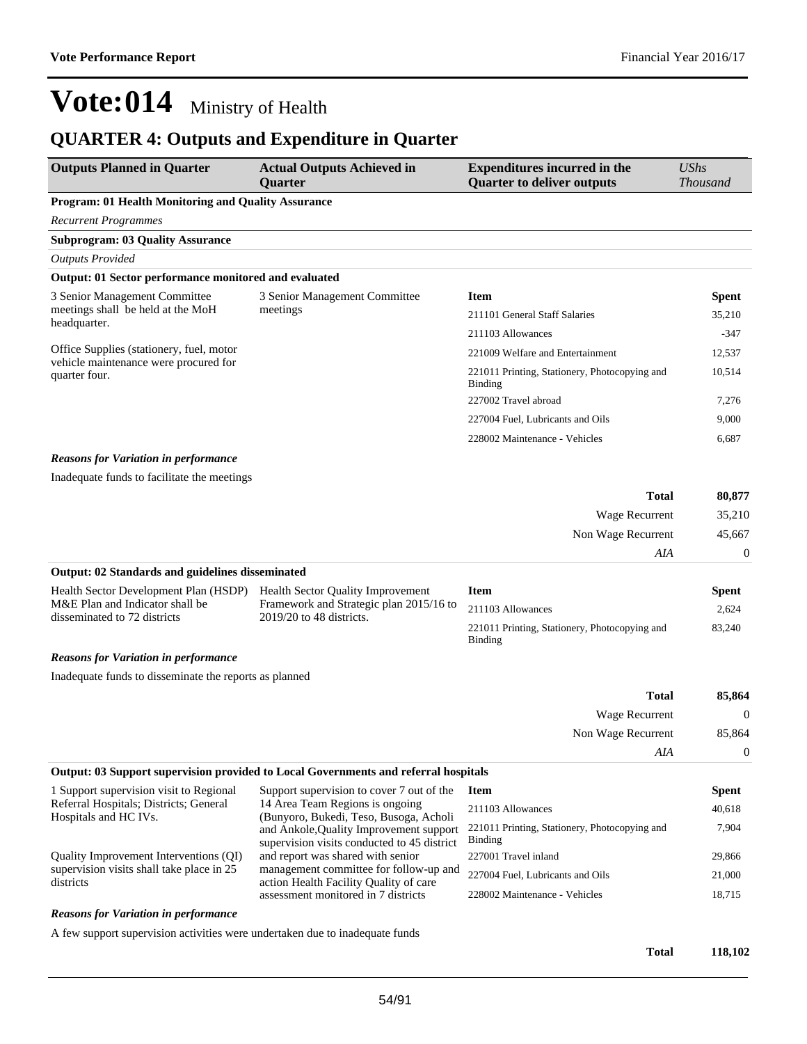# Vote:014 Ministry of Health

## QUARTER 4: Outputs and Expenditure in Quarter

| Outputs Planned in Quarter | Actual Outputs Achieved in Quarter | Expenditures incurred in the Quarter to deliver outputs | *UShs Thousand* |
|---|---|---|---|

**Program: 01 Health Monitoring and Quality Assurance**

*Recurrent Programmes*

**Subprogram: 03 Quality Assurance**

*Outputs Provided*

**Output: 01 Sector performance monitored and evaluated**

| Outputs Planned in Quarter | Actual Outputs Achieved in Quarter | Item | Spent |
|---|---|---|---|
| 3 Senior Management Committee meetings shall be held at the MoH headquarter.<br><br>Office Supplies (stationery, fuel, motor vehicle maintenance were procured for quarter four. | 3 Senior Management Committee meetings | 211101 General Staff Salaries | 35,210 |
| | | 211103 Allowances | -347 |
| | | 221009 Welfare and Entertainment | 12,537 |
| | | 221011 Printing, Stationery, Photocopying and Binding | 10,514 |
| | | 227002 Travel abroad | 7,276 |
| | | 227004 Fuel, Lubricants and Oils | 9,000 |
| | | 228002 Maintenance - Vehicles | 6,687 |

***Reasons for Variation in performance***

Inadequate funds to facilitate the meetings

| | |
|---|---|
| **Total** | **80,877** |
| Wage Recurrent | 35,210 |
| Non Wage Recurrent | 45,667 |
| *AIA* | 0 |

**Output: 02 Standards and guidelines disseminated**

| Outputs Planned in Quarter | Actual Outputs Achieved in Quarter | Item | Spent |
|---|---|---|---|
| Health Sector Development Plan (HSDP) M&E Plan and Indicator shall be disseminated to 72 districts | Health Sector Quality Improvement Framework and Strategic plan 2015/16 to 2019/20 to 48 districts. | 211103 Allowances | 2,624 |
| | | 221011 Printing, Stationery, Photocopying and Binding | 83,240 |

***Reasons for Variation in performance***

Inadequate funds to disseminate the reports as planned

| | |
|---|---|
| **Total** | **85,864** |
| Wage Recurrent | 0 |
| Non Wage Recurrent | 85,864 |
| *AIA* | 0 |

**Output: 03 Support supervision provided to Local Governments and referral hospitals**

| Outputs Planned in Quarter | Actual Outputs Achieved in Quarter | Item | Spent |
|---|---|---|---|
| 1 Support supervision visit to Regional Referral Hospitals; Districts; General Hospitals and HC IVs.<br><br>Quality Improvement Interventions (QI) supervision visits shall take place in 25 districts | Support supervision to cover 7 out of the 14 Area Team Regions is ongoing (Bunyoro, Bukedi, Teso, Busoga, Acholi and Ankole,Quality Improvement support supervision visits conducted to 45 district and report was shared with senior management committee for follow-up and action Health Facility Quality of care assessment monitored in 7 districts | 211103 Allowances | 40,618 |
| | | 221011 Printing, Stationery, Photocopying and Binding | 7,904 |
| | | 227001 Travel inland | 29,866 |
| | | 227004 Fuel, Lubricants and Oils | 21,000 |
| | | 228002 Maintenance - Vehicles | 18,715 |

***Reasons for Variation in performance***

A few support supervision activities were undertaken due to inadequate funds

| | |
|---|---|
| **Total** | **118,102** |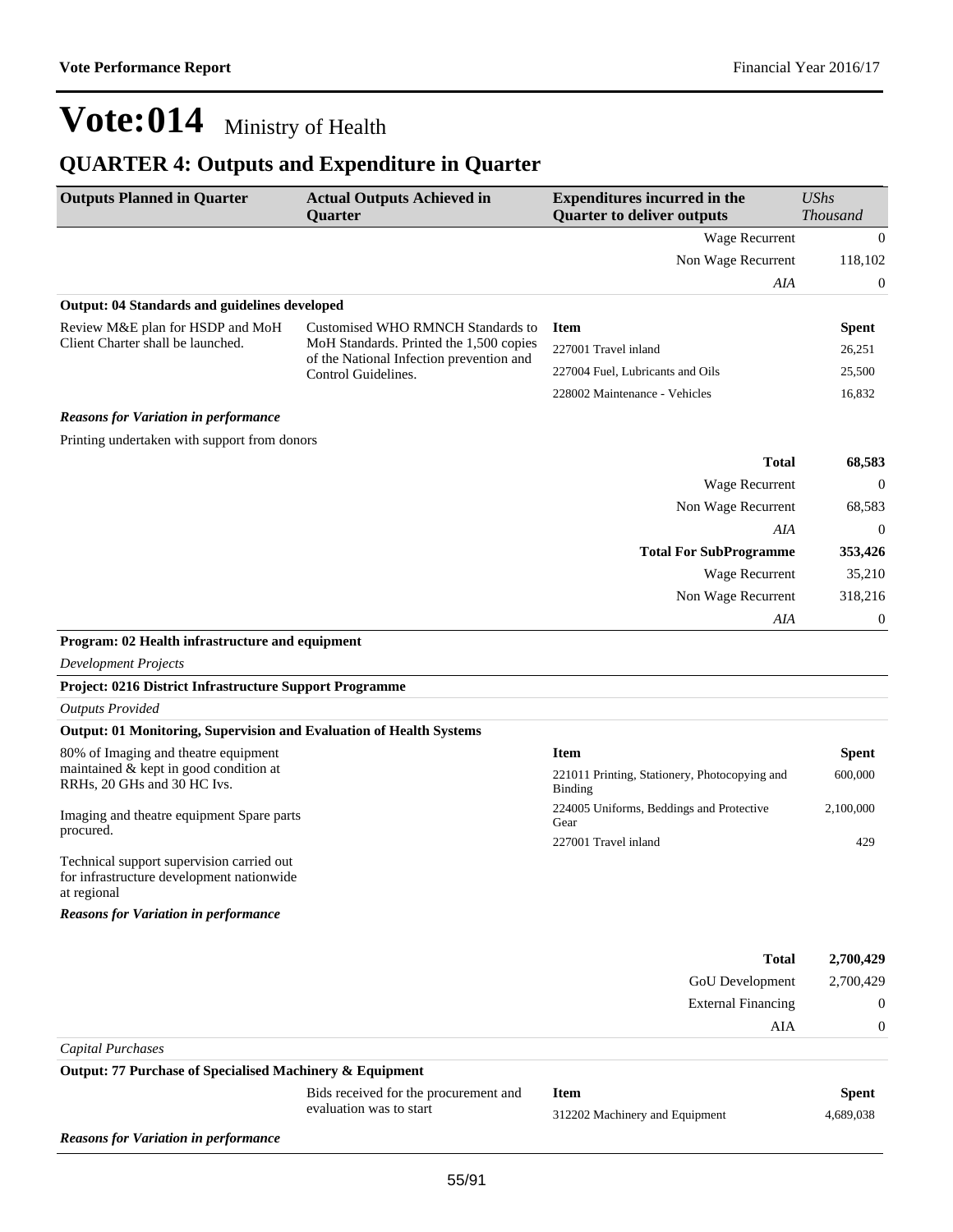# Vote:014 Ministry of Health

## QUARTER 4: Outputs and Expenditure in Quarter

| Outputs Planned in Quarter | Actual Outputs Achieved in Quarter | Expenditures incurred in the Quarter to deliver outputs | UShs Thousand |
|---|---|---|---|
| | | Wage Recurrent | 0 |
| | | Non Wage Recurrent | 118,102 |
| | | *AIA* | 0 |
| **Output: 04 Standards and guidelines developed** | | | |
| Review M&E plan for HSDP and MoH Client Charter shall be launched. | Customised WHO RMNCH Standards to MoH Standards. Printed the 1,500 copies of the National Infection prevention and Control Guidelines. | **Item** | **Spent** |
| | | 227001 Travel inland | 26,251 |
| | | 227004 Fuel, Lubricants and Oils | 25,500 |
| | | 228002 Maintenance - Vehicles | 16,832 |
| ***Reasons for Variation in performance*** | | | |
| Printing undertaken with support from donors | | | |
| | | **Total** | **68,583** |
| | | Wage Recurrent | 0 |
| | | Non Wage Recurrent | 68,583 |
| | | *AIA* | 0 |
| | | **Total For SubProgramme** | **353,426** |
| | | Wage Recurrent | 35,210 |
| | | Non Wage Recurrent | 318,216 |
| | | *AIA* | 0 |
| **Program: 02 Health infrastructure and equipment** | | | |
| *Development Projects* | | | |
| **Project: 0216 District Infrastructure Support Programme** | | | |
| *Outputs Provided* | | | |
| **Output: 01 Monitoring, Supervision and Evaluation of Health Systems** | | | |
| 80% of Imaging and theatre equipment maintained & kept in good condition at RRHs, 20 GHs and 30 HC Ivs.<br><br>Imaging and theatre equipment Spare parts procured.<br><br>Technical support supervision carried out for infrastructure development nationwide at regional | | **Item** | **Spent** |
| | | 221011 Printing, Stationery, Photocopying and Binding | 600,000 |
| | | 224005 Uniforms, Beddings and Protective Gear | 2,100,000 |
| | | 227001 Travel inland | 429 |
| ***Reasons for Variation in performance*** | | | |
| | | **Total** | **2,700,429** |
| | | GoU Development | 2,700,429 |
| | | External Financing | 0 |
| | | AIA | 0 |
| *Capital Purchases* | | | |
| **Output: 77 Purchase of Specialised Machinery & Equipment** | | | |
| | Bids received for the procurement and evaluation was to start | **Item** | **Spent** |
| | | 312202 Machinery and Equipment | 4,689,038 |
| ***Reasons for Variation in performance*** | | | |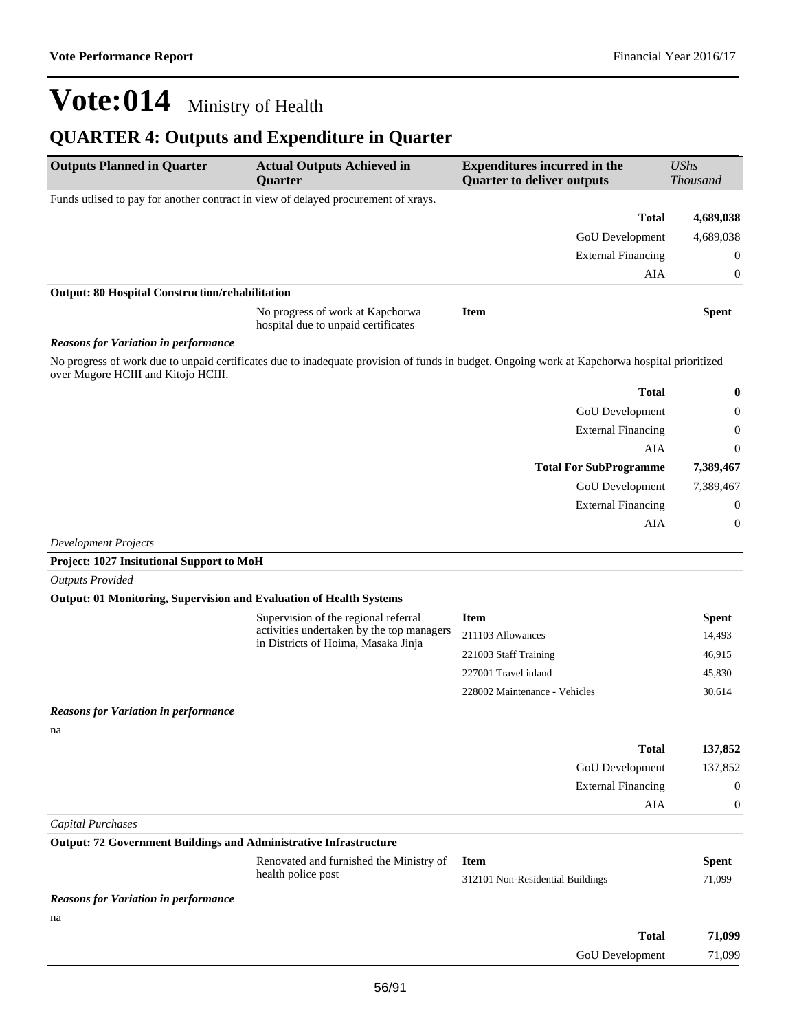# Vote:014 Ministry of Health

## QUARTER 4: Outputs and Expenditure in Quarter

| Outputs Planned in Quarter | Actual Outputs Achieved in Quarter | Expenditures incurred in the Quarter to deliver outputs | *UShs Thousand* |
|---|---|---|---|

Funds utlised to pay for another contract in view of delayed procurement of xrays.

| | |
|---|---|
| **Total** | **4,689,038** |
| GoU Development | 4,689,038 |
| External Financing | 0 |
| AIA | 0 |

**Output: 80 Hospital Construction/rehabilitation**

| | | | |
|---|---|---|---|
| | No progress of work at Kapchorwa hospital due to unpaid certificates | **Item** | **Spent** |

***Reasons for Variation in performance***

No progress of work due to unpaid certificates due to inadequate provision of funds in budget. Ongoing work at Kapchorwa hospital prioritized over Mugore HCIII and Kitojo HCIII.

| | |
|---|---|
| **Total** | **0** |
| GoU Development | 0 |
| External Financing | 0 |
| AIA | 0 |
| **Total For SubProgramme** | **7,389,467** |
| GoU Development | 7,389,467 |
| External Financing | 0 |
| AIA | 0 |

*Development Projects*

**Project: 1027 Insitutional Support to MoH**

*Outputs Provided*

**Output: 01 Monitoring, Supervision and Evaluation of Health Systems**

| | | | |
|---|---|---|---|
| | Supervision of the regional referral activities undertaken by the top managers in Districts of Hoima, Masaka Jinja | **Item** | **Spent** |
| | | 211103 Allowances | 14,493 |
| | | 221003 Staff Training | 46,915 |
| | | 227001 Travel inland | 45,830 |
| | | 228002 Maintenance - Vehicles | 30,614 |

***Reasons for Variation in performance***

na

| | |
|---|---|
| **Total** | **137,852** |
| GoU Development | 137,852 |
| External Financing | 0 |
| AIA | 0 |

*Capital Purchases*

**Output: 72 Government Buildings and Administrative Infrastructure**

| | | | |
|---|---|---|---|
| | Renovated and furnished the Ministry of health police post | **Item** | **Spent** |
| | | 312101 Non-Residential Buildings | 71,099 |

***Reasons for Variation in performance***

na

| | |
|---|---|
| **Total** | **71,099** |
| GoU Development | 71,099 |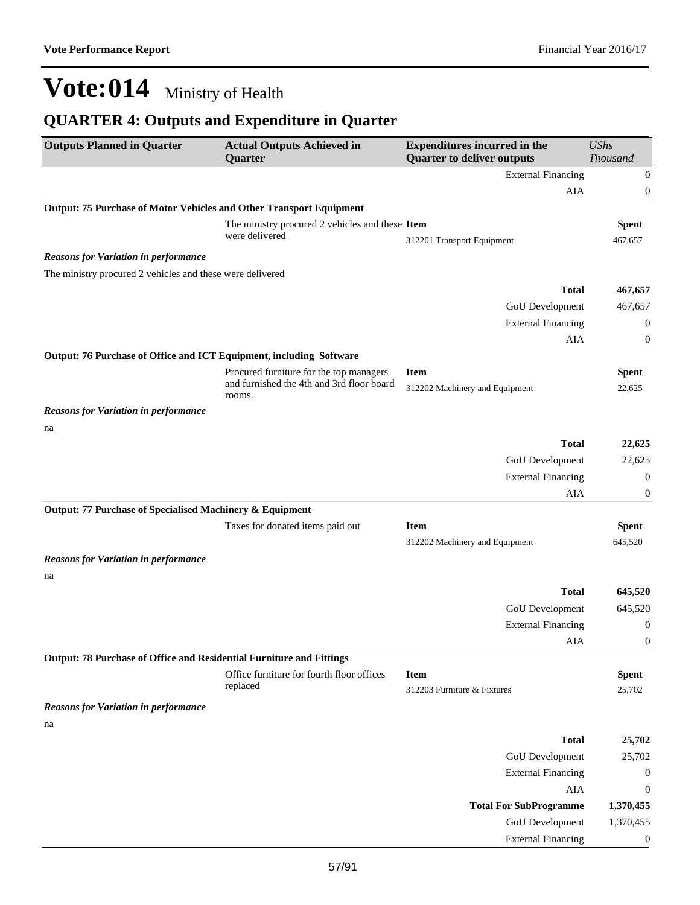Vote Performance Report | Financial Year 2016/17

# Vote:014 Ministry of Health

## QUARTER 4: Outputs and Expenditure in Quarter

| Outputs Planned in Quarter | Actual Outputs Achieved in Quarter | Expenditures incurred in the Quarter to deliver outputs | *UShs Thousand* |
|---|---|---|---|
| | | External Financing | 0 |
| | | AIA | 0 |
| **Output: 75 Purchase of Motor Vehicles and Other Transport Equipment** | | | |
| | The ministry procured 2 vehicles and these were delivered | **Item** | **Spent** |
| | | 312201 Transport Equipment | 467,657 |
| ***Reasons for Variation in performance*** | | | |
| The ministry procured 2 vehicles and these were delivered | | | |
| | | **Total** | **467,657** |
| | | GoU Development | 467,657 |
| | | External Financing | 0 |
| | | AIA | 0 |
| **Output: 76 Purchase of Office and ICT Equipment, including Software** | | | |
| | Procured furniture for the top managers and furnished the 4th and 3rd floor board rooms. | **Item** | **Spent** |
| | | 312202 Machinery and Equipment | 22,625 |
| ***Reasons for Variation in performance*** | | | |
| na | | | |
| | | **Total** | **22,625** |
| | | GoU Development | 22,625 |
| | | External Financing | 0 |
| | | AIA | 0 |
| **Output: 77 Purchase of Specialised Machinery & Equipment** | | | |
| | Taxes for donated items paid out | **Item** | **Spent** |
| | | 312202 Machinery and Equipment | 645,520 |
| ***Reasons for Variation in performance*** | | | |
| na | | | |
| | | **Total** | **645,520** |
| | | GoU Development | 645,520 |
| | | External Financing | 0 |
| | | AIA | 0 |
| **Output: 78 Purchase of Office and Residential Furniture and Fittings** | | | |
| | Office furniture for fourth floor offices replaced | **Item** | **Spent** |
| | | 312203 Furniture & Fixtures | 25,702 |
| ***Reasons for Variation in performance*** | | | |
| na | | | |
| | | **Total** | **25,702** |
| | | GoU Development | 25,702 |
| | | External Financing | 0 |
| | | AIA | 0 |
| | | **Total For SubProgramme** | **1,370,455** |
| | | GoU Development | 1,370,455 |
| | | External Financing | 0 |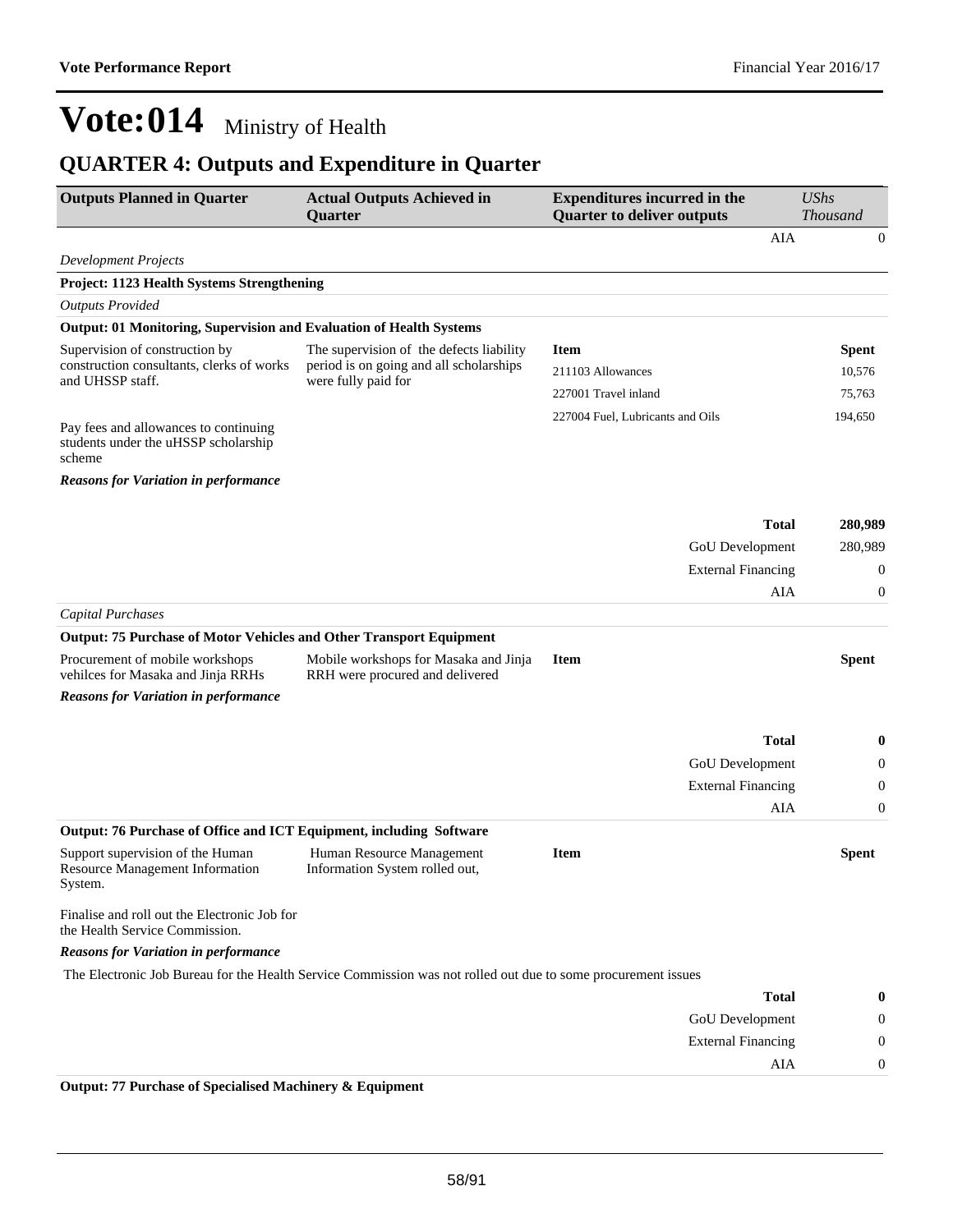# Vote:014 Ministry of Health

## QUARTER 4: Outputs and Expenditure in Quarter

| Outputs Planned in Quarter | Actual Outputs Achieved in Quarter | Expenditures incurred in the Quarter to deliver outputs | *UShs Thousand* |
|---|---|---|---|
| | | AIA | 0 |

*Development Projects*

**Project: 1123 Health Systems Strengthening**

*Outputs Provided*

**Output: 01 Monitoring, Supervision and Evaluation of Health Systems**

| Outputs Planned in Quarter | Actual Outputs Achieved in Quarter | Item | Spent |
|---|---|---|---|
| Supervision of construction by construction consultants, clerks of works and UHSSP staff.<br><br>Pay fees and allowances to continuing students under the uHSSP scholarship scheme | The supervision of the defects liability period is on going and all scholarships were fully paid for | 211103 Allowances | 10,576 |
| | | 227001 Travel inland | 75,763 |
| | | 227004 Fuel, Lubricants and Oils | 194,650 |

***Reasons for Variation in performance***

| | |
|---|---|
| **Total** | **280,989** |
| GoU Development | 280,989 |
| External Financing | 0 |
| AIA | 0 |

*Capital Purchases*

**Output: 75 Purchase of Motor Vehicles and Other Transport Equipment**

| Outputs Planned in Quarter | Actual Outputs Achieved in Quarter | Item | Spent |
|---|---|---|---|
| Procurement of mobile workshops vehilces for Masaka and Jinja RRHs | Mobile workshops for Masaka and Jinja RRH were procured and delivered | | |

***Reasons for Variation in performance***

| | |
|---|---|
| **Total** | **0** |
| GoU Development | 0 |
| External Financing | 0 |
| AIA | 0 |

**Output: 76 Purchase of Office and ICT Equipment, including Software**

| Outputs Planned in Quarter | Actual Outputs Achieved in Quarter | Item | Spent |
|---|---|---|---|
| Support supervision of the Human Resource Management Information System.<br><br>Finalise and roll out the Electronic Job for the Health Service Commission. | Human Resource Management Information System rolled out, | | |

***Reasons for Variation in performance***

The Electronic Job Bureau for the Health Service Commission was not rolled out due to some procurement issues

| | |
|---|---|
| **Total** | **0** |
| GoU Development | 0 |
| External Financing | 0 |
| AIA | 0 |

**Output: 77 Purchase of Specialised Machinery & Equipment**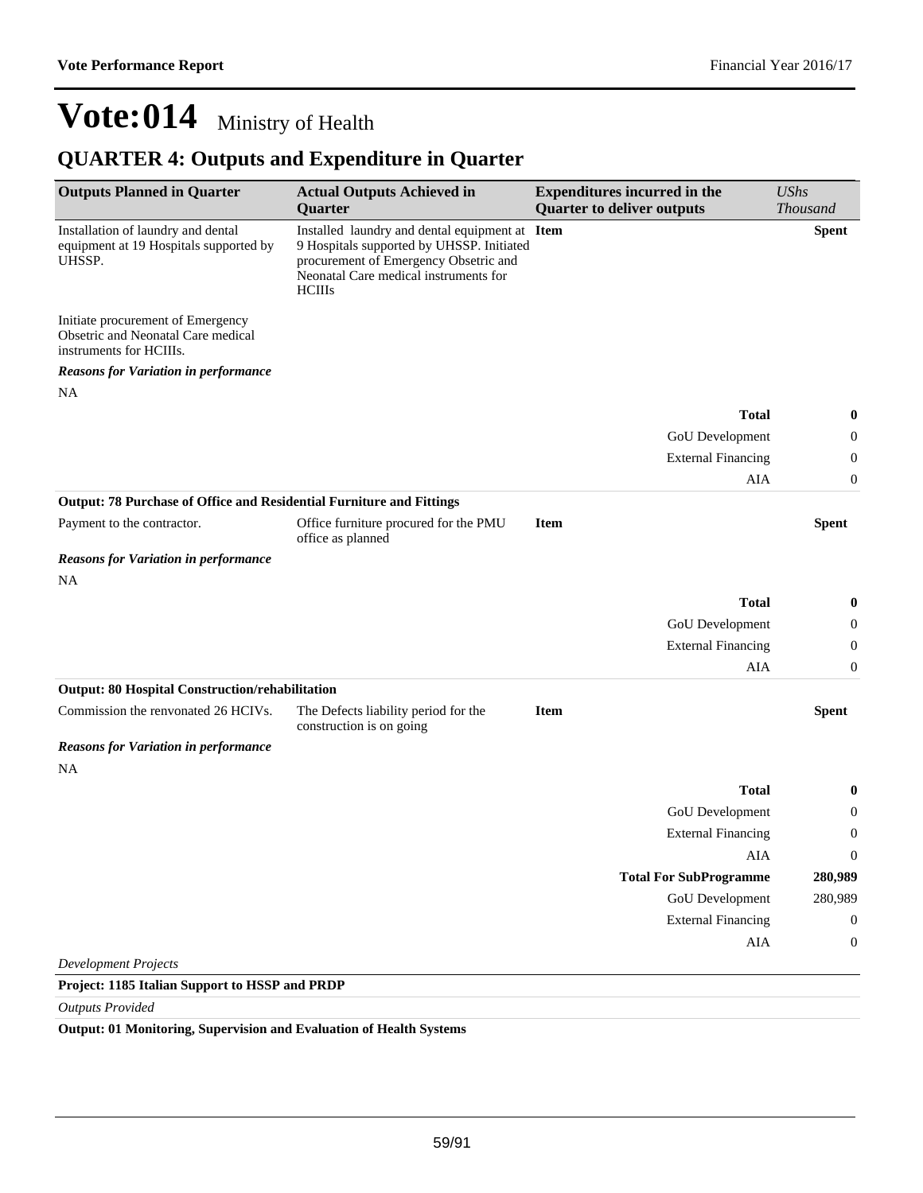# Vote:014 Ministry of Health

## QUARTER 4: Outputs and Expenditure in Quarter

| Outputs Planned in Quarter | Actual Outputs Achieved in Quarter | Expenditures incurred in the Quarter to deliver outputs | *UShs Thousand* |
|---|---|---|---|
| Installation of laundry and dental equipment at 19 Hospitals supported by UHSSP.<br><br>Initiate procurement of Emergency Obsetric and Neonatal Care medical instruments for HCIIIs. | Installed laundry and dental equipment at 9 Hospitals supported by UHSSP. Initiated procurement of Emergency Obsetric and Neonatal Care medical instruments for HCIIIs | **Item** | **Spent** |
| ***Reasons for Variation in performance*** | | | |
| NA | | | |
| | | **Total** | **0** |
| | | GoU Development | 0 |
| | | External Financing | 0 |
| | | AIA | 0 |
| **Output: 78 Purchase of Office and Residential Furniture and Fittings** | | | |
| Payment to the contractor. | Office furniture procured for the PMU office as planned | **Item** | **Spent** |
| ***Reasons for Variation in performance*** | | | |
| NA | | | |
| | | **Total** | **0** |
| | | GoU Development | 0 |
| | | External Financing | 0 |
| | | AIA | 0 |
| **Output: 80 Hospital Construction/rehabilitation** | | | |
| Commission the renvonated 26 HCIVs. | The Defects liability period for the construction is on going | **Item** | **Spent** |
| ***Reasons for Variation in performance*** | | | |
| NA | | | |
| | | **Total** | **0** |
| | | GoU Development | 0 |
| | | External Financing | 0 |
| | | AIA | 0 |
| | | **Total For SubProgramme** | **280,989** |
| | | GoU Development | 280,989 |
| | | External Financing | 0 |
| | | AIA | 0 |

*Development Projects*

**Project: 1185 Italian Support to HSSP and PRDP**

*Outputs Provided*

**Output: 01 Monitoring, Supervision and Evaluation of Health Systems**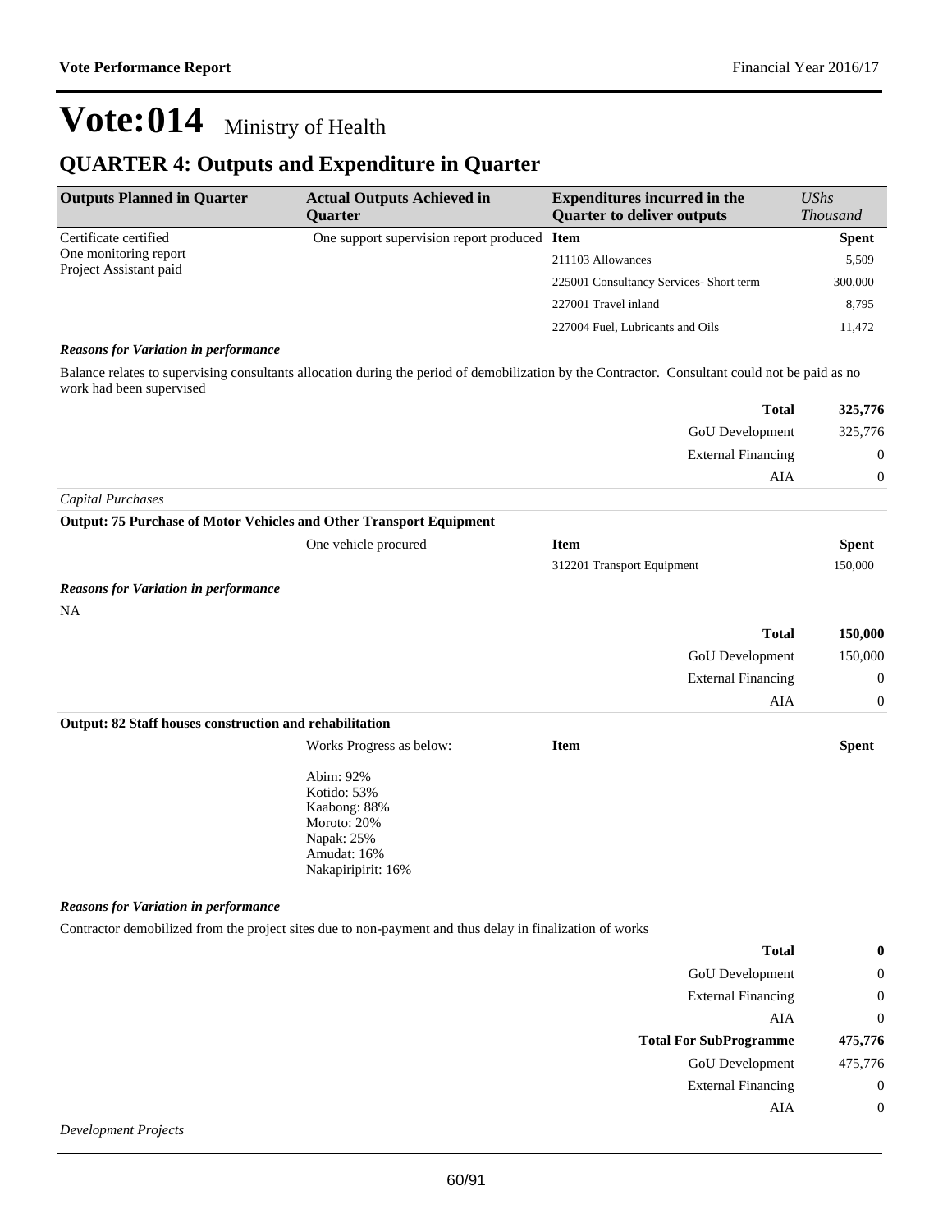# Vote:014 Ministry of Health

## QUARTER 4: Outputs and Expenditure in Quarter

| Outputs Planned in Quarter | Actual Outputs Achieved in Quarter | Expenditures incurred in the Quarter to deliver outputs | *UShs Thousand* |
|---|---|---|---|
| Certificate certified<br>One monitoring report<br>Project Assistant paid | One support supervision report produced | **Item** | **Spent** |
| | | 211103 Allowances | 5,509 |
| | | 225001 Consultancy Services- Short term | 300,000 |
| | | 227001 Travel inland | 8,795 |
| | | 227004 Fuel, Lubricants and Oils | 11,472 |

***Reasons for Variation in performance***

Balance relates to supervising consultants allocation during the period of demobilization by the Contractor. Consultant could not be paid as no work had been supervised

| | |
|---|---|
| **Total** | **325,776** |
| GoU Development | 325,776 |
| External Financing | 0 |
| AIA | 0 |

*Capital Purchases*

**Output: 75 Purchase of Motor Vehicles and Other Transport Equipment**

| | | | |
|---|---|---|---|
| | One vehicle procured | **Item** | **Spent** |
| | | 312201 Transport Equipment | 150,000 |

***Reasons for Variation in performance***

NA

| | |
|---|---|
| **Total** | **150,000** |
| GoU Development | 150,000 |
| External Financing | 0 |
| AIA | 0 |

**Output: 82 Staff houses construction and rehabilitation**

| | | | |
|---|---|---|---|
| | Works Progress as below:<br><br>Abim: 92%<br>Kotido: 53%<br>Kaabong: 88%<br>Moroto: 20%<br>Napak: 25%<br>Amudat: 16%<br>Nakapiripirit: 16% | **Item** | **Spent** |

***Reasons for Variation in performance***

Contractor demobilized from the project sites due to non-payment and thus delay in finalization of works

| | |
|---|---|
| **Total** | **0** |
| GoU Development | 0 |
| External Financing | 0 |
| AIA | 0 |
| **Total For SubProgramme** | **475,776** |
| GoU Development | 475,776 |
| External Financing | 0 |
| AIA | 0 |

*Development Projects*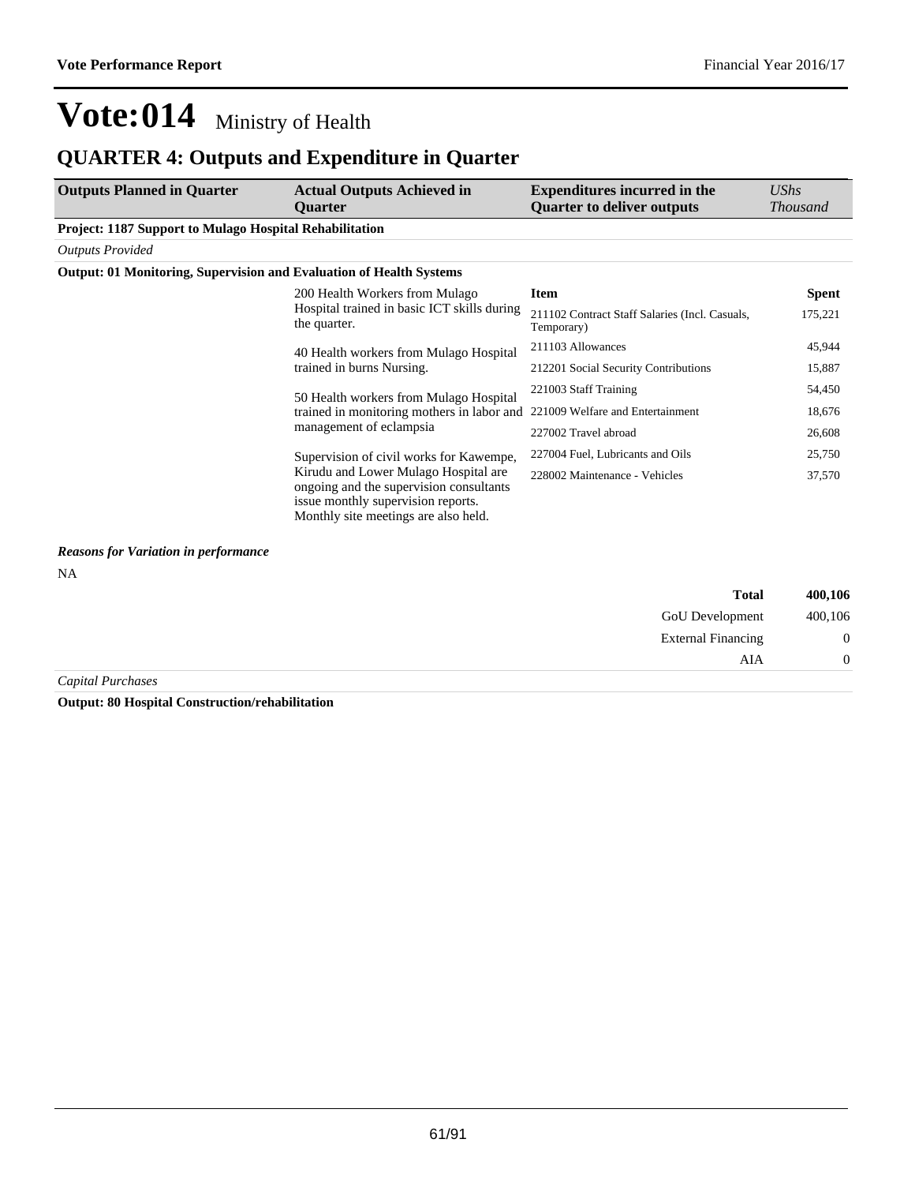# Vote:014 Ministry of Health

## QUARTER 4: Outputs and Expenditure in Quarter

| Outputs Planned in Quarter | Actual Outputs Achieved in Quarter | Expenditures incurred in the Quarter to deliver outputs | *UShs Thousand* |
|---|---|---|---|
| **Project: 1187 Support to Mulago Hospital Rehabilitation** | | | |
| *Outputs Provided* | | | |
| **Output: 01 Monitoring, Supervision and Evaluation of Health Systems** | | | |
| | 200 Health Workers from Mulago Hospital trained in basic ICT skills during the quarter.<br><br>40 Health workers from Mulago Hospital trained in burns Nursing.<br><br>50 Health workers from Mulago Hospital trained in monitoring mothers in labor and management of eclampsia<br><br>Supervision of civil works for Kawempe, Kirudu and Lower Mulago Hospital are ongoing and the supervision consultants issue monthly supervision reports. Monthly site meetings are also held. | **Item** | **Spent** |
| | | 211102 Contract Staff Salaries (Incl. Casuals, Temporary) | 175,221 |
| | | 211103 Allowances | 45,944 |
| | | 212201 Social Security Contributions | 15,887 |
| | | 221003 Staff Training | 54,450 |
| | | 221009 Welfare and Entertainment | 18,676 |
| | | 227002 Travel abroad | 26,608 |
| | | 227004 Fuel, Lubricants and Oils | 25,750 |
| | | 228002 Maintenance - Vehicles | 37,570 |

***Reasons for Variation in performance***

NA

| | |
|---|---|
| **Total** | **400,106** |
| GoU Development | 400,106 |
| External Financing | 0 |
| AIA | 0 |

*Capital Purchases*

**Output: 80 Hospital Construction/rehabilitation**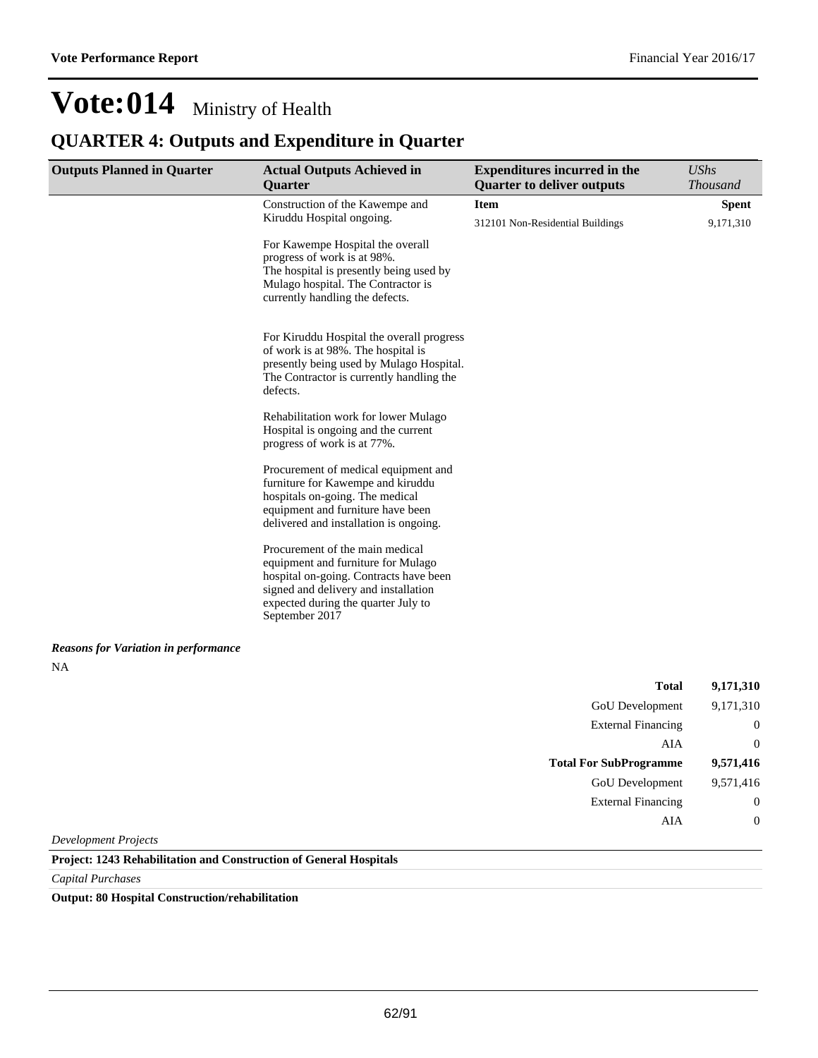# Vote:014 Ministry of Health

## QUARTER 4: Outputs and Expenditure in Quarter

| Outputs Planned in Quarter | Actual Outputs Achieved in Quarter | Expenditures incurred in the Quarter to deliver outputs | *UShs Thousand* |
|---|---|---|---|
| | Construction of the Kawempe and Kiruddu Hospital ongoing.<br><br>For Kawempe Hospital the overall progress of work is at 98%. The hospital is presently being used by Mulago hospital. The Contractor is currently handling the defects.<br><br>For Kiruddu Hospital the overall progress of work is at 98%. The hospital is presently being used by Mulago Hospital. The Contractor is currently handling the defects.<br><br>Rehabilitation work for lower Mulago Hospital is ongoing and the current progress of work is at 77%.<br><br>Procurement of medical equipment and furniture for Kawempe and kiruddu hospitals on-going. The medical equipment and furniture have been delivered and installation is ongoing.<br><br>Procurement of the main medical equipment and furniture for Mulago hospital on-going. Contracts have been signed and delivery and installation expected during the quarter July to September 2017 | **Item**<br>312101 Non-Residential Buildings | **Spent**<br>9,171,310 |

***Reasons for Variation in performance***

NA

| | |
|---|---|
| **Total** | **9,171,310** |
| GoU Development | 9,171,310 |
| External Financing | 0 |
| AIA | 0 |
| **Total For SubProgramme** | **9,571,416** |
| GoU Development | 9,571,416 |
| External Financing | 0 |
| AIA | 0 |

*Development Projects*

**Project: 1243 Rehabilitation and Construction of General Hospitals**

*Capital Purchases*

**Output: 80 Hospital Construction/rehabilitation**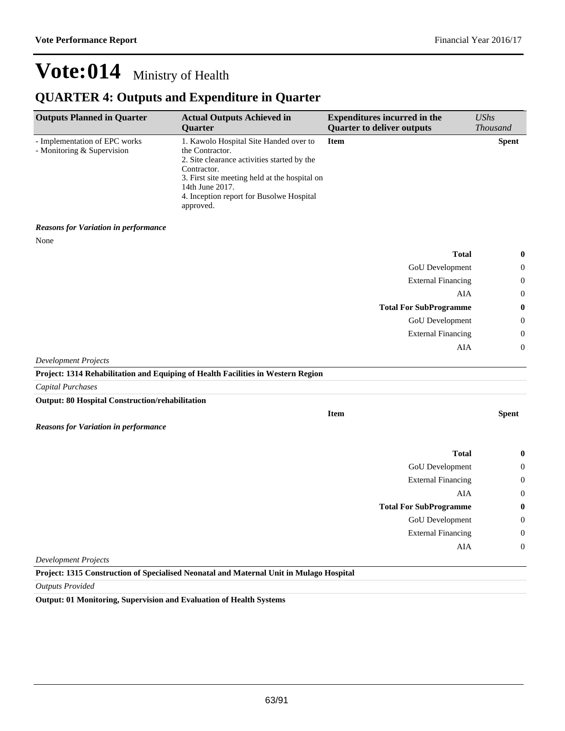# Vote:014 Ministry of Health

## QUARTER 4: Outputs and Expenditure in Quarter

| Outputs Planned in Quarter | Actual Outputs Achieved in Quarter | Expenditures incurred in the Quarter to deliver outputs | *UShs Thousand* |
|---|---|---|---|
| - Implementation of EPC works<br>- Monitoring & Supervision | 1. Kawolo Hospital Site Handed over to the Contractor.<br>2. Site clearance activities started by the Contractor.<br>3. First site meeting held at the hospital on 14th June 2017.<br>4. Inception report for Busolwe Hospital approved. | **Item** | **Spent** |

***Reasons for Variation in performance***

None

| | |
|---|---|
| **Total** | **0** |
| GoU Development | 0 |
| External Financing | 0 |
| AIA | 0 |
| **Total For SubProgramme** | **0** |
| GoU Development | 0 |
| External Financing | 0 |
| AIA | 0 |

*Development Projects*

**Project: 1314 Rehabilitation and Equiping of Health Facilities in Western Region**

*Capital Purchases*

**Output: 80 Hospital Construction/rehabilitation**

| | | | |
|---|---|---|---|
| | | **Item** | **Spent** |

***Reasons for Variation in performance***

| | |
|---|---|
| **Total** | **0** |
| GoU Development | 0 |
| External Financing | 0 |
| AIA | 0 |
| **Total For SubProgramme** | **0** |
| GoU Development | 0 |
| External Financing | 0 |
| AIA | 0 |

*Development Projects*

**Project: 1315 Construction of Specialised Neonatal and Maternal Unit in Mulago Hospital**

*Outputs Provided*

**Output: 01 Monitoring, Supervision and Evaluation of Health Systems**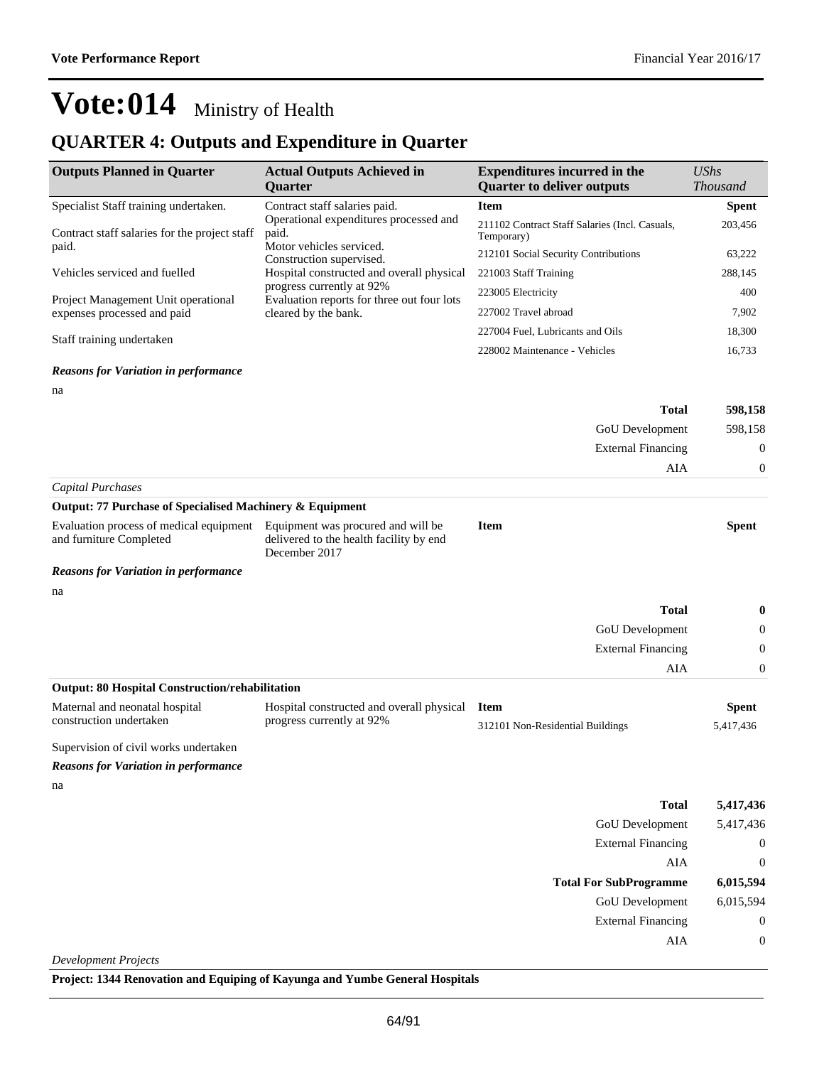# Vote:014 Ministry of Health

## QUARTER 4: Outputs and Expenditure in Quarter

| Outputs Planned in Quarter | Actual Outputs Achieved in Quarter | Expenditures incurred in the Quarter to deliver outputs | *UShs Thousand* |
|---|---|---|---|
| Specialist Staff training undertaken.<br><br>Contract staff salaries for the project staff paid.<br><br>Vehicles serviced and fuelled<br><br>Project Management Unit operational expenses processed and paid<br><br>Staff training undertaken | Contract staff salaries paid.<br>Operational expenditures processed and paid.<br>Motor vehicles serviced.<br>Construction supervised.<br>Hospital constructed and overall physical progress currently at 92%<br>Evaluation reports for three out four lots cleared by the bank. | **Item** | **Spent** |
| | | 211102 Contract Staff Salaries (Incl. Casuals, Temporary) | 203,456 |
| | | 212101 Social Security Contributions | 63,222 |
| | | 221003 Staff Training | 288,145 |
| | | 223005 Electricity | 400 |
| | | 227002 Travel abroad | 7,902 |
| | | 227004 Fuel, Lubricants and Oils | 18,300 |
| | | 228002 Maintenance - Vehicles | 16,733 |

***Reasons for Variation in performance***

na

| | |
|---|---|
| **Total** | **598,158** |
| GoU Development | 598,158 |
| External Financing | 0 |
| AIA | 0 |

*Capital Purchases*

**Output: 77 Purchase of Specialised Machinery & Equipment**

| | | | |
|---|---|---|---|
| Evaluation process of medical equipment and furniture Completed | Equipment was procured and will be delivered to the health facility by end December 2017 | **Item** | **Spent** |

***Reasons for Variation in performance***

na

| | |
|---|---|
| **Total** | **0** |
| GoU Development | 0 |
| External Financing | 0 |
| AIA | 0 |

**Output: 80 Hospital Construction/rehabilitation**

| | | | |
|---|---|---|---|
| Maternal and neonatal hospital construction undertaken<br><br>Supervision of civil works undertaken | Hospital constructed and overall physical progress currently at 92% | **Item** | **Spent** |
| | | 312101 Non-Residential Buildings | 5,417,436 |

***Reasons for Variation in performance***

na

| | |
|---|---|
| **Total** | **5,417,436** |
| GoU Development | 5,417,436 |
| External Financing | 0 |
| AIA | 0 |
| **Total For SubProgramme** | **6,015,594** |
| GoU Development | 6,015,594 |
| External Financing | 0 |
| AIA | 0 |

*Development Projects*

**Project: 1344 Renovation and Equiping of Kayunga and Yumbe General Hospitals**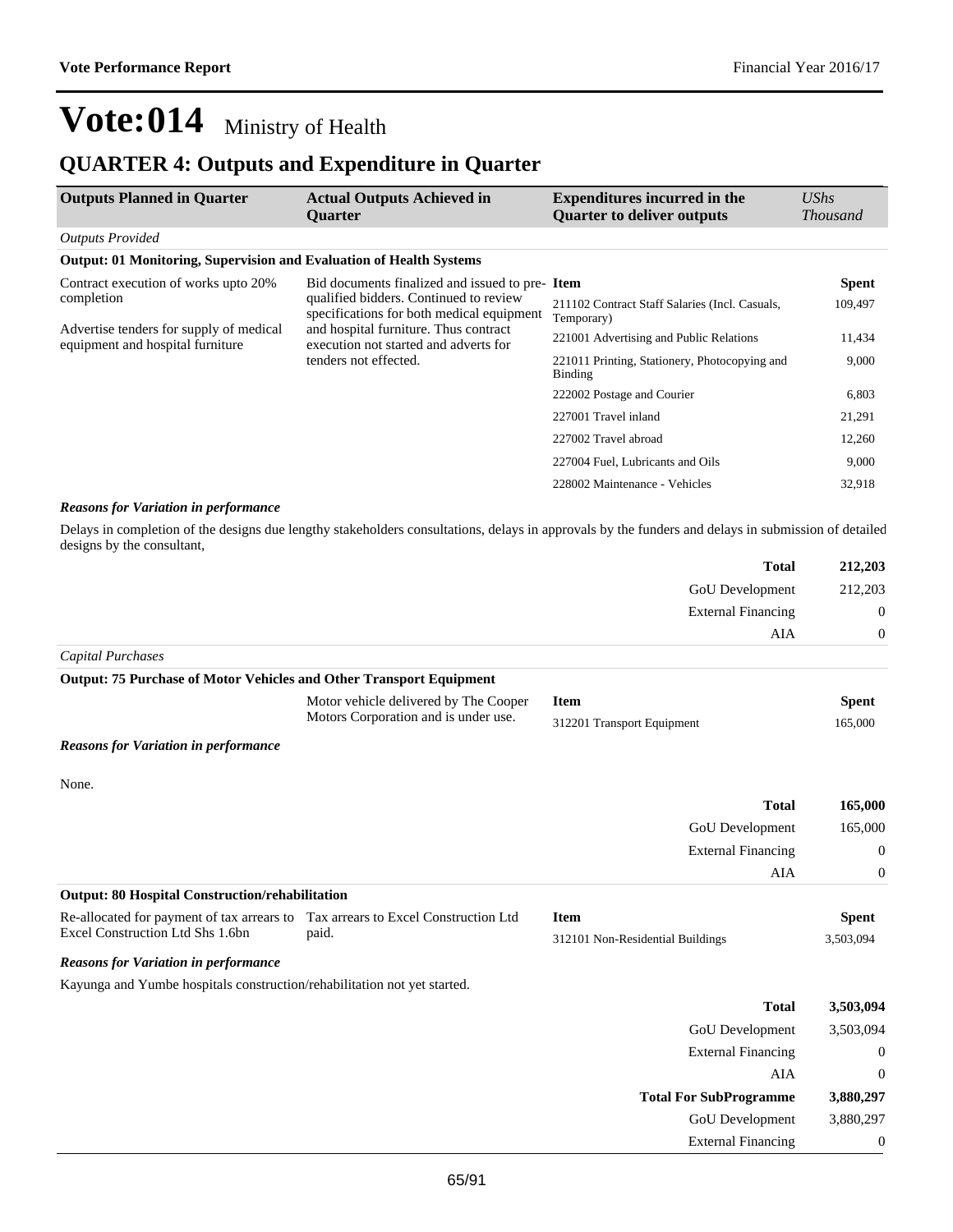# Vote:014 Ministry of Health

## QUARTER 4: Outputs and Expenditure in Quarter

| Outputs Planned in Quarter | Actual Outputs Achieved in Quarter | Expenditures incurred in the Quarter to deliver outputs | *UShs Thousand* |
|---|---|---|---|
| *Outputs Provided* | | | |
| **Output: 01 Monitoring, Supervision and Evaluation of Health Systems** | | | |
| Contract execution of works upto 20% completion<br><br>Advertise tenders for supply of medical equipment and hospital furniture | Bid documents finalized and issued to pre-qualified bidders. Continued to review specifications for both medical equipment and hospital furniture. Thus contract execution not started and adverts for tenders not effected. | **Item** | **Spent** |
| | | 211102 Contract Staff Salaries (Incl. Casuals, Temporary) | 109,497 |
| | | 221001 Advertising and Public Relations | 11,434 |
| | | 221011 Printing, Stationery, Photocopying and Binding | 9,000 |
| | | 222002 Postage and Courier | 6,803 |
| | | 227001 Travel inland | 21,291 |
| | | 227002 Travel abroad | 12,260 |
| | | 227004 Fuel, Lubricants and Oils | 9,000 |
| | | 228002 Maintenance - Vehicles | 32,918 |

***Reasons for Variation in performance***

Delays in completion of the designs due lengthy stakeholders consultations, delays in approvals by the funders and delays in submission of detailed designs by the consultant,

| | |
|---|---|
| **Total** | **212,203** |
| GoU Development | 212,203 |
| External Financing | 0 |
| AIA | 0 |

*Capital Purchases*

| Outputs Planned in Quarter | Actual Outputs Achieved in Quarter | Expenditures incurred in the Quarter to deliver outputs | *UShs Thousand* |
|---|---|---|---|
| **Output: 75 Purchase of Motor Vehicles and Other Transport Equipment** | | | |
| | Motor vehicle delivered by The Cooper Motors Corporation and is under use. | **Item** | **Spent** |
| | | 312201 Transport Equipment | 165,000 |

***Reasons for Variation in performance***

None.

| | |
|---|---|
| **Total** | **165,000** |
| GoU Development | 165,000 |
| External Financing | 0 |
| AIA | 0 |

| Outputs Planned in Quarter | Actual Outputs Achieved in Quarter | Expenditures incurred in the Quarter to deliver outputs | *UShs Thousand* |
|---|---|---|---|
| **Output: 80 Hospital Construction/rehabilitation** | | | |
| Re-allocated for payment of tax arrears to Excel Construction Ltd Shs 1.6bn | Tax arrears to Excel Construction Ltd paid. | **Item** | **Spent** |
| | | 312101 Non-Residential Buildings | 3,503,094 |

***Reasons for Variation in performance***

Kayunga and Yumbe hospitals construction/rehabilitation not yet started.

| | |
|---|---|
| **Total** | **3,503,094** |
| GoU Development | 3,503,094 |
| External Financing | 0 |
| AIA | 0 |
| **Total For SubProgramme** | **3,880,297** |
| GoU Development | 3,880,297 |
| External Financing | 0 |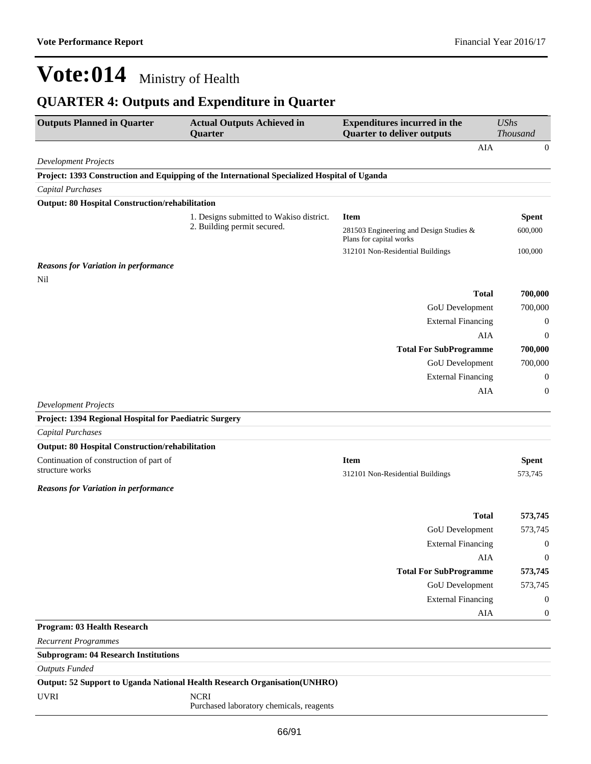# Vote:014 Ministry of Health

## QUARTER 4: Outputs and Expenditure in Quarter

| Outputs Planned in Quarter | Actual Outputs Achieved in Quarter | Expenditures incurred in the Quarter to deliver outputs | *UShs Thousand* |
|---|---|---|---|
| | | AIA | 0 |

*Development Projects*

**Project: 1393 Construction and Equipping of the International Specialized Hospital of Uganda**

*Capital Purchases*

**Output: 80 Hospital Construction/rehabilitation**

| | | | |
|---|---|---|---|
| | 1. Designs submitted to Wakiso district.<br>2. Building permit secured. | **Item** | **Spent** |
| | | 281503 Engineering and Design Studies & Plans for capital works | 600,000 |
| | | 312101 Non-Residential Buildings | 100,000 |

***Reasons for Variation in performance***

Nil

| | |
|---|---|
| **Total** | **700,000** |
| GoU Development | 700,000 |
| External Financing | 0 |
| AIA | 0 |
| **Total For SubProgramme** | **700,000** |
| GoU Development | 700,000 |
| External Financing | 0 |
| AIA | 0 |

*Development Projects*

**Project: 1394 Regional Hospital for Paediatric Surgery**

*Capital Purchases*

**Output: 80 Hospital Construction/rehabilitation**

| | | | |
|---|---|---|---|
| Continuation of construction of part of structure works | | **Item** | **Spent** |
| | | 312101 Non-Residential Buildings | 573,745 |

***Reasons for Variation in performance***

| | |
|---|---|
| **Total** | **573,745** |
| GoU Development | 573,745 |
| External Financing | 0 |
| AIA | 0 |
| **Total For SubProgramme** | **573,745** |
| GoU Development | 573,745 |
| External Financing | 0 |
| AIA | 0 |

**Program: 03 Health Research**

*Recurrent Programmes*

**Subprogram: 04 Research Institutions**

*Outputs Funded*

**Output: 52 Support to Uganda National Health Research Organisation(UNHRO)**

| | | | |
|---|---|---|---|
| UVRI | NCRI<br>Purchased laboratory chemicals, reagents | | |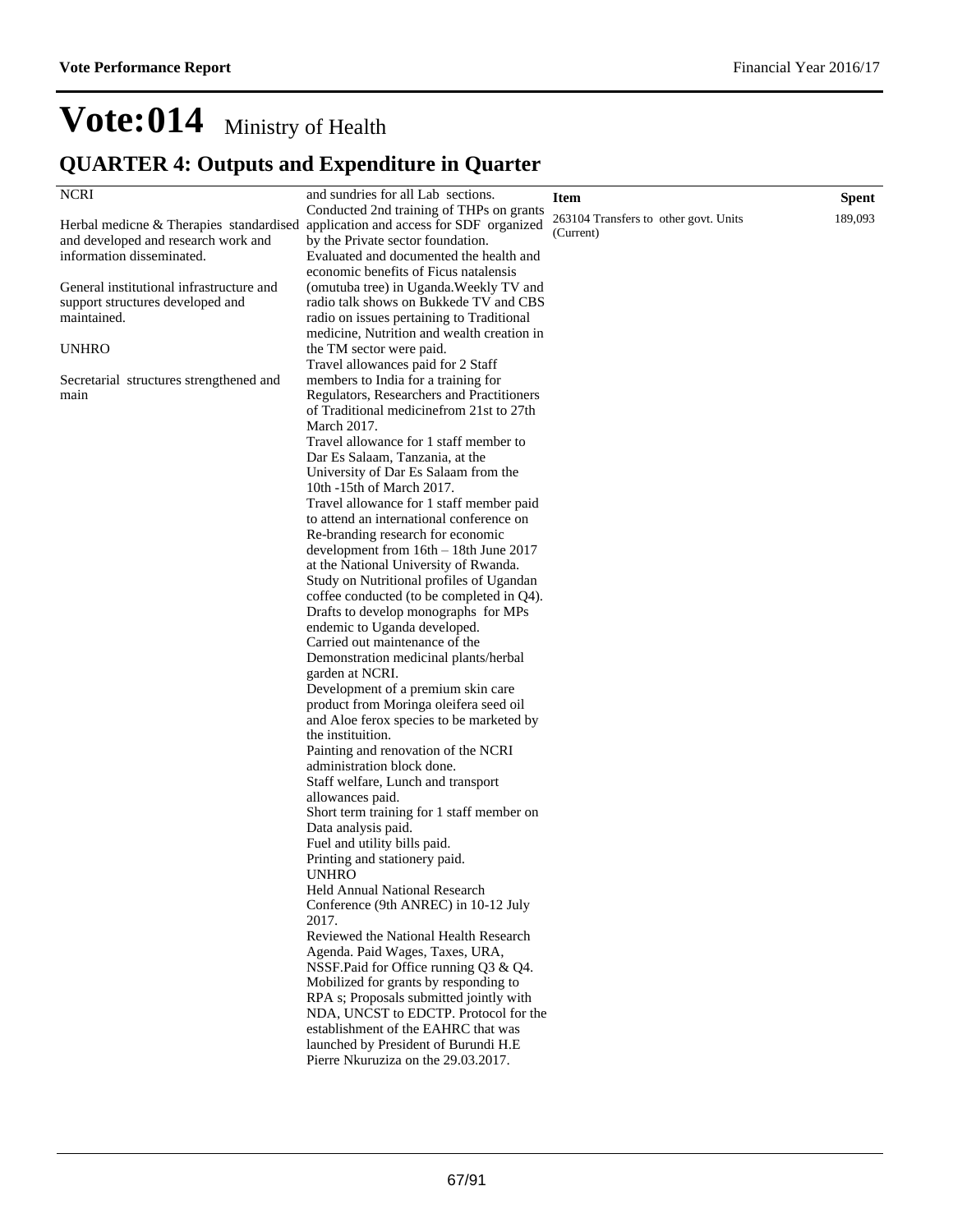# Vote:014 Ministry of Health

## QUARTER 4: Outputs and Expenditure in Quarter

| | | Item | Spent |
|---|---|---|---|
| NCRI<br><br>Herbal medicne & Therapies standardised and developed and research work and information disseminated.<br><br>General institutional infrastructure and support structures developed and maintained.<br><br>UNHRO<br><br>Secretarial structures strengthened and main | and sundries for all Lab sections.<br>Conducted 2nd training of THPs on grants application and access for SDF organized by the Private sector foundation.<br>Evaluated and documented the health and economic benefits of Ficus natalensis (omutuba tree) in Uganda.Weekly TV and radio talk shows on Bukkede TV and CBS radio on issues pertaining to Traditional medicine, Nutrition and wealth creation in the TM sector were paid.<br>Travel allowances paid for 2 Staff members to India for a training for Regulators, Researchers and Practitioners of Traditional medicinefrom 21st to 27th March 2017.<br>Travel allowance for 1 staff member to Dar Es Salaam, Tanzania, at the University of Dar Es Salaam from the 10th -15th of March 2017.<br>Travel allowance for 1 staff member paid to attend an international conference on Re-branding research for economic development from 16th – 18th June 2017 at the National University of Rwanda.<br>Study on Nutritional profiles of Ugandan coffee conducted (to be completed in Q4).<br>Drafts to develop monographs for MPs endemic to Uganda developed.<br>Carried out maintenance of the Demonstration medicinal plants/herbal garden at NCRI.<br>Development of a premium skin care product from Moringa oleifera seed oil and Aloe ferox species to be marketed by the instituition.<br>Painting and renovation of the NCRI administration block done.<br>Staff welfare, Lunch and transport allowances paid.<br>Short term training for 1 staff member on Data analysis paid.<br>Fuel and utility bills paid.<br>Printing and stationery paid.<br>UNHRO<br>Held Annual National Research Conference (9th ANREC) in 10-12 July 2017.<br>Reviewed the National Health Research Agenda. Paid Wages, Taxes, URA, NSSF.Paid for Office running Q3 & Q4.<br>Mobilized for grants by responding to RPA s; Proposals submitted jointly with NDA, UNCST to EDCTP. Protocol for the establishment of the EAHRC that was launched by President of Burundi H.E Pierre Nkuruziza on the 29.03.2017. | 263104 Transfers to other govt. Units (Current) | 189,093 |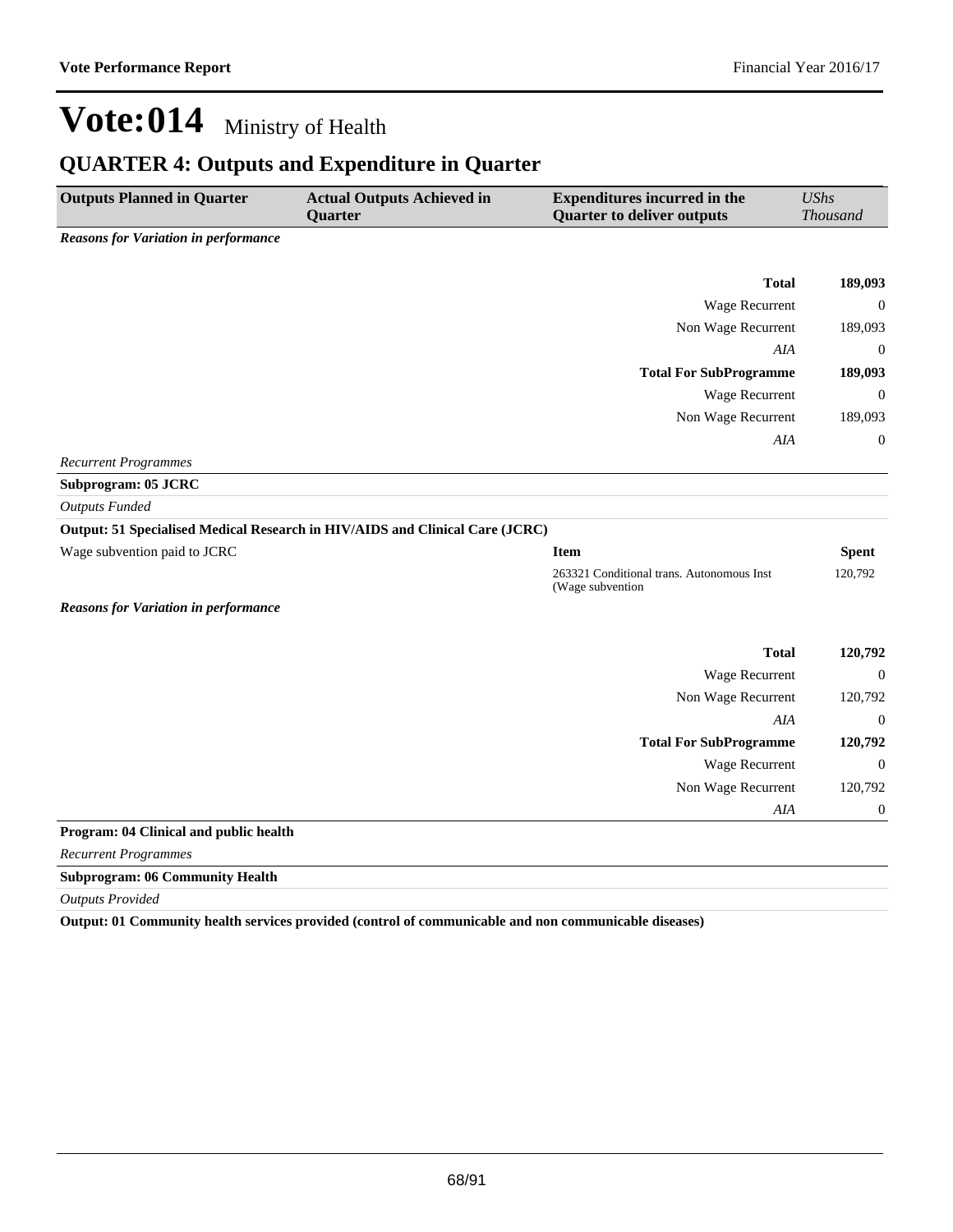# Vote:014 Ministry of Health

## QUARTER 4: Outputs and Expenditure in Quarter

| Outputs Planned in Quarter | Actual Outputs Achieved in Quarter | Expenditures incurred in the Quarter to deliver outputs | *UShs Thousand* |
|---|---|---|---|

***Reasons for Variation in performance***

| | |
|---|---|
| **Total** | **189,093** |
| Wage Recurrent | 0 |
| Non Wage Recurrent | 189,093 |
| *AIA* | 0 |
| **Total For SubProgramme** | **189,093** |
| Wage Recurrent | 0 |
| Non Wage Recurrent | 189,093 |
| *AIA* | 0 |

*Recurrent Programmes*

**Subprogram: 05 JCRC**

*Outputs Funded*

**Output: 51 Specialised Medical Research in HIV/AIDS and Clinical Care (JCRC)**

| Outputs Planned in Quarter | Actual Outputs Achieved in Quarter | Item | Spent |
|---|---|---|---|
| Wage subvention paid to JCRC | | 263321 Conditional trans. Autonomous Inst (Wage subvention | 120,792 |

***Reasons for Variation in performance***

| | |
|---|---|
| **Total** | **120,792** |
| Wage Recurrent | 0 |
| Non Wage Recurrent | 120,792 |
| *AIA* | 0 |
| **Total For SubProgramme** | **120,792** |
| Wage Recurrent | 0 |
| Non Wage Recurrent | 120,792 |
| *AIA* | 0 |

**Program: 04 Clinical and public health**

*Recurrent Programmes*

**Subprogram: 06 Community Health**

*Outputs Provided*

**Output: 01 Community health services provided (control of communicable and non communicable diseases)**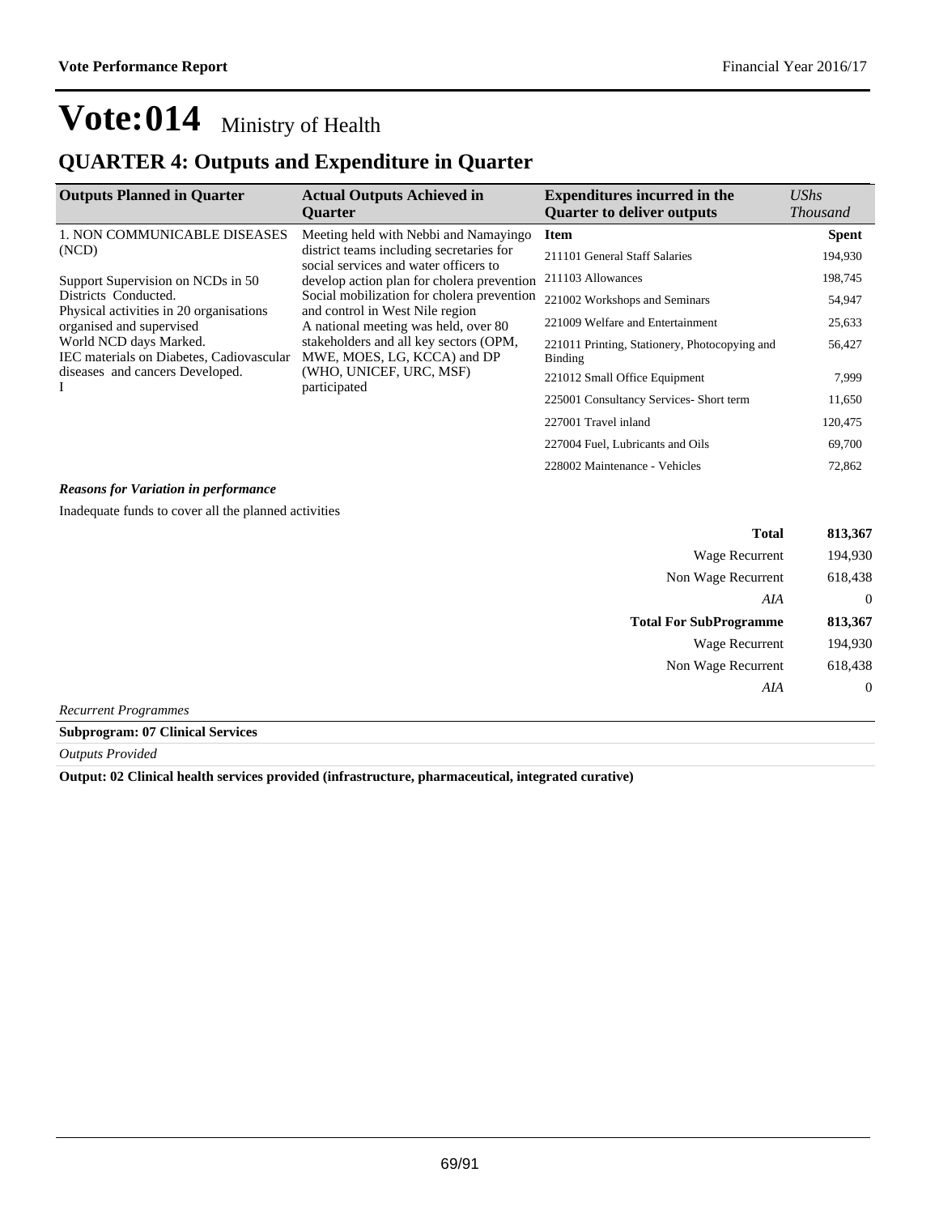# Vote:014 Ministry of Health

## QUARTER 4: Outputs and Expenditure in Quarter

| Outputs Planned in Quarter | Actual Outputs Achieved in Quarter | Expenditures incurred in the Quarter to deliver outputs | *UShs Thousand* |
|---|---|---|---|
| 1. NON COMMUNICABLE DISEASES (NCD)<br><br>Support Supervision on NCDs in 50 Districts Conducted.<br>Physical activities in 20 organisations organised and supervised<br>World NCD days Marked.<br>IEC materials on Diabetes, Cadiovascular diseases and cancers Developed.<br>I | Meeting held with Nebbi and Namayingo district teams including secretaries for social services and water officers to develop action plan for cholera prevention<br>Social mobilization for cholera prevention and control in West Nile region<br>A national meeting was held, over 80 stakeholders and all key sectors (OPM, MWE, MOES, LG, KCCA) and DP (WHO, UNICEF, URC, MSF) participated | **Item** | **Spent** |
| | | 211101 General Staff Salaries | 194,930 |
| | | 211103 Allowances | 198,745 |
| | | 221002 Workshops and Seminars | 54,947 |
| | | 221009 Welfare and Entertainment | 25,633 |
| | | 221011 Printing, Stationery, Photocopying and Binding | 56,427 |
| | | 221012 Small Office Equipment | 7,999 |
| | | 225001 Consultancy Services- Short term | 11,650 |
| | | 227001 Travel inland | 120,475 |
| | | 227004 Fuel, Lubricants and Oils | 69,700 |
| | | 228002 Maintenance - Vehicles | 72,862 |

***Reasons for Variation in performance***

Inadequate funds to cover all the planned activities

| | |
|---|---|
| **Total** | **813,367** |
| Wage Recurrent | 194,930 |
| Non Wage Recurrent | 618,438 |
| *AIA* | 0 |
| **Total For SubProgramme** | **813,367** |
| Wage Recurrent | 194,930 |
| Non Wage Recurrent | 618,438 |
| *AIA* | 0 |

*Recurrent Programmes*

**Subprogram: 07 Clinical Services**

*Outputs Provided*

**Output: 02 Clinical health services provided (infrastructure, pharmaceutical, integrated curative)**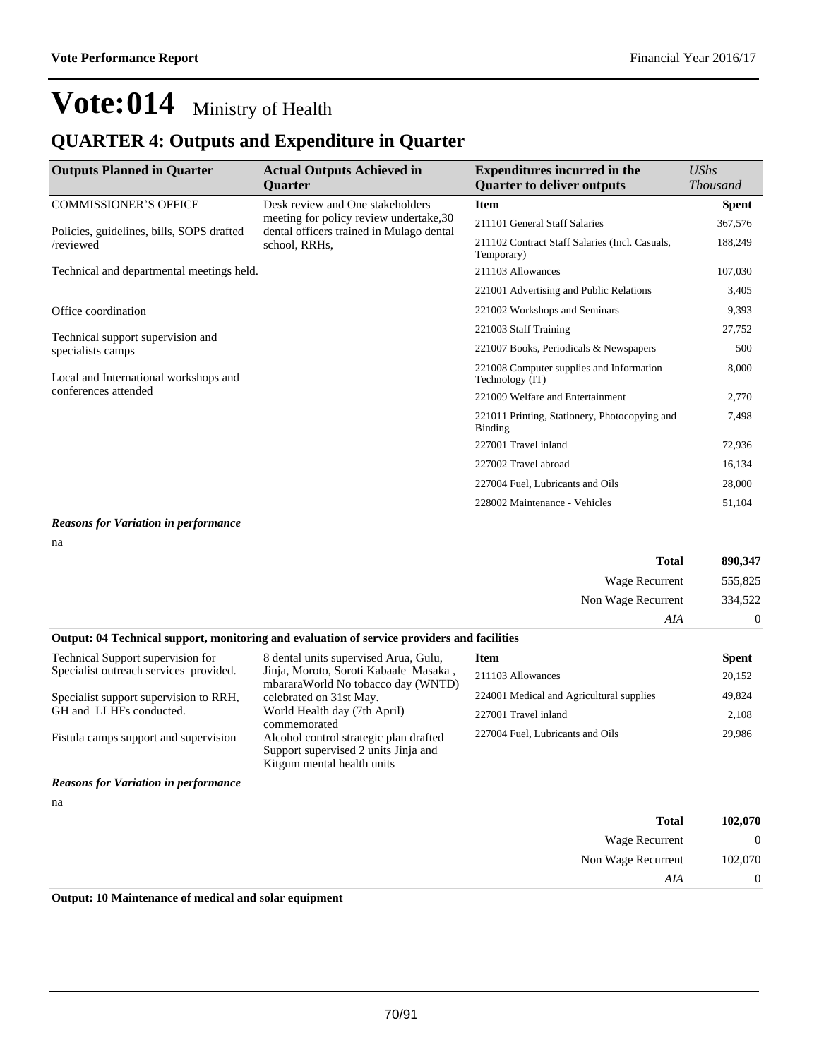# Vote:014 Ministry of Health

## QUARTER 4: Outputs and Expenditure in Quarter

| Outputs Planned in Quarter | Actual Outputs Achieved in Quarter | Expenditures incurred in the Quarter to deliver outputs | UShs Thousand |
|---|---|---|---|
| COMMISSIONER'S OFFICE<br><br>Policies, guidelines, bills, SOPS drafted /reviewed<br><br>Technical and departmental meetings held.<br><br>Office coordination<br><br>Technical support supervision and specialists camps<br><br>Local and International workshops and conferences attended | Desk review and One stakeholders meeting for policy review undertake,30 dental officers trained in Mulago dental school, RRHs, | **Item** | **Spent** |
| | | 211101 General Staff Salaries | 367,576 |
| | | 211102 Contract Staff Salaries (Incl. Casuals, Temporary) | 188,249 |
| | | 211103 Allowances | 107,030 |
| | | 221001 Advertising and Public Relations | 3,405 |
| | | 221002 Workshops and Seminars | 9,393 |
| | | 221003 Staff Training | 27,752 |
| | | 221007 Books, Periodicals & Newspapers | 500 |
| | | 221008 Computer supplies and Information Technology (IT) | 8,000 |
| | | 221009 Welfare and Entertainment | 2,770 |
| | | 221011 Printing, Stationery, Photocopying and Binding | 7,498 |
| | | 227001 Travel inland | 72,936 |
| | | 227002 Travel abroad | 16,134 |
| | | 227004 Fuel, Lubricants and Oils | 28,000 |
| | | 228002 Maintenance - Vehicles | 51,104 |

***Reasons for Variation in performance***

na

| | |
|---|---|
| **Total** | **890,347** |
| Wage Recurrent | 555,825 |
| Non Wage Recurrent | 334,522 |
| *AIA* | 0 |

**Output: 04 Technical support, monitoring and evaluation of service providers and facilities**

| | | | |
|---|---|---|---|
| Technical Support supervision for Specialist outreach services provided.<br><br>Specialist support supervision to RRH, GH and LLHFs conducted.<br><br>Fistula camps support and supervision | 8 dental units supervised Arua, Gulu, Jinja, Moroto, Soroti Kabaale Masaka , mbararaWorld No tobacco day (WNTD) celebrated on 31st May.<br>World Health day (7th April) commemorated<br>Alcohol control strategic plan drafted<br>Support supervised 2 units Jinja and Kitgum mental health units | **Item** | **Spent** |
| | | 211103 Allowances | 20,152 |
| | | 224001 Medical and Agricultural supplies | 49,824 |
| | | 227001 Travel inland | 2,108 |
| | | 227004 Fuel, Lubricants and Oils | 29,986 |

***Reasons for Variation in performance***

na

| | |
|---|---|
| **Total** | **102,070** |
| Wage Recurrent | 0 |
| Non Wage Recurrent | 102,070 |
| *AIA* | 0 |

**Output: 10 Maintenance of medical and solar equipment**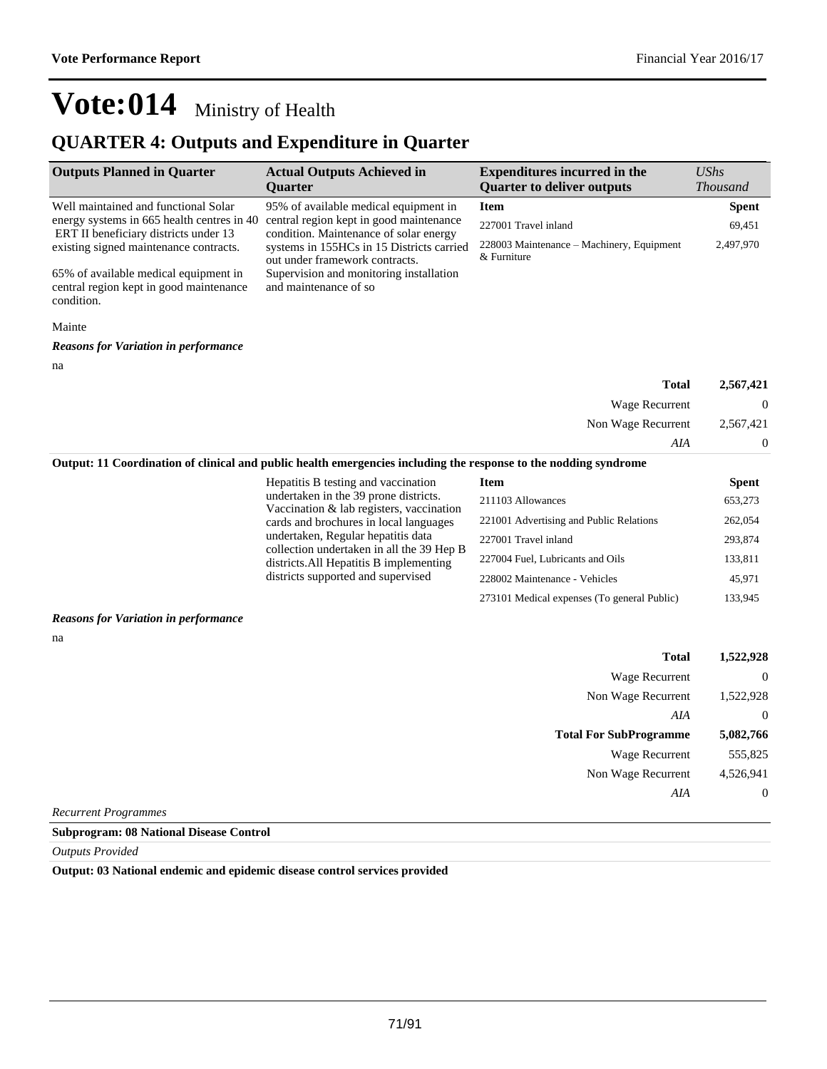# Vote:014 Ministry of Health

## QUARTER 4: Outputs and Expenditure in Quarter

| Outputs Planned in Quarter | Actual Outputs Achieved in Quarter | Expenditures incurred in the Quarter to deliver outputs | *UShs Thousand* |
|---|---|---|---|
| Well maintained and functional Solar energy systems in 665 health centres in 40 ERT II beneficiary districts under 13 existing signed maintenance contracts.<br><br>65% of available medical equipment in central region kept in good maintenance condition.<br><br>Mainte | 95% of available medical equipment in central region kept in good maintenance condition. Maintenance of solar energy systems in 155HCs in 15 Districts carried out under framework contracts. Supervision and monitoring installation and maintenance of so | **Item** | **Spent** |
| | | 227001 Travel inland | 69,451 |
| | | 228003 Maintenance – Machinery, Equipment & Furniture | 2,497,970 |

***Reasons for Variation in performance***

na

| | |
|---|---|
| **Total** | **2,567,421** |
| Wage Recurrent | 0 |
| Non Wage Recurrent | 2,567,421 |
| *AIA* | 0 |

**Output: 11 Coordination of clinical and public health emergencies including the response to the nodding syndrome**

| Outputs Planned in Quarter | Actual Outputs Achieved in Quarter | Expenditures incurred in the Quarter to deliver outputs | *UShs Thousand* |
|---|---|---|---|
| | Hepatitis B testing and vaccination undertaken in the 39 prone districts. Vaccination & lab registers, vaccination cards and brochures in local languages undertaken, Regular hepatitis data collection undertaken in all the 39 Hep B districts.All Hepatitis B implementing districts supported and supervised | **Item** | **Spent** |
| | | 211103 Allowances | 653,273 |
| | | 221001 Advertising and Public Relations | 262,054 |
| | | 227001 Travel inland | 293,874 |
| | | 227004 Fuel, Lubricants and Oils | 133,811 |
| | | 228002 Maintenance - Vehicles | 45,971 |
| | | 273101 Medical expenses (To general Public) | 133,945 |

***Reasons for Variation in performance***

na

| | |
|---|---|
| **Total** | **1,522,928** |
| Wage Recurrent | 0 |
| Non Wage Recurrent | 1,522,928 |
| *AIA* | 0 |
| **Total For SubProgramme** | **5,082,766** |
| Wage Recurrent | 555,825 |
| Non Wage Recurrent | 4,526,941 |
| *AIA* | 0 |

*Recurrent Programmes*

**Subprogram: 08 National Disease Control**

*Outputs Provided*

**Output: 03 National endemic and epidemic disease control services provided**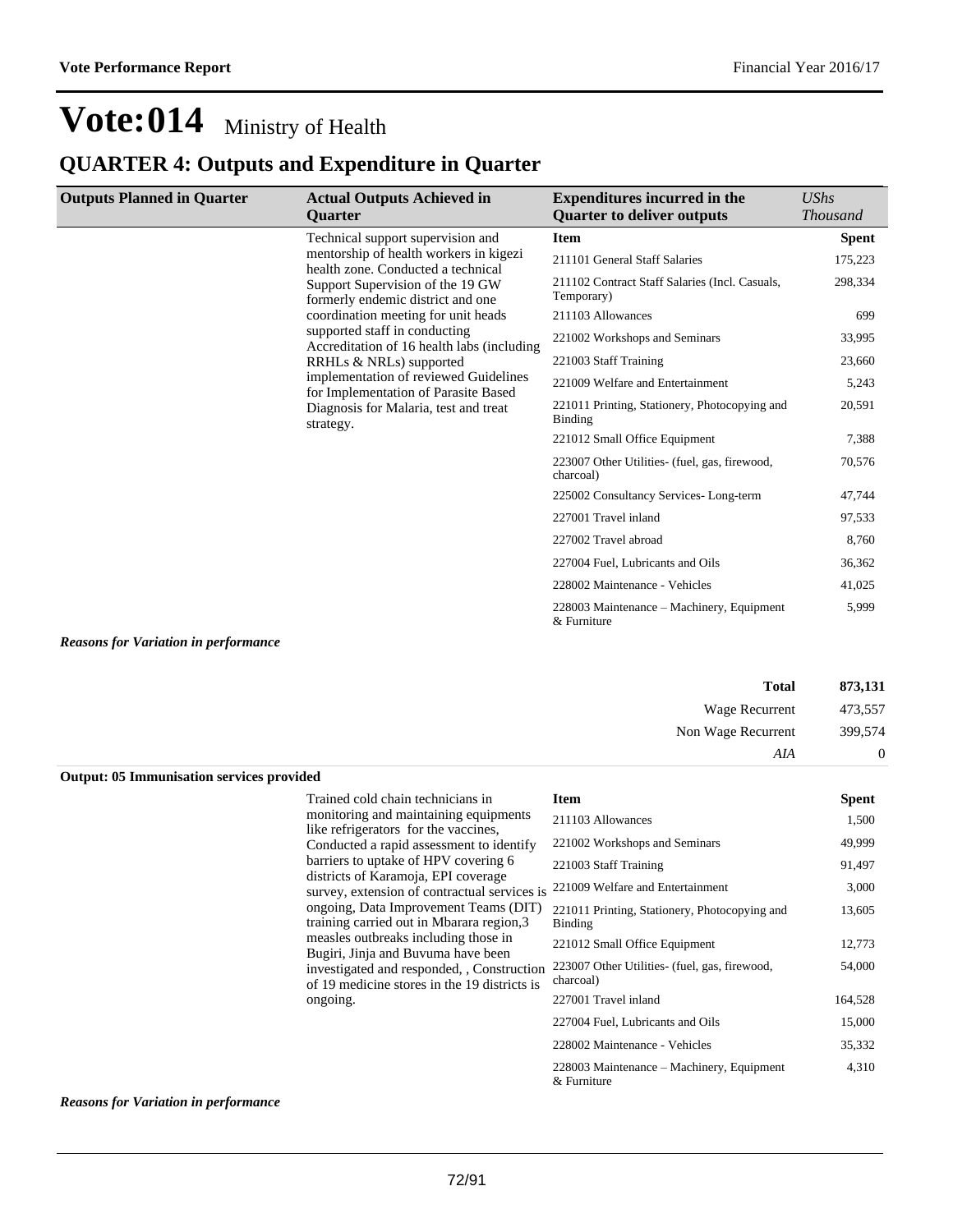# Vote:014 Ministry of Health

## QUARTER 4: Outputs and Expenditure in Quarter

| Outputs Planned in Quarter | Actual Outputs Achieved in Quarter | Expenditures incurred in the Quarter to deliver outputs | *UShs Thousand* |
|---|---|---|---|
| | Technical support supervision and mentorship of health workers in kigezi health zone. Conducted a technical Support Supervision of the 19 GW formerly endemic district and one coordination meeting for unit heads supported staff in conducting Accreditation of 16 health labs (including RRHLs & NRLs) supported implementation of reviewed Guidelines for Implementation of Parasite Based Diagnosis for Malaria, test and treat strategy. | **Item** | **Spent** |
| | | 211101 General Staff Salaries | 175,223 |
| | | 211102 Contract Staff Salaries (Incl. Casuals, Temporary) | 298,334 |
| | | 211103 Allowances | 699 |
| | | 221002 Workshops and Seminars | 33,995 |
| | | 221003 Staff Training | 23,660 |
| | | 221009 Welfare and Entertainment | 5,243 |
| | | 221011 Printing, Stationery, Photocopying and Binding | 20,591 |
| | | 221012 Small Office Equipment | 7,388 |
| | | 223007 Other Utilities- (fuel, gas, firewood, charcoal) | 70,576 |
| | | 225002 Consultancy Services- Long-term | 47,744 |
| | | 227001 Travel inland | 97,533 |
| | | 227002 Travel abroad | 8,760 |
| | | 227004 Fuel, Lubricants and Oils | 36,362 |
| | | 228002 Maintenance - Vehicles | 41,025 |
| | | 228003 Maintenance – Machinery, Equipment & Furniture | 5,999 |

***Reasons for Variation in performance***

| | |
|---|---|
| **Total** | **873,131** |
| Wage Recurrent | 473,557 |
| Non Wage Recurrent | 399,574 |
| *AIA* | 0 |

**Output: 05 Immunisation services provided**

| | Actual Outputs Achieved in Quarter | Item | Spent |
|---|---|---|---|
| | Trained cold chain technicians in monitoring and maintaining equipments like refrigerators for the vaccines, Conducted a rapid assessment to identify barriers to uptake of HPV covering 6 districts of Karamoja, EPI coverage survey, extension of contractual services is ongoing, Data Improvement Teams (DIT) training carried out in Mbarara region,3 measles outbreaks including those in Bugiri, Jinja and Buvuma have been investigated and responded, , Construction of 19 medicine stores in the 19 districts is ongoing. | 211103 Allowances | 1,500 |
| | | 221002 Workshops and Seminars | 49,999 |
| | | 221003 Staff Training | 91,497 |
| | | 221009 Welfare and Entertainment | 3,000 |
| | | 221011 Printing, Stationery, Photocopying and Binding | 13,605 |
| | | 221012 Small Office Equipment | 12,773 |
| | | 223007 Other Utilities- (fuel, gas, firewood, charcoal) | 54,000 |
| | | 227001 Travel inland | 164,528 |
| | | 227004 Fuel, Lubricants and Oils | 15,000 |
| | | 228002 Maintenance - Vehicles | 35,332 |
| | | 228003 Maintenance – Machinery, Equipment & Furniture | 4,310 |

***Reasons for Variation in performance***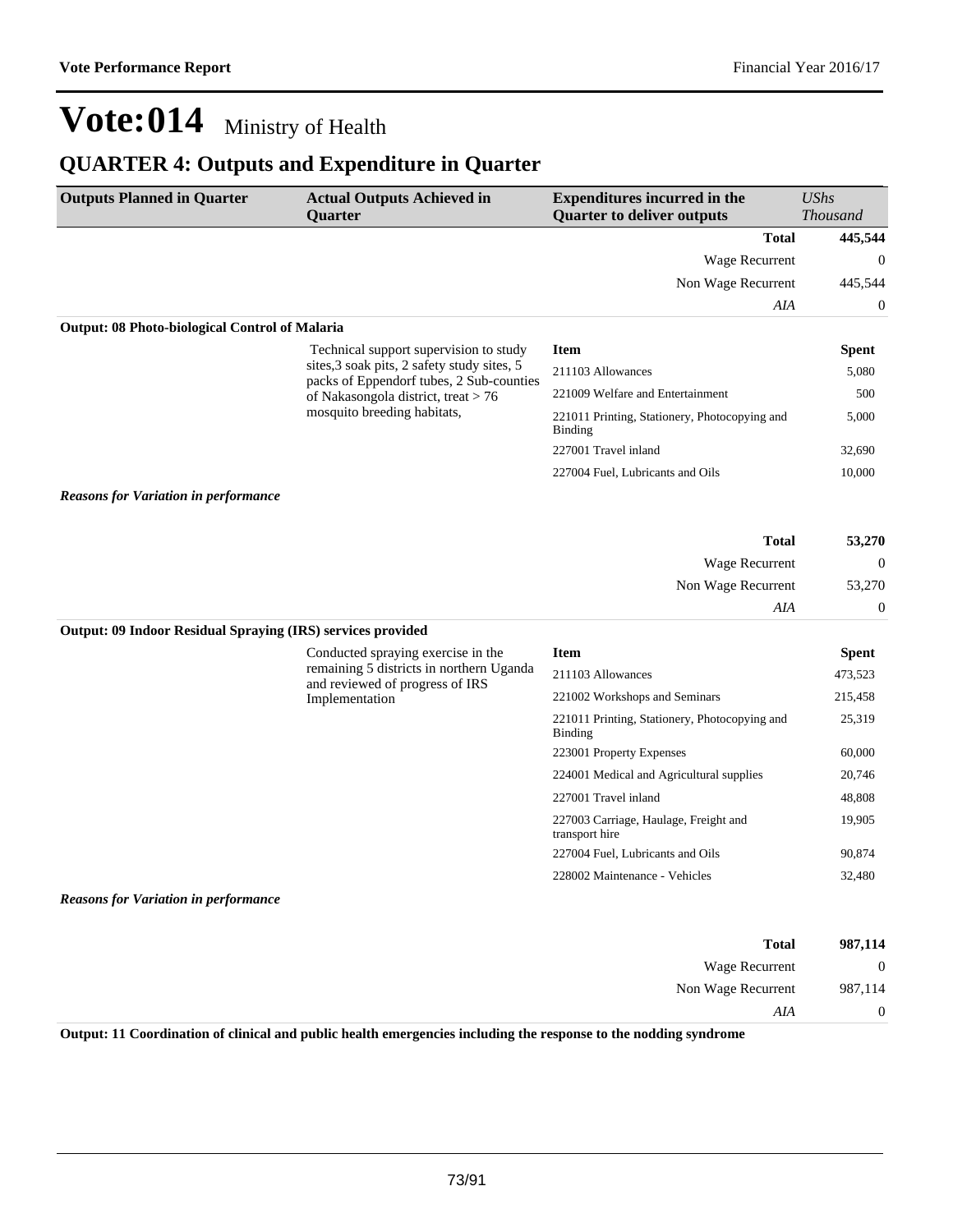# Vote:014 Ministry of Health

## QUARTER 4: Outputs and Expenditure in Quarter

| Outputs Planned in Quarter | Actual Outputs Achieved in Quarter | Expenditures incurred in the Quarter to deliver outputs | *UShs Thousand* |
|---|---|---|---|
| | | **Total** | **445,544** |
| | | Wage Recurrent | 0 |
| | | Non Wage Recurrent | 445,544 |
| | | *AIA* | 0 |

**Output: 08 Photo-biological Control of Malaria**

| Outputs Planned in Quarter | Actual Outputs Achieved in Quarter | Item | Spent |
|---|---|---|---|
| | Technical support supervision to study sites,3 soak pits, 2 safety study sites, 5 packs of Eppendorf tubes, 2 Sub-counties of Nakasongola district, treat > 76 mosquito breeding habitats, | 211103 Allowances | 5,080 |
| | | 221009 Welfare and Entertainment | 500 |
| | | 221011 Printing, Stationery, Photocopying and Binding | 5,000 |
| | | 227001 Travel inland | 32,690 |
| | | 227004 Fuel, Lubricants and Oils | 10,000 |

***Reasons for Variation in performance***

| | |
|---|---|
| **Total** | **53,270** |
| Wage Recurrent | 0 |
| Non Wage Recurrent | 53,270 |
| *AIA* | 0 |

**Output: 09 Indoor Residual Spraying (IRS) services provided**

| Outputs Planned in Quarter | Actual Outputs Achieved in Quarter | Item | Spent |
|---|---|---|---|
| | Conducted spraying exercise in the remaining 5 districts in northern Uganda and reviewed of progress of IRS Implementation | 211103 Allowances | 473,523 |
| | | 221002 Workshops and Seminars | 215,458 |
| | | 221011 Printing, Stationery, Photocopying and Binding | 25,319 |
| | | 223001 Property Expenses | 60,000 |
| | | 224001 Medical and Agricultural supplies | 20,746 |
| | | 227001 Travel inland | 48,808 |
| | | 227003 Carriage, Haulage, Freight and transport hire | 19,905 |
| | | 227004 Fuel, Lubricants and Oils | 90,874 |
| | | 228002 Maintenance - Vehicles | 32,480 |

***Reasons for Variation in performance***

| | |
|---|---|
| **Total** | **987,114** |
| Wage Recurrent | 0 |
| Non Wage Recurrent | 987,114 |
| *AIA* | 0 |

**Output: 11 Coordination of clinical and public health emergencies including the response to the nodding syndrome**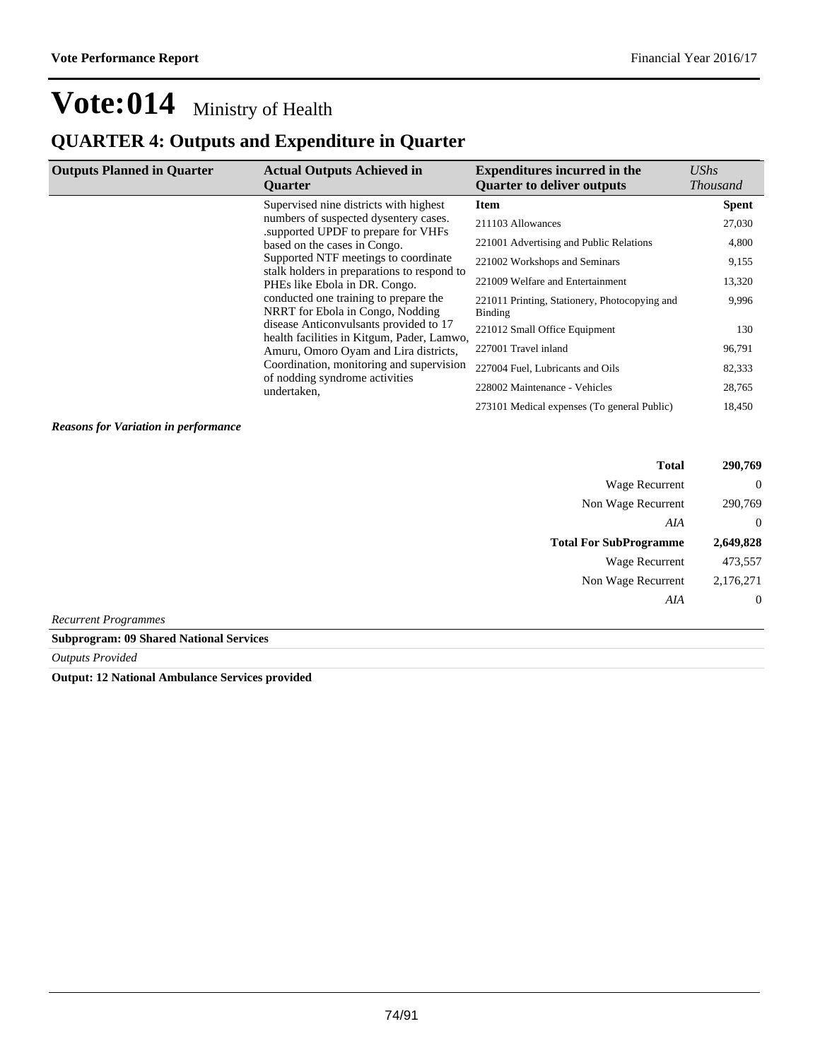# Vote:014 Ministry of Health

## QUARTER 4: Outputs and Expenditure in Quarter

| Outputs Planned in Quarter | Actual Outputs Achieved in Quarter | Expenditures incurred in the Quarter to deliver outputs | *UShs Thousand* |
|---|---|---|---|
| | Supervised nine districts with highest numbers of suspected dysentery cases. .supported UPDF to prepare for VHFs based on the cases in Congo. Supported NTF meetings to coordinate stalk holders in preparations to respond to PHEs like Ebola in DR. Congo. conducted one training to prepare the NRRT for Ebola in Congo, Nodding disease Anticonvulsants provided to 17 health facilities in Kitgum, Pader, Lamwo, Amuru, Omoro Oyam and Lira districts, Coordination, monitoring and supervision of nodding syndrome activities undertaken, | **Item** | **Spent** |
| | | 211103 Allowances | 27,030 |
| | | 221001 Advertising and Public Relations | 4,800 |
| | | 221002 Workshops and Seminars | 9,155 |
| | | 221009 Welfare and Entertainment | 13,320 |
| | | 221011 Printing, Stationery, Photocopying and Binding | 9,996 |
| | | 221012 Small Office Equipment | 130 |
| | | 227001 Travel inland | 96,791 |
| | | 227004 Fuel, Lubricants and Oils | 82,333 |
| | | 228002 Maintenance - Vehicles | 28,765 |
| | | 273101 Medical expenses (To general Public) | 18,450 |

***Reasons for Variation in performance***

| | |
|---|---|
| **Total** | **290,769** |
| Wage Recurrent | 0 |
| Non Wage Recurrent | 290,769 |
| *AIA* | 0 |
| **Total For SubProgramme** | **2,649,828** |
| Wage Recurrent | 473,557 |
| Non Wage Recurrent | 2,176,271 |
| *AIA* | 0 |

*Recurrent Programmes*

**Subprogram: 09 Shared National Services**

*Outputs Provided*

**Output: 12 National Ambulance Services provided**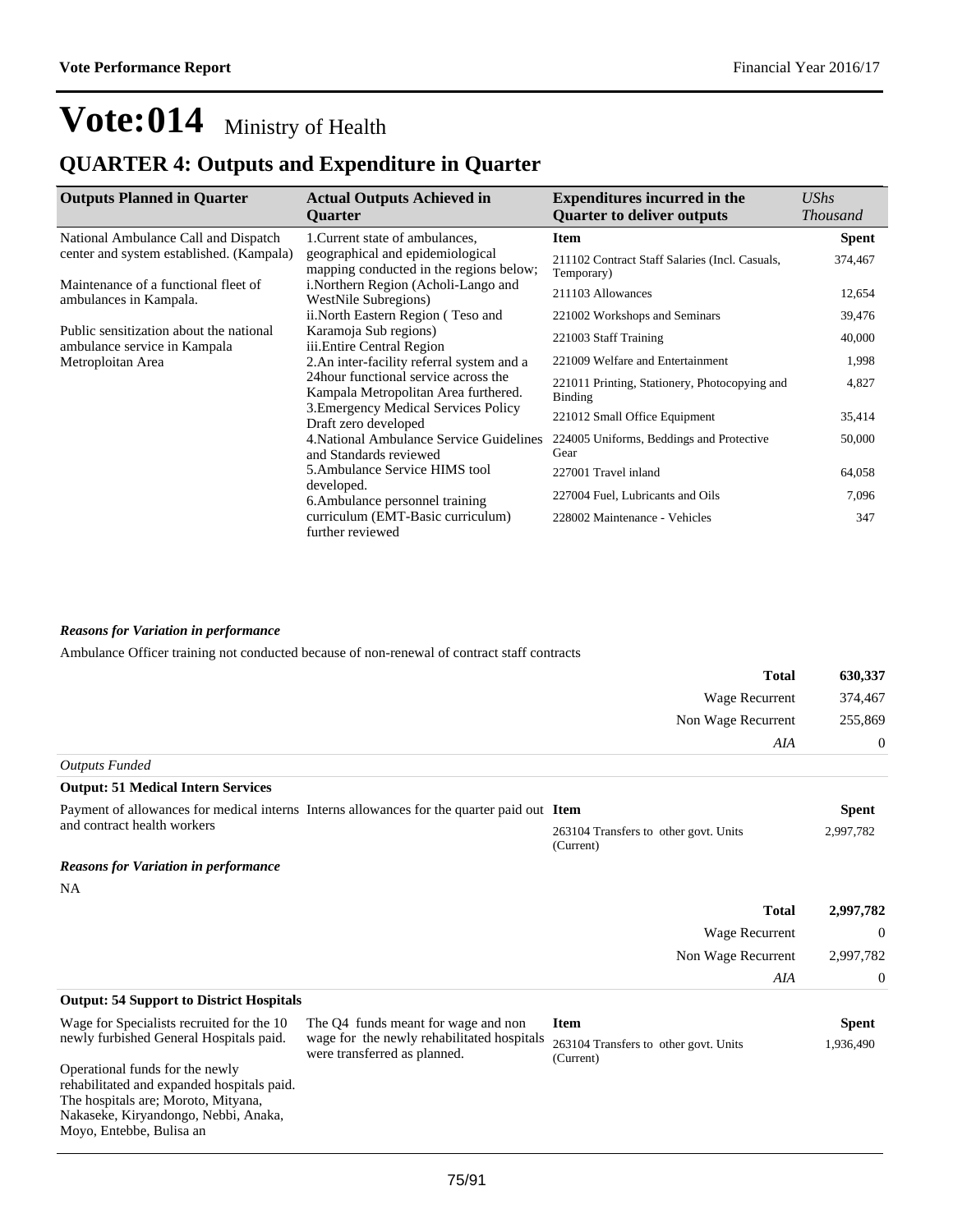# Vote:014 Ministry of Health

## QUARTER 4: Outputs and Expenditure in Quarter

| Outputs Planned in Quarter | Actual Outputs Achieved in Quarter | Expenditures incurred in the Quarter to deliver outputs | *UShs Thousand* |
|---|---|---|---|
| National Ambulance Call and Dispatch center and system established. (Kampala)<br><br>Maintenance of a functional fleet of ambulances in Kampala.<br><br>Public sensitization about the national ambulance service in Kampala Metroploitan Area | 1.Current state of ambulances, geographical and epidemiological mapping conducted in the regions below;<br>i.Northern Region (Acholi-Lango and WestNile Subregions)<br>ii.North Eastern Region ( Teso and Karamoja Sub regions)<br>iii.Entire Central Region<br>2.An inter-facility referral system and a 24hour functional service across the Kampala Metropolitan Area furthered.<br>3.Emergency Medical Services Policy Draft zero developed<br>4.National Ambulance Service Guidelines and Standards reviewed<br>5.Ambulance Service HIMS tool developed.<br>6.Ambulance personnel training curriculum (EMT-Basic curriculum) further reviewed | **Item** | **Spent** |
| | | 211102 Contract Staff Salaries (Incl. Casuals, Temporary) | 374,467 |
| | | 211103 Allowances | 12,654 |
| | | 221002 Workshops and Seminars | 39,476 |
| | | 221003 Staff Training | 40,000 |
| | | 221009 Welfare and Entertainment | 1,998 |
| | | 221011 Printing, Stationery, Photocopying and Binding | 4,827 |
| | | 221012 Small Office Equipment | 35,414 |
| | | 224005 Uniforms, Beddings and Protective Gear | 50,000 |
| | | 227001 Travel inland | 64,058 |
| | | 227004 Fuel, Lubricants and Oils | 7,096 |
| | | 228002 Maintenance - Vehicles | 347 |

***Reasons for Variation in performance***

Ambulance Officer training not conducted because of non-renewal of contract staff contracts

| | |
|---|---|
| **Total** | **630,337** |
| Wage Recurrent | 374,467 |
| Non Wage Recurrent | 255,869 |
| *AIA* | 0 |

*Outputs Funded*

**Output: 51 Medical Intern Services**

| | | | |
|---|---|---|---|
| Payment of allowances for medical interns and contract health workers | Interns allowances for the quarter paid out | **Item** | **Spent** |
| | | 263104 Transfers to other govt. Units (Current) | 2,997,782 |

***Reasons for Variation in performance***

NA

| | |
|---|---|
| **Total** | **2,997,782** |
| Wage Recurrent | 0 |
| Non Wage Recurrent | 2,997,782 |
| *AIA* | 0 |

**Output: 54 Support to District Hospitals**

| | | | |
|---|---|---|---|
| Wage for Specialists recruited for the 10 newly furbished General Hospitals paid.<br><br>Operational funds for the newly rehabilitated and expanded hospitals paid. The hospitals are; Moroto, Mityana, Nakaseke, Kiryandongo, Nebbi, Anaka, Moyo, Entebbe, Bulisa an | The Q4 funds meant for wage and non wage for the newly rehabilitated hospitals were transferred as planned. | **Item** | **Spent** |
| | | 263104 Transfers to other govt. Units (Current) | 1,936,490 |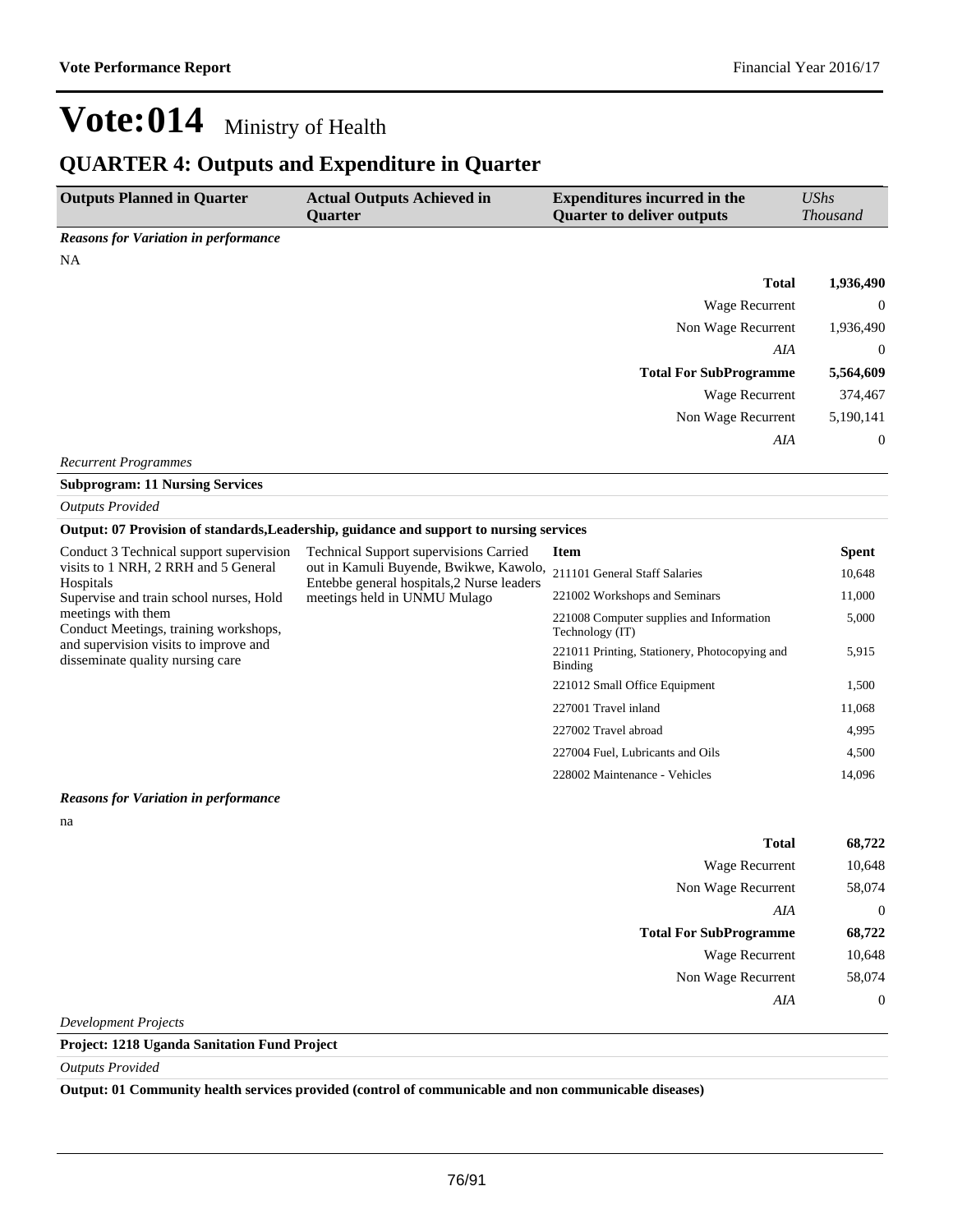# Vote:014 Ministry of Health

## QUARTER 4: Outputs and Expenditure in Quarter

| Outputs Planned in Quarter | Actual Outputs Achieved in Quarter | Expenditures incurred in the Quarter to deliver outputs | UShs Thousand |
|---|---|---|---|

***Reasons for Variation in performance***

NA

| | |
|---|---|
| **Total** | **1,936,490** |
| Wage Recurrent | 0 |
| Non Wage Recurrent | 1,936,490 |
| *AIA* | 0 |
| **Total For SubProgramme** | **5,564,609** |
| Wage Recurrent | 374,467 |
| Non Wage Recurrent | 5,190,141 |
| *AIA* | 0 |

*Recurrent Programmes*

**Subprogram: 11 Nursing Services**

*Outputs Provided*

**Output: 07 Provision of standards,Leadership, guidance and support to nursing services**

| Outputs Planned in Quarter | Actual Outputs Achieved in Quarter | Item | Spent |
|---|---|---|---|
| Conduct 3 Technical support supervision visits to 1 NRH, 2 RRH and 5 General Hospitals<br>Supervise and train school nurses, Hold meetings with them<br>Conduct Meetings, training workshops, and supervision visits to improve and disseminate quality nursing care | Technical Support supervisions Carried out in Kamuli Buyende, Bwikwe, Kawolo, Entebbe general hospitals,2 Nurse leaders meetings held in UNMU Mulago | 211101 General Staff Salaries | 10,648 |
| | | 221002 Workshops and Seminars | 11,000 |
| | | 221008 Computer supplies and Information Technology (IT) | 5,000 |
| | | 221011 Printing, Stationery, Photocopying and Binding | 5,915 |
| | | 221012 Small Office Equipment | 1,500 |
| | | 227001 Travel inland | 11,068 |
| | | 227002 Travel abroad | 4,995 |
| | | 227004 Fuel, Lubricants and Oils | 4,500 |
| | | 228002 Maintenance - Vehicles | 14,096 |

***Reasons for Variation in performance***

na

| | |
|---|---|
| **Total** | **68,722** |
| Wage Recurrent | 10,648 |
| Non Wage Recurrent | 58,074 |
| *AIA* | 0 |
| **Total For SubProgramme** | **68,722** |
| Wage Recurrent | 10,648 |
| Non Wage Recurrent | 58,074 |
| *AIA* | 0 |

*Development Projects*

**Project: 1218 Uganda Sanitation Fund Project**

*Outputs Provided*

**Output: 01 Community health services provided (control of communicable and non communicable diseases)**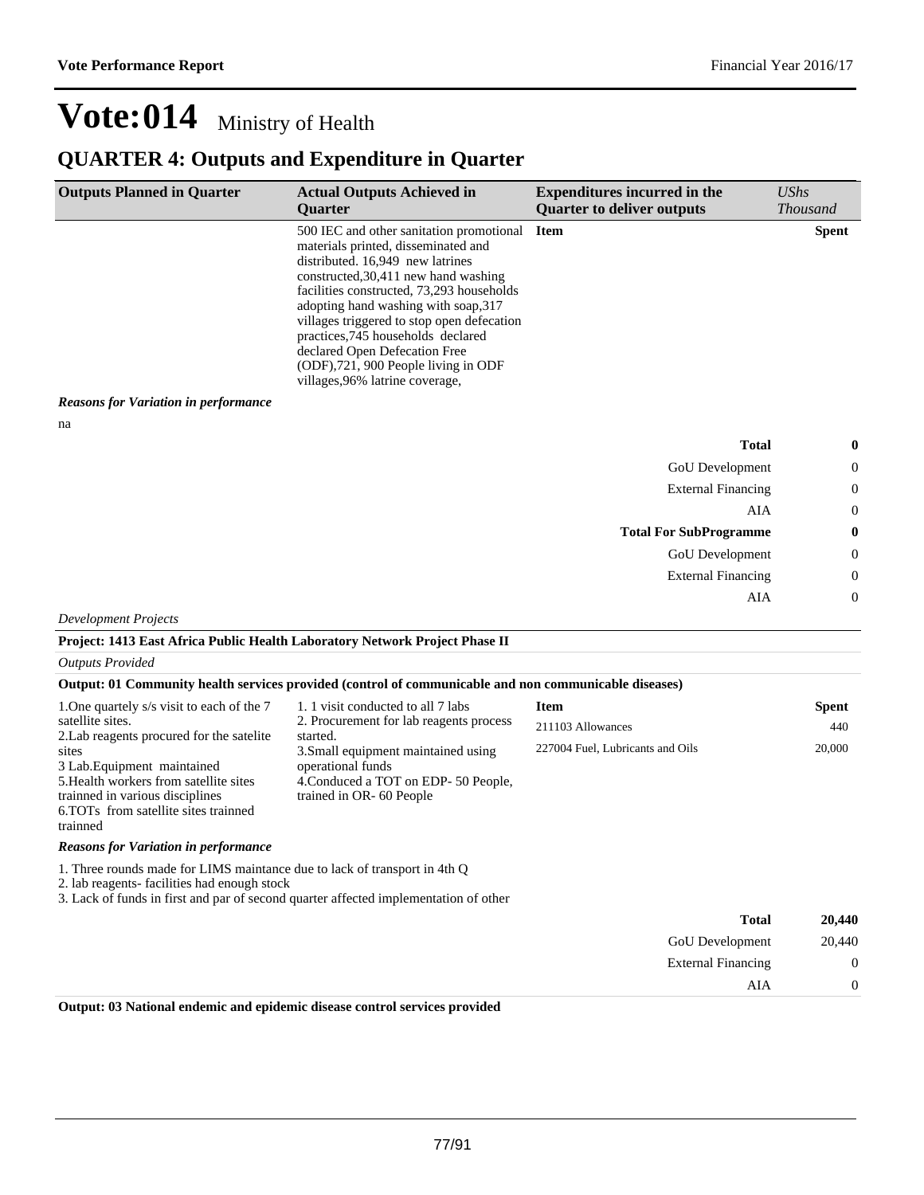# Vote:014 Ministry of Health

## QUARTER 4: Outputs and Expenditure in Quarter

| Outputs Planned in Quarter | Actual Outputs Achieved in Quarter | Expenditures incurred in the Quarter to deliver outputs | *UShs Thousand* |
|---|---|---|---|
| | 500 IEC and other sanitation promotional materials printed, disseminated and distributed. 16,949 new latrines constructed,30,411 new hand washing facilities constructed, 73,293 households adopting hand washing with soap,317 villages triggered to stop open defecation practices,745 households declared declared Open Defecation Free (ODF),721, 900 People living in ODF villages,96% latrine coverage, | **Item** | **Spent** |

***Reasons for Variation in performance***

na

| | |
|---|---|
| **Total** | **0** |
| GoU Development | 0 |
| External Financing | 0 |
| AIA | 0 |
| **Total For SubProgramme** | **0** |
| GoU Development | 0 |
| External Financing | 0 |
| AIA | 0 |

*Development Projects*

**Project: 1413 East Africa Public Health Laboratory Network Project Phase II**

*Outputs Provided*

**Output: 01 Community health services provided (control of communicable and non communicable diseases)**

| | | | |
|---|---|---|---|
| 1.One quartely s/s visit to each of the 7 satellite sites.<br>2.Lab reagents procured for the satelite sites<br>3 Lab.Equipment maintained<br>5.Health workers from satellite sites trainned in various disciplines<br>6.TOTs from satellite sites trainned trainned | 1. 1 visit conducted to all 7 labs<br>2. Procurement for lab reagents process started.<br>3.Small equipment maintained using operational funds<br>4.Conduced a TOT on EDP- 50 People, trained in OR- 60 People | **Item** | **Spent** |
| | | 211103 Allowances | 440 |
| | | 227004 Fuel, Lubricants and Oils | 20,000 |

***Reasons for Variation in performance***

1. Three rounds made for LIMS maintance due to lack of transport in 4th Q
2. lab reagents- facilities had enough stock
3. Lack of funds in first and par of second quarter affected implementation of other

| | |
|---|---|
| **Total** | **20,440** |
| GoU Development | 20,440 |
| External Financing | 0 |
| AIA | 0 |

**Output: 03 National endemic and epidemic disease control services provided**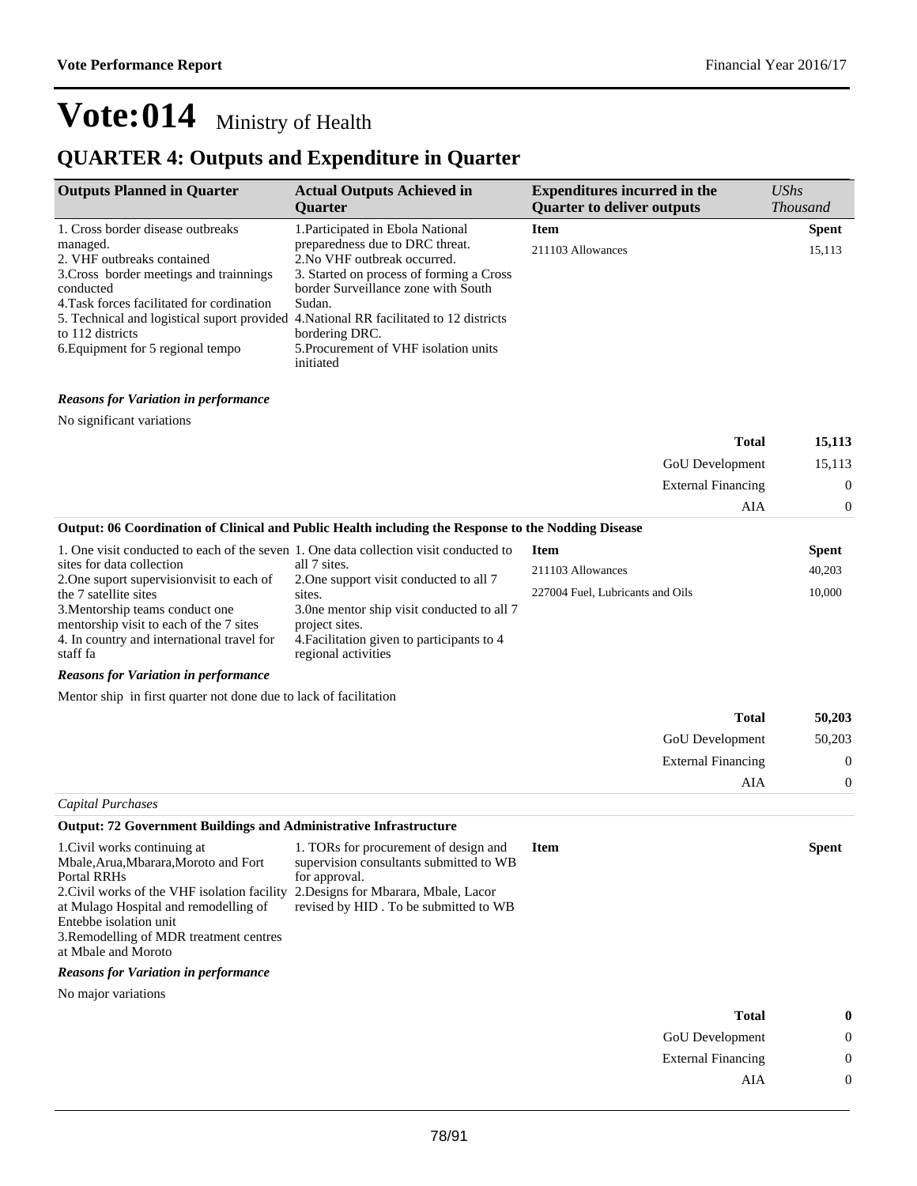# Vote:014 Ministry of Health

## QUARTER 4: Outputs and Expenditure in Quarter

| Outputs Planned in Quarter | Actual Outputs Achieved in Quarter | Expenditures incurred in the Quarter to deliver outputs | *UShs Thousand* |
|---|---|---|---|
| 1. Cross border disease outbreaks managed.<br>2. VHF outbreaks contained<br>3.Cross border meetings and trainnings conducted<br>4.Task forces facilitated for cordination<br>5. Technical and logistical suport provided to 112 districts<br>6.Equipment for 5 regional tempo | 1.Participated in Ebola National preparedness due to DRC threat.<br>2.No VHF outbreak occurred.<br>3. Started on process of forming a Cross border Surveillance zone with South Sudan.<br>4.National RR facilitated to 12 districts bordering DRC.<br>5.Procurement of VHF isolation units initiated | **Item** | **Spent** |
| | | 211103 Allowances | 15,113 |

***Reasons for Variation in performance***

No significant variations

| | |
|---|---|
| **Total** | **15,113** |
| GoU Development | 15,113 |
| External Financing | 0 |
| AIA | 0 |

**Output: 06 Coordination of Clinical and Public Health including the Response to the Nodding Disease**

| Outputs Planned in Quarter | Actual Outputs Achieved in Quarter | Item | Spent |
|---|---|---|---|
| 1. One visit conducted to each of the seven sites for data collection<br>2.One suport supervisionvisit to each of the 7 satellite sites<br>3.Mentorship teams conduct one mentorship visit to each of the 7 sites<br>4. In country and international travel for staff fa | 1. One data collection visit conducted to all 7 sites.<br>2.One support visit conducted to all 7 sites.<br>3.0ne mentor ship visit conducted to all 7 project sites.<br>4.Facilitation given to participants to 4 regional activities | 211103 Allowances | 40,203 |
| | | 227004 Fuel, Lubricants and Oils | 10,000 |

***Reasons for Variation in performance***

Mentor ship in first quarter not done due to lack of facilitation

| | |
|---|---|
| **Total** | **50,203** |
| GoU Development | 50,203 |
| External Financing | 0 |
| AIA | 0 |

*Capital Purchases*

**Output: 72 Government Buildings and Administrative Infrastructure**

| Outputs Planned in Quarter | Actual Outputs Achieved in Quarter | Item | Spent |
|---|---|---|---|
| 1.Civil works continuing at Mbale,Arua,Mbarara,Moroto and Fort Portal RRHs<br>2.Civil works of the VHF isolation facility at Mulago Hospital and remodelling of Entebbe isolation unit<br>3.Remodelling of MDR treatment centres at Mbale and Moroto | 1. TORs for procurement of design and supervision consultants submitted to WB for approval.<br>2.Designs for Mbarara, Mbale, Lacor revised by HID . To be submitted to WB | | |

***Reasons for Variation in performance***

No major variations

| | |
|---|---|
| **Total** | **0** |
| GoU Development | 0 |
| External Financing | 0 |
| AIA | 0 |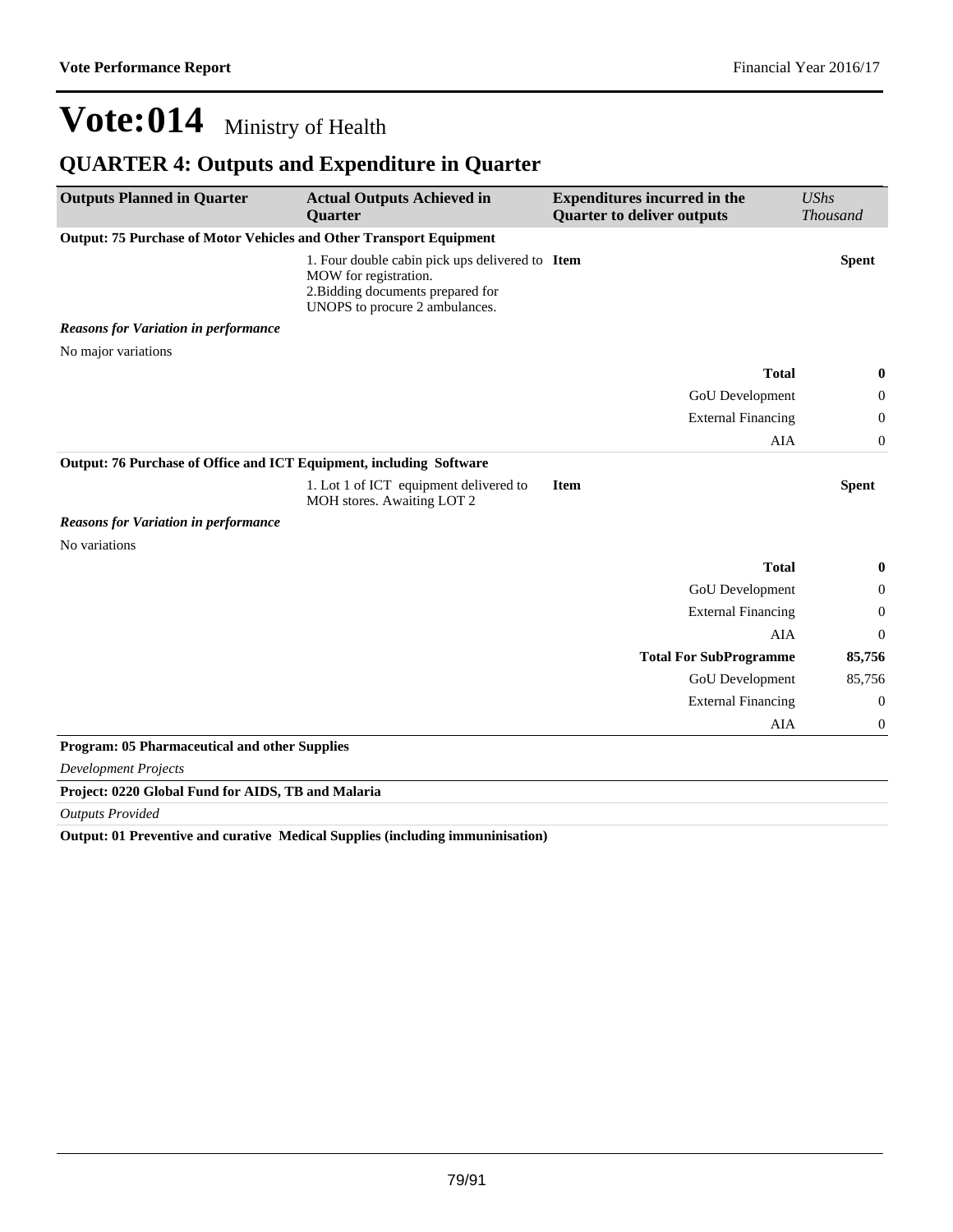# Vote:014 Ministry of Health

## QUARTER 4: Outputs and Expenditure in Quarter

| Outputs Planned in Quarter | Actual Outputs Achieved in Quarter | Expenditures incurred in the Quarter to deliver outputs | *UShs Thousand* |
|---|---|---|---|
| **Output: 75 Purchase of Motor Vehicles and Other Transport Equipment** | | | |
| | 1. Four double cabin pick ups delivered to MOW for registration.<br>2.Bidding documents prepared for UNOPS to procure 2 ambulances. | **Item** | **Spent** |
| ***Reasons for Variation in performance*** | | | |
| No major variations | | | |
| | | **Total** | **0** |
| | | GoU Development | 0 |
| | | External Financing | 0 |
| | | AIA | 0 |
| **Output: 76 Purchase of Office and ICT Equipment, including Software** | | | |
| | 1. Lot 1 of ICT equipment delivered to MOH stores. Awaiting LOT 2 | **Item** | **Spent** |
| ***Reasons for Variation in performance*** | | | |
| No variations | | | |
| | | **Total** | **0** |
| | | GoU Development | 0 |
| | | External Financing | 0 |
| | | AIA | 0 |
| | | **Total For SubProgramme** | **85,756** |
| | | GoU Development | 85,756 |
| | | External Financing | 0 |
| | | AIA | 0 |

**Program: 05 Pharmaceutical and other Supplies**

*Development Projects*

**Project: 0220 Global Fund for AIDS, TB and Malaria**

*Outputs Provided*

**Output: 01 Preventive and curative Medical Supplies (including immuninisation)**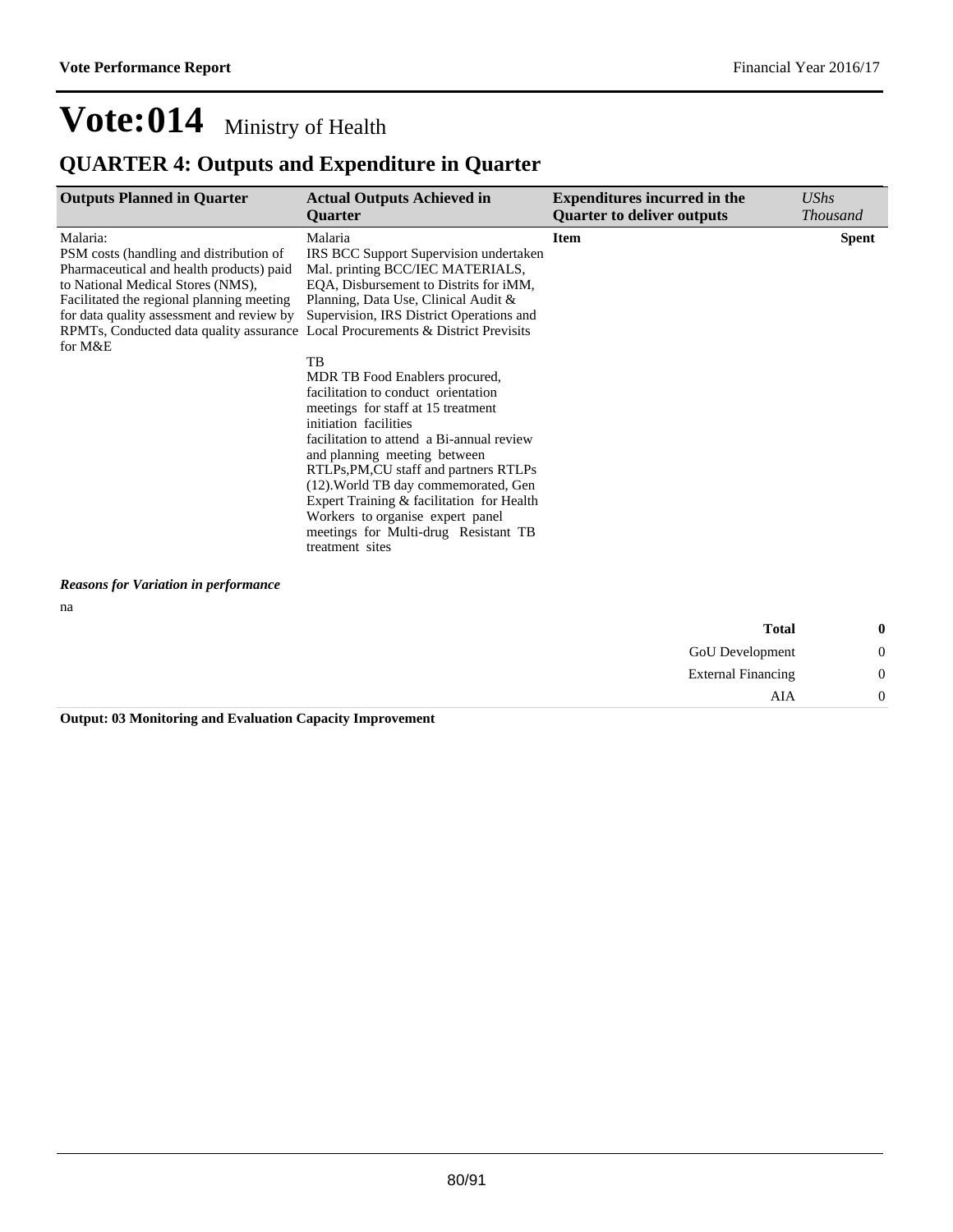# Vote:014 Ministry of Health

## QUARTER 4: Outputs and Expenditure in Quarter

| Outputs Planned in Quarter | Actual Outputs Achieved in Quarter | Expenditures incurred in the Quarter to deliver outputs | *UShs Thousand* |
|---|---|---|---|
| Malaria:<br>PSM costs (handling and distribution of Pharmaceutical and health products) paid to National Medical Stores (NMS), Facilitated the regional planning meeting for data quality assessment and review by RPMTs, Conducted data quality assurance for M&E | Malaria<br>IRS BCC Support Supervision undertaken Mal. printing BCC/IEC MATERIALS, EQA, Disbursement to Distrits for iMM, Planning, Data Use, Clinical Audit & Supervision, IRS District Operations and Local Procurements & District Previsits<br><br>TB<br>MDR TB Food Enablers procured, facilitation to conduct orientation meetings for staff at 15 treatment initiation facilities<br>facilitation to attend a Bi-annual review and planning meeting between RTLPs,PM,CU staff and partners RTLPs (12).World TB day commemorated, Gen Expert Training & facilitation for Health Workers to organise expert panel meetings for Multi-drug Resistant TB treatment sites | **Item** | **Spent** |

***Reasons for Variation in performance***

na

| | |
|---|---|
| **Total** | **0** |
| GoU Development | 0 |
| External Financing | 0 |
| AIA | 0 |

**Output: 03 Monitoring and Evaluation Capacity Improvement**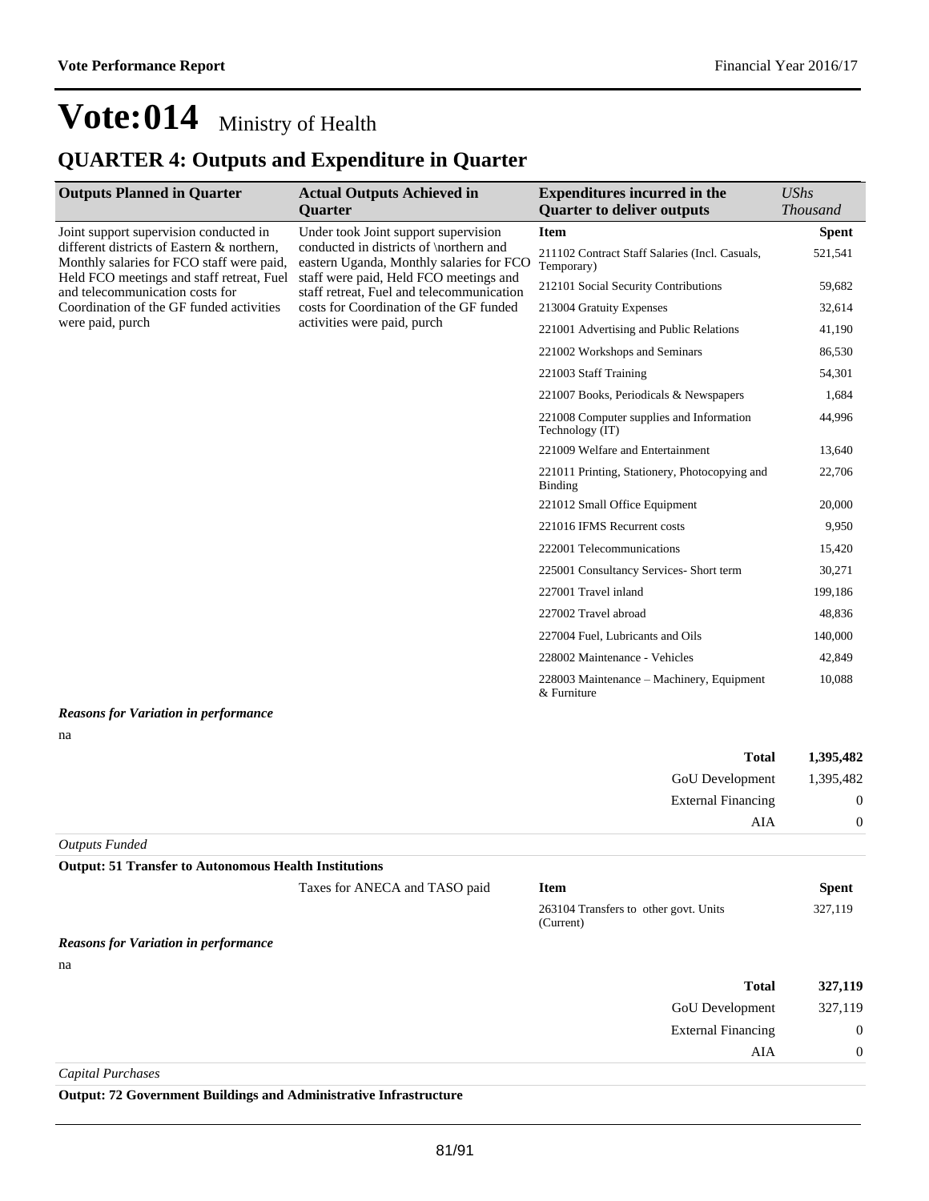# Vote:014 Ministry of Health

## QUARTER 4: Outputs and Expenditure in Quarter

| Outputs Planned in Quarter | Actual Outputs Achieved in Quarter | Expenditures incurred in the Quarter to deliver outputs | *UShs Thousand* |
|---|---|---|---|
| Joint support supervision conducted in different districts of Eastern & northern, Monthly salaries for FCO staff were paid, Held FCO meetings and staff retreat, Fuel and telecommunication costs for Coordination of the GF funded activities were paid, purch | Under took Joint support supervision conducted in districts of \northern and eastern Uganda, Monthly salaries for FCO staff were paid, Held FCO meetings and staff retreat, Fuel and telecommunication costs for Coordination of the GF funded activities were paid, purch | **Item** | **Spent** |
| | | 211102 Contract Staff Salaries (Incl. Casuals, Temporary) | 521,541 |
| | | 212101 Social Security Contributions | 59,682 |
| | | 213004 Gratuity Expenses | 32,614 |
| | | 221001 Advertising and Public Relations | 41,190 |
| | | 221002 Workshops and Seminars | 86,530 |
| | | 221003 Staff Training | 54,301 |
| | | 221007 Books, Periodicals & Newspapers | 1,684 |
| | | 221008 Computer supplies and Information Technology (IT) | 44,996 |
| | | 221009 Welfare and Entertainment | 13,640 |
| | | 221011 Printing, Stationery, Photocopying and Binding | 22,706 |
| | | 221012 Small Office Equipment | 20,000 |
| | | 221016 IFMS Recurrent costs | 9,950 |
| | | 222001 Telecommunications | 15,420 |
| | | 225001 Consultancy Services- Short term | 30,271 |
| | | 227001 Travel inland | 199,186 |
| | | 227002 Travel abroad | 48,836 |
| | | 227004 Fuel, Lubricants and Oils | 140,000 |
| | | 228002 Maintenance - Vehicles | 42,849 |
| | | 228003 Maintenance – Machinery, Equipment & Furniture | 10,088 |

***Reasons for Variation in performance***

na

| | |
|---|---|
| **Total** | **1,395,482** |
| GoU Development | 1,395,482 |
| External Financing | 0 |
| AIA | 0 |

*Outputs Funded*

**Output: 51 Transfer to Autonomous Health Institutions**

| Outputs Planned in Quarter | Actual Outputs Achieved in Quarter | Item | Spent |
|---|---|---|---|
| | Taxes for ANECA and TASO paid | 263104 Transfers to other govt. Units (Current) | 327,119 |

***Reasons for Variation in performance***

na

| | |
|---|---|
| **Total** | **327,119** |
| GoU Development | 327,119 |
| External Financing | 0 |
| AIA | 0 |

*Capital Purchases*

**Output: 72 Government Buildings and Administrative Infrastructure**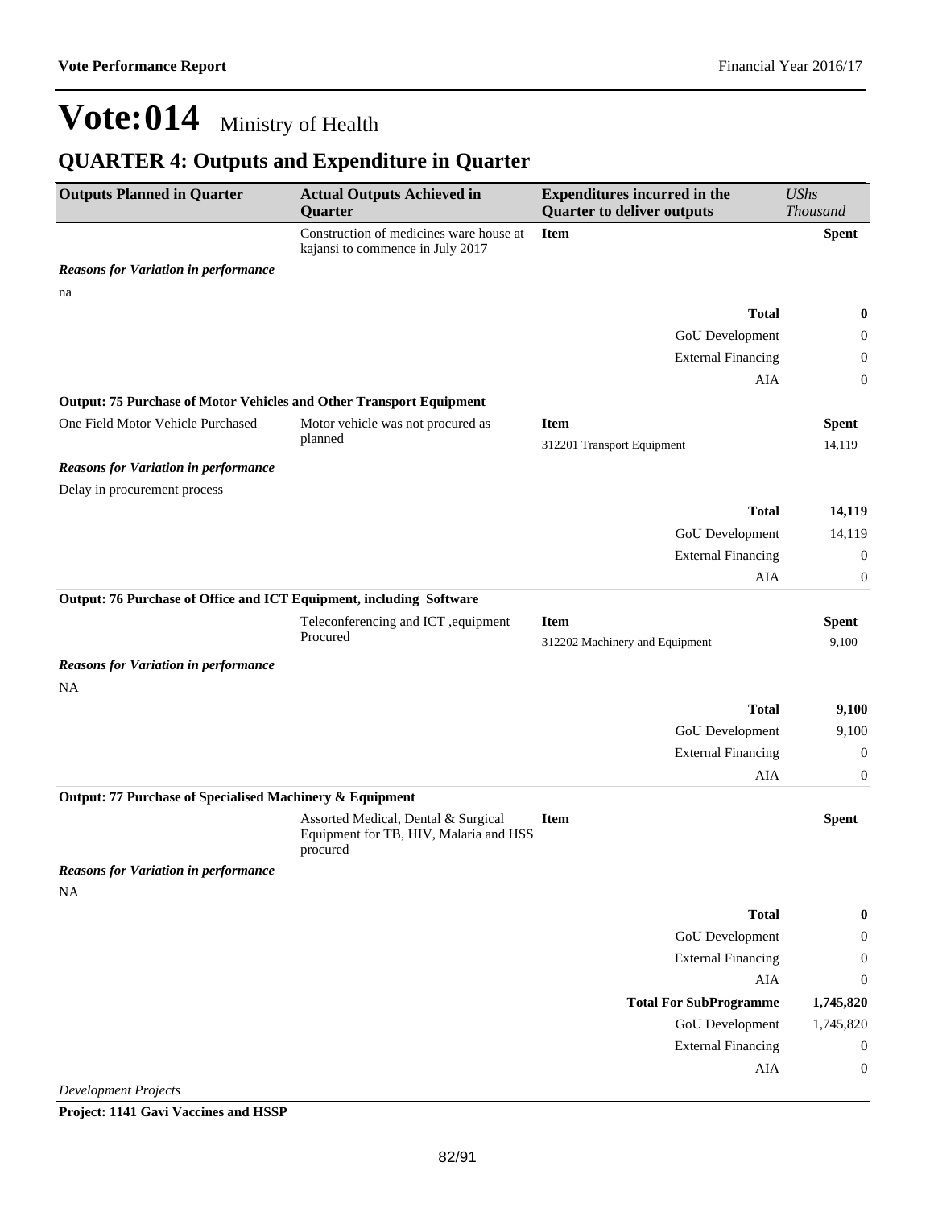# Vote:014 Ministry of Health

## QUARTER 4: Outputs and Expenditure in Quarter

| Outputs Planned in Quarter | Actual Outputs Achieved in Quarter | Expenditures incurred in the Quarter to deliver outputs | UShs Thousand |
|---|---|---|---|
| | Construction of medicines ware house at kajansi to commence in July 2017 | **Item** | **Spent** |

***Reasons for Variation in performance***

na

| | |
|---|---|
| **Total** | **0** |
| GoU Development | 0 |
| External Financing | 0 |
| AIA | 0 |

**Output: 75 Purchase of Motor Vehicles and Other Transport Equipment**

| Outputs Planned in Quarter | Actual Outputs Achieved in Quarter | Expenditures incurred in the Quarter to deliver outputs | UShs Thousand |
|---|---|---|---|
| One Field Motor Vehicle Purchased | Motor vehicle was not procured as planned | **Item** | **Spent** |
| | | 312201 Transport Equipment | 14,119 |

***Reasons for Variation in performance***

Delay in procurement process

| | |
|---|---|
| **Total** | **14,119** |
| GoU Development | 14,119 |
| External Financing | 0 |
| AIA | 0 |

**Output: 76 Purchase of Office and ICT Equipment, including Software**

| Outputs Planned in Quarter | Actual Outputs Achieved in Quarter | Expenditures incurred in the Quarter to deliver outputs | UShs Thousand |
|---|---|---|---|
| | Teleconferencing and ICT ,equipment Procured | **Item** | **Spent** |
| | | 312202 Machinery and Equipment | 9,100 |

***Reasons for Variation in performance***

NA

| | |
|---|---|
| **Total** | **9,100** |
| GoU Development | 9,100 |
| External Financing | 0 |
| AIA | 0 |

**Output: 77 Purchase of Specialised Machinery & Equipment**

| Outputs Planned in Quarter | Actual Outputs Achieved in Quarter | Expenditures incurred in the Quarter to deliver outputs | UShs Thousand |
|---|---|---|---|
| | Assorted Medical, Dental & Surgical Equipment for TB, HIV, Malaria and HSS procured | **Item** | **Spent** |

***Reasons for Variation in performance***

NA

| | |
|---|---|
| **Total** | **0** |
| GoU Development | 0 |
| External Financing | 0 |
| AIA | 0 |
| **Total For SubProgramme** | **1,745,820** |
| GoU Development | 1,745,820 |
| External Financing | 0 |
| AIA | 0 |

*Development Projects*

**Project: 1141 Gavi Vaccines and HSSP**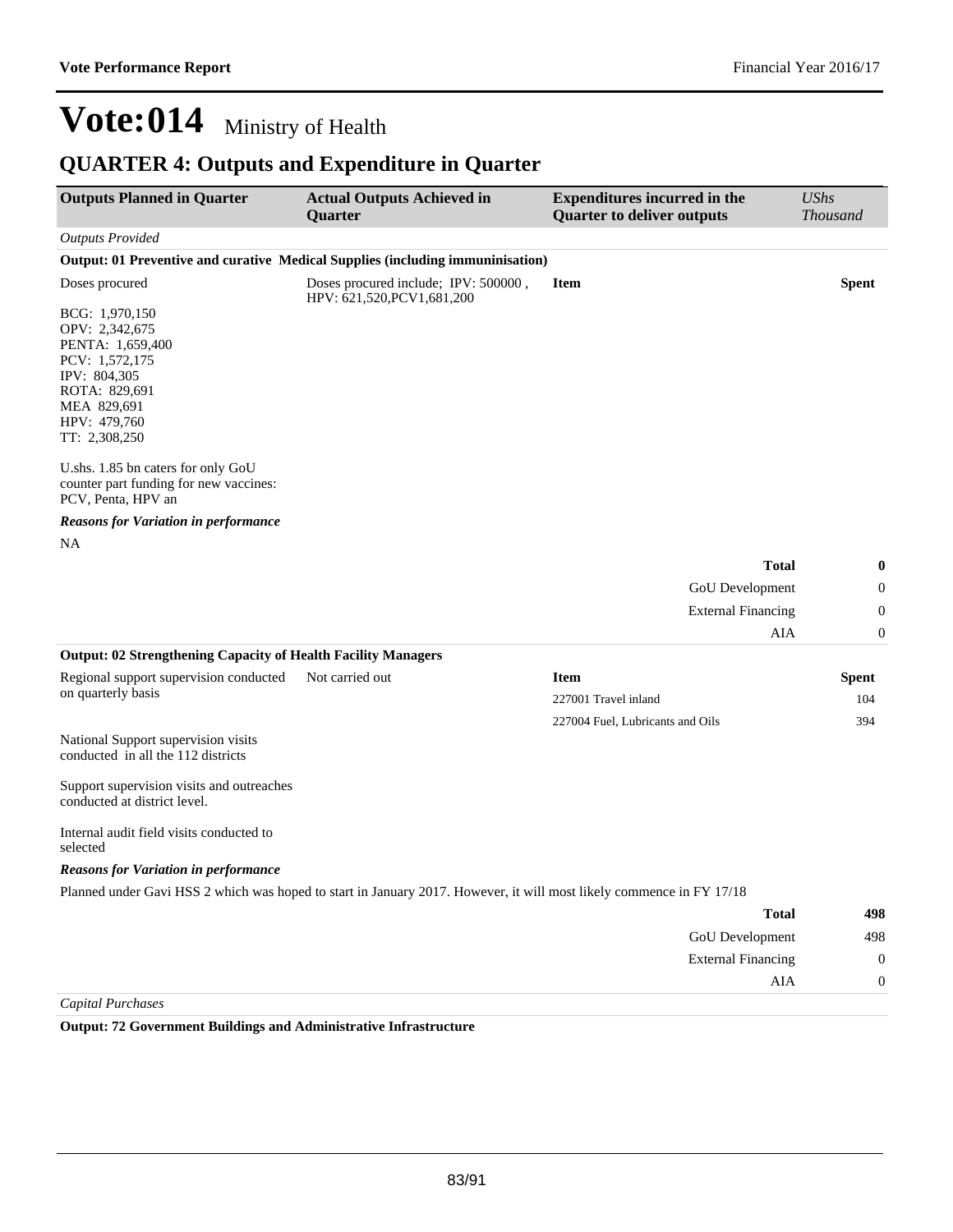# Vote:014 Ministry of Health

## QUARTER 4: Outputs and Expenditure in Quarter

| Outputs Planned in Quarter | Actual Outputs Achieved in Quarter | Expenditures incurred in the Quarter to deliver outputs | *UShs Thousand* |
|---|---|---|---|
| *Outputs Provided* | | | |
| **Output: 01 Preventive and curative Medical Supplies (including immuninisation)** | | | |
| Doses procured<br><br>BCG: 1,970,150<br>OPV: 2,342,675<br>PENTA: 1,659,400<br>PCV: 1,572,175<br>IPV: 804,305<br>ROTA: 829,691<br>MEA 829,691<br>HPV: 479,760<br>TT: 2,308,250<br><br>U.shs. 1.85 bn caters for only GoU counter part funding for new vaccines: PCV, Penta, HPV an | Doses procured include; IPV: 500000 , HPV: 621,520,PCV1,681,200 | **Item** | **Spent** |
| ***Reasons for Variation in performance*** | | | |
| NA | | | |
| | | **Total** | **0** |
| | | GoU Development | 0 |
| | | External Financing | 0 |
| | | AIA | 0 |
| **Output: 02 Strengthening Capacity of Health Facility Managers** | | | |
| Regional support supervision conducted on quarterly basis<br><br>National Support supervision visits conducted in all the 112 districts<br><br>Support supervision visits and outreaches conducted at district level.<br><br>Internal audit field visits conducted to selected | Not carried out | **Item** | **Spent** |
| | | 227001 Travel inland | 104 |
| | | 227004 Fuel, Lubricants and Oils | 394 |
| ***Reasons for Variation in performance*** | | | |
| Planned under Gavi HSS 2 which was hoped to start in January 2017. However, it will most likely commence in FY 17/18 | | | |
| | | **Total** | **498** |
| | | GoU Development | 498 |
| | | External Financing | 0 |
| | | AIA | 0 |
| *Capital Purchases* | | | |
| **Output: 72 Government Buildings and Administrative Infrastructure** | | | |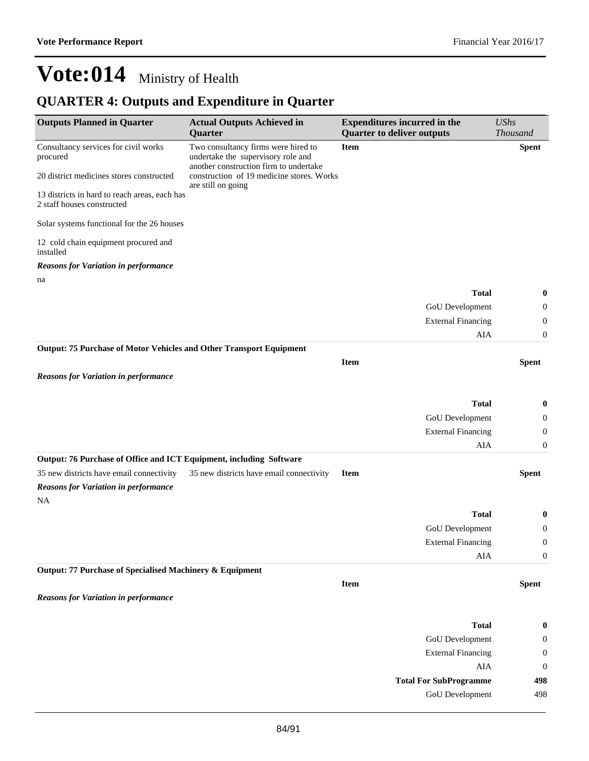# Vote:014 Ministry of Health

## QUARTER 4: Outputs and Expenditure in Quarter

| Outputs Planned in Quarter | Actual Outputs Achieved in Quarter | Expenditures incurred in the Quarter to deliver outputs | *UShs Thousand* |
|---|---|---|---|
| Consultancy services for civil works procured<br><br>20 district medicines stores constructed<br><br>13 districts in hard to reach areas, each has 2 staff houses constructed<br><br>Solar systems functional for the 26 houses<br><br>12 cold chain equipment procured and installed | Two consultancy firms were hired to undertake the supervisory role and another construction firm to undertake construction of 19 medicine stores. Works are still on going | **Item** | **Spent** |
| ***Reasons for Variation in performance*** | | | |
| na | | | |
| | | **Total** | **0** |
| | | GoU Development | 0 |
| | | External Financing | 0 |
| | | AIA | 0 |
| **Output: 75 Purchase of Motor Vehicles and Other Transport Equipment** | | | |
| | | **Item** | **Spent** |
| ***Reasons for Variation in performance*** | | | |
| | | **Total** | **0** |
| | | GoU Development | 0 |
| | | External Financing | 0 |
| | | AIA | 0 |
| **Output: 76 Purchase of Office and ICT Equipment, including Software** | | | |
| 35 new districts have email connectivity | 35 new districts have email connectivity | **Item** | **Spent** |
| ***Reasons for Variation in performance*** | | | |
| NA | | | |
| | | **Total** | **0** |
| | | GoU Development | 0 |
| | | External Financing | 0 |
| | | AIA | 0 |
| **Output: 77 Purchase of Specialised Machinery & Equipment** | | | |
| | | **Item** | **Spent** |
| ***Reasons for Variation in performance*** | | | |
| | | **Total** | **0** |
| | | GoU Development | 0 |
| | | External Financing | 0 |
| | | AIA | 0 |
| | | **Total For SubProgramme** | **498** |
| | | GoU Development | 498 |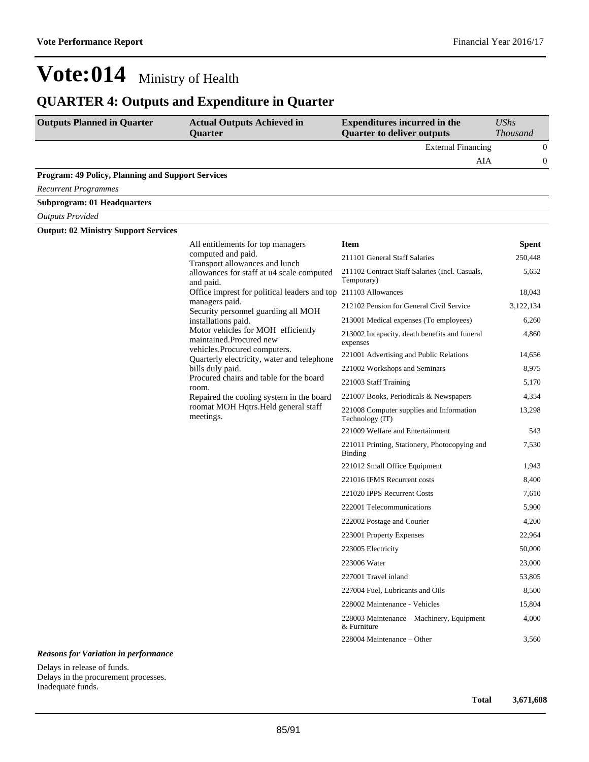# Vote:014 Ministry of Health

## QUARTER 4: Outputs and Expenditure in Quarter

| Outputs Planned in Quarter | Actual Outputs Achieved in Quarter | Expenditures incurred in the Quarter to deliver outputs | *UShs Thousand* |
|---|---|---|---|
| | | External Financing | 0 |
| | | AIA | 0 |

**Program: 49 Policy, Planning and Support Services**

*Recurrent Programmes*

**Subprogram: 01 Headquarters**

*Outputs Provided*

**Output: 02 Ministry Support Services**

All entitlements for top managers computed and paid.
Transport allowances and lunch allowances for staff at u4 scale computed and paid.
Office imprest for political leaders and top managers paid.
Security personnel guarding all MOH installations paid.
Motor vehicles for MOH efficiently maintained.Procured new vehicles.Procured computers.
Quarterly electricity, water and telephone bills duly paid.
Procured chairs and table for the board room.
Repaired the cooling system in the board roomat MOH Hqtrs.Held general staff meetings.

| Item | Spent |
|---|---|
| 211101 General Staff Salaries | 250,448 |
| 211102 Contract Staff Salaries (Incl. Casuals, Temporary) | 5,652 |
| 211103 Allowances | 18,043 |
| 212102 Pension for General Civil Service | 3,122,134 |
| 213001 Medical expenses (To employees) | 6,260 |
| 213002 Incapacity, death benefits and funeral expenses | 4,860 |
| 221001 Advertising and Public Relations | 14,656 |
| 221002 Workshops and Seminars | 8,975 |
| 221003 Staff Training | 5,170 |
| 221007 Books, Periodicals & Newspapers | 4,354 |
| 221008 Computer supplies and Information Technology (IT) | 13,298 |
| 221009 Welfare and Entertainment | 543 |
| 221011 Printing, Stationery, Photocopying and Binding | 7,530 |
| 221012 Small Office Equipment | 1,943 |
| 221016 IFMS Recurrent costs | 8,400 |
| 221020 IPPS Recurrent Costs | 7,610 |
| 222001 Telecommunications | 5,900 |
| 222002 Postage and Courier | 4,200 |
| 223001 Property Expenses | 22,964 |
| 223005 Electricity | 50,000 |
| 223006 Water | 23,000 |
| 227001 Travel inland | 53,805 |
| 227004 Fuel, Lubricants and Oils | 8,500 |
| 228002 Maintenance - Vehicles | 15,804 |
| 228003 Maintenance – Machinery, Equipment & Furniture | 4,000 |
| 228004 Maintenance – Other | 3,560 |

***Reasons for Variation in performance***

Delays in release of funds.
Delays in the procurement processes.
Inadequate funds.

**Total** **3,671,608**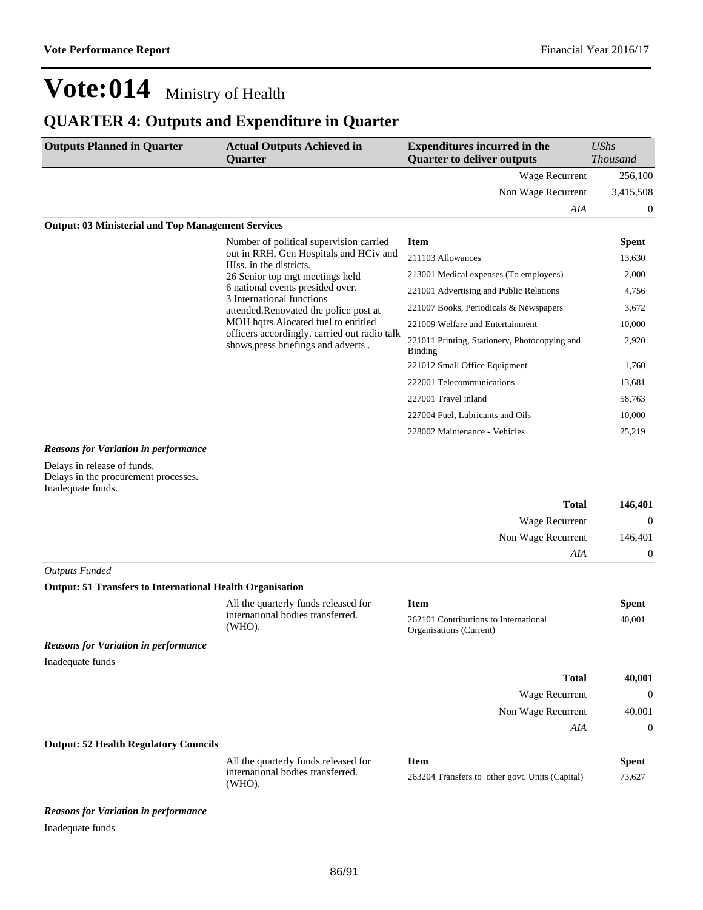# Vote:014 Ministry of Health

## QUARTER 4: Outputs and Expenditure in Quarter

| Outputs Planned in Quarter | Actual Outputs Achieved in Quarter | Expenditures incurred in the Quarter to deliver outputs | *UShs Thousand* |
|---|---|---|---|
| | | Wage Recurrent | 256,100 |
| | | Non Wage Recurrent | 3,415,508 |
| | | *AIA* | 0 |

**Output: 03 Ministerial and Top Management Services**

| Outputs Planned in Quarter | Actual Outputs Achieved in Quarter | Item | Spent |
|---|---|---|---|
| | Number of political supervision carried out in RRH, Gen Hospitals and HCiv and IIIss. in the districts.<br>26 Senior top mgt meetings held<br>6 national events presided over.<br>3 International functions attended.Renovated the police post at MOH hqtrs.Alocated fuel to entitled officers accordingly. carried out radio talk shows,press briefings and adverts . | 211103 Allowances | 13,630 |
| | | 213001 Medical expenses (To employees) | 2,000 |
| | | 221001 Advertising and Public Relations | 4,756 |
| | | 221007 Books, Periodicals & Newspapers | 3,672 |
| | | 221009 Welfare and Entertainment | 10,000 |
| | | 221011 Printing, Stationery, Photocopying and Binding | 2,920 |
| | | 221012 Small Office Equipment | 1,760 |
| | | 222001 Telecommunications | 13,681 |
| | | 227001 Travel inland | 58,763 |
| | | 227004 Fuel, Lubricants and Oils | 10,000 |
| | | 228002 Maintenance - Vehicles | 25,219 |

***Reasons for Variation in performance***

Delays in release of funds.
Delays in the procurement processes.
Inadequate funds.

| | |
|---|---|
| **Total** | **146,401** |
| Wage Recurrent | 0 |
| Non Wage Recurrent | 146,401 |
| *AIA* | 0 |

*Outputs Funded*

**Output: 51 Transfers to International Health Organisation**

| Outputs Planned in Quarter | Actual Outputs Achieved in Quarter | Item | Spent |
|---|---|---|---|
| | All the quarterly funds released for international bodies transferred. (WHO). | 262101 Contributions to International Organisations (Current) | 40,001 |

***Reasons for Variation in performance***

Inadequate funds

| | |
|---|---|
| **Total** | **40,001** |
| Wage Recurrent | 0 |
| Non Wage Recurrent | 40,001 |
| *AIA* | 0 |

**Output: 52 Health Regulatory Councils**

| Outputs Planned in Quarter | Actual Outputs Achieved in Quarter | Item | Spent |
|---|---|---|---|
| | All the quarterly funds released for international bodies transferred. (WHO). | 263204 Transfers to other govt. Units (Capital) | 73,627 |

***Reasons for Variation in performance***

Inadequate funds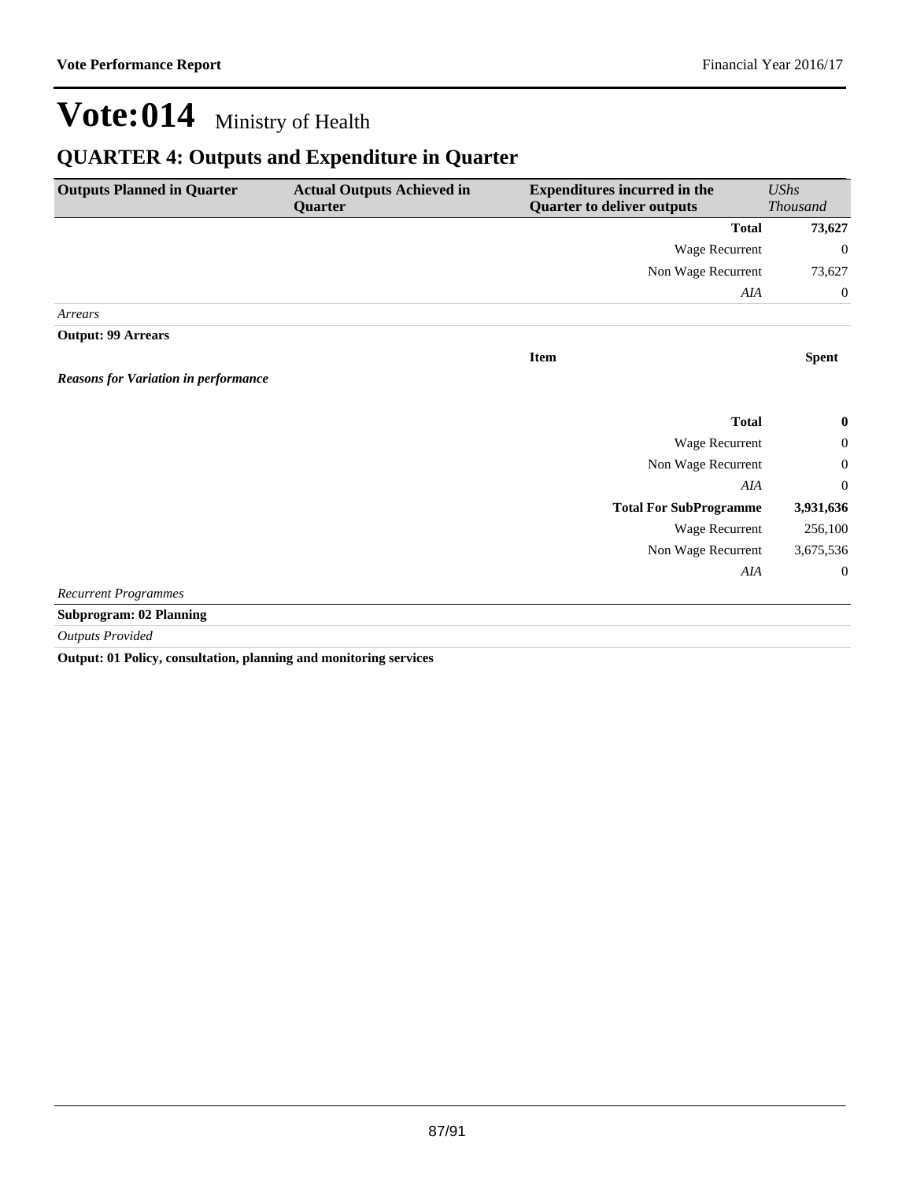# Vote:014 Ministry of Health

## QUARTER 4: Outputs and Expenditure in Quarter

| Outputs Planned in Quarter | Actual Outputs Achieved in Quarter | Expenditures incurred in the Quarter to deliver outputs | *UShs Thousand* |
|---|---|---|---|
| | | **Total** | **73,627** |
| | | Wage Recurrent | 0 |
| | | Non Wage Recurrent | 73,627 |
| | | *AIA* | 0 |
| *Arrears* | | | |
| **Output: 99 Arrears** | | | |
| | | **Item** | **Spent** |
| ***Reasons for Variation in performance*** | | | |
| | | **Total** | **0** |
| | | Wage Recurrent | 0 |
| | | Non Wage Recurrent | 0 |
| | | *AIA* | 0 |
| | | **Total For SubProgramme** | **3,931,636** |
| | | Wage Recurrent | 256,100 |
| | | Non Wage Recurrent | 3,675,536 |
| | | *AIA* | 0 |
| *Recurrent Programmes* | | | |
| **Subprogram: 02 Planning** | | | |
| *Outputs Provided* | | | |
| **Output: 01 Policy, consultation, planning and monitoring services** | | | |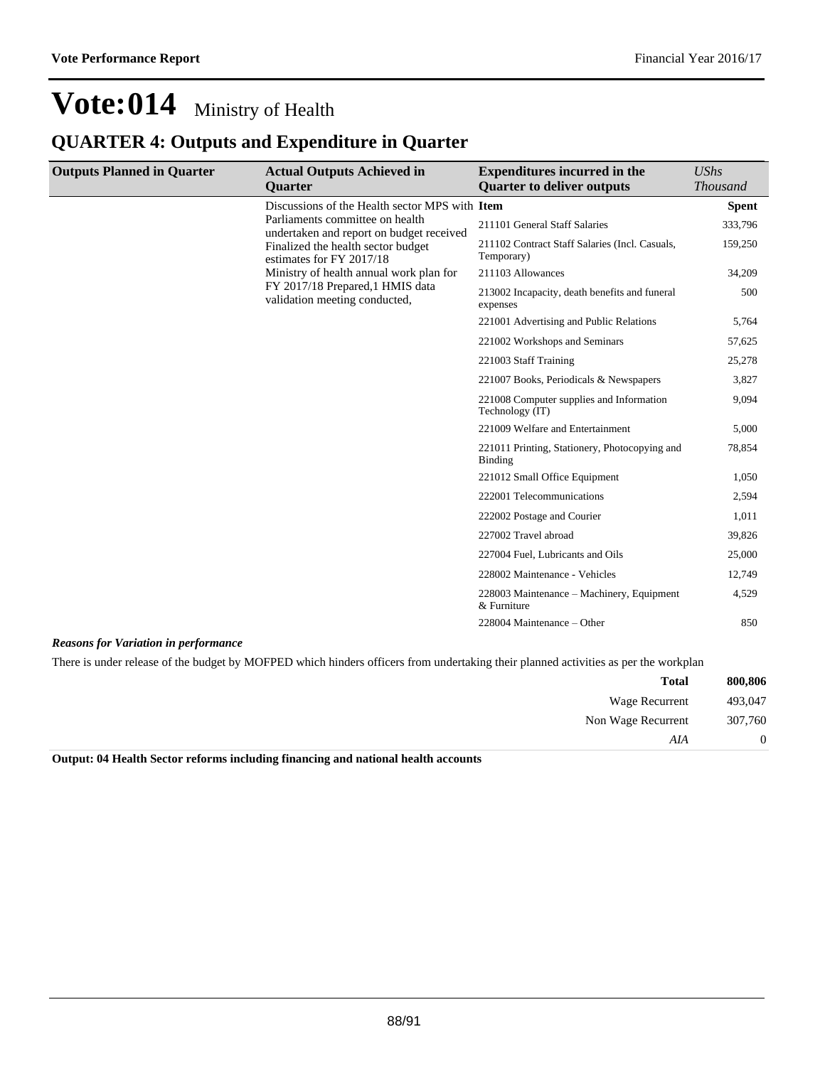# Vote:014 Ministry of Health

## QUARTER 4: Outputs and Expenditure in Quarter

| Outputs Planned in Quarter | Actual Outputs Achieved in Quarter | Expenditures incurred in the Quarter to deliver outputs | *UShs Thousand* |
|---|---|---|---|
| | Discussions of the Health sector MPS with Parliaments committee on health undertaken and report on budget received Finalized the health sector budget estimates for FY 2017/18 Ministry of health annual work plan for FY 2017/18 Prepared,1 HMIS data validation meeting conducted, | **Item** | **Spent** |
| | | 211101 General Staff Salaries | 333,796 |
| | | 211102 Contract Staff Salaries (Incl. Casuals, Temporary) | 159,250 |
| | | 211103 Allowances | 34,209 |
| | | 213002 Incapacity, death benefits and funeral expenses | 500 |
| | | 221001 Advertising and Public Relations | 5,764 |
| | | 221002 Workshops and Seminars | 57,625 |
| | | 221003 Staff Training | 25,278 |
| | | 221007 Books, Periodicals & Newspapers | 3,827 |
| | | 221008 Computer supplies and Information Technology (IT) | 9,094 |
| | | 221009 Welfare and Entertainment | 5,000 |
| | | 221011 Printing, Stationery, Photocopying and Binding | 78,854 |
| | | 221012 Small Office Equipment | 1,050 |
| | | 222001 Telecommunications | 2,594 |
| | | 222002 Postage and Courier | 1,011 |
| | | 227002 Travel abroad | 39,826 |
| | | 227004 Fuel, Lubricants and Oils | 25,000 |
| | | 228002 Maintenance - Vehicles | 12,749 |
| | | 228003 Maintenance – Machinery, Equipment & Furniture | 4,529 |
| | | 228004 Maintenance – Other | 850 |

***Reasons for Variation in performance***

There is under release of the budget by MOFPED which hinders officers from undertaking their planned activities as per the workplan

| | |
|---|---|
| **Total** | **800,806** |
| Wage Recurrent | 493,047 |
| Non Wage Recurrent | 307,760 |
| *AIA* | 0 |

**Output: 04 Health Sector reforms including financing and national health accounts**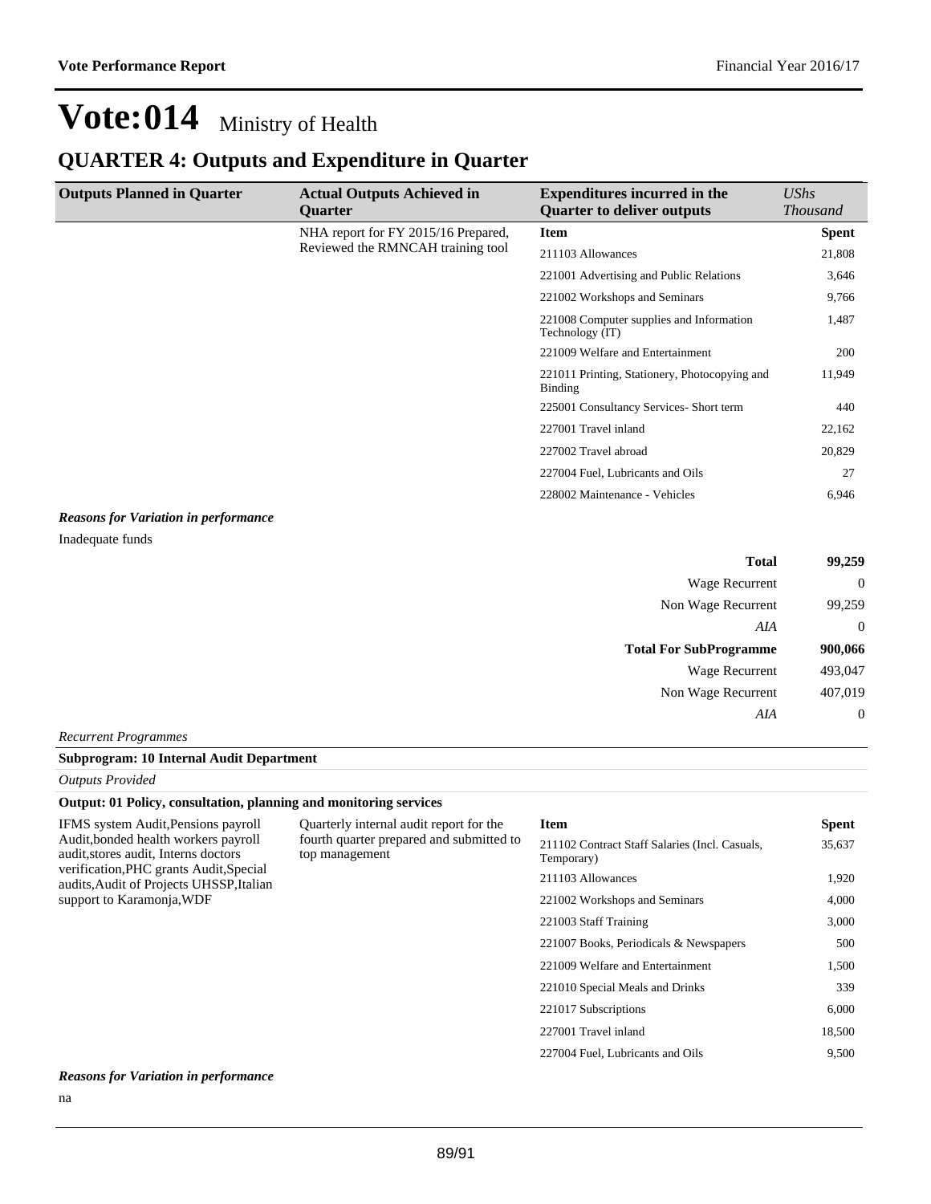# Vote:014 Ministry of Health

## QUARTER 4: Outputs and Expenditure in Quarter

| Outputs Planned in Quarter | Actual Outputs Achieved in Quarter | Expenditures incurred in the Quarter to deliver outputs | *UShs Thousand* |
|---|---|---|---|
| | NHA report for FY 2015/16 Prepared, Reviewed the RMNCAH training tool | **Item** | **Spent** |
| | | 211103 Allowances | 21,808 |
| | | 221001 Advertising and Public Relations | 3,646 |
| | | 221002 Workshops and Seminars | 9,766 |
| | | 221008 Computer supplies and Information Technology (IT) | 1,487 |
| | | 221009 Welfare and Entertainment | 200 |
| | | 221011 Printing, Stationery, Photocopying and Binding | 11,949 |
| | | 225001 Consultancy Services- Short term | 440 |
| | | 227001 Travel inland | 22,162 |
| | | 227002 Travel abroad | 20,829 |
| | | 227004 Fuel, Lubricants and Oils | 27 |
| | | 228002 Maintenance - Vehicles | 6,946 |

***Reasons for Variation in performance***

Inadequate funds

| | |
|---|---|
| **Total** | **99,259** |
| Wage Recurrent | 0 |
| Non Wage Recurrent | 99,259 |
| *AIA* | 0 |
| **Total For SubProgramme** | **900,066** |
| Wage Recurrent | 493,047 |
| Non Wage Recurrent | 407,019 |
| *AIA* | 0 |

*Recurrent Programmes*

**Subprogram: 10 Internal Audit Department**

*Outputs Provided*

**Output: 01 Policy, consultation, planning and monitoring services**

| Outputs Planned in Quarter | Actual Outputs Achieved in Quarter | Expenditures incurred in the Quarter to deliver outputs | UShs Thousand |
|---|---|---|---|
| IFMS system Audit,Pensions payroll Audit,bonded health workers payroll audit,stores audit, Interns doctors verification,PHC grants Audit,Special audits,Audit of Projects UHSSP,Italian support to Karamonja,WDF | Quarterly internal audit report for the fourth quarter prepared and submitted to top management | **Item** | **Spent** |
| | | 211102 Contract Staff Salaries (Incl. Casuals, Temporary) | 35,637 |
| | | 211103 Allowances | 1,920 |
| | | 221002 Workshops and Seminars | 4,000 |
| | | 221003 Staff Training | 3,000 |
| | | 221007 Books, Periodicals & Newspapers | 500 |
| | | 221009 Welfare and Entertainment | 1,500 |
| | | 221010 Special Meals and Drinks | 339 |
| | | 221017 Subscriptions | 6,000 |
| | | 227001 Travel inland | 18,500 |
| | | 227004 Fuel, Lubricants and Oils | 9,500 |

***Reasons for Variation in performance***

na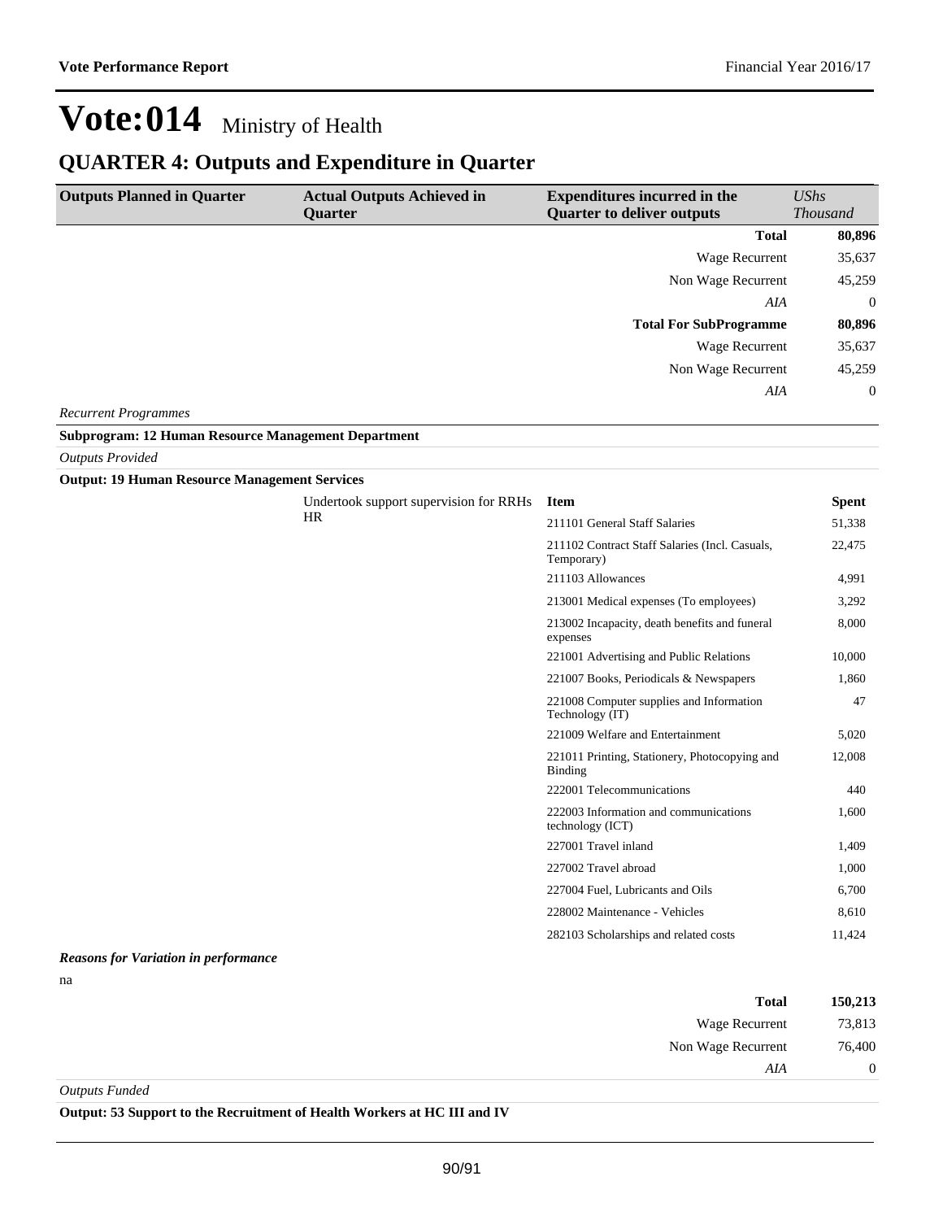# Vote:014 Ministry of Health

## QUARTER 4: Outputs and Expenditure in Quarter

| Outputs Planned in Quarter | Actual Outputs Achieved in Quarter | Expenditures incurred in the Quarter to deliver outputs | *UShs Thousand* |
|---|---|---|---|
| | | **Total** | **80,896** |
| | | Wage Recurrent | 35,637 |
| | | Non Wage Recurrent | 45,259 |
| | | *AIA* | 0 |
| | | **Total For SubProgramme** | **80,896** |
| | | Wage Recurrent | 35,637 |
| | | Non Wage Recurrent | 45,259 |
| | | *AIA* | 0 |

*Recurrent Programmes*

**Subprogram: 12 Human Resource Management Department**

*Outputs Provided*

**Output: 19 Human Resource Management Services**

| | | | |
|---|---|---|---|
| | Undertook support supervision for RRHs HR | **Item** | **Spent** |
| | | 211101 General Staff Salaries | 51,338 |
| | | 211102 Contract Staff Salaries (Incl. Casuals, Temporary) | 22,475 |
| | | 211103 Allowances | 4,991 |
| | | 213001 Medical expenses (To employees) | 3,292 |
| | | 213002 Incapacity, death benefits and funeral expenses | 8,000 |
| | | 221001 Advertising and Public Relations | 10,000 |
| | | 221007 Books, Periodicals & Newspapers | 1,860 |
| | | 221008 Computer supplies and Information Technology (IT) | 47 |
| | | 221009 Welfare and Entertainment | 5,020 |
| | | 221011 Printing, Stationery, Photocopying and Binding | 12,008 |
| | | 222001 Telecommunications | 440 |
| | | 222003 Information and communications technology (ICT) | 1,600 |
| | | 227001 Travel inland | 1,409 |
| | | 227002 Travel abroad | 1,000 |
| | | 227004 Fuel, Lubricants and Oils | 6,700 |
| | | 228002 Maintenance - Vehicles | 8,610 |
| | | 282103 Scholarships and related costs | 11,424 |

***Reasons for Variation in performance***

na

| | |
|---|---|
| **Total** | **150,213** |
| Wage Recurrent | 73,813 |
| Non Wage Recurrent | 76,400 |
| *AIA* | 0 |

*Outputs Funded*

**Output: 53 Support to the Recruitment of Health Workers at HC III and IV**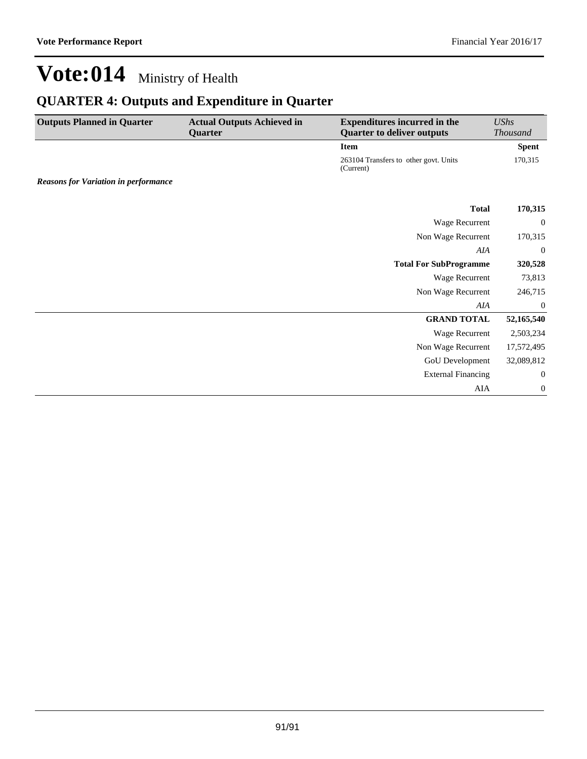# Vote:014 Ministry of Health

## QUARTER 4: Outputs and Expenditure in Quarter

| Outputs Planned in Quarter | Actual Outputs Achieved in Quarter | Expenditures incurred in the Quarter to deliver outputs | *UShs Thousand* |
|---|---|---|---|
| | | **Item** | **Spent** |
| | | 263104 Transfers to other govt. Units (Current) | 170,315 |

***Reasons for Variation in performance***

| | |
|---|---|
| **Total** | **170,315** |
| Wage Recurrent | 0 |
| Non Wage Recurrent | 170,315 |
| *AIA* | 0 |
| **Total For SubProgramme** | **320,528** |
| Wage Recurrent | 73,813 |
| Non Wage Recurrent | 246,715 |
| *AIA* | 0 |
| **GRAND TOTAL** | **52,165,540** |
| Wage Recurrent | 2,503,234 |
| Non Wage Recurrent | 17,572,495 |
| GoU Development | 32,089,812 |
| External Financing | 0 |
| AIA | 0 |